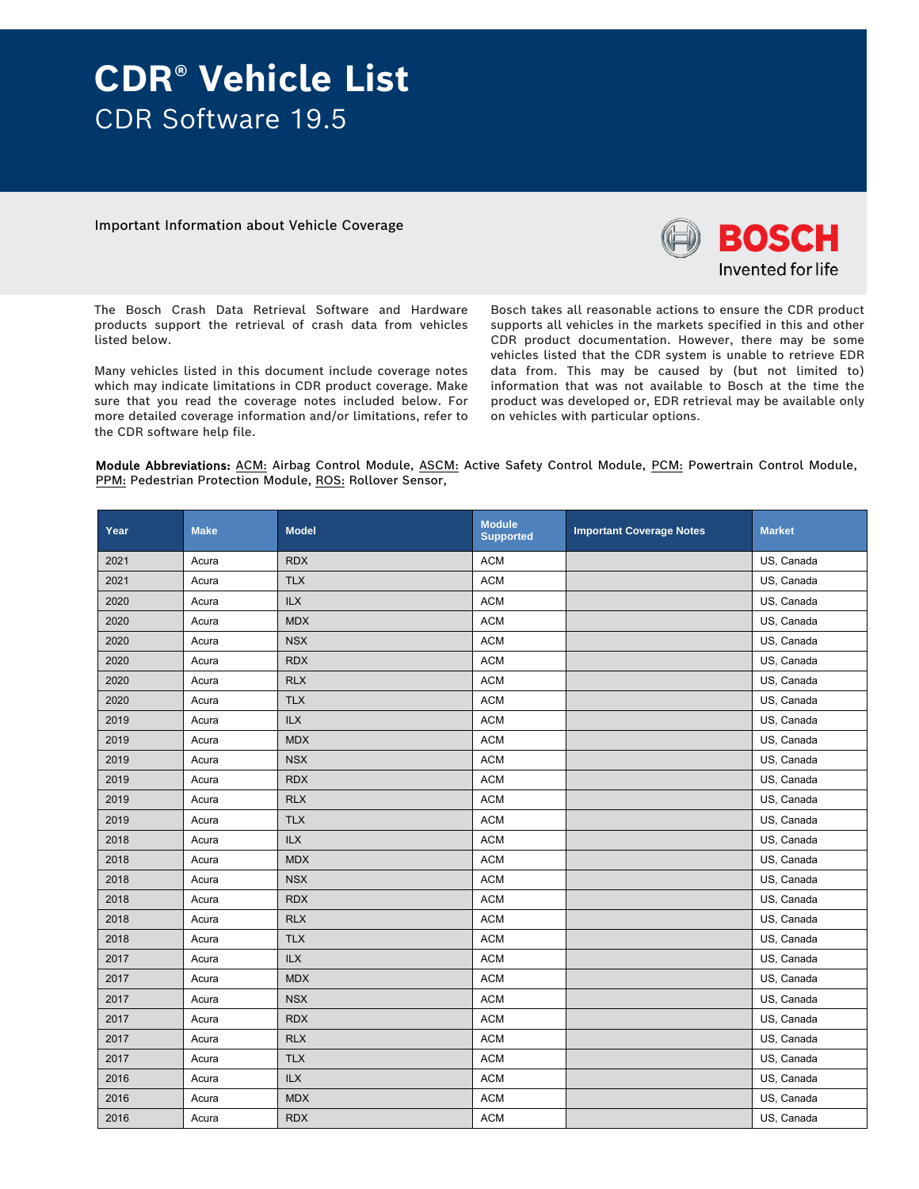# CDR® Vehicle List

## CDR Software 19.5

Important Information about Vehicle Coverage

BOSCH
Invented for life

The Bosch Crash Data Retrieval Software and Hardware products support the retrieval of crash data from vehicles listed below.

Many vehicles listed in this document include coverage notes which may indicate limitations in CDR product coverage. Make sure that you read the coverage notes included below. For more detailed coverage information and/or limitations, refer to the CDR software help file.

Bosch takes all reasonable actions to ensure the CDR product supports all vehicles in the markets specified in this and other CDR product documentation. However, there may be some vehicles listed that the CDR system is unable to retrieve EDR data from. This may be caused by (but not limited to) information that was not available to Bosch at the time the product was developed or, EDR retrieval may be available only on vehicles with particular options.

**Module Abbreviations:** ACM: Airbag Control Module, ASCM: Active Safety Control Module, PCM: Powertrain Control Module, PPM: Pedestrian Protection Module, ROS: Rollover Sensor,

| Year | Make | Model | Module Supported | Important Coverage Notes | Market |
|---|---|---|---|---|---|
| 2021 | Acura | RDX | ACM | | US, Canada |
| 2021 | Acura | TLX | ACM | | US, Canada |
| 2020 | Acura | ILX | ACM | | US, Canada |
| 2020 | Acura | MDX | ACM | | US, Canada |
| 2020 | Acura | NSX | ACM | | US, Canada |
| 2020 | Acura | RDX | ACM | | US, Canada |
| 2020 | Acura | RLX | ACM | | US, Canada |
| 2020 | Acura | TLX | ACM | | US, Canada |
| 2019 | Acura | ILX | ACM | | US, Canada |
| 2019 | Acura | MDX | ACM | | US, Canada |
| 2019 | Acura | NSX | ACM | | US, Canada |
| 2019 | Acura | RDX | ACM | | US, Canada |
| 2019 | Acura | RLX | ACM | | US, Canada |
| 2019 | Acura | TLX | ACM | | US, Canada |
| 2018 | Acura | ILX | ACM | | US, Canada |
| 2018 | Acura | MDX | ACM | | US, Canada |
| 2018 | Acura | NSX | ACM | | US, Canada |
| 2018 | Acura | RDX | ACM | | US, Canada |
| 2018 | Acura | RLX | ACM | | US, Canada |
| 2018 | Acura | TLX | ACM | | US, Canada |
| 2017 | Acura | ILX | ACM | | US, Canada |
| 2017 | Acura | MDX | ACM | | US, Canada |
| 2017 | Acura | NSX | ACM | | US, Canada |
| 2017 | Acura | RDX | ACM | | US, Canada |
| 2017 | Acura | RLX | ACM | | US, Canada |
| 2017 | Acura | TLX | ACM | | US, Canada |
| 2016 | Acura | ILX | ACM | | US, Canada |
| 2016 | Acura | MDX | ACM | | US, Canada |
| 2016 | Acura | RDX | ACM | | US, Canada |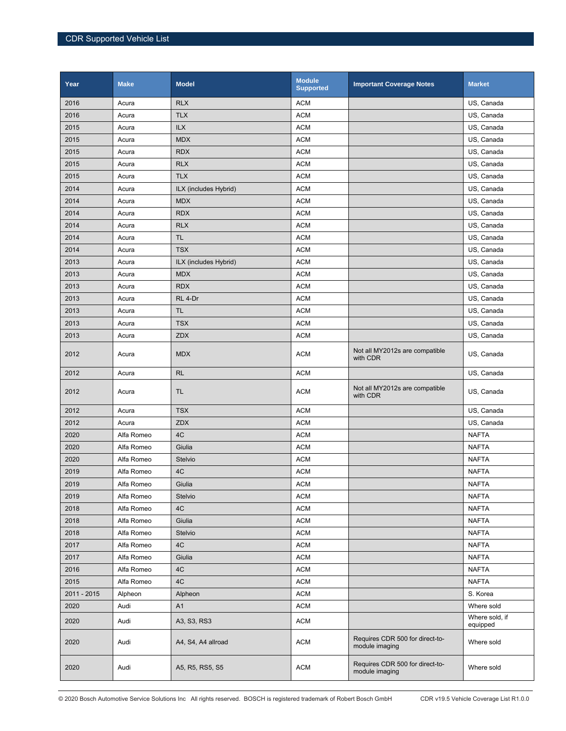| Year | Make | Model | Module Supported | Important Coverage Notes | Market |
|---|---|---|---|---|---|
| 2016 | Acura | RLX | ACM | | US, Canada |
| 2016 | Acura | TLX | ACM | | US, Canada |
| 2015 | Acura | ILX | ACM | | US, Canada |
| 2015 | Acura | MDX | ACM | | US, Canada |
| 2015 | Acura | RDX | ACM | | US, Canada |
| 2015 | Acura | RLX | ACM | | US, Canada |
| 2015 | Acura | TLX | ACM | | US, Canada |
| 2014 | Acura | ILX (includes Hybrid) | ACM | | US, Canada |
| 2014 | Acura | MDX | ACM | | US, Canada |
| 2014 | Acura | RDX | ACM | | US, Canada |
| 2014 | Acura | RLX | ACM | | US, Canada |
| 2014 | Acura | TL | ACM | | US, Canada |
| 2014 | Acura | TSX | ACM | | US, Canada |
| 2013 | Acura | ILX (includes Hybrid) | ACM | | US, Canada |
| 2013 | Acura | MDX | ACM | | US, Canada |
| 2013 | Acura | RDX | ACM | | US, Canada |
| 2013 | Acura | RL 4-Dr | ACM | | US, Canada |
| 2013 | Acura | TL | ACM | | US, Canada |
| 2013 | Acura | TSX | ACM | | US, Canada |
| 2013 | Acura | ZDX | ACM | | US, Canada |
| 2012 | Acura | MDX | ACM | Not all MY2012s are compatible with CDR | US, Canada |
| 2012 | Acura | RL | ACM | | US, Canada |
| 2012 | Acura | TL | ACM | Not all MY2012s are compatible with CDR | US, Canada |
| 2012 | Acura | TSX | ACM | | US, Canada |
| 2012 | Acura | ZDX | ACM | | US, Canada |
| 2020 | Alfa Romeo | 4C | ACM | | NAFTA |
| 2020 | Alfa Romeo | Giulia | ACM | | NAFTA |
| 2020 | Alfa Romeo | Stelvio | ACM | | NAFTA |
| 2019 | Alfa Romeo | 4C | ACM | | NAFTA |
| 2019 | Alfa Romeo | Giulia | ACM | | NAFTA |
| 2019 | Alfa Romeo | Stelvio | ACM | | NAFTA |
| 2018 | Alfa Romeo | 4C | ACM | | NAFTA |
| 2018 | Alfa Romeo | Giulia | ACM | | NAFTA |
| 2018 | Alfa Romeo | Stelvio | ACM | | NAFTA |
| 2017 | Alfa Romeo | 4C | ACM | | NAFTA |
| 2017 | Alfa Romeo | Giulia | ACM | | NAFTA |
| 2016 | Alfa Romeo | 4C | ACM | | NAFTA |
| 2015 | Alfa Romeo | 4C | ACM | | NAFTA |
| 2011 - 2015 | Alpheon | Alpheon | ACM | | S. Korea |
| 2020 | Audi | A1 | ACM | | Where sold |
| 2020 | Audi | A3, S3, RS3 | ACM | | Where sold, if equipped |
| 2020 | Audi | A4, S4, A4 allroad | ACM | Requires CDR 500 for direct-to-module imaging | Where sold |
| 2020 | Audi | A5, R5, RS5, S5 | ACM | Requires CDR 500 for direct-to-module imaging | Where sold |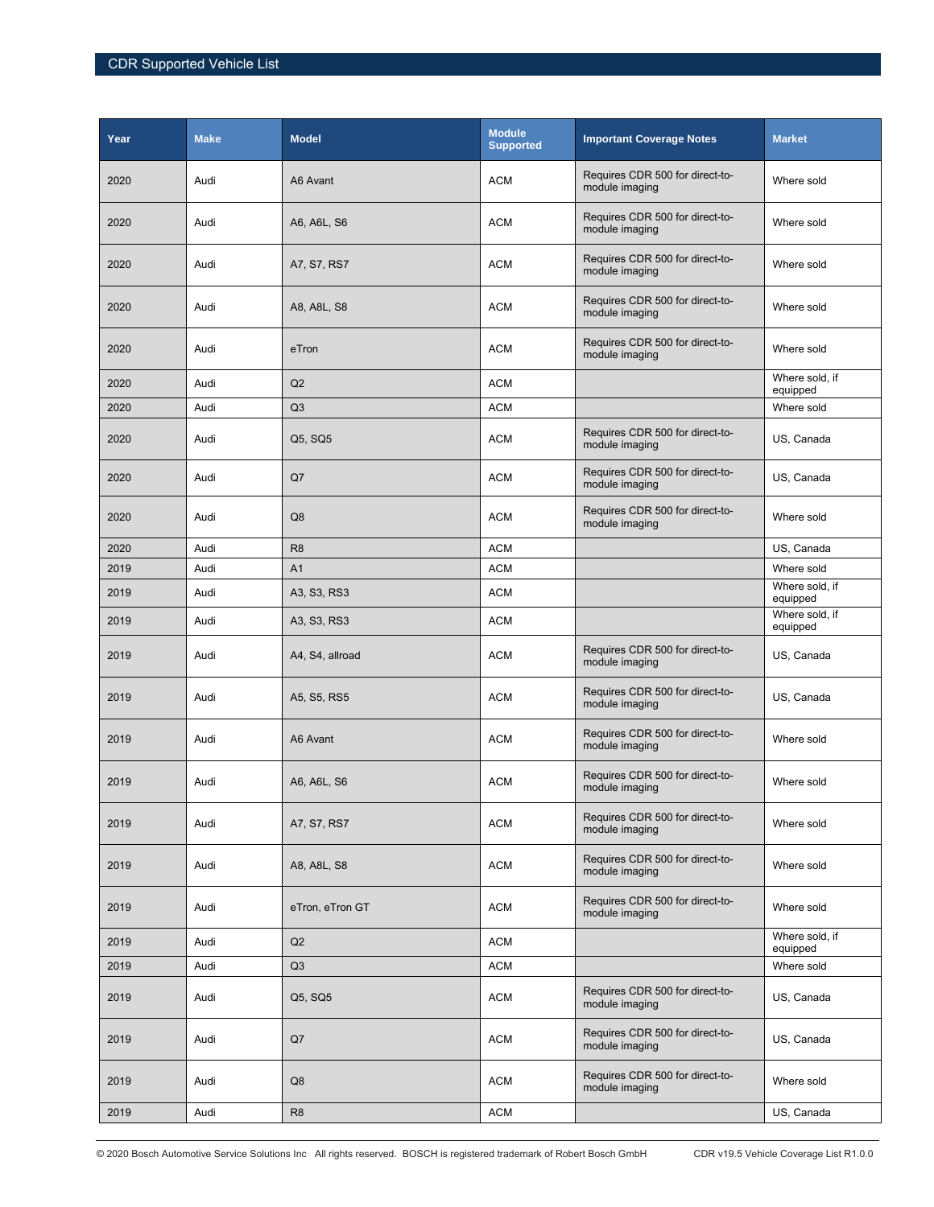| Year | Make | Model | Module Supported | Important Coverage Notes | Market |
|---|---|---|---|---|---|
| 2020 | Audi | A6 Avant | ACM | Requires CDR 500 for direct-to-module imaging | Where sold |
| 2020 | Audi | A6, A6L, S6 | ACM | Requires CDR 500 for direct-to-module imaging | Where sold |
| 2020 | Audi | A7, S7, RS7 | ACM | Requires CDR 500 for direct-to-module imaging | Where sold |
| 2020 | Audi | A8, A8L, S8 | ACM | Requires CDR 500 for direct-to-module imaging | Where sold |
| 2020 | Audi | eTron | ACM | Requires CDR 500 for direct-to-module imaging | Where sold |
| 2020 | Audi | Q2 | ACM | | Where sold, if equipped |
| 2020 | Audi | Q3 | ACM | | Where sold |
| 2020 | Audi | Q5, SQ5 | ACM | Requires CDR 500 for direct-to-module imaging | US, Canada |
| 2020 | Audi | Q7 | ACM | Requires CDR 500 for direct-to-module imaging | US, Canada |
| 2020 | Audi | Q8 | ACM | Requires CDR 500 for direct-to-module imaging | Where sold |
| 2020 | Audi | R8 | ACM | | US, Canada |
| 2019 | Audi | A1 | ACM | | Where sold |
| 2019 | Audi | A3, S3, RS3 | ACM | | Where sold, if equipped |
| 2019 | Audi | A3, S3, RS3 | ACM | | Where sold, if equipped |
| 2019 | Audi | A4, S4, allroad | ACM | Requires CDR 500 for direct-to-module imaging | US, Canada |
| 2019 | Audi | A5, S5, RS5 | ACM | Requires CDR 500 for direct-to-module imaging | US, Canada |
| 2019 | Audi | A6 Avant | ACM | Requires CDR 500 for direct-to-module imaging | Where sold |
| 2019 | Audi | A6, A6L, S6 | ACM | Requires CDR 500 for direct-to-module imaging | Where sold |
| 2019 | Audi | A7, S7, RS7 | ACM | Requires CDR 500 for direct-to-module imaging | Where sold |
| 2019 | Audi | A8, A8L, S8 | ACM | Requires CDR 500 for direct-to-module imaging | Where sold |
| 2019 | Audi | eTron, eTron GT | ACM | Requires CDR 500 for direct-to-module imaging | Where sold |
| 2019 | Audi | Q2 | ACM | | Where sold, if equipped |
| 2019 | Audi | Q3 | ACM | | Where sold |
| 2019 | Audi | Q5, SQ5 | ACM | Requires CDR 500 for direct-to-module imaging | US, Canada |
| 2019 | Audi | Q7 | ACM | Requires CDR 500 for direct-to-module imaging | US, Canada |
| 2019 | Audi | Q8 | ACM | Requires CDR 500 for direct-to-module imaging | Where sold |
| 2019 | Audi | R8 | ACM | | US, Canada |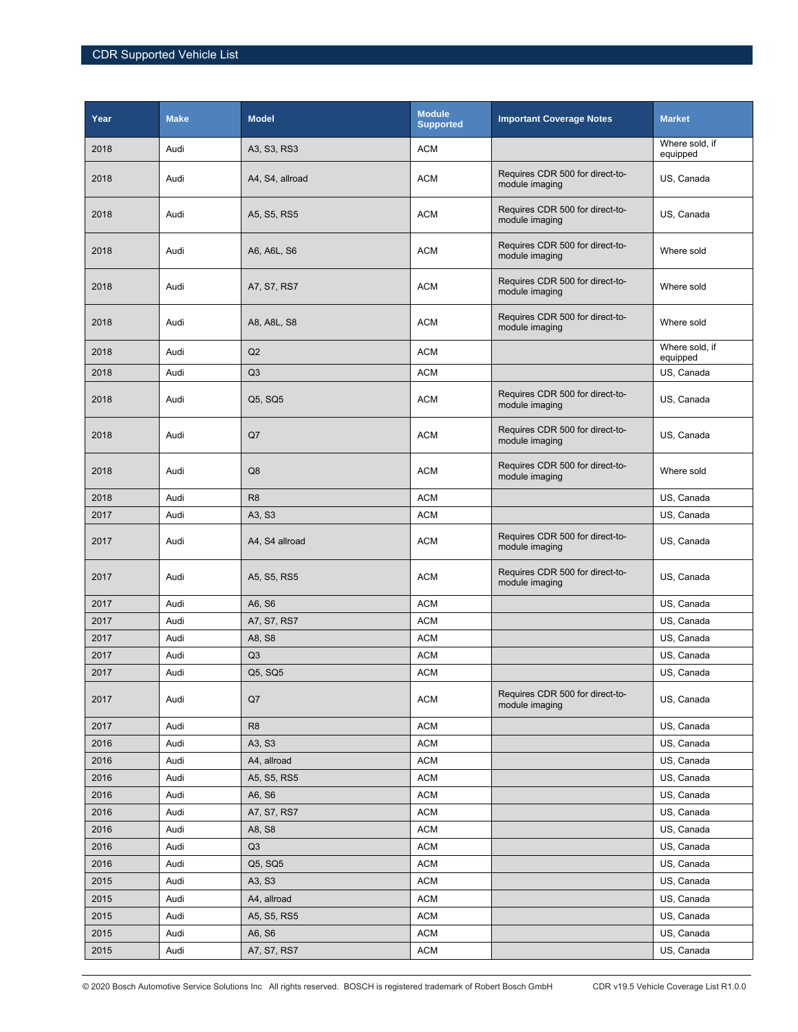| Year | Make | Model | Module Supported | Important Coverage Notes | Market |
|---|---|---|---|---|---|
| 2018 | Audi | A3, S3, RS3 | ACM | | Where sold, if equipped |
| 2018 | Audi | A4, S4, allroad | ACM | Requires CDR 500 for direct-to-module imaging | US, Canada |
| 2018 | Audi | A5, S5, RS5 | ACM | Requires CDR 500 for direct-to-module imaging | US, Canada |
| 2018 | Audi | A6, A6L, S6 | ACM | Requires CDR 500 for direct-to-module imaging | Where sold |
| 2018 | Audi | A7, S7, RS7 | ACM | Requires CDR 500 for direct-to-module imaging | Where sold |
| 2018 | Audi | A8, A8L, S8 | ACM | Requires CDR 500 for direct-to-module imaging | Where sold |
| 2018 | Audi | Q2 | ACM | | Where sold, if equipped |
| 2018 | Audi | Q3 | ACM | | US, Canada |
| 2018 | Audi | Q5, SQ5 | ACM | Requires CDR 500 for direct-to-module imaging | US, Canada |
| 2018 | Audi | Q7 | ACM | Requires CDR 500 for direct-to-module imaging | US, Canada |
| 2018 | Audi | Q8 | ACM | Requires CDR 500 for direct-to-module imaging | Where sold |
| 2018 | Audi | R8 | ACM | | US, Canada |
| 2017 | Audi | A3, S3 | ACM | | US, Canada |
| 2017 | Audi | A4, S4 allroad | ACM | Requires CDR 500 for direct-to-module imaging | US, Canada |
| 2017 | Audi | A5, S5, RS5 | ACM | Requires CDR 500 for direct-to-module imaging | US, Canada |
| 2017 | Audi | A6, S6 | ACM | | US, Canada |
| 2017 | Audi | A7, S7, RS7 | ACM | | US, Canada |
| 2017 | Audi | A8, S8 | ACM | | US, Canada |
| 2017 | Audi | Q3 | ACM | | US, Canada |
| 2017 | Audi | Q5, SQ5 | ACM | | US, Canada |
| 2017 | Audi | Q7 | ACM | Requires CDR 500 for direct-to-module imaging | US, Canada |
| 2017 | Audi | R8 | ACM | | US, Canada |
| 2016 | Audi | A3, S3 | ACM | | US, Canada |
| 2016 | Audi | A4, allroad | ACM | | US, Canada |
| 2016 | Audi | A5, S5, RS5 | ACM | | US, Canada |
| 2016 | Audi | A6, S6 | ACM | | US, Canada |
| 2016 | Audi | A7, S7, RS7 | ACM | | US, Canada |
| 2016 | Audi | A8, S8 | ACM | | US, Canada |
| 2016 | Audi | Q3 | ACM | | US, Canada |
| 2016 | Audi | Q5, SQ5 | ACM | | US, Canada |
| 2015 | Audi | A3, S3 | ACM | | US, Canada |
| 2015 | Audi | A4, allroad | ACM | | US, Canada |
| 2015 | Audi | A5, S5, RS5 | ACM | | US, Canada |
| 2015 | Audi | A6, S6 | ACM | | US, Canada |
| 2015 | Audi | A7, S7, RS7 | ACM | | US, Canada |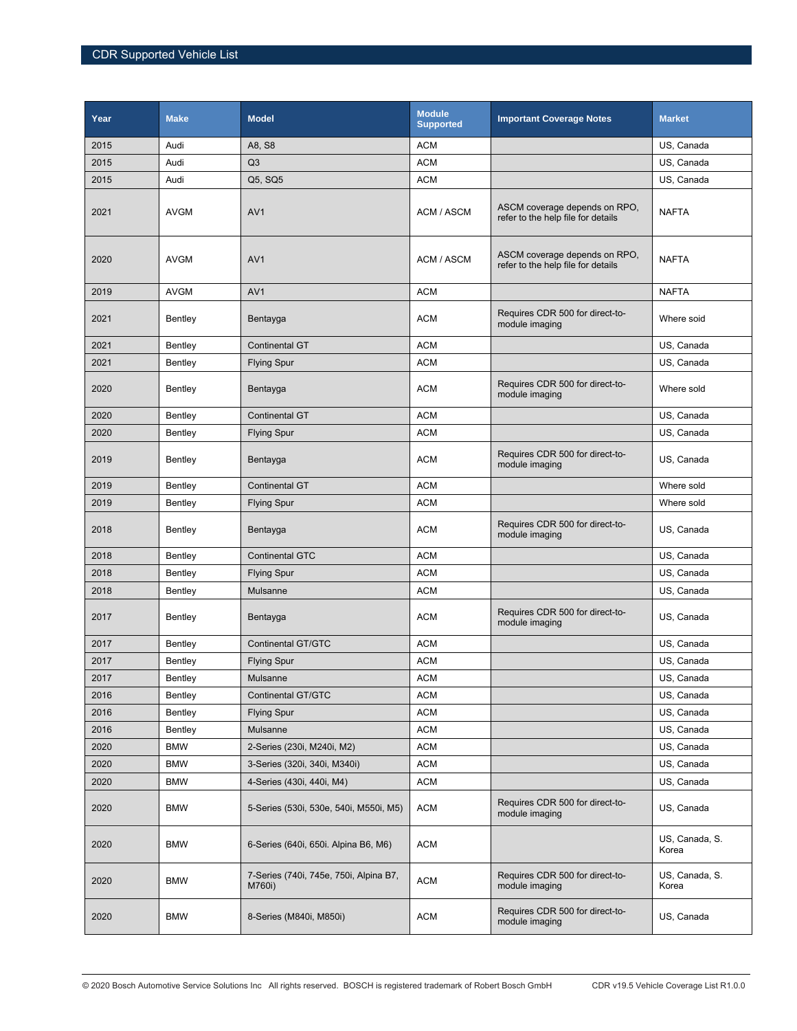| Year | Make | Model | Module Supported | Important Coverage Notes | Market |
|---|---|---|---|---|---|
| 2015 | Audi | A8, S8 | ACM | | US, Canada |
| 2015 | Audi | Q3 | ACM | | US, Canada |
| 2015 | Audi | Q5, SQ5 | ACM | | US, Canada |
| 2021 | AVGM | AV1 | ACM / ASCM | ASCM coverage depends on RPO, refer to the help file for details | NAFTA |
| 2020 | AVGM | AV1 | ACM / ASCM | ASCM coverage depends on RPO, refer to the help file for details | NAFTA |
| 2019 | AVGM | AV1 | ACM | | NAFTA |
| 2021 | Bentley | Bentayga | ACM | Requires CDR 500 for direct-to-module imaging | Where sold |
| 2021 | Bentley | Continental GT | ACM | | US, Canada |
| 2021 | Bentley | Flying Spur | ACM | | US, Canada |
| 2020 | Bentley | Bentayga | ACM | Requires CDR 500 for direct-to-module imaging | Where sold |
| 2020 | Bentley | Continental GT | ACM | | US, Canada |
| 2020 | Bentley | Flying Spur | ACM | | US, Canada |
| 2019 | Bentley | Bentayga | ACM | Requires CDR 500 for direct-to-module imaging | US, Canada |
| 2019 | Bentley | Continental GT | ACM | | Where sold |
| 2019 | Bentley | Flying Spur | ACM | | Where sold |
| 2018 | Bentley | Bentayga | ACM | Requires CDR 500 for direct-to-module imaging | US, Canada |
| 2018 | Bentley | Continental GTC | ACM | | US, Canada |
| 2018 | Bentley | Flying Spur | ACM | | US, Canada |
| 2018 | Bentley | Mulsanne | ACM | | US, Canada |
| 2017 | Bentley | Bentayga | ACM | Requires CDR 500 for direct-to-module imaging | US, Canada |
| 2017 | Bentley | Continental GT/GTC | ACM | | US, Canada |
| 2017 | Bentley | Flying Spur | ACM | | US, Canada |
| 2017 | Bentley | Mulsanne | ACM | | US, Canada |
| 2016 | Bentley | Continental GT/GTC | ACM | | US, Canada |
| 2016 | Bentley | Flying Spur | ACM | | US, Canada |
| 2016 | Bentley | Mulsanne | ACM | | US, Canada |
| 2020 | BMW | 2-Series (230i, M240i, M2) | ACM | | US, Canada |
| 2020 | BMW | 3-Series (320i, 340i, M340i) | ACM | | US, Canada |
| 2020 | BMW | 4-Series (430i, 440i, M4) | ACM | | US, Canada |
| 2020 | BMW | 5-Series (530i, 530e, 540i, M550i, M5) | ACM | Requires CDR 500 for direct-to-module imaging | US, Canada |
| 2020 | BMW | 6-Series (640i, 650i. Alpina B6, M6) | ACM | | US, Canada, S. Korea |
| 2020 | BMW | 7-Series (740i, 745e, 750i, Alpina B7, M760i) | ACM | Requires CDR 500 for direct-to-module imaging | US, Canada, S. Korea |
| 2020 | BMW | 8-Series (M840i, M850i) | ACM | Requires CDR 500 for direct-to-module imaging | US, Canada |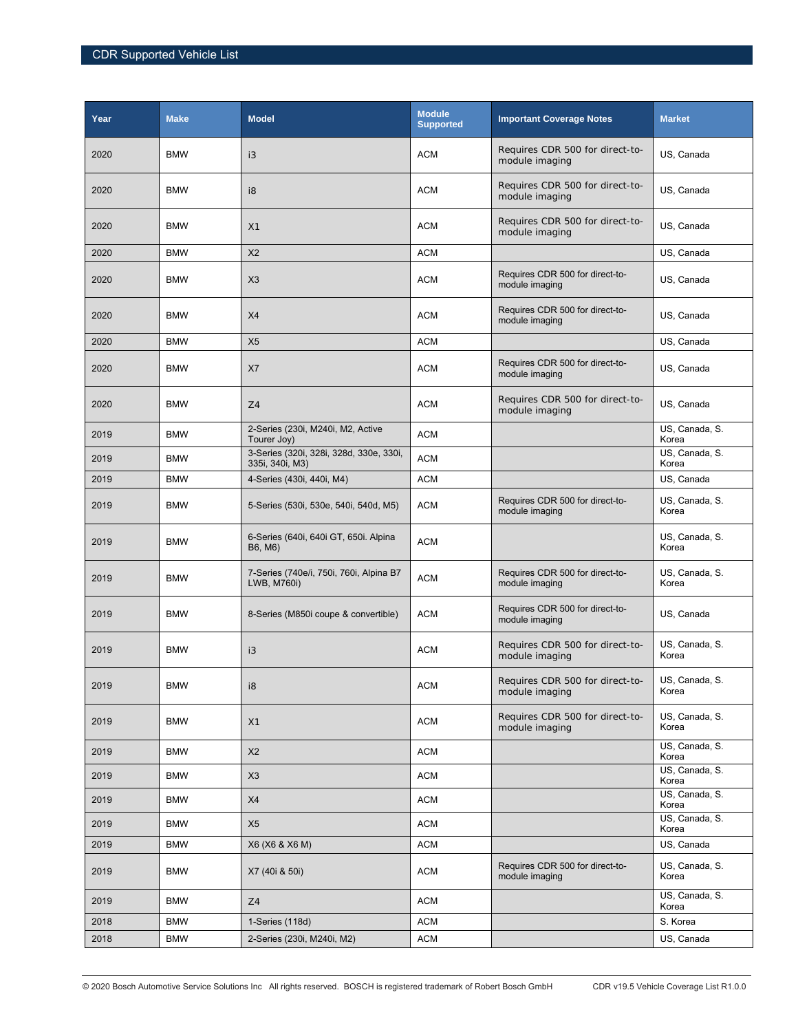| Year | Make | Model | Module Supported | Important Coverage Notes | Market |
|---|---|---|---|---|---|
| 2020 | BMW | i3 | ACM | Requires CDR 500 for direct-to-module imaging | US, Canada |
| 2020 | BMW | i8 | ACM | Requires CDR 500 for direct-to-module imaging | US, Canada |
| 2020 | BMW | X1 | ACM | Requires CDR 500 for direct-to-module imaging | US, Canada |
| 2020 | BMW | X2 | ACM | | US, Canada |
| 2020 | BMW | X3 | ACM | Requires CDR 500 for direct-to-module imaging | US, Canada |
| 2020 | BMW | X4 | ACM | Requires CDR 500 for direct-to-module imaging | US, Canada |
| 2020 | BMW | X5 | ACM | | US, Canada |
| 2020 | BMW | X7 | ACM | Requires CDR 500 for direct-to-module imaging | US, Canada |
| 2020 | BMW | Z4 | ACM | Requires CDR 500 for direct-to-module imaging | US, Canada |
| 2019 | BMW | 2-Series (230i, M240i, M2, Active Tourer Joy) | ACM | | US, Canada, S. Korea |
| 2019 | BMW | 3-Series (320i, 328i, 328d, 330e, 330i, 335i, 340i, M3) | ACM | | US, Canada, S. Korea |
| 2019 | BMW | 4-Series (430i, 440i, M4) | ACM | | US, Canada |
| 2019 | BMW | 5-Series (530i, 530e, 540i, 540d, M5) | ACM | Requires CDR 500 for direct-to-module imaging | US, Canada, S. Korea |
| 2019 | BMW | 6-Series (640i, 640i GT, 650i. Alpina B6, M6) | ACM | | US, Canada, S. Korea |
| 2019 | BMW | 7-Series (740e/i, 750i, 760i, Alpina B7 LWB, M760i) | ACM | Requires CDR 500 for direct-to-module imaging | US, Canada, S. Korea |
| 2019 | BMW | 8-Series (M850i coupe & convertible) | ACM | Requires CDR 500 for direct-to-module imaging | US, Canada |
| 2019 | BMW | i3 | ACM | Requires CDR 500 for direct-to-module imaging | US, Canada, S. Korea |
| 2019 | BMW | i8 | ACM | Requires CDR 500 for direct-to-module imaging | US, Canada, S. Korea |
| 2019 | BMW | X1 | ACM | Requires CDR 500 for direct-to-module imaging | US, Canada, S. Korea |
| 2019 | BMW | X2 | ACM | | US, Canada, S. Korea |
| 2019 | BMW | X3 | ACM | | US, Canada, S. Korea |
| 2019 | BMW | X4 | ACM | | US, Canada, S. Korea |
| 2019 | BMW | X5 | ACM | | US, Canada, S. Korea |
| 2019 | BMW | X6 (X6 & X6 M) | ACM | | US, Canada |
| 2019 | BMW | X7 (40i & 50i) | ACM | Requires CDR 500 for direct-to-module imaging | US, Canada, S. Korea |
| 2019 | BMW | Z4 | ACM | | US, Canada, S. Korea |
| 2018 | BMW | 1-Series (118d) | ACM | | S. Korea |
| 2018 | BMW | 2-Series (230i, M240i, M2) | ACM | | US, Canada |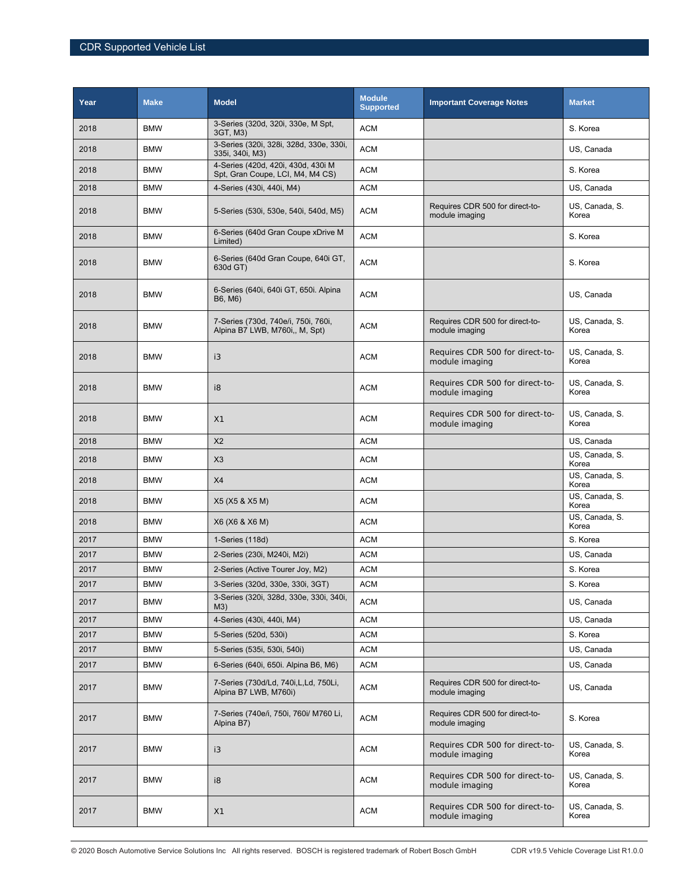| Year | Make | Model | Module Supported | Important Coverage Notes | Market |
|---|---|---|---|---|---|
| 2018 | BMW | 3-Series (320d, 320i, 330e, M Spt, 3GT, M3) | ACM | | S. Korea |
| 2018 | BMW | 3-Series (320i, 328i, 328d, 330e, 330i, 335i, 340i, M3) | ACM | | US, Canada |
| 2018 | BMW | 4-Series (420d, 420i, 430d, 430i M Spt, Gran Coupe, LCI, M4, M4 CS) | ACM | | S. Korea |
| 2018 | BMW | 4-Series (430i, 440i, M4) | ACM | | US, Canada |
| 2018 | BMW | 5-Series (530i, 530e, 540i, 540d, M5) | ACM | Requires CDR 500 for direct-to-module imaging | US, Canada, S. Korea |
| 2018 | BMW | 6-Series (640d Gran Coupe xDrive M Limited) | ACM | | S. Korea |
| 2018 | BMW | 6-Series (640d Gran Coupe, 640i GT, 630d GT) | ACM | | S. Korea |
| 2018 | BMW | 6-Series (640i, 640i GT, 650i. Alpina B6, M6) | ACM | | US, Canada |
| 2018 | BMW | 7-Series (730d, 740e/i, 750i, 760i, Alpina B7 LWB, M760i,, M, Spt) | ACM | Requires CDR 500 for direct-to-module imaging | US, Canada, S. Korea |
| 2018 | BMW | i3 | ACM | Requires CDR 500 for direct-to-module imaging | US, Canada, S. Korea |
| 2018 | BMW | i8 | ACM | Requires CDR 500 for direct-to-module imaging | US, Canada, S. Korea |
| 2018 | BMW | X1 | ACM | Requires CDR 500 for direct-to-module imaging | US, Canada, S. Korea |
| 2018 | BMW | X2 | ACM | | US, Canada |
| 2018 | BMW | X3 | ACM | | US, Canada, S. Korea |
| 2018 | BMW | X4 | ACM | | US, Canada, S. Korea |
| 2018 | BMW | X5 (X5 & X5 M) | ACM | | US, Canada, S. Korea |
| 2018 | BMW | X6 (X6 & X6 M) | ACM | | US, Canada, S. Korea |
| 2017 | BMW | 1-Series (118d) | ACM | | S. Korea |
| 2017 | BMW | 2-Series (230i, M240i, M2i) | ACM | | US, Canada |
| 2017 | BMW | 2-Series (Active Tourer Joy, M2) | ACM | | S. Korea |
| 2017 | BMW | 3-Series (320d, 330e, 330i, 3GT) | ACM | | S. Korea |
| 2017 | BMW | 3-Series (320i, 328d, 330e, 330i, 340i, M3) | ACM | | US, Canada |
| 2017 | BMW | 4-Series (430i, 440i, M4) | ACM | | US, Canada |
| 2017 | BMW | 5-Series (520d, 530i) | ACM | | S. Korea |
| 2017 | BMW | 5-Series (535i, 530i, 540i) | ACM | | US, Canada |
| 2017 | BMW | 6-Series (640i, 650i. Alpina B6, M6) | ACM | | US, Canada |
| 2017 | BMW | 7-Series (730d/Ld, 740i,L,Ld, 750Li, Alpina B7 LWB, M760i) | ACM | Requires CDR 500 for direct-to-module imaging | US, Canada |
| 2017 | BMW | 7-Series (740e/i, 750i, 760i/ M760 Li, Alpina B7) | ACM | Requires CDR 500 for direct-to-module imaging | S. Korea |
| 2017 | BMW | i3 | ACM | Requires CDR 500 for direct-to-module imaging | US, Canada, S. Korea |
| 2017 | BMW | i8 | ACM | Requires CDR 500 for direct-to-module imaging | US, Canada, S. Korea |
| 2017 | BMW | X1 | ACM | Requires CDR 500 for direct-to-module imaging | US, Canada, S. Korea |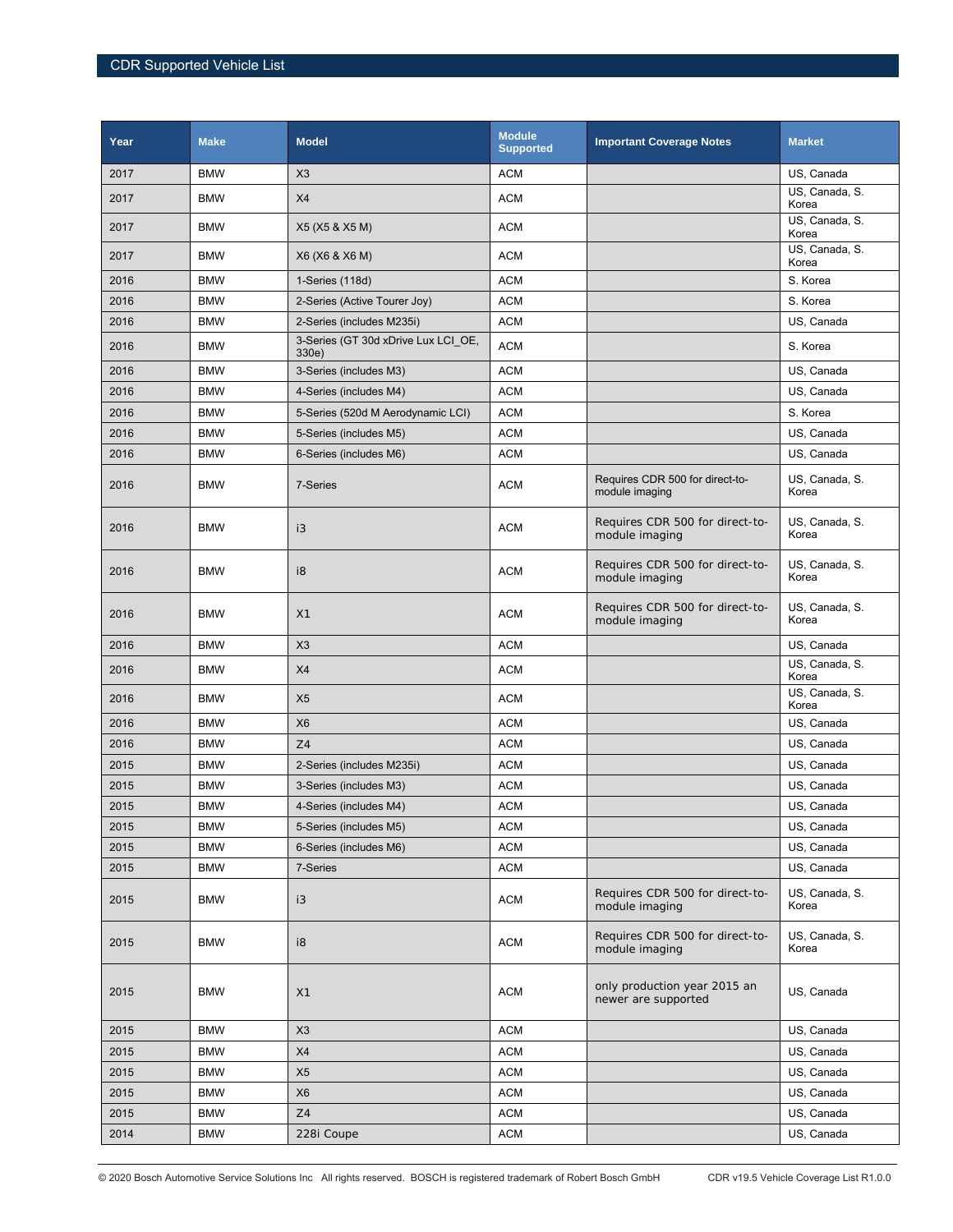| Year | Make | Model | Module Supported | Important Coverage Notes | Market |
|---|---|---|---|---|---|
| 2017 | BMW | X3 | ACM | | US, Canada |
| 2017 | BMW | X4 | ACM | | US, Canada, S. Korea |
| 2017 | BMW | X5 (X5 & X5 M) | ACM | | US, Canada, S. Korea |
| 2017 | BMW | X6 (X6 & X6 M) | ACM | | US, Canada, S. Korea |
| 2016 | BMW | 1-Series (118d) | ACM | | S. Korea |
| 2016 | BMW | 2-Series (Active Tourer Joy) | ACM | | S. Korea |
| 2016 | BMW | 2-Series (includes M235i) | ACM | | US, Canada |
| 2016 | BMW | 3-Series (GT 30d xDrive Lux LCI_OE, 330e) | ACM | | S. Korea |
| 2016 | BMW | 3-Series (includes M3) | ACM | | US, Canada |
| 2016 | BMW | 4-Series (includes M4) | ACM | | US, Canada |
| 2016 | BMW | 5-Series (520d M Aerodynamic LCI) | ACM | | S. Korea |
| 2016 | BMW | 5-Series (includes M5) | ACM | | US, Canada |
| 2016 | BMW | 6-Series (includes M6) | ACM | | US, Canada |
| 2016 | BMW | 7-Series | ACM | Requires CDR 500 for direct-to-module imaging | US, Canada, S. Korea |
| 2016 | BMW | i3 | ACM | Requires CDR 500 for direct-to-module imaging | US, Canada, S. Korea |
| 2016 | BMW | i8 | ACM | Requires CDR 500 for direct-to-module imaging | US, Canada, S. Korea |
| 2016 | BMW | X1 | ACM | Requires CDR 500 for direct-to-module imaging | US, Canada, S. Korea |
| 2016 | BMW | X3 | ACM | | US, Canada |
| 2016 | BMW | X4 | ACM | | US, Canada, S. Korea |
| 2016 | BMW | X5 | ACM | | US, Canada, S. Korea |
| 2016 | BMW | X6 | ACM | | US, Canada |
| 2016 | BMW | Z4 | ACM | | US, Canada |
| 2015 | BMW | 2-Series (includes M235i) | ACM | | US, Canada |
| 2015 | BMW | 3-Series (includes M3) | ACM | | US, Canada |
| 2015 | BMW | 4-Series (includes M4) | ACM | | US, Canada |
| 2015 | BMW | 5-Series (includes M5) | ACM | | US, Canada |
| 2015 | BMW | 6-Series (includes M6) | ACM | | US, Canada |
| 2015 | BMW | 7-Series | ACM | | US, Canada |
| 2015 | BMW | i3 | ACM | Requires CDR 500 for direct-to-module imaging | US, Canada, S. Korea |
| 2015 | BMW | i8 | ACM | Requires CDR 500 for direct-to-module imaging | US, Canada, S. Korea |
| 2015 | BMW | X1 | ACM | only production year 2015 an newer are supported | US, Canada |
| 2015 | BMW | X3 | ACM | | US, Canada |
| 2015 | BMW | X4 | ACM | | US, Canada |
| 2015 | BMW | X5 | ACM | | US, Canada |
| 2015 | BMW | X6 | ACM | | US, Canada |
| 2015 | BMW | Z4 | ACM | | US, Canada |
| 2014 | BMW | 228i Coupe | ACM | | US, Canada |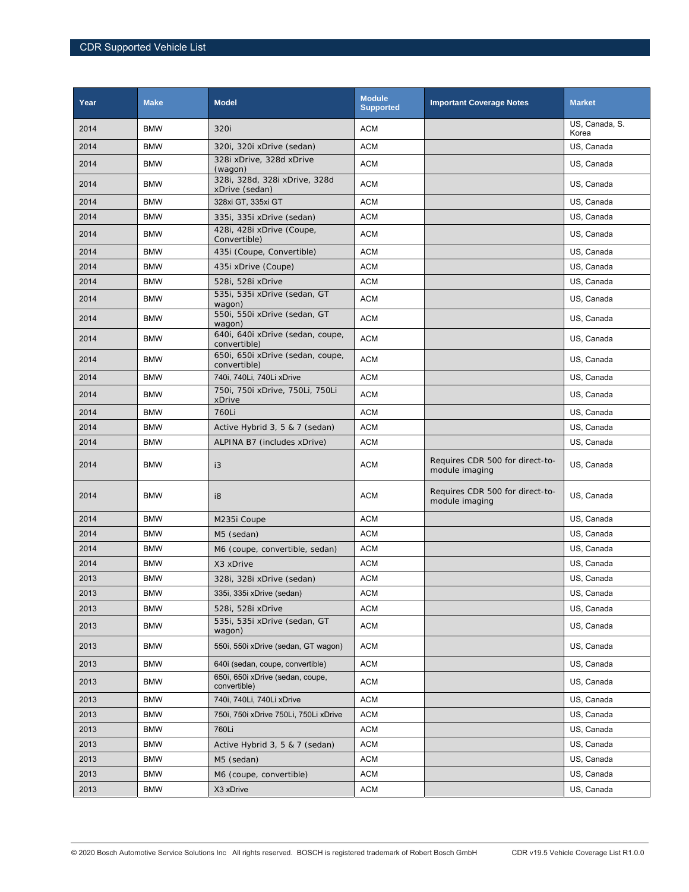| Year | Make | Model | Module Supported | Important Coverage Notes | Market |
|---|---|---|---|---|---|
| 2014 | BMW | 320i | ACM | | US, Canada, S. Korea |
| 2014 | BMW | 320i, 320i xDrive (sedan) | ACM | | US, Canada |
| 2014 | BMW | 328i xDrive, 328d xDrive (wagon) | ACM | | US, Canada |
| 2014 | BMW | 328i, 328d, 328i xDrive, 328d xDrive (sedan) | ACM | | US, Canada |
| 2014 | BMW | 328xi GT, 335xi GT | ACM | | US, Canada |
| 2014 | BMW | 335i, 335i xDrive (sedan) | ACM | | US, Canada |
| 2014 | BMW | 428i, 428i xDrive (Coupe, Convertible) | ACM | | US, Canada |
| 2014 | BMW | 435i (Coupe, Convertible) | ACM | | US, Canada |
| 2014 | BMW | 435i xDrive (Coupe) | ACM | | US, Canada |
| 2014 | BMW | 528i, 528i xDrive | ACM | | US, Canada |
| 2014 | BMW | 535i, 535i xDrive (sedan, GT wagon) | ACM | | US, Canada |
| 2014 | BMW | 550i, 550i xDrive (sedan, GT wagon) | ACM | | US, Canada |
| 2014 | BMW | 640i, 640i xDrive (sedan, coupe, convertible) | ACM | | US, Canada |
| 2014 | BMW | 650i, 650i xDrive (sedan, coupe, convertible) | ACM | | US, Canada |
| 2014 | BMW | 740i, 740Li, 740Li xDrive | ACM | | US, Canada |
| 2014 | BMW | 750i, 750i xDrive, 750Li, 750Li xDrive | ACM | | US, Canada |
| 2014 | BMW | 760Li | ACM | | US, Canada |
| 2014 | BMW | Active Hybrid 3, 5 & 7 (sedan) | ACM | | US, Canada |
| 2014 | BMW | ALPINA B7 (includes xDrive) | ACM | | US, Canada |
| 2014 | BMW | i3 | ACM | Requires CDR 500 for direct-to-module imaging | US, Canada |
| 2014 | BMW | i8 | ACM | Requires CDR 500 for direct-to-module imaging | US, Canada |
| 2014 | BMW | M235i Coupe | ACM | | US, Canada |
| 2014 | BMW | M5 (sedan) | ACM | | US, Canada |
| 2014 | BMW | M6 (coupe, convertible, sedan) | ACM | | US, Canada |
| 2014 | BMW | X3 xDrive | ACM | | US, Canada |
| 2013 | BMW | 328i, 328i xDrive (sedan) | ACM | | US, Canada |
| 2013 | BMW | 335i, 335i xDrive (sedan) | ACM | | US, Canada |
| 2013 | BMW | 528i, 528i xDrive | ACM | | US, Canada |
| 2013 | BMW | 535i, 535i xDrive (sedan, GT wagon) | ACM | | US, Canada |
| 2013 | BMW | 550i, 550i xDrive (sedan, GT wagon) | ACM | | US, Canada |
| 2013 | BMW | 640i (sedan, coupe, convertible) | ACM | | US, Canada |
| 2013 | BMW | 650i, 650i xDrive (sedan, coupe, convertible) | ACM | | US, Canada |
| 2013 | BMW | 740i, 740Li, 740Li xDrive | ACM | | US, Canada |
| 2013 | BMW | 750i, 750i xDrive 750Li, 750Li xDrive | ACM | | US, Canada |
| 2013 | BMW | 760Li | ACM | | US, Canada |
| 2013 | BMW | Active Hybrid 3, 5 & 7 (sedan) | ACM | | US, Canada |
| 2013 | BMW | M5 (sedan) | ACM | | US, Canada |
| 2013 | BMW | M6 (coupe, convertible) | ACM | | US, Canada |
| 2013 | BMW | X3 xDrive | ACM | | US, Canada |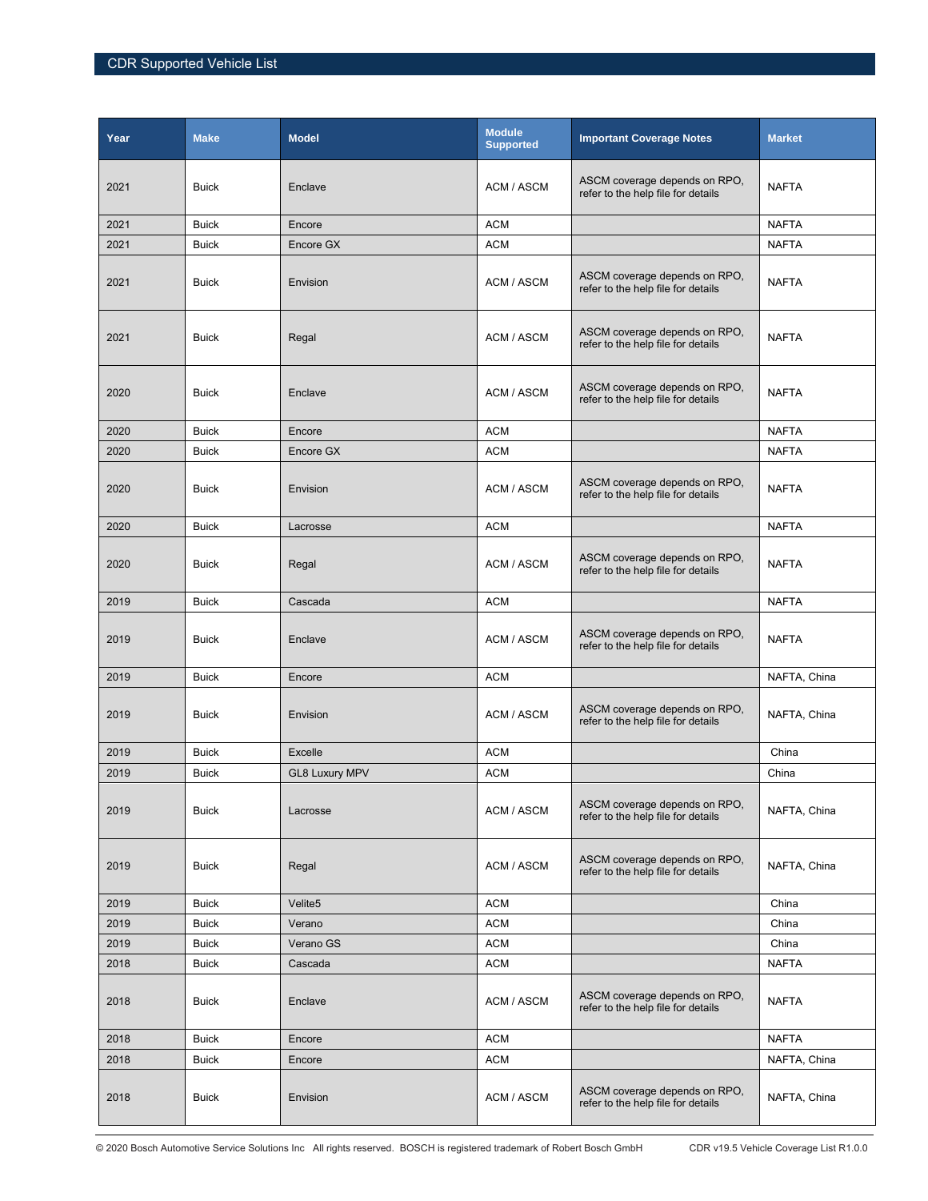| Year | Make | Model | Module Supported | Important Coverage Notes | Market |
|---|---|---|---|---|---|
| 2021 | Buick | Enclave | ACM / ASCM | ASCM coverage depends on RPO, refer to the help file for details | NAFTA |
| 2021 | Buick | Encore | ACM | | NAFTA |
| 2021 | Buick | Encore GX | ACM | | NAFTA |
| 2021 | Buick | Envision | ACM / ASCM | ASCM coverage depends on RPO, refer to the help file for details | NAFTA |
| 2021 | Buick | Regal | ACM / ASCM | ASCM coverage depends on RPO, refer to the help file for details | NAFTA |
| 2020 | Buick | Enclave | ACM / ASCM | ASCM coverage depends on RPO, refer to the help file for details | NAFTA |
| 2020 | Buick | Encore | ACM | | NAFTA |
| 2020 | Buick | Encore GX | ACM | | NAFTA |
| 2020 | Buick | Envision | ACM / ASCM | ASCM coverage depends on RPO, refer to the help file for details | NAFTA |
| 2020 | Buick | Lacrosse | ACM | | NAFTA |
| 2020 | Buick | Regal | ACM / ASCM | ASCM coverage depends on RPO, refer to the help file for details | NAFTA |
| 2019 | Buick | Cascada | ACM | | NAFTA |
| 2019 | Buick | Enclave | ACM / ASCM | ASCM coverage depends on RPO, refer to the help file for details | NAFTA |
| 2019 | Buick | Encore | ACM | | NAFTA, China |
| 2019 | Buick | Envision | ACM / ASCM | ASCM coverage depends on RPO, refer to the help file for details | NAFTA, China |
| 2019 | Buick | Excelle | ACM | | China |
| 2019 | Buick | GL8 Luxury MPV | ACM | | China |
| 2019 | Buick | Lacrosse | ACM / ASCM | ASCM coverage depends on RPO, refer to the help file for details | NAFTA, China |
| 2019 | Buick | Regal | ACM / ASCM | ASCM coverage depends on RPO, refer to the help file for details | NAFTA, China |
| 2019 | Buick | Velite5 | ACM | | China |
| 2019 | Buick | Verano | ACM | | China |
| 2019 | Buick | Verano GS | ACM | | China |
| 2018 | Buick | Cascada | ACM | | NAFTA |
| 2018 | Buick | Enclave | ACM / ASCM | ASCM coverage depends on RPO, refer to the help file for details | NAFTA |
| 2018 | Buick | Encore | ACM | | NAFTA |
| 2018 | Buick | Encore | ACM | | NAFTA, China |
| 2018 | Buick | Envision | ACM / ASCM | ASCM coverage depends on RPO, refer to the help file for details | NAFTA, China |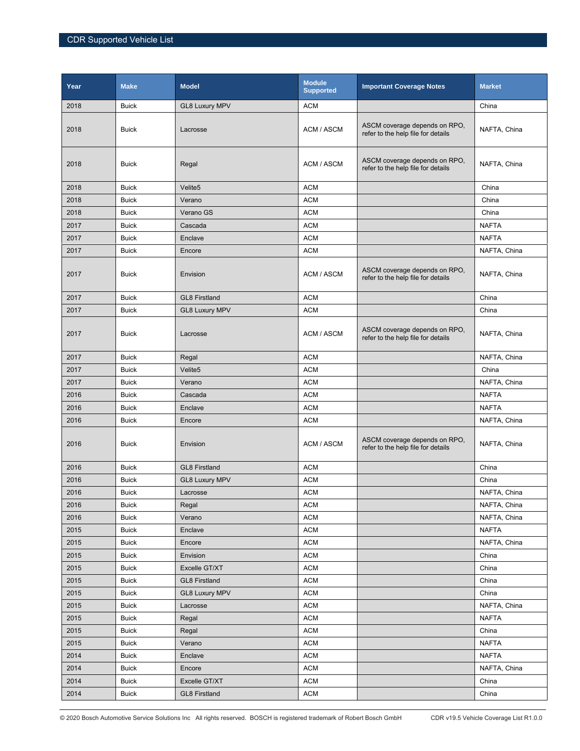| Year | Make | Model | Module Supported | Important Coverage Notes | Market |
|---|---|---|---|---|---|
| 2018 | Buick | GL8 Luxury MPV | ACM | | China |
| 2018 | Buick | Lacrosse | ACM / ASCM | ASCM coverage depends on RPO, refer to the help file for details | NAFTA, China |
| 2018 | Buick | Regal | ACM / ASCM | ASCM coverage depends on RPO, refer to the help file for details | NAFTA, China |
| 2018 | Buick | Velite5 | ACM | | China |
| 2018 | Buick | Verano | ACM | | China |
| 2018 | Buick | Verano GS | ACM | | China |
| 2017 | Buick | Cascada | ACM | | NAFTA |
| 2017 | Buick | Enclave | ACM | | NAFTA |
| 2017 | Buick | Encore | ACM | | NAFTA, China |
| 2017 | Buick | Envision | ACM / ASCM | ASCM coverage depends on RPO, refer to the help file for details | NAFTA, China |
| 2017 | Buick | GL8 Firstland | ACM | | China |
| 2017 | Buick | GL8 Luxury MPV | ACM | | China |
| 2017 | Buick | Lacrosse | ACM / ASCM | ASCM coverage depends on RPO, refer to the help file for details | NAFTA, China |
| 2017 | Buick | Regal | ACM | | NAFTA, China |
| 2017 | Buick | Velite5 | ACM | | China |
| 2017 | Buick | Verano | ACM | | NAFTA, China |
| 2016 | Buick | Cascada | ACM | | NAFTA |
| 2016 | Buick | Enclave | ACM | | NAFTA |
| 2016 | Buick | Encore | ACM | | NAFTA, China |
| 2016 | Buick | Envision | ACM / ASCM | ASCM coverage depends on RPO, refer to the help file for details | NAFTA, China |
| 2016 | Buick | GL8 Firstland | ACM | | China |
| 2016 | Buick | GL8 Luxury MPV | ACM | | China |
| 2016 | Buick | Lacrosse | ACM | | NAFTA, China |
| 2016 | Buick | Regal | ACM | | NAFTA, China |
| 2016 | Buick | Verano | ACM | | NAFTA, China |
| 2015 | Buick | Enclave | ACM | | NAFTA |
| 2015 | Buick | Encore | ACM | | NAFTA, China |
| 2015 | Buick | Envision | ACM | | China |
| 2015 | Buick | Excelle GT/XT | ACM | | China |
| 2015 | Buick | GL8 Firstland | ACM | | China |
| 2015 | Buick | GL8 Luxury MPV | ACM | | China |
| 2015 | Buick | Lacrosse | ACM | | NAFTA, China |
| 2015 | Buick | Regal | ACM | | NAFTA |
| 2015 | Buick | Regal | ACM | | China |
| 2015 | Buick | Verano | ACM | | NAFTA |
| 2014 | Buick | Enclave | ACM | | NAFTA |
| 2014 | Buick | Encore | ACM | | NAFTA, China |
| 2014 | Buick | Excelle GT/XT | ACM | | China |
| 2014 | Buick | GL8 Firstland | ACM | | China |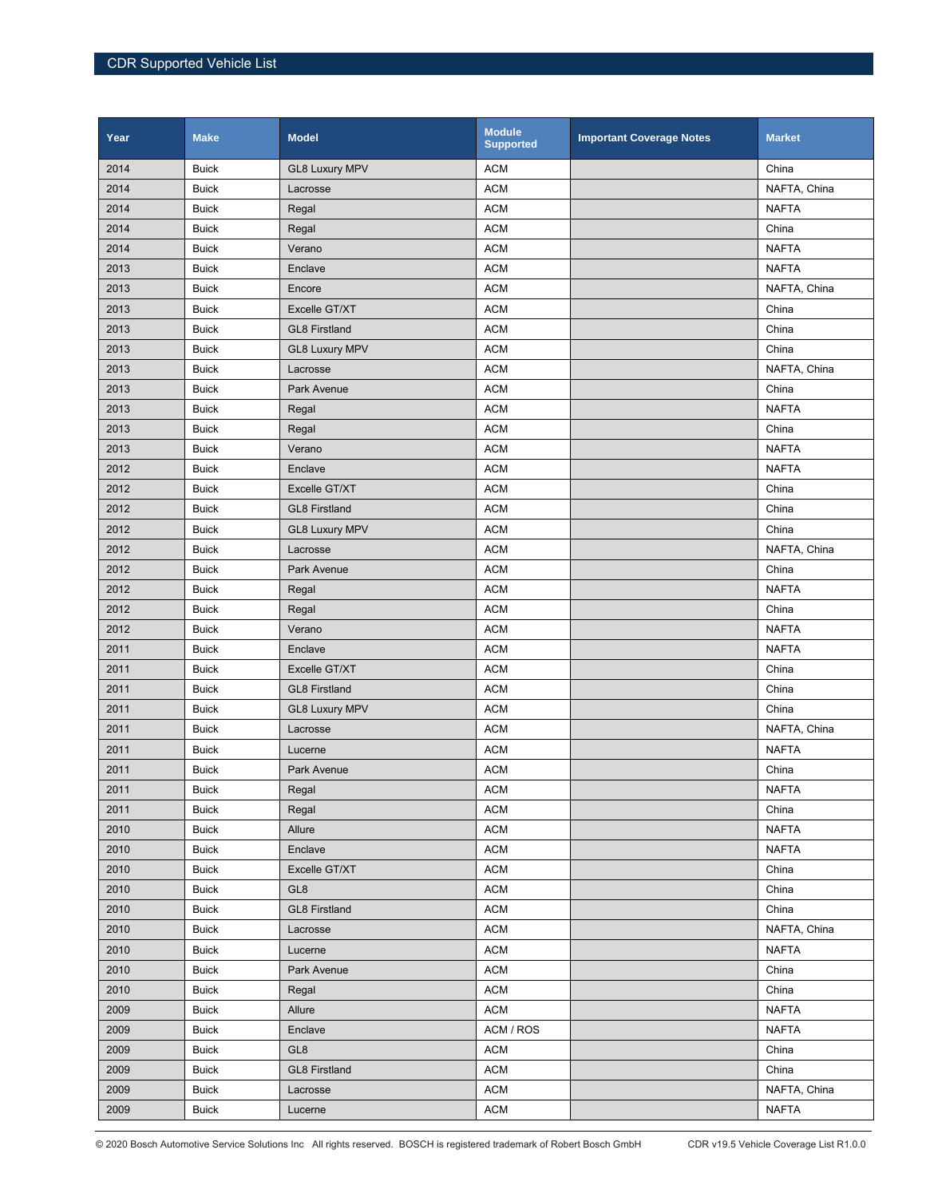| Year | Make | Model | Module Supported | Important Coverage Notes | Market |
|---|---|---|---|---|---|
| 2014 | Buick | GL8 Luxury MPV | ACM | | China |
| 2014 | Buick | Lacrosse | ACM | | NAFTA, China |
| 2014 | Buick | Regal | ACM | | NAFTA |
| 2014 | Buick | Regal | ACM | | China |
| 2014 | Buick | Verano | ACM | | NAFTA |
| 2013 | Buick | Enclave | ACM | | NAFTA |
| 2013 | Buick | Encore | ACM | | NAFTA, China |
| 2013 | Buick | Excelle GT/XT | ACM | | China |
| 2013 | Buick | GL8 Firstland | ACM | | China |
| 2013 | Buick | GL8 Luxury MPV | ACM | | China |
| 2013 | Buick | Lacrosse | ACM | | NAFTA, China |
| 2013 | Buick | Park Avenue | ACM | | China |
| 2013 | Buick | Regal | ACM | | NAFTA |
| 2013 | Buick | Regal | ACM | | China |
| 2013 | Buick | Verano | ACM | | NAFTA |
| 2012 | Buick | Enclave | ACM | | NAFTA |
| 2012 | Buick | Excelle GT/XT | ACM | | China |
| 2012 | Buick | GL8 Firstland | ACM | | China |
| 2012 | Buick | GL8 Luxury MPV | ACM | | China |
| 2012 | Buick | Lacrosse | ACM | | NAFTA, China |
| 2012 | Buick | Park Avenue | ACM | | China |
| 2012 | Buick | Regal | ACM | | NAFTA |
| 2012 | Buick | Regal | ACM | | China |
| 2012 | Buick | Verano | ACM | | NAFTA |
| 2011 | Buick | Enclave | ACM | | NAFTA |
| 2011 | Buick | Excelle GT/XT | ACM | | China |
| 2011 | Buick | GL8 Firstland | ACM | | China |
| 2011 | Buick | GL8 Luxury MPV | ACM | | China |
| 2011 | Buick | Lacrosse | ACM | | NAFTA, China |
| 2011 | Buick | Lucerne | ACM | | NAFTA |
| 2011 | Buick | Park Avenue | ACM | | China |
| 2011 | Buick | Regal | ACM | | NAFTA |
| 2011 | Buick | Regal | ACM | | China |
| 2010 | Buick | Allure | ACM | | NAFTA |
| 2010 | Buick | Enclave | ACM | | NAFTA |
| 2010 | Buick | Excelle GT/XT | ACM | | China |
| 2010 | Buick | GL8 | ACM | | China |
| 2010 | Buick | GL8 Firstland | ACM | | China |
| 2010 | Buick | Lacrosse | ACM | | NAFTA, China |
| 2010 | Buick | Lucerne | ACM | | NAFTA |
| 2010 | Buick | Park Avenue | ACM | | China |
| 2010 | Buick | Regal | ACM | | China |
| 2009 | Buick | Allure | ACM | | NAFTA |
| 2009 | Buick | Enclave | ACM / ROS | | NAFTA |
| 2009 | Buick | GL8 | ACM | | China |
| 2009 | Buick | GL8 Firstland | ACM | | China |
| 2009 | Buick | Lacrosse | ACM | | NAFTA, China |
| 2009 | Buick | Lucerne | ACM | | NAFTA |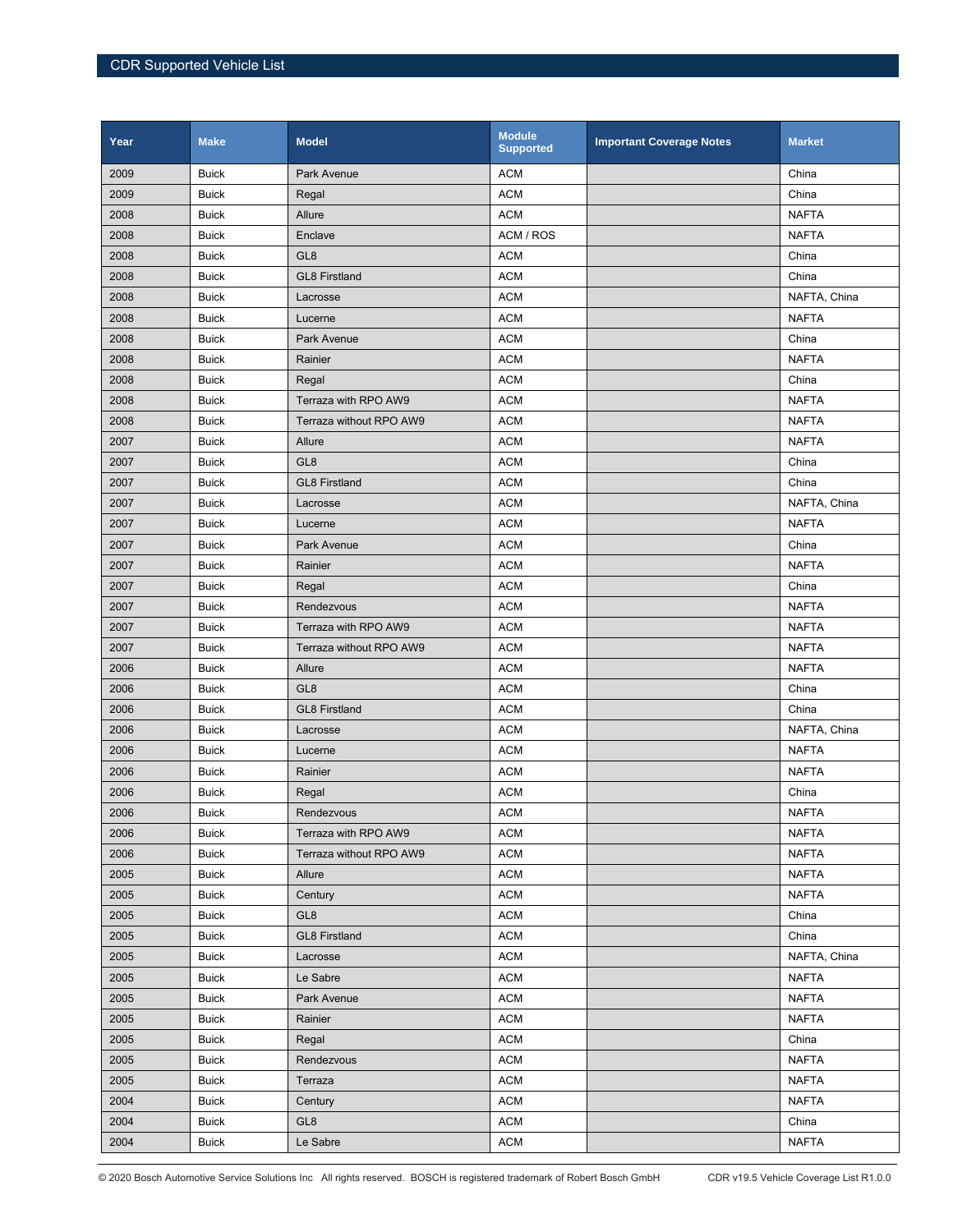| Year | Make | Model | Module Supported | Important Coverage Notes | Market |
|---|---|---|---|---|---|
| 2009 | Buick | Park Avenue | ACM | | China |
| 2009 | Buick | Regal | ACM | | China |
| 2008 | Buick | Allure | ACM | | NAFTA |
| 2008 | Buick | Enclave | ACM / ROS | | NAFTA |
| 2008 | Buick | GL8 | ACM | | China |
| 2008 | Buick | GL8 Firstland | ACM | | China |
| 2008 | Buick | Lacrosse | ACM | | NAFTA, China |
| 2008 | Buick | Lucerne | ACM | | NAFTA |
| 2008 | Buick | Park Avenue | ACM | | China |
| 2008 | Buick | Rainier | ACM | | NAFTA |
| 2008 | Buick | Regal | ACM | | China |
| 2008 | Buick | Terraza with RPO AW9 | ACM | | NAFTA |
| 2008 | Buick | Terraza without RPO AW9 | ACM | | NAFTA |
| 2007 | Buick | Allure | ACM | | NAFTA |
| 2007 | Buick | GL8 | ACM | | China |
| 2007 | Buick | GL8 Firstland | ACM | | China |
| 2007 | Buick | Lacrosse | ACM | | NAFTA, China |
| 2007 | Buick | Lucerne | ACM | | NAFTA |
| 2007 | Buick | Park Avenue | ACM | | China |
| 2007 | Buick | Rainier | ACM | | NAFTA |
| 2007 | Buick | Regal | ACM | | China |
| 2007 | Buick | Rendezvous | ACM | | NAFTA |
| 2007 | Buick | Terraza with RPO AW9 | ACM | | NAFTA |
| 2007 | Buick | Terraza without RPO AW9 | ACM | | NAFTA |
| 2006 | Buick | Allure | ACM | | NAFTA |
| 2006 | Buick | GL8 | ACM | | China |
| 2006 | Buick | GL8 Firstland | ACM | | China |
| 2006 | Buick | Lacrosse | ACM | | NAFTA, China |
| 2006 | Buick | Lucerne | ACM | | NAFTA |
| 2006 | Buick | Rainier | ACM | | NAFTA |
| 2006 | Buick | Regal | ACM | | China |
| 2006 | Buick | Rendezvous | ACM | | NAFTA |
| 2006 | Buick | Terraza with RPO AW9 | ACM | | NAFTA |
| 2006 | Buick | Terraza without RPO AW9 | ACM | | NAFTA |
| 2005 | Buick | Allure | ACM | | NAFTA |
| 2005 | Buick | Century | ACM | | NAFTA |
| 2005 | Buick | GL8 | ACM | | China |
| 2005 | Buick | GL8 Firstland | ACM | | China |
| 2005 | Buick | Lacrosse | ACM | | NAFTA, China |
| 2005 | Buick | Le Sabre | ACM | | NAFTA |
| 2005 | Buick | Park Avenue | ACM | | NAFTA |
| 2005 | Buick | Rainier | ACM | | NAFTA |
| 2005 | Buick | Regal | ACM | | China |
| 2005 | Buick | Rendezvous | ACM | | NAFTA |
| 2005 | Buick | Terraza | ACM | | NAFTA |
| 2004 | Buick | Century | ACM | | NAFTA |
| 2004 | Buick | GL8 | ACM | | China |
| 2004 | Buick | Le Sabre | ACM | | NAFTA |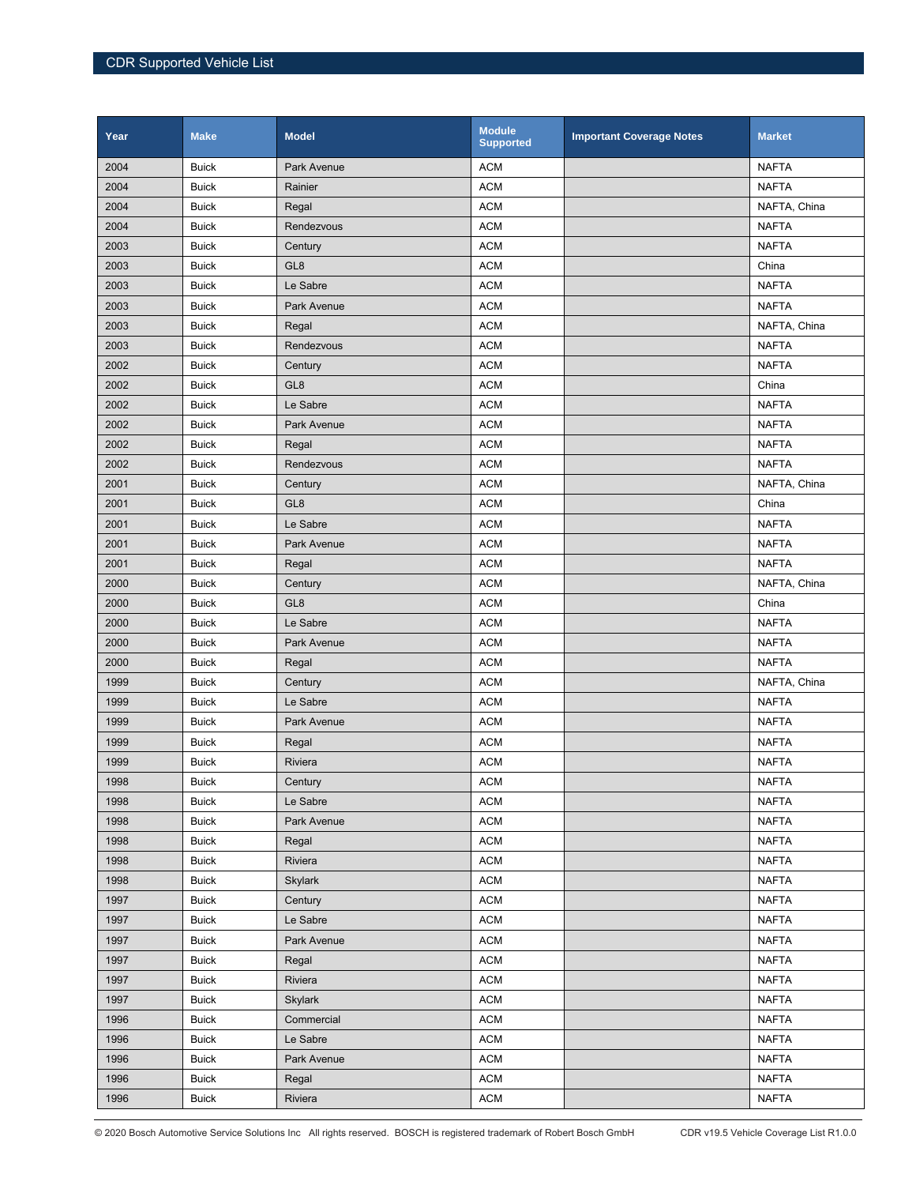| Year | Make | Model | Module Supported | Important Coverage Notes | Market |
|---|---|---|---|---|---|
| 2004 | Buick | Park Avenue | ACM | | NAFTA |
| 2004 | Buick | Rainier | ACM | | NAFTA |
| 2004 | Buick | Regal | ACM | | NAFTA, China |
| 2004 | Buick | Rendezvous | ACM | | NAFTA |
| 2003 | Buick | Century | ACM | | NAFTA |
| 2003 | Buick | GL8 | ACM | | China |
| 2003 | Buick | Le Sabre | ACM | | NAFTA |
| 2003 | Buick | Park Avenue | ACM | | NAFTA |
| 2003 | Buick | Regal | ACM | | NAFTA, China |
| 2003 | Buick | Rendezvous | ACM | | NAFTA |
| 2002 | Buick | Century | ACM | | NAFTA |
| 2002 | Buick | GL8 | ACM | | China |
| 2002 | Buick | Le Sabre | ACM | | NAFTA |
| 2002 | Buick | Park Avenue | ACM | | NAFTA |
| 2002 | Buick | Regal | ACM | | NAFTA |
| 2002 | Buick | Rendezvous | ACM | | NAFTA |
| 2001 | Buick | Century | ACM | | NAFTA, China |
| 2001 | Buick | GL8 | ACM | | China |
| 2001 | Buick | Le Sabre | ACM | | NAFTA |
| 2001 | Buick | Park Avenue | ACM | | NAFTA |
| 2001 | Buick | Regal | ACM | | NAFTA |
| 2000 | Buick | Century | ACM | | NAFTA, China |
| 2000 | Buick | GL8 | ACM | | China |
| 2000 | Buick | Le Sabre | ACM | | NAFTA |
| 2000 | Buick | Park Avenue | ACM | | NAFTA |
| 2000 | Buick | Regal | ACM | | NAFTA |
| 1999 | Buick | Century | ACM | | NAFTA, China |
| 1999 | Buick | Le Sabre | ACM | | NAFTA |
| 1999 | Buick | Park Avenue | ACM | | NAFTA |
| 1999 | Buick | Regal | ACM | | NAFTA |
| 1999 | Buick | Riviera | ACM | | NAFTA |
| 1998 | Buick | Century | ACM | | NAFTA |
| 1998 | Buick | Le Sabre | ACM | | NAFTA |
| 1998 | Buick | Park Avenue | ACM | | NAFTA |
| 1998 | Buick | Regal | ACM | | NAFTA |
| 1998 | Buick | Riviera | ACM | | NAFTA |
| 1998 | Buick | Skylark | ACM | | NAFTA |
| 1997 | Buick | Century | ACM | | NAFTA |
| 1997 | Buick | Le Sabre | ACM | | NAFTA |
| 1997 | Buick | Park Avenue | ACM | | NAFTA |
| 1997 | Buick | Regal | ACM | | NAFTA |
| 1997 | Buick | Riviera | ACM | | NAFTA |
| 1997 | Buick | Skylark | ACM | | NAFTA |
| 1996 | Buick | Commercial | ACM | | NAFTA |
| 1996 | Buick | Le Sabre | ACM | | NAFTA |
| 1996 | Buick | Park Avenue | ACM | | NAFTA |
| 1996 | Buick | Regal | ACM | | NAFTA |
| 1996 | Buick | Riviera | ACM | | NAFTA |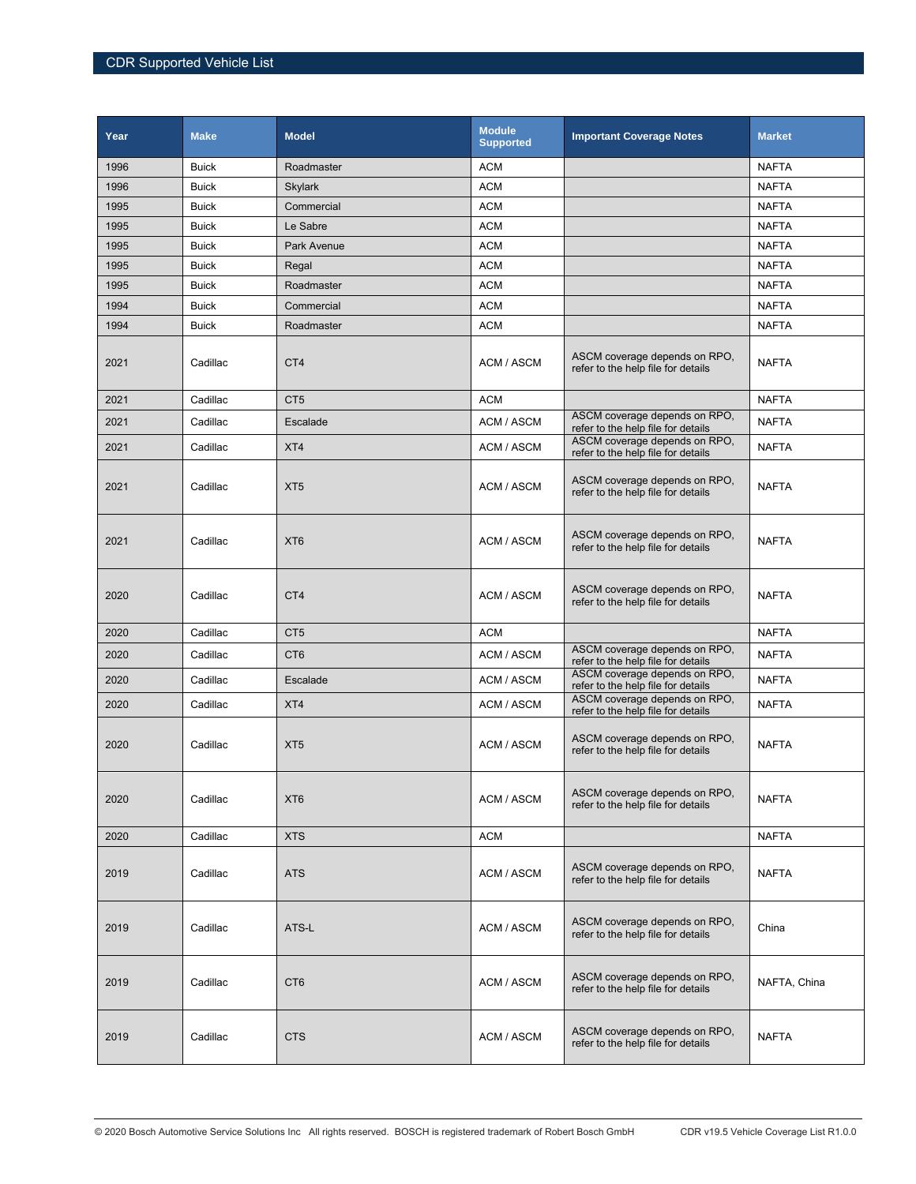| Year | Make | Model | Module Supported | Important Coverage Notes | Market |
|---|---|---|---|---|---|
| 1996 | Buick | Roadmaster | ACM | | NAFTA |
| 1996 | Buick | Skylark | ACM | | NAFTA |
| 1995 | Buick | Commercial | ACM | | NAFTA |
| 1995 | Buick | Le Sabre | ACM | | NAFTA |
| 1995 | Buick | Park Avenue | ACM | | NAFTA |
| 1995 | Buick | Regal | ACM | | NAFTA |
| 1995 | Buick | Roadmaster | ACM | | NAFTA |
| 1994 | Buick | Commercial | ACM | | NAFTA |
| 1994 | Buick | Roadmaster | ACM | | NAFTA |
| 2021 | Cadillac | CT4 | ACM / ASCM | ASCM coverage depends on RPO, refer to the help file for details | NAFTA |
| 2021 | Cadillac | CT5 | ACM | | NAFTA |
| 2021 | Cadillac | Escalade | ACM / ASCM | ASCM coverage depends on RPO, refer to the help file for details | NAFTA |
| 2021 | Cadillac | XT4 | ACM / ASCM | ASCM coverage depends on RPO, refer to the help file for details | NAFTA |
| 2021 | Cadillac | XT5 | ACM / ASCM | ASCM coverage depends on RPO, refer to the help file for details | NAFTA |
| 2021 | Cadillac | XT6 | ACM / ASCM | ASCM coverage depends on RPO, refer to the help file for details | NAFTA |
| 2020 | Cadillac | CT4 | ACM / ASCM | ASCM coverage depends on RPO, refer to the help file for details | NAFTA |
| 2020 | Cadillac | CT5 | ACM | | NAFTA |
| 2020 | Cadillac | CT6 | ACM / ASCM | ASCM coverage depends on RPO, refer to the help file for details | NAFTA |
| 2020 | Cadillac | Escalade | ACM / ASCM | ASCM coverage depends on RPO, refer to the help file for details | NAFTA |
| 2020 | Cadillac | XT4 | ACM / ASCM | ASCM coverage depends on RPO, refer to the help file for details | NAFTA |
| 2020 | Cadillac | XT5 | ACM / ASCM | ASCM coverage depends on RPO, refer to the help file for details | NAFTA |
| 2020 | Cadillac | XT6 | ACM / ASCM | ASCM coverage depends on RPO, refer to the help file for details | NAFTA |
| 2020 | Cadillac | XTS | ACM | | NAFTA |
| 2019 | Cadillac | ATS | ACM / ASCM | ASCM coverage depends on RPO, refer to the help file for details | NAFTA |
| 2019 | Cadillac | ATS-L | ACM / ASCM | ASCM coverage depends on RPO, refer to the help file for details | China |
| 2019 | Cadillac | CT6 | ACM / ASCM | ASCM coverage depends on RPO, refer to the help file for details | NAFTA, China |
| 2019 | Cadillac | CTS | ACM / ASCM | ASCM coverage depends on RPO, refer to the help file for details | NAFTA |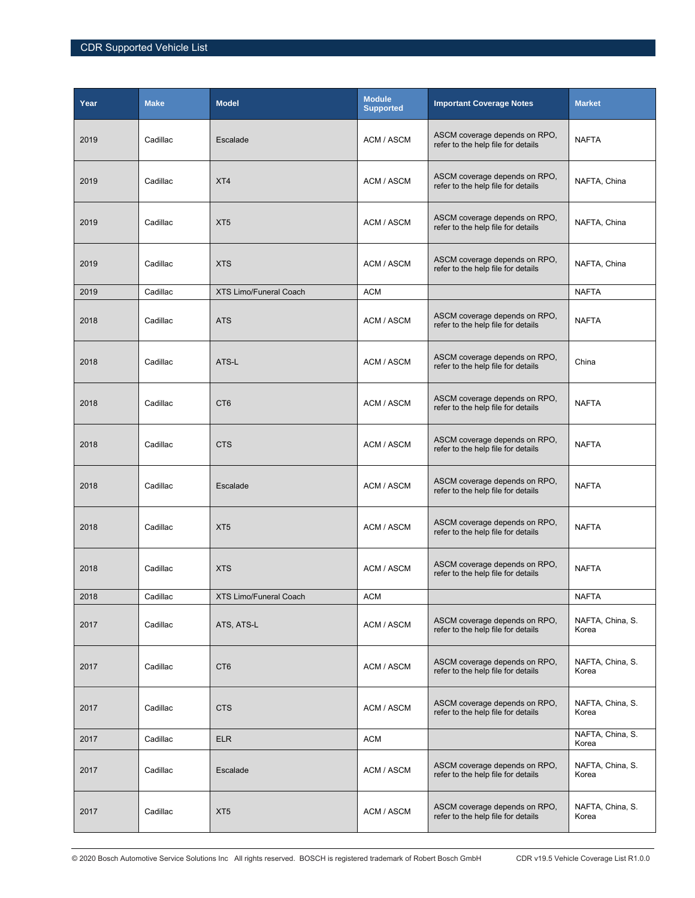| Year | Make | Model | Module Supported | Important Coverage Notes | Market |
|---|---|---|---|---|---|
| 2019 | Cadillac | Escalade | ACM / ASCM | ASCM coverage depends on RPO, refer to the help file for details | NAFTA |
| 2019 | Cadillac | XT4 | ACM / ASCM | ASCM coverage depends on RPO, refer to the help file for details | NAFTA, China |
| 2019 | Cadillac | XT5 | ACM / ASCM | ASCM coverage depends on RPO, refer to the help file for details | NAFTA, China |
| 2019 | Cadillac | XTS | ACM / ASCM | ASCM coverage depends on RPO, refer to the help file for details | NAFTA, China |
| 2019 | Cadillac | XTS Limo/Funeral Coach | ACM | | NAFTA |
| 2018 | Cadillac | ATS | ACM / ASCM | ASCM coverage depends on RPO, refer to the help file for details | NAFTA |
| 2018 | Cadillac | ATS-L | ACM / ASCM | ASCM coverage depends on RPO, refer to the help file for details | China |
| 2018 | Cadillac | CT6 | ACM / ASCM | ASCM coverage depends on RPO, refer to the help file for details | NAFTA |
| 2018 | Cadillac | CTS | ACM / ASCM | ASCM coverage depends on RPO, refer to the help file for details | NAFTA |
| 2018 | Cadillac | Escalade | ACM / ASCM | ASCM coverage depends on RPO, refer to the help file for details | NAFTA |
| 2018 | Cadillac | XT5 | ACM / ASCM | ASCM coverage depends on RPO, refer to the help file for details | NAFTA |
| 2018 | Cadillac | XTS | ACM / ASCM | ASCM coverage depends on RPO, refer to the help file for details | NAFTA |
| 2018 | Cadillac | XTS Limo/Funeral Coach | ACM | | NAFTA |
| 2017 | Cadillac | ATS, ATS-L | ACM / ASCM | ASCM coverage depends on RPO, refer to the help file for details | NAFTA, China, S. Korea |
| 2017 | Cadillac | CT6 | ACM / ASCM | ASCM coverage depends on RPO, refer to the help file for details | NAFTA, China, S. Korea |
| 2017 | Cadillac | CTS | ACM / ASCM | ASCM coverage depends on RPO, refer to the help file for details | NAFTA, China, S. Korea |
| 2017 | Cadillac | ELR | ACM | | NAFTA, China, S. Korea |
| 2017 | Cadillac | Escalade | ACM / ASCM | ASCM coverage depends on RPO, refer to the help file for details | NAFTA, China, S. Korea |
| 2017 | Cadillac | XT5 | ACM / ASCM | ASCM coverage depends on RPO, refer to the help file for details | NAFTA, China, S. Korea |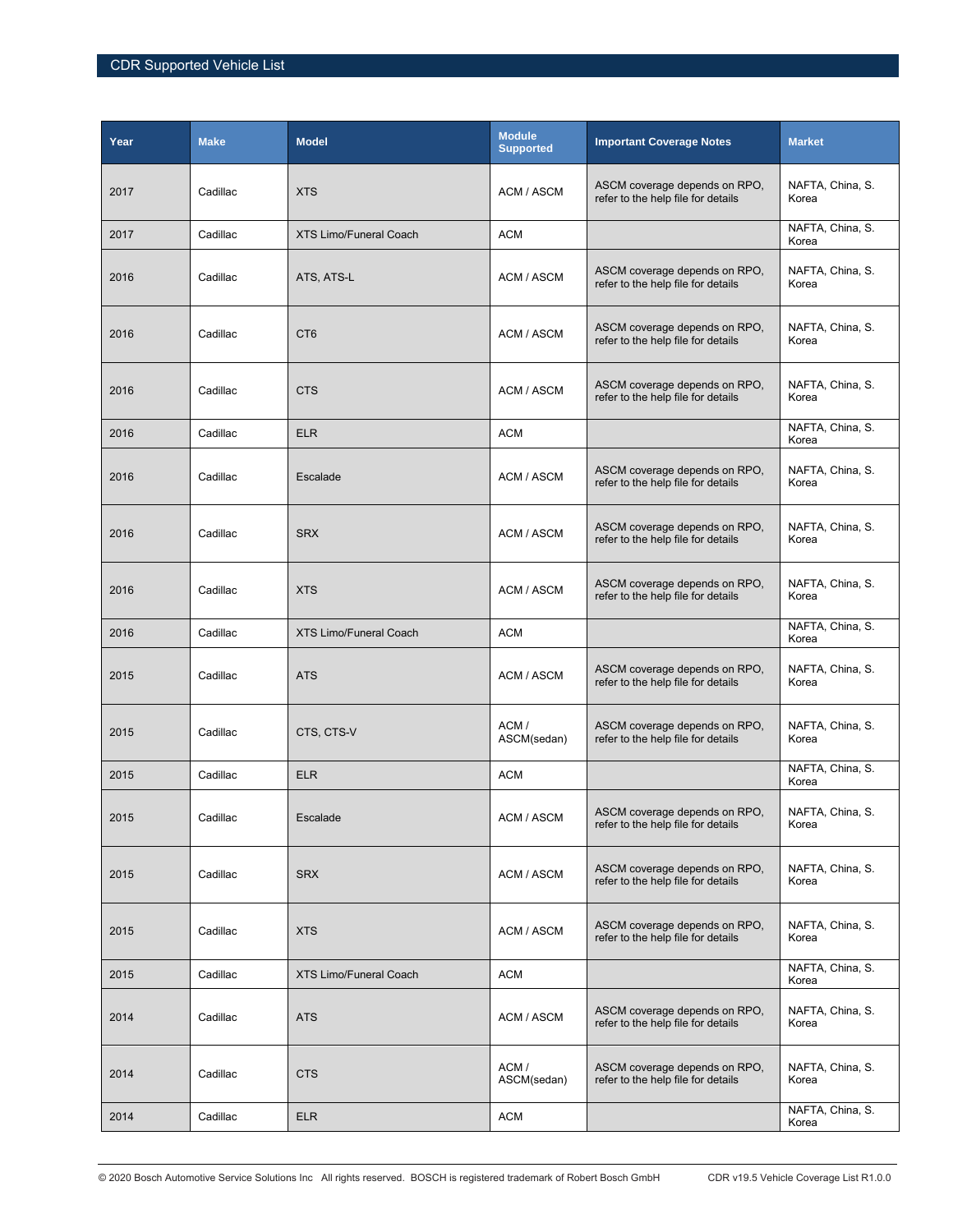| Year | Make | Model | Module Supported | Important Coverage Notes | Market |
|---|---|---|---|---|---|
| 2017 | Cadillac | XTS | ACM / ASCM | ASCM coverage depends on RPO, refer to the help file for details | NAFTA, China, S. Korea |
| 2017 | Cadillac | XTS Limo/Funeral Coach | ACM | | NAFTA, China, S. Korea |
| 2016 | Cadillac | ATS, ATS-L | ACM / ASCM | ASCM coverage depends on RPO, refer to the help file for details | NAFTA, China, S. Korea |
| 2016 | Cadillac | CT6 | ACM / ASCM | ASCM coverage depends on RPO, refer to the help file for details | NAFTA, China, S. Korea |
| 2016 | Cadillac | CTS | ACM / ASCM | ASCM coverage depends on RPO, refer to the help file for details | NAFTA, China, S. Korea |
| 2016 | Cadillac | ELR | ACM | | NAFTA, China, S. Korea |
| 2016 | Cadillac | Escalade | ACM / ASCM | ASCM coverage depends on RPO, refer to the help file for details | NAFTA, China, S. Korea |
| 2016 | Cadillac | SRX | ACM / ASCM | ASCM coverage depends on RPO, refer to the help file for details | NAFTA, China, S. Korea |
| 2016 | Cadillac | XTS | ACM / ASCM | ASCM coverage depends on RPO, refer to the help file for details | NAFTA, China, S. Korea |
| 2016 | Cadillac | XTS Limo/Funeral Coach | ACM | | NAFTA, China, S. Korea |
| 2015 | Cadillac | ATS | ACM / ASCM | ASCM coverage depends on RPO, refer to the help file for details | NAFTA, China, S. Korea |
| 2015 | Cadillac | CTS, CTS-V | ACM / ASCM(sedan) | ASCM coverage depends on RPO, refer to the help file for details | NAFTA, China, S. Korea |
| 2015 | Cadillac | ELR | ACM | | NAFTA, China, S. Korea |
| 2015 | Cadillac | Escalade | ACM / ASCM | ASCM coverage depends on RPO, refer to the help file for details | NAFTA, China, S. Korea |
| 2015 | Cadillac | SRX | ACM / ASCM | ASCM coverage depends on RPO, refer to the help file for details | NAFTA, China, S. Korea |
| 2015 | Cadillac | XTS | ACM / ASCM | ASCM coverage depends on RPO, refer to the help file for details | NAFTA, China, S. Korea |
| 2015 | Cadillac | XTS Limo/Funeral Coach | ACM | | NAFTA, China, S. Korea |
| 2014 | Cadillac | ATS | ACM / ASCM | ASCM coverage depends on RPO, refer to the help file for details | NAFTA, China, S. Korea |
| 2014 | Cadillac | CTS | ACM / ASCM(sedan) | ASCM coverage depends on RPO, refer to the help file for details | NAFTA, China, S. Korea |
| 2014 | Cadillac | ELR | ACM | | NAFTA, China, S. Korea |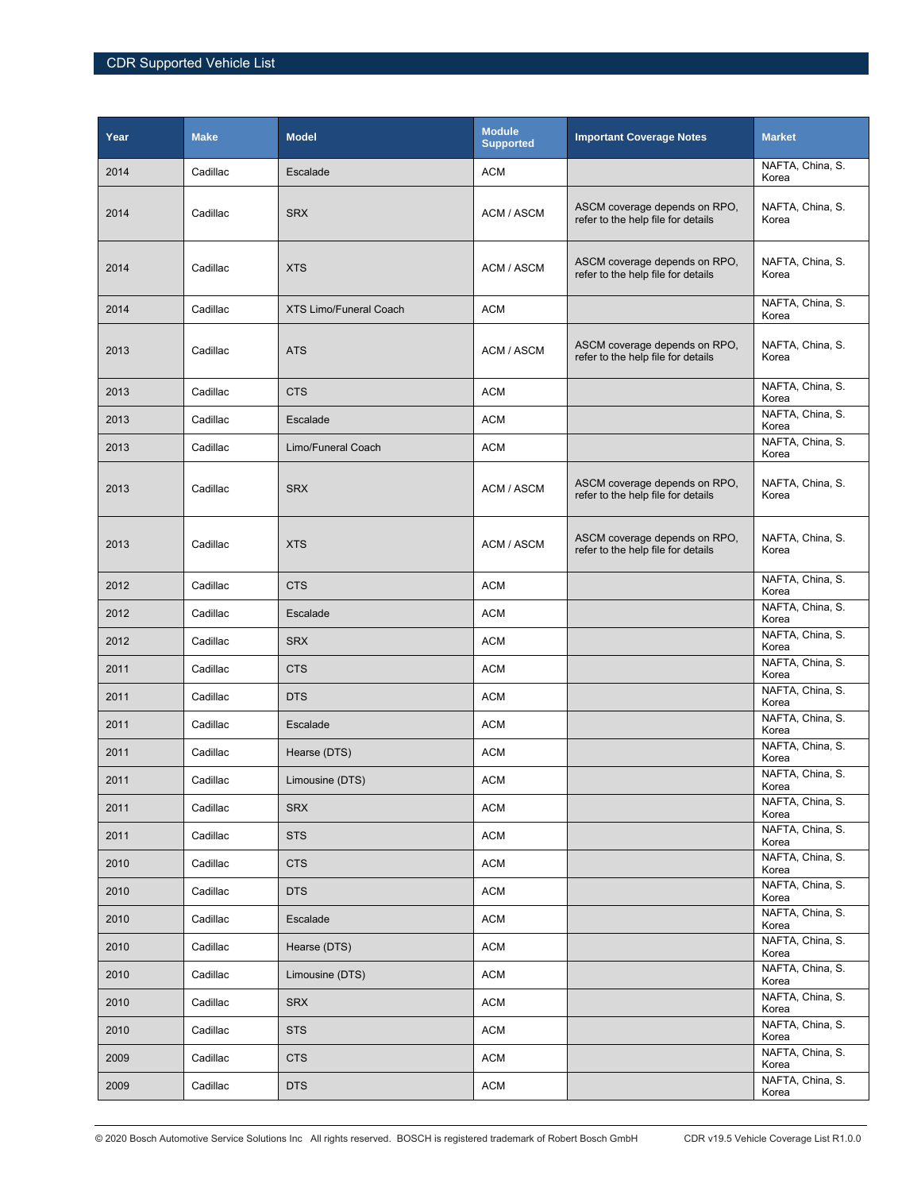| Year | Make | Model | Module Supported | Important Coverage Notes | Market |
|---|---|---|---|---|---|
| 2014 | Cadillac | Escalade | ACM | | NAFTA, China, S. Korea |
| 2014 | Cadillac | SRX | ACM / ASCM | ASCM coverage depends on RPO, refer to the help file for details | NAFTA, China, S. Korea |
| 2014 | Cadillac | XTS | ACM / ASCM | ASCM coverage depends on RPO, refer to the help file for details | NAFTA, China, S. Korea |
| 2014 | Cadillac | XTS Limo/Funeral Coach | ACM | | NAFTA, China, S. Korea |
| 2013 | Cadillac | ATS | ACM / ASCM | ASCM coverage depends on RPO, refer to the help file for details | NAFTA, China, S. Korea |
| 2013 | Cadillac | CTS | ACM | | NAFTA, China, S. Korea |
| 2013 | Cadillac | Escalade | ACM | | NAFTA, China, S. Korea |
| 2013 | Cadillac | Limo/Funeral Coach | ACM | | NAFTA, China, S. Korea |
| 2013 | Cadillac | SRX | ACM / ASCM | ASCM coverage depends on RPO, refer to the help file for details | NAFTA, China, S. Korea |
| 2013 | Cadillac | XTS | ACM / ASCM | ASCM coverage depends on RPO, refer to the help file for details | NAFTA, China, S. Korea |
| 2012 | Cadillac | CTS | ACM | | NAFTA, China, S. Korea |
| 2012 | Cadillac | Escalade | ACM | | NAFTA, China, S. Korea |
| 2012 | Cadillac | SRX | ACM | | NAFTA, China, S. Korea |
| 2011 | Cadillac | CTS | ACM | | NAFTA, China, S. Korea |
| 2011 | Cadillac | DTS | ACM | | NAFTA, China, S. Korea |
| 2011 | Cadillac | Escalade | ACM | | NAFTA, China, S. Korea |
| 2011 | Cadillac | Hearse (DTS) | ACM | | NAFTA, China, S. Korea |
| 2011 | Cadillac | Limousine (DTS) | ACM | | NAFTA, China, S. Korea |
| 2011 | Cadillac | SRX | ACM | | NAFTA, China, S. Korea |
| 2011 | Cadillac | STS | ACM | | NAFTA, China, S. Korea |
| 2010 | Cadillac | CTS | ACM | | NAFTA, China, S. Korea |
| 2010 | Cadillac | DTS | ACM | | NAFTA, China, S. Korea |
| 2010 | Cadillac | Escalade | ACM | | NAFTA, China, S. Korea |
| 2010 | Cadillac | Hearse (DTS) | ACM | | NAFTA, China, S. Korea |
| 2010 | Cadillac | Limousine (DTS) | ACM | | NAFTA, China, S. Korea |
| 2010 | Cadillac | SRX | ACM | | NAFTA, China, S. Korea |
| 2010 | Cadillac | STS | ACM | | NAFTA, China, S. Korea |
| 2009 | Cadillac | CTS | ACM | | NAFTA, China, S. Korea |
| 2009 | Cadillac | DTS | ACM | | NAFTA, China, S. Korea |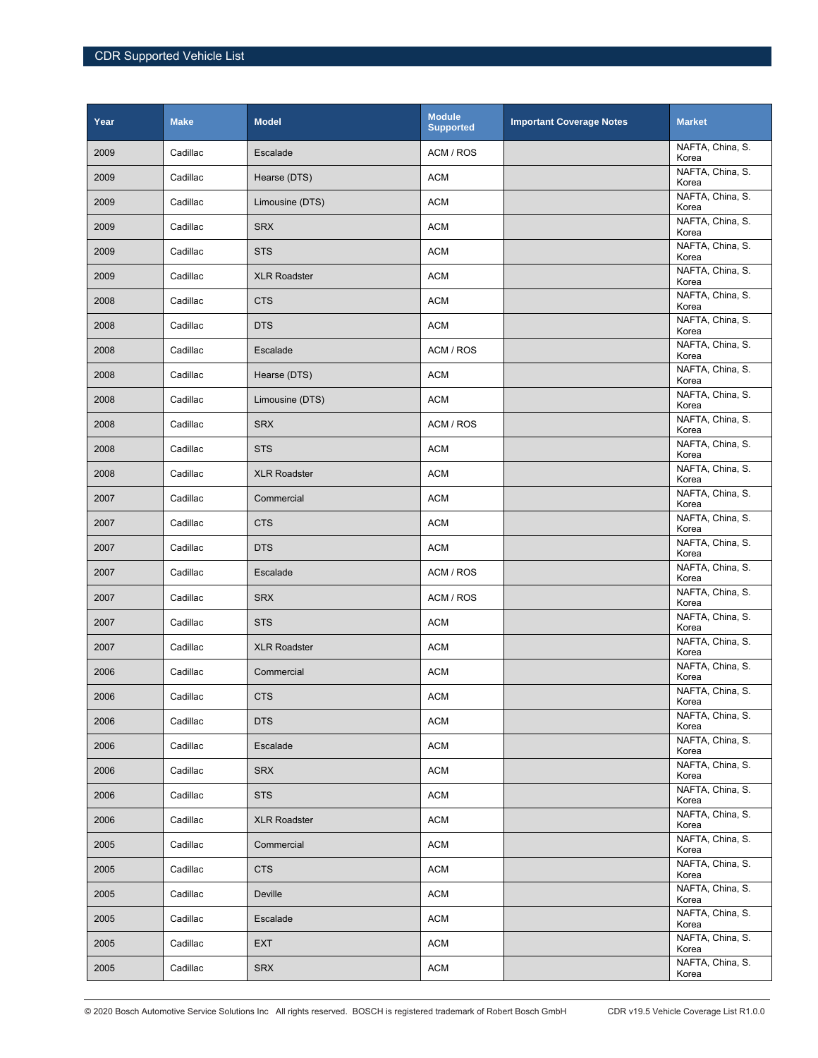| Year | Make | Model | Module Supported | Important Coverage Notes | Market |
|---|---|---|---|---|---|
| 2009 | Cadillac | Escalade | ACM / ROS | | NAFTA, China, S. Korea |
| 2009 | Cadillac | Hearse (DTS) | ACM | | NAFTA, China, S. Korea |
| 2009 | Cadillac | Limousine (DTS) | ACM | | NAFTA, China, S. Korea |
| 2009 | Cadillac | SRX | ACM | | NAFTA, China, S. Korea |
| 2009 | Cadillac | STS | ACM | | NAFTA, China, S. Korea |
| 2009 | Cadillac | XLR Roadster | ACM | | NAFTA, China, S. Korea |
| 2008 | Cadillac | CTS | ACM | | NAFTA, China, S. Korea |
| 2008 | Cadillac | DTS | ACM | | NAFTA, China, S. Korea |
| 2008 | Cadillac | Escalade | ACM / ROS | | NAFTA, China, S. Korea |
| 2008 | Cadillac | Hearse (DTS) | ACM | | NAFTA, China, S. Korea |
| 2008 | Cadillac | Limousine (DTS) | ACM | | NAFTA, China, S. Korea |
| 2008 | Cadillac | SRX | ACM / ROS | | NAFTA, China, S. Korea |
| 2008 | Cadillac | STS | ACM | | NAFTA, China, S. Korea |
| 2008 | Cadillac | XLR Roadster | ACM | | NAFTA, China, S. Korea |
| 2007 | Cadillac | Commercial | ACM | | NAFTA, China, S. Korea |
| 2007 | Cadillac | CTS | ACM | | NAFTA, China, S. Korea |
| 2007 | Cadillac | DTS | ACM | | NAFTA, China, S. Korea |
| 2007 | Cadillac | Escalade | ACM / ROS | | NAFTA, China, S. Korea |
| 2007 | Cadillac | SRX | ACM / ROS | | NAFTA, China, S. Korea |
| 2007 | Cadillac | STS | ACM | | NAFTA, China, S. Korea |
| 2007 | Cadillac | XLR Roadster | ACM | | NAFTA, China, S. Korea |
| 2006 | Cadillac | Commercial | ACM | | NAFTA, China, S. Korea |
| 2006 | Cadillac | CTS | ACM | | NAFTA, China, S. Korea |
| 2006 | Cadillac | DTS | ACM | | NAFTA, China, S. Korea |
| 2006 | Cadillac | Escalade | ACM | | NAFTA, China, S. Korea |
| 2006 | Cadillac | SRX | ACM | | NAFTA, China, S. Korea |
| 2006 | Cadillac | STS | ACM | | NAFTA, China, S. Korea |
| 2006 | Cadillac | XLR Roadster | ACM | | NAFTA, China, S. Korea |
| 2005 | Cadillac | Commercial | ACM | | NAFTA, China, S. Korea |
| 2005 | Cadillac | CTS | ACM | | NAFTA, China, S. Korea |
| 2005 | Cadillac | Deville | ACM | | NAFTA, China, S. Korea |
| 2005 | Cadillac | Escalade | ACM | | NAFTA, China, S. Korea |
| 2005 | Cadillac | EXT | ACM | | NAFTA, China, S. Korea |
| 2005 | Cadillac | SRX | ACM | | NAFTA, China, S. Korea |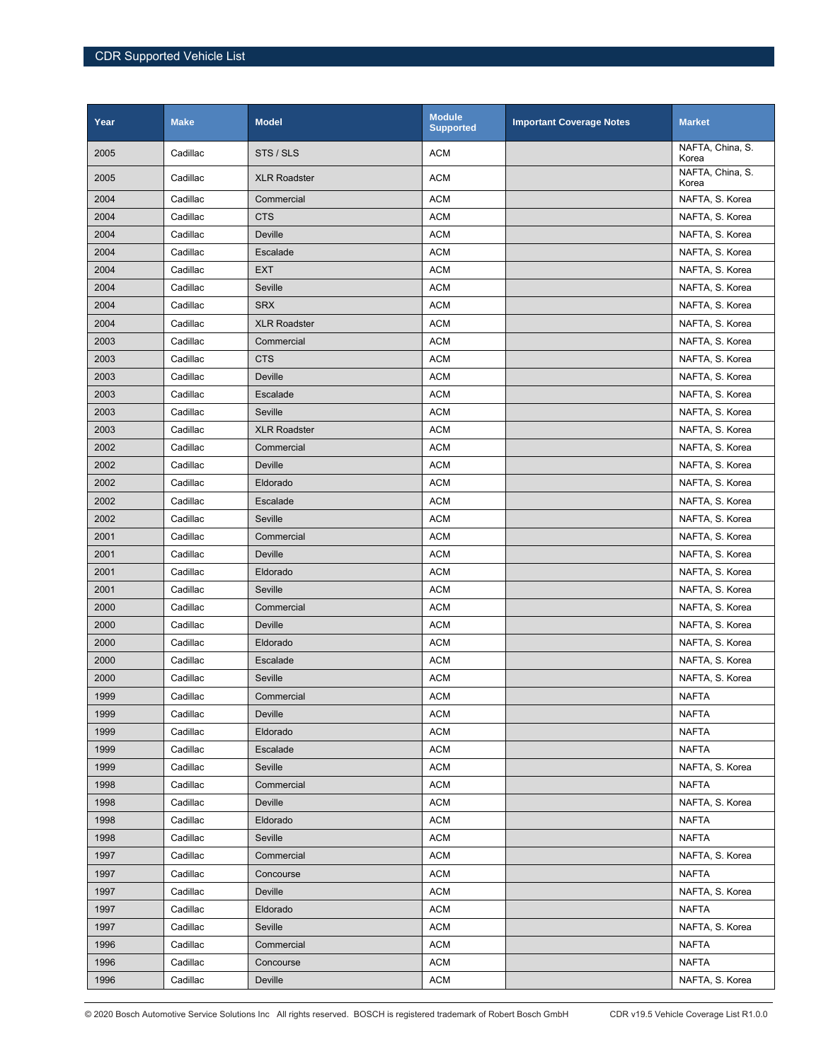| Year | Make | Model | Module Supported | Important Coverage Notes | Market |
|---|---|---|---|---|---|
| 2005 | Cadillac | STS / SLS | ACM | | NAFTA, China, S. Korea |
| 2005 | Cadillac | XLR Roadster | ACM | | NAFTA, China, S. Korea |
| 2004 | Cadillac | Commercial | ACM | | NAFTA, S. Korea |
| 2004 | Cadillac | CTS | ACM | | NAFTA, S. Korea |
| 2004 | Cadillac | Deville | ACM | | NAFTA, S. Korea |
| 2004 | Cadillac | Escalade | ACM | | NAFTA, S. Korea |
| 2004 | Cadillac | EXT | ACM | | NAFTA, S. Korea |
| 2004 | Cadillac | Seville | ACM | | NAFTA, S. Korea |
| 2004 | Cadillac | SRX | ACM | | NAFTA, S. Korea |
| 2004 | Cadillac | XLR Roadster | ACM | | NAFTA, S. Korea |
| 2003 | Cadillac | Commercial | ACM | | NAFTA, S. Korea |
| 2003 | Cadillac | CTS | ACM | | NAFTA, S. Korea |
| 2003 | Cadillac | Deville | ACM | | NAFTA, S. Korea |
| 2003 | Cadillac | Escalade | ACM | | NAFTA, S. Korea |
| 2003 | Cadillac | Seville | ACM | | NAFTA, S. Korea |
| 2003 | Cadillac | XLR Roadster | ACM | | NAFTA, S. Korea |
| 2002 | Cadillac | Commercial | ACM | | NAFTA, S. Korea |
| 2002 | Cadillac | Deville | ACM | | NAFTA, S. Korea |
| 2002 | Cadillac | Eldorado | ACM | | NAFTA, S. Korea |
| 2002 | Cadillac | Escalade | ACM | | NAFTA, S. Korea |
| 2002 | Cadillac | Seville | ACM | | NAFTA, S. Korea |
| 2001 | Cadillac | Commercial | ACM | | NAFTA, S. Korea |
| 2001 | Cadillac | Deville | ACM | | NAFTA, S. Korea |
| 2001 | Cadillac | Eldorado | ACM | | NAFTA, S. Korea |
| 2001 | Cadillac | Seville | ACM | | NAFTA, S. Korea |
| 2000 | Cadillac | Commercial | ACM | | NAFTA, S. Korea |
| 2000 | Cadillac | Deville | ACM | | NAFTA, S. Korea |
| 2000 | Cadillac | Eldorado | ACM | | NAFTA, S. Korea |
| 2000 | Cadillac | Escalade | ACM | | NAFTA, S. Korea |
| 2000 | Cadillac | Seville | ACM | | NAFTA, S. Korea |
| 1999 | Cadillac | Commercial | ACM | | NAFTA |
| 1999 | Cadillac | Deville | ACM | | NAFTA |
| 1999 | Cadillac | Eldorado | ACM | | NAFTA |
| 1999 | Cadillac | Escalade | ACM | | NAFTA |
| 1999 | Cadillac | Seville | ACM | | NAFTA, S. Korea |
| 1998 | Cadillac | Commercial | ACM | | NAFTA |
| 1998 | Cadillac | Deville | ACM | | NAFTA, S. Korea |
| 1998 | Cadillac | Eldorado | ACM | | NAFTA |
| 1998 | Cadillac | Seville | ACM | | NAFTA |
| 1997 | Cadillac | Commercial | ACM | | NAFTA, S. Korea |
| 1997 | Cadillac | Concourse | ACM | | NAFTA |
| 1997 | Cadillac | Deville | ACM | | NAFTA, S. Korea |
| 1997 | Cadillac | Eldorado | ACM | | NAFTA |
| 1997 | Cadillac | Seville | ACM | | NAFTA, S. Korea |
| 1996 | Cadillac | Commercial | ACM | | NAFTA |
| 1996 | Cadillac | Concourse | ACM | | NAFTA |
| 1996 | Cadillac | Deville | ACM | | NAFTA, S. Korea |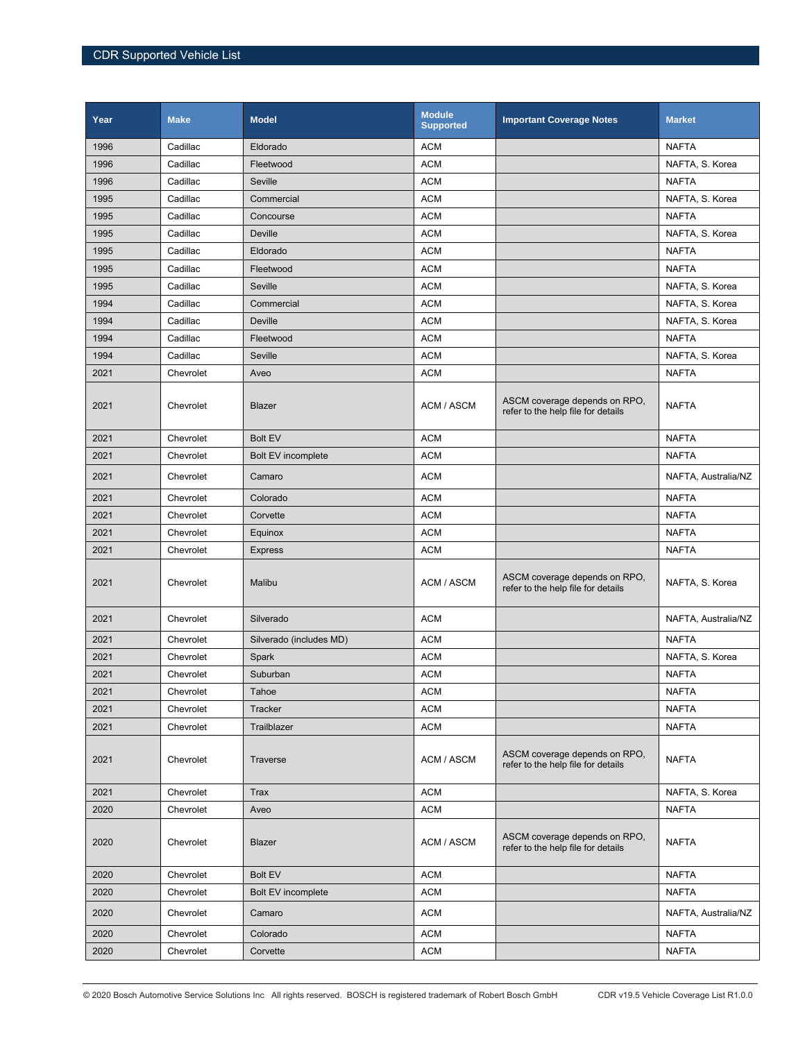| Year | Make | Model | Module Supported | Important Coverage Notes | Market |
|---|---|---|---|---|---|
| 1996 | Cadillac | Eldorado | ACM | | NAFTA |
| 1996 | Cadillac | Fleetwood | ACM | | NAFTA, S. Korea |
| 1996 | Cadillac | Seville | ACM | | NAFTA |
| 1995 | Cadillac | Commercial | ACM | | NAFTA, S. Korea |
| 1995 | Cadillac | Concourse | ACM | | NAFTA |
| 1995 | Cadillac | Deville | ACM | | NAFTA, S. Korea |
| 1995 | Cadillac | Eldorado | ACM | | NAFTA |
| 1995 | Cadillac | Fleetwood | ACM | | NAFTA |
| 1995 | Cadillac | Seville | ACM | | NAFTA, S. Korea |
| 1994 | Cadillac | Commercial | ACM | | NAFTA, S. Korea |
| 1994 | Cadillac | Deville | ACM | | NAFTA, S. Korea |
| 1994 | Cadillac | Fleetwood | ACM | | NAFTA |
| 1994 | Cadillac | Seville | ACM | | NAFTA, S. Korea |
| 2021 | Chevrolet | Aveo | ACM | | NAFTA |
| 2021 | Chevrolet | Blazer | ACM / ASCM | ASCM coverage depends on RPO, refer to the help file for details | NAFTA |
| 2021 | Chevrolet | Bolt EV | ACM | | NAFTA |
| 2021 | Chevrolet | Bolt EV incomplete | ACM | | NAFTA |
| 2021 | Chevrolet | Camaro | ACM | | NAFTA, Australia/NZ |
| 2021 | Chevrolet | Colorado | ACM | | NAFTA |
| 2021 | Chevrolet | Corvette | ACM | | NAFTA |
| 2021 | Chevrolet | Equinox | ACM | | NAFTA |
| 2021 | Chevrolet | Express | ACM | | NAFTA |
| 2021 | Chevrolet | Malibu | ACM / ASCM | ASCM coverage depends on RPO, refer to the help file for details | NAFTA, S. Korea |
| 2021 | Chevrolet | Silverado | ACM | | NAFTA, Australia/NZ |
| 2021 | Chevrolet | Silverado (includes MD) | ACM | | NAFTA |
| 2021 | Chevrolet | Spark | ACM | | NAFTA, S. Korea |
| 2021 | Chevrolet | Suburban | ACM | | NAFTA |
| 2021 | Chevrolet | Tahoe | ACM | | NAFTA |
| 2021 | Chevrolet | Tracker | ACM | | NAFTA |
| 2021 | Chevrolet | Trailblazer | ACM | | NAFTA |
| 2021 | Chevrolet | Traverse | ACM / ASCM | ASCM coverage depends on RPO, refer to the help file for details | NAFTA |
| 2021 | Chevrolet | Trax | ACM | | NAFTA, S. Korea |
| 2020 | Chevrolet | Aveo | ACM | | NAFTA |
| 2020 | Chevrolet | Blazer | ACM / ASCM | ASCM coverage depends on RPO, refer to the help file for details | NAFTA |
| 2020 | Chevrolet | Bolt EV | ACM | | NAFTA |
| 2020 | Chevrolet | Bolt EV incomplete | ACM | | NAFTA |
| 2020 | Chevrolet | Camaro | ACM | | NAFTA, Australia/NZ |
| 2020 | Chevrolet | Colorado | ACM | | NAFTA |
| 2020 | Chevrolet | Corvette | ACM | | NAFTA |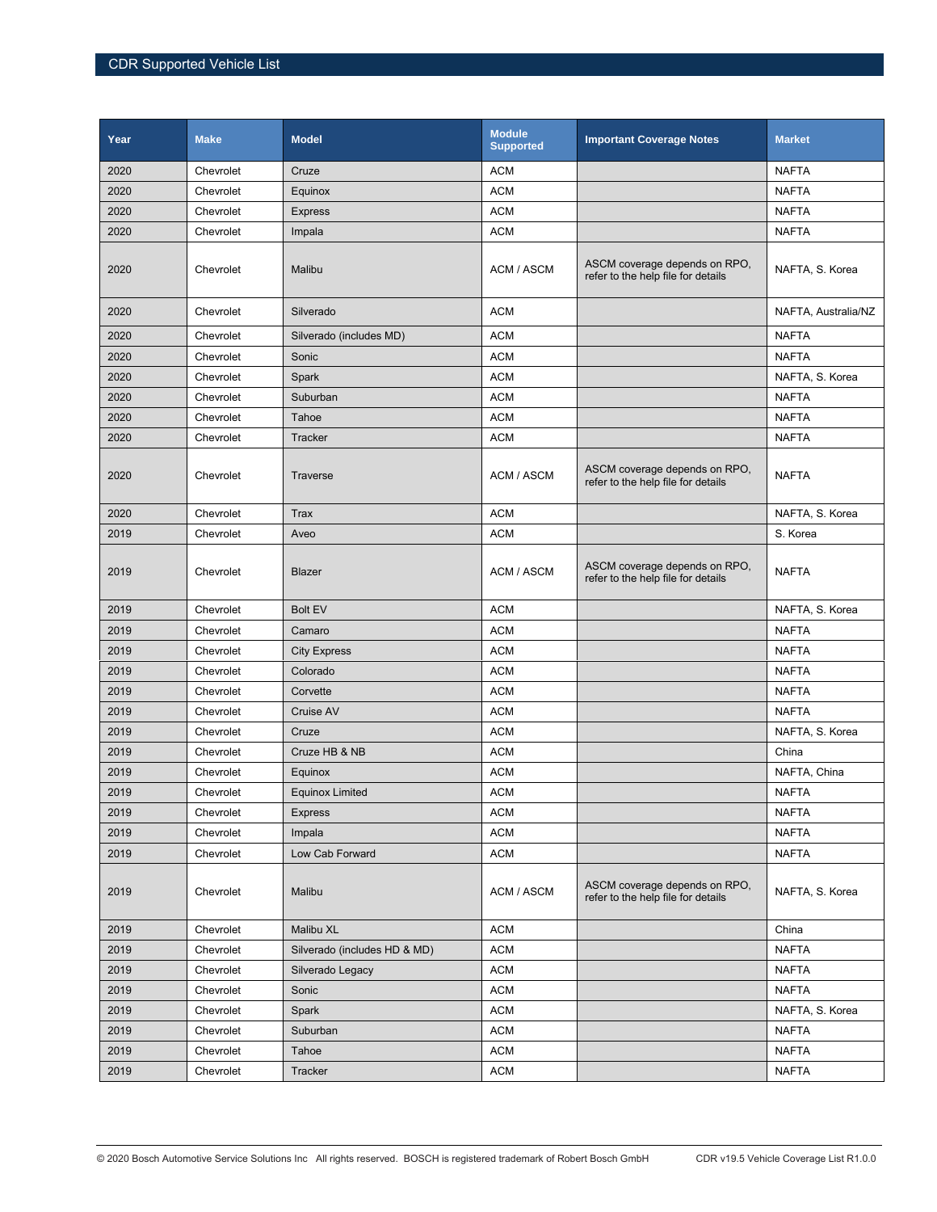| Year | Make | Model | Module Supported | Important Coverage Notes | Market |
|---|---|---|---|---|---|
| 2020 | Chevrolet | Cruze | ACM | | NAFTA |
| 2020 | Chevrolet | Equinox | ACM | | NAFTA |
| 2020 | Chevrolet | Express | ACM | | NAFTA |
| 2020 | Chevrolet | Impala | ACM | | NAFTA |
| 2020 | Chevrolet | Malibu | ACM / ASCM | ASCM coverage depends on RPO, refer to the help file for details | NAFTA, S. Korea |
| 2020 | Chevrolet | Silverado | ACM | | NAFTA, Australia/NZ |
| 2020 | Chevrolet | Silverado (includes MD) | ACM | | NAFTA |
| 2020 | Chevrolet | Sonic | ACM | | NAFTA |
| 2020 | Chevrolet | Spark | ACM | | NAFTA, S. Korea |
| 2020 | Chevrolet | Suburban | ACM | | NAFTA |
| 2020 | Chevrolet | Tahoe | ACM | | NAFTA |
| 2020 | Chevrolet | Tracker | ACM | | NAFTA |
| 2020 | Chevrolet | Traverse | ACM / ASCM | ASCM coverage depends on RPO, refer to the help file for details | NAFTA |
| 2020 | Chevrolet | Trax | ACM | | NAFTA, S. Korea |
| 2019 | Chevrolet | Aveo | ACM | | S. Korea |
| 2019 | Chevrolet | Blazer | ACM / ASCM | ASCM coverage depends on RPO, refer to the help file for details | NAFTA |
| 2019 | Chevrolet | Bolt EV | ACM | | NAFTA, S. Korea |
| 2019 | Chevrolet | Camaro | ACM | | NAFTA |
| 2019 | Chevrolet | City Express | ACM | | NAFTA |
| 2019 | Chevrolet | Colorado | ACM | | NAFTA |
| 2019 | Chevrolet | Corvette | ACM | | NAFTA |
| 2019 | Chevrolet | Cruise AV | ACM | | NAFTA |
| 2019 | Chevrolet | Cruze | ACM | | NAFTA, S. Korea |
| 2019 | Chevrolet | Cruze HB & NB | ACM | | China |
| 2019 | Chevrolet | Equinox | ACM | | NAFTA, China |
| 2019 | Chevrolet | Equinox Limited | ACM | | NAFTA |
| 2019 | Chevrolet | Express | ACM | | NAFTA |
| 2019 | Chevrolet | Impala | ACM | | NAFTA |
| 2019 | Chevrolet | Low Cab Forward | ACM | | NAFTA |
| 2019 | Chevrolet | Malibu | ACM / ASCM | ASCM coverage depends on RPO, refer to the help file for details | NAFTA, S. Korea |
| 2019 | Chevrolet | Malibu XL | ACM | | China |
| 2019 | Chevrolet | Silverado (includes HD & MD) | ACM | | NAFTA |
| 2019 | Chevrolet | Silverado Legacy | ACM | | NAFTA |
| 2019 | Chevrolet | Sonic | ACM | | NAFTA |
| 2019 | Chevrolet | Spark | ACM | | NAFTA, S. Korea |
| 2019 | Chevrolet | Suburban | ACM | | NAFTA |
| 2019 | Chevrolet | Tahoe | ACM | | NAFTA |
| 2019 | Chevrolet | Tracker | ACM | | NAFTA |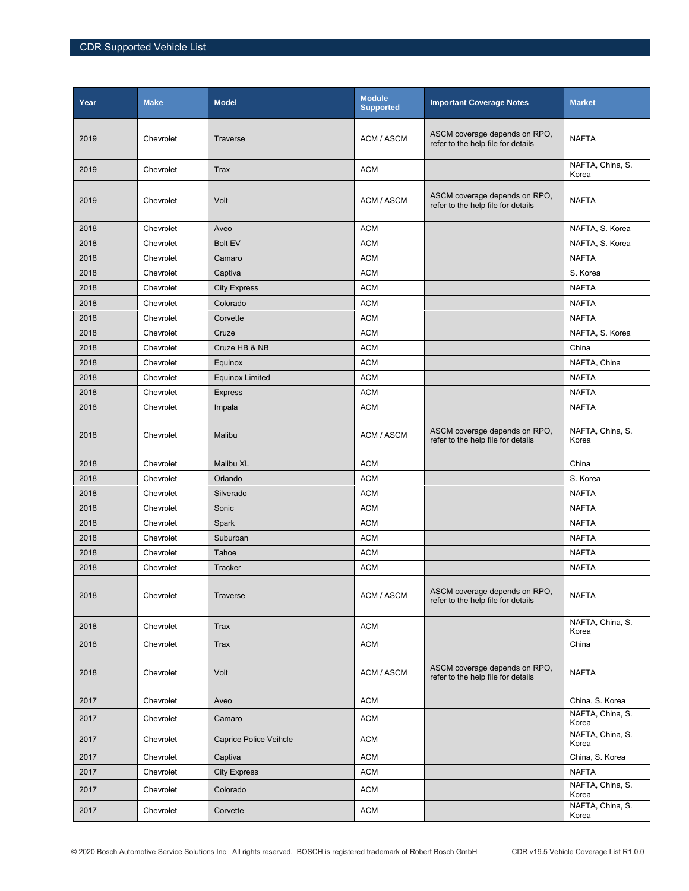| Year | Make | Model | Module Supported | Important Coverage Notes | Market |
| --- | --- | --- | --- | --- | --- |
| 2019 | Chevrolet | Traverse | ACM / ASCM | ASCM coverage depends on RPO, refer to the help file for details | NAFTA |
| 2019 | Chevrolet | Trax | ACM | | NAFTA, China, S. Korea |
| 2019 | Chevrolet | Volt | ACM / ASCM | ASCM coverage depends on RPO, refer to the help file for details | NAFTA |
| 2018 | Chevrolet | Aveo | ACM | | NAFTA, S. Korea |
| 2018 | Chevrolet | Bolt EV | ACM | | NAFTA, S. Korea |
| 2018 | Chevrolet | Camaro | ACM | | NAFTA |
| 2018 | Chevrolet | Captiva | ACM | | S. Korea |
| 2018 | Chevrolet | City Express | ACM | | NAFTA |
| 2018 | Chevrolet | Colorado | ACM | | NAFTA |
| 2018 | Chevrolet | Corvette | ACM | | NAFTA |
| 2018 | Chevrolet | Cruze | ACM | | NAFTA, S. Korea |
| 2018 | Chevrolet | Cruze HB & NB | ACM | | China |
| 2018 | Chevrolet | Equinox | ACM | | NAFTA, China |
| 2018 | Chevrolet | Equinox Limited | ACM | | NAFTA |
| 2018 | Chevrolet | Express | ACM | | NAFTA |
| 2018 | Chevrolet | Impala | ACM | | NAFTA |
| 2018 | Chevrolet | Malibu | ACM / ASCM | ASCM coverage depends on RPO, refer to the help file for details | NAFTA, China, S. Korea |
| 2018 | Chevrolet | Malibu XL | ACM | | China |
| 2018 | Chevrolet | Orlando | ACM | | S. Korea |
| 2018 | Chevrolet | Silverado | ACM | | NAFTA |
| 2018 | Chevrolet | Sonic | ACM | | NAFTA |
| 2018 | Chevrolet | Spark | ACM | | NAFTA |
| 2018 | Chevrolet | Suburban | ACM | | NAFTA |
| 2018 | Chevrolet | Tahoe | ACM | | NAFTA |
| 2018 | Chevrolet | Tracker | ACM | | NAFTA |
| 2018 | Chevrolet | Traverse | ACM / ASCM | ASCM coverage depends on RPO, refer to the help file for details | NAFTA |
| 2018 | Chevrolet | Trax | ACM | | NAFTA, China, S. Korea |
| 2018 | Chevrolet | Trax | ACM | | China |
| 2018 | Chevrolet | Volt | ACM / ASCM | ASCM coverage depends on RPO, refer to the help file for details | NAFTA |
| 2017 | Chevrolet | Aveo | ACM | | China, S. Korea |
| 2017 | Chevrolet | Camaro | ACM | | NAFTA, China, S. Korea |
| 2017 | Chevrolet | Caprice Police Veihcle | ACM | | NAFTA, China, S. Korea |
| 2017 | Chevrolet | Captiva | ACM | | China, S. Korea |
| 2017 | Chevrolet | City Express | ACM | | NAFTA |
| 2017 | Chevrolet | Colorado | ACM | | NAFTA, China, S. Korea |
| 2017 | Chevrolet | Corvette | ACM | | NAFTA, China, S. Korea |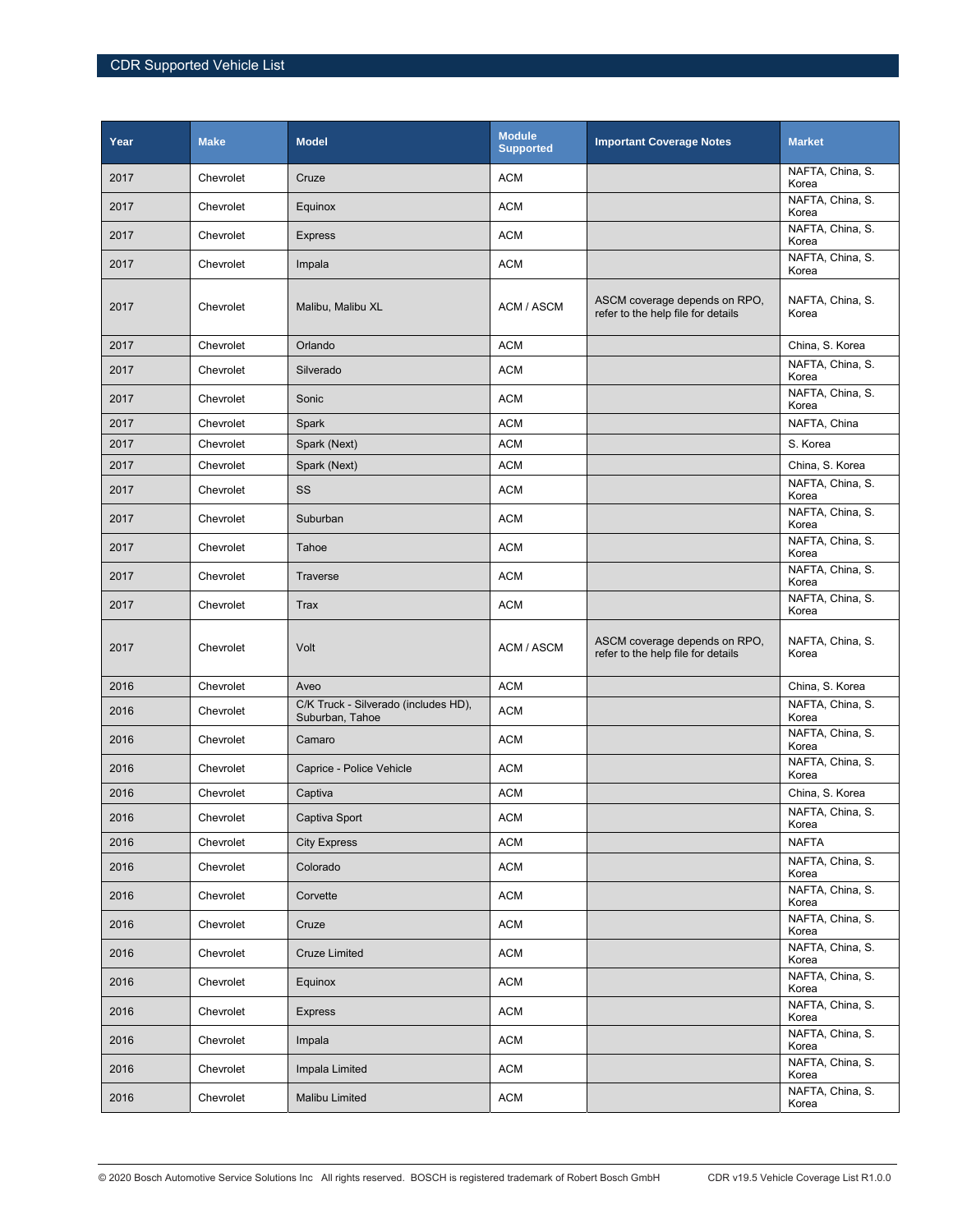| Year | Make | Model | Module Supported | Important Coverage Notes | Market |
|---|---|---|---|---|---|
| 2017 | Chevrolet | Cruze | ACM | | NAFTA, China, S. Korea |
| 2017 | Chevrolet | Equinox | ACM | | NAFTA, China, S. Korea |
| 2017 | Chevrolet | Express | ACM | | NAFTA, China, S. Korea |
| 2017 | Chevrolet | Impala | ACM | | NAFTA, China, S. Korea |
| 2017 | Chevrolet | Malibu, Malibu XL | ACM / ASCM | ASCM coverage depends on RPO, refer to the help file for details | NAFTA, China, S. Korea |
| 2017 | Chevrolet | Orlando | ACM | | China, S. Korea |
| 2017 | Chevrolet | Silverado | ACM | | NAFTA, China, S. Korea |
| 2017 | Chevrolet | Sonic | ACM | | NAFTA, China, S. Korea |
| 2017 | Chevrolet | Spark | ACM | | NAFTA, China |
| 2017 | Chevrolet | Spark (Next) | ACM | | S. Korea |
| 2017 | Chevrolet | Spark (Next) | ACM | | China, S. Korea |
| 2017 | Chevrolet | SS | ACM | | NAFTA, China, S. Korea |
| 2017 | Chevrolet | Suburban | ACM | | NAFTA, China, S. Korea |
| 2017 | Chevrolet | Tahoe | ACM | | NAFTA, China, S. Korea |
| 2017 | Chevrolet | Traverse | ACM | | NAFTA, China, S. Korea |
| 2017 | Chevrolet | Trax | ACM | | NAFTA, China, S. Korea |
| 2017 | Chevrolet | Volt | ACM / ASCM | ASCM coverage depends on RPO, refer to the help file for details | NAFTA, China, S. Korea |
| 2016 | Chevrolet | Aveo | ACM | | China, S. Korea |
| 2016 | Chevrolet | C/K Truck - Silverado (includes HD), Suburban, Tahoe | ACM | | NAFTA, China, S. Korea |
| 2016 | Chevrolet | Camaro | ACM | | NAFTA, China, S. Korea |
| 2016 | Chevrolet | Caprice - Police Vehicle | ACM | | NAFTA, China, S. Korea |
| 2016 | Chevrolet | Captiva | ACM | | China, S. Korea |
| 2016 | Chevrolet | Captiva Sport | ACM | | NAFTA, China, S. Korea |
| 2016 | Chevrolet | City Express | ACM | | NAFTA |
| 2016 | Chevrolet | Colorado | ACM | | NAFTA, China, S. Korea |
| 2016 | Chevrolet | Corvette | ACM | | NAFTA, China, S. Korea |
| 2016 | Chevrolet | Cruze | ACM | | NAFTA, China, S. Korea |
| 2016 | Chevrolet | Cruze Limited | ACM | | NAFTA, China, S. Korea |
| 2016 | Chevrolet | Equinox | ACM | | NAFTA, China, S. Korea |
| 2016 | Chevrolet | Express | ACM | | NAFTA, China, S. Korea |
| 2016 | Chevrolet | Impala | ACM | | NAFTA, China, S. Korea |
| 2016 | Chevrolet | Impala Limited | ACM | | NAFTA, China, S. Korea |
| 2016 | Chevrolet | Malibu Limited | ACM | | NAFTA, China, S. Korea |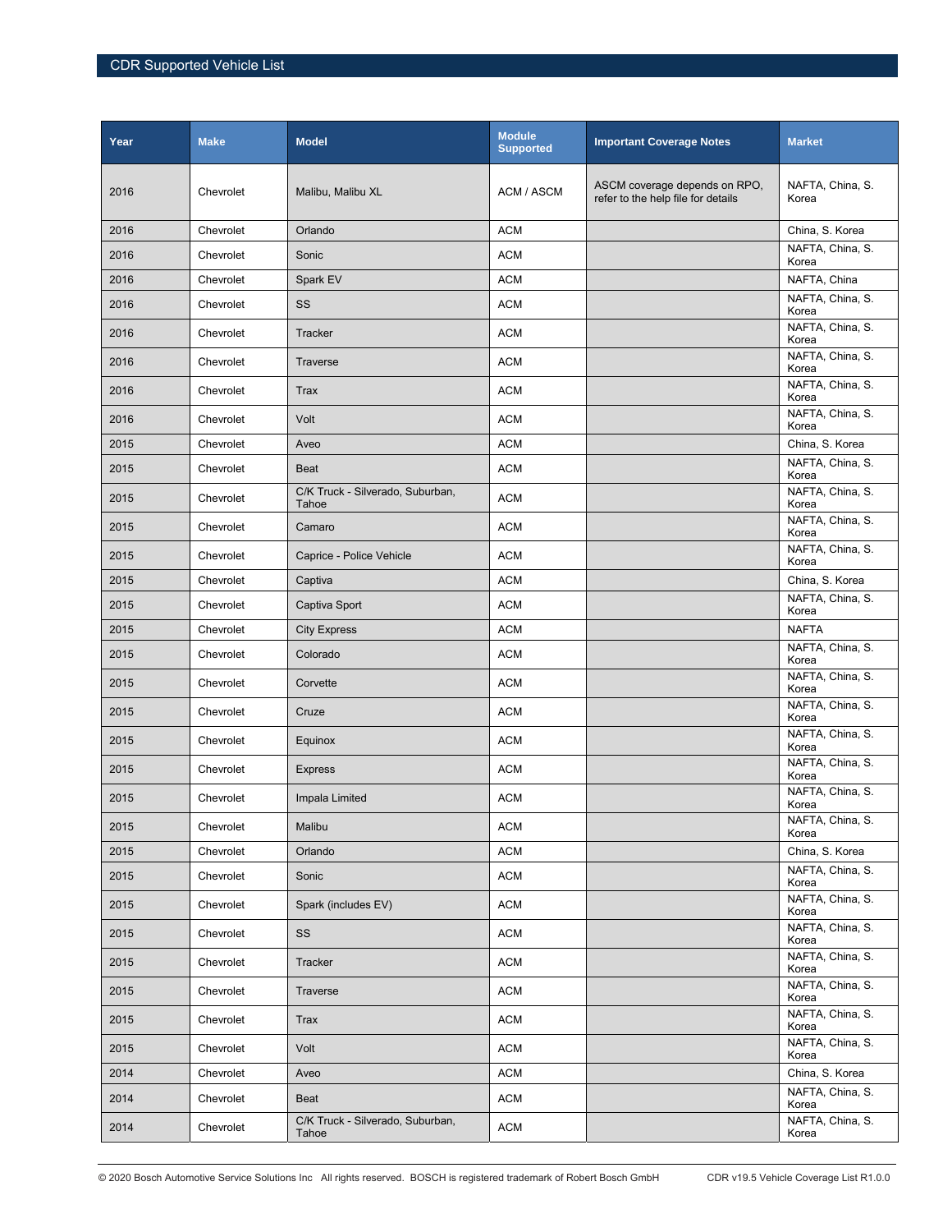| Year | Make | Model | Module Supported | Important Coverage Notes | Market |
|---|---|---|---|---|---|
| 2016 | Chevrolet | Malibu, Malibu XL | ACM / ASCM | ASCM coverage depends on RPO, refer to the help file for details | NAFTA, China, S. Korea |
| 2016 | Chevrolet | Orlando | ACM | | China, S. Korea |
| 2016 | Chevrolet | Sonic | ACM | | NAFTA, China, S. Korea |
| 2016 | Chevrolet | Spark EV | ACM | | NAFTA, China |
| 2016 | Chevrolet | SS | ACM | | NAFTA, China, S. Korea |
| 2016 | Chevrolet | Tracker | ACM | | NAFTA, China, S. Korea |
| 2016 | Chevrolet | Traverse | ACM | | NAFTA, China, S. Korea |
| 2016 | Chevrolet | Trax | ACM | | NAFTA, China, S. Korea |
| 2016 | Chevrolet | Volt | ACM | | NAFTA, China, S. Korea |
| 2015 | Chevrolet | Aveo | ACM | | China, S. Korea |
| 2015 | Chevrolet | Beat | ACM | | NAFTA, China, S. Korea |
| 2015 | Chevrolet | C/K Truck - Silverado, Suburban, Tahoe | ACM | | NAFTA, China, S. Korea |
| 2015 | Chevrolet | Camaro | ACM | | NAFTA, China, S. Korea |
| 2015 | Chevrolet | Caprice - Police Vehicle | ACM | | NAFTA, China, S. Korea |
| 2015 | Chevrolet | Captiva | ACM | | China, S. Korea |
| 2015 | Chevrolet | Captiva Sport | ACM | | NAFTA, China, S. Korea |
| 2015 | Chevrolet | City Express | ACM | | NAFTA |
| 2015 | Chevrolet | Colorado | ACM | | NAFTA, China, S. Korea |
| 2015 | Chevrolet | Corvette | ACM | | NAFTA, China, S. Korea |
| 2015 | Chevrolet | Cruze | ACM | | NAFTA, China, S. Korea |
| 2015 | Chevrolet | Equinox | ACM | | NAFTA, China, S. Korea |
| 2015 | Chevrolet | Express | ACM | | NAFTA, China, S. Korea |
| 2015 | Chevrolet | Impala Limited | ACM | | NAFTA, China, S. Korea |
| 2015 | Chevrolet | Malibu | ACM | | NAFTA, China, S. Korea |
| 2015 | Chevrolet | Orlando | ACM | | China, S. Korea |
| 2015 | Chevrolet | Sonic | ACM | | NAFTA, China, S. Korea |
| 2015 | Chevrolet | Spark (includes EV) | ACM | | NAFTA, China, S. Korea |
| 2015 | Chevrolet | SS | ACM | | NAFTA, China, S. Korea |
| 2015 | Chevrolet | Tracker | ACM | | NAFTA, China, S. Korea |
| 2015 | Chevrolet | Traverse | ACM | | NAFTA, China, S. Korea |
| 2015 | Chevrolet | Trax | ACM | | NAFTA, China, S. Korea |
| 2015 | Chevrolet | Volt | ACM | | NAFTA, China, S. Korea |
| 2014 | Chevrolet | Aveo | ACM | | China, S. Korea |
| 2014 | Chevrolet | Beat | ACM | | NAFTA, China, S. Korea |
| 2014 | Chevrolet | C/K Truck - Silverado, Suburban, Tahoe | ACM | | NAFTA, China, S. Korea |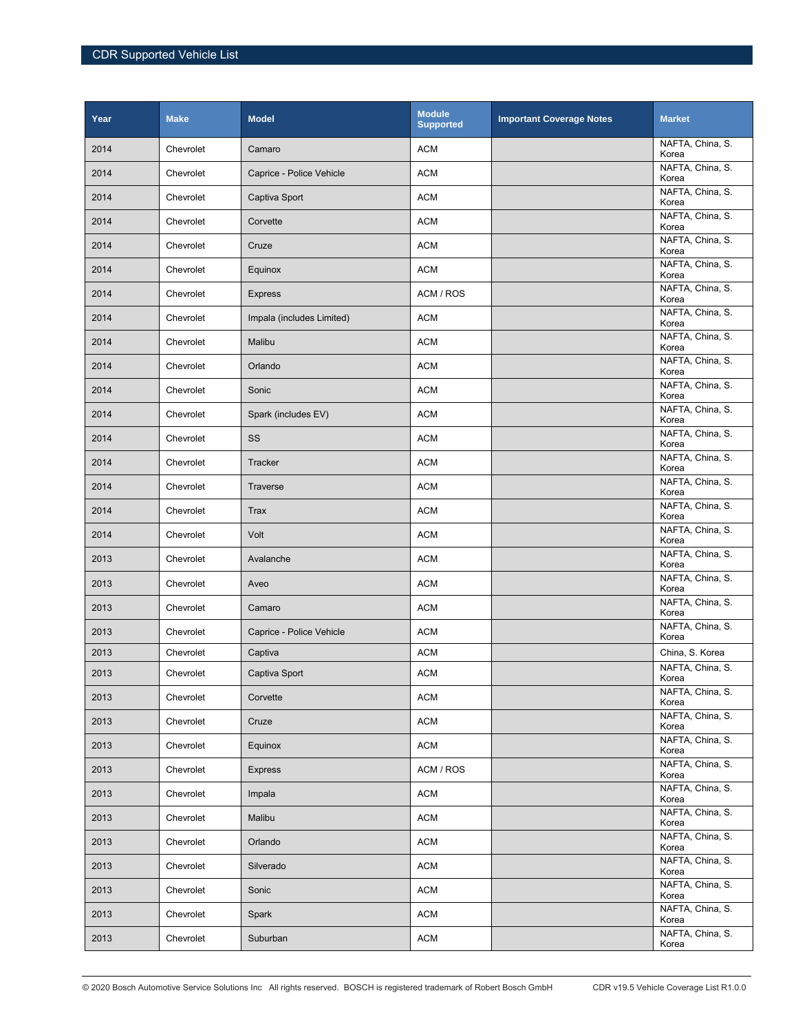| Year | Make | Model | Module Supported | Important Coverage Notes | Market |
|---|---|---|---|---|---|
| 2014 | Chevrolet | Camaro | ACM | | NAFTA, China, S. Korea |
| 2014 | Chevrolet | Caprice - Police Vehicle | ACM | | NAFTA, China, S. Korea |
| 2014 | Chevrolet | Captiva Sport | ACM | | NAFTA, China, S. Korea |
| 2014 | Chevrolet | Corvette | ACM | | NAFTA, China, S. Korea |
| 2014 | Chevrolet | Cruze | ACM | | NAFTA, China, S. Korea |
| 2014 | Chevrolet | Equinox | ACM | | NAFTA, China, S. Korea |
| 2014 | Chevrolet | Express | ACM / ROS | | NAFTA, China, S. Korea |
| 2014 | Chevrolet | Impala (includes Limited) | ACM | | NAFTA, China, S. Korea |
| 2014 | Chevrolet | Malibu | ACM | | NAFTA, China, S. Korea |
| 2014 | Chevrolet | Orlando | ACM | | NAFTA, China, S. Korea |
| 2014 | Chevrolet | Sonic | ACM | | NAFTA, China, S. Korea |
| 2014 | Chevrolet | Spark (includes EV) | ACM | | NAFTA, China, S. Korea |
| 2014 | Chevrolet | SS | ACM | | NAFTA, China, S. Korea |
| 2014 | Chevrolet | Tracker | ACM | | NAFTA, China, S. Korea |
| 2014 | Chevrolet | Traverse | ACM | | NAFTA, China, S. Korea |
| 2014 | Chevrolet | Trax | ACM | | NAFTA, China, S. Korea |
| 2014 | Chevrolet | Volt | ACM | | NAFTA, China, S. Korea |
| 2013 | Chevrolet | Avalanche | ACM | | NAFTA, China, S. Korea |
| 2013 | Chevrolet | Aveo | ACM | | NAFTA, China, S. Korea |
| 2013 | Chevrolet | Camaro | ACM | | NAFTA, China, S. Korea |
| 2013 | Chevrolet | Caprice - Police Vehicle | ACM | | NAFTA, China, S. Korea |
| 2013 | Chevrolet | Captiva | ACM | | China, S. Korea |
| 2013 | Chevrolet | Captiva Sport | ACM | | NAFTA, China, S. Korea |
| 2013 | Chevrolet | Corvette | ACM | | NAFTA, China, S. Korea |
| 2013 | Chevrolet | Cruze | ACM | | NAFTA, China, S. Korea |
| 2013 | Chevrolet | Equinox | ACM | | NAFTA, China, S. Korea |
| 2013 | Chevrolet | Express | ACM / ROS | | NAFTA, China, S. Korea |
| 2013 | Chevrolet | Impala | ACM | | NAFTA, China, S. Korea |
| 2013 | Chevrolet | Malibu | ACM | | NAFTA, China, S. Korea |
| 2013 | Chevrolet | Orlando | ACM | | NAFTA, China, S. Korea |
| 2013 | Chevrolet | Silverado | ACM | | NAFTA, China, S. Korea |
| 2013 | Chevrolet | Sonic | ACM | | NAFTA, China, S. Korea |
| 2013 | Chevrolet | Spark | ACM | | NAFTA, China, S. Korea |
| 2013 | Chevrolet | Suburban | ACM | | NAFTA, China, S. Korea |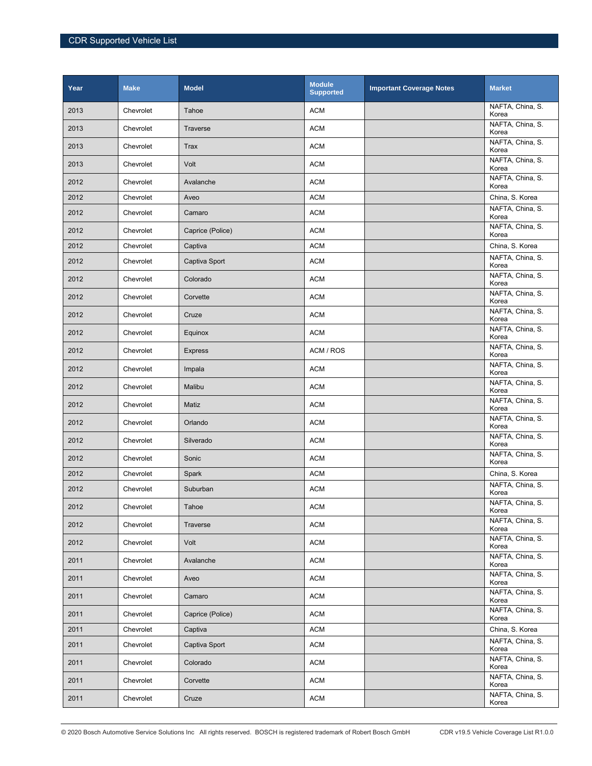| Year | Make | Model | Module Supported | Important Coverage Notes | Market |
|---|---|---|---|---|---|
| 2013 | Chevrolet | Tahoe | ACM | | NAFTA, China, S. Korea |
| 2013 | Chevrolet | Traverse | ACM | | NAFTA, China, S. Korea |
| 2013 | Chevrolet | Trax | ACM | | NAFTA, China, S. Korea |
| 2013 | Chevrolet | Volt | ACM | | NAFTA, China, S. Korea |
| 2012 | Chevrolet | Avalanche | ACM | | NAFTA, China, S. Korea |
| 2012 | Chevrolet | Aveo | ACM | | China, S. Korea |
| 2012 | Chevrolet | Camaro | ACM | | NAFTA, China, S. Korea |
| 2012 | Chevrolet | Caprice (Police) | ACM | | NAFTA, China, S. Korea |
| 2012 | Chevrolet | Captiva | ACM | | China, S. Korea |
| 2012 | Chevrolet | Captiva Sport | ACM | | NAFTA, China, S. Korea |
| 2012 | Chevrolet | Colorado | ACM | | NAFTA, China, S. Korea |
| 2012 | Chevrolet | Corvette | ACM | | NAFTA, China, S. Korea |
| 2012 | Chevrolet | Cruze | ACM | | NAFTA, China, S. Korea |
| 2012 | Chevrolet | Equinox | ACM | | NAFTA, China, S. Korea |
| 2012 | Chevrolet | Express | ACM / ROS | | NAFTA, China, S. Korea |
| 2012 | Chevrolet | Impala | ACM | | NAFTA, China, S. Korea |
| 2012 | Chevrolet | Malibu | ACM | | NAFTA, China, S. Korea |
| 2012 | Chevrolet | Matiz | ACM | | NAFTA, China, S. Korea |
| 2012 | Chevrolet | Orlando | ACM | | NAFTA, China, S. Korea |
| 2012 | Chevrolet | Silverado | ACM | | NAFTA, China, S. Korea |
| 2012 | Chevrolet | Sonic | ACM | | NAFTA, China, S. Korea |
| 2012 | Chevrolet | Spark | ACM | | China, S. Korea |
| 2012 | Chevrolet | Suburban | ACM | | NAFTA, China, S. Korea |
| 2012 | Chevrolet | Tahoe | ACM | | NAFTA, China, S. Korea |
| 2012 | Chevrolet | Traverse | ACM | | NAFTA, China, S. Korea |
| 2012 | Chevrolet | Volt | ACM | | NAFTA, China, S. Korea |
| 2011 | Chevrolet | Avalanche | ACM | | NAFTA, China, S. Korea |
| 2011 | Chevrolet | Aveo | ACM | | NAFTA, China, S. Korea |
| 2011 | Chevrolet | Camaro | ACM | | NAFTA, China, S. Korea |
| 2011 | Chevrolet | Caprice (Police) | ACM | | NAFTA, China, S. Korea |
| 2011 | Chevrolet | Captiva | ACM | | China, S. Korea |
| 2011 | Chevrolet | Captiva Sport | ACM | | NAFTA, China, S. Korea |
| 2011 | Chevrolet | Colorado | ACM | | NAFTA, China, S. Korea |
| 2011 | Chevrolet | Corvette | ACM | | NAFTA, China, S. Korea |
| 2011 | Chevrolet | Cruze | ACM | | NAFTA, China, S. Korea |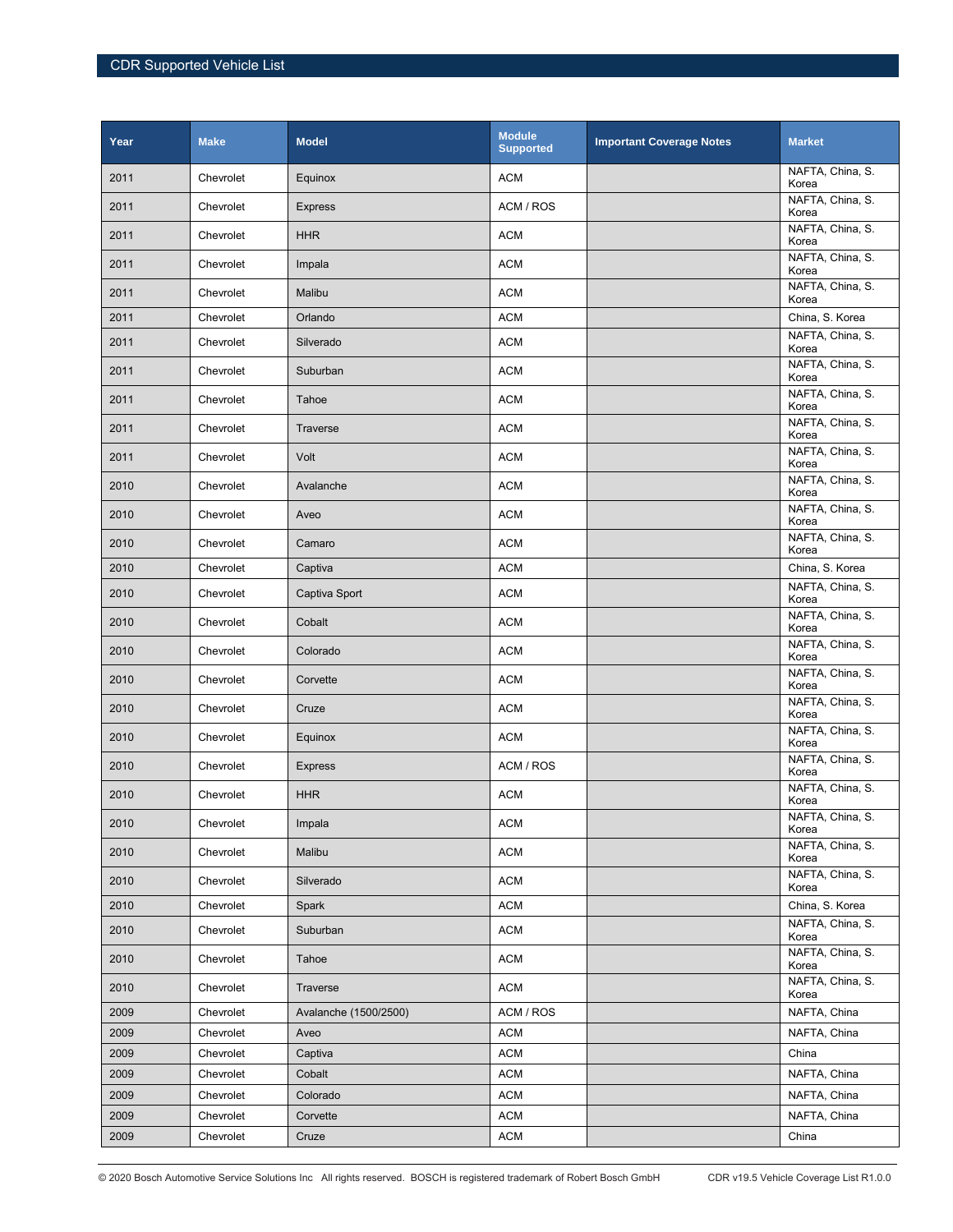| Year | Make | Model | Module Supported | Important Coverage Notes | Market |
|---|---|---|---|---|---|
| 2011 | Chevrolet | Equinox | ACM | | NAFTA, China, S. Korea |
| 2011 | Chevrolet | Express | ACM / ROS | | NAFTA, China, S. Korea |
| 2011 | Chevrolet | HHR | ACM | | NAFTA, China, S. Korea |
| 2011 | Chevrolet | Impala | ACM | | NAFTA, China, S. Korea |
| 2011 | Chevrolet | Malibu | ACM | | NAFTA, China, S. Korea |
| 2011 | Chevrolet | Orlando | ACM | | China, S. Korea |
| 2011 | Chevrolet | Silverado | ACM | | NAFTA, China, S. Korea |
| 2011 | Chevrolet | Suburban | ACM | | NAFTA, China, S. Korea |
| 2011 | Chevrolet | Tahoe | ACM | | NAFTA, China, S. Korea |
| 2011 | Chevrolet | Traverse | ACM | | NAFTA, China, S. Korea |
| 2011 | Chevrolet | Volt | ACM | | NAFTA, China, S. Korea |
| 2010 | Chevrolet | Avalanche | ACM | | NAFTA, China, S. Korea |
| 2010 | Chevrolet | Aveo | ACM | | NAFTA, China, S. Korea |
| 2010 | Chevrolet | Camaro | ACM | | NAFTA, China, S. Korea |
| 2010 | Chevrolet | Captiva | ACM | | China, S. Korea |
| 2010 | Chevrolet | Captiva Sport | ACM | | NAFTA, China, S. Korea |
| 2010 | Chevrolet | Cobalt | ACM | | NAFTA, China, S. Korea |
| 2010 | Chevrolet | Colorado | ACM | | NAFTA, China, S. Korea |
| 2010 | Chevrolet | Corvette | ACM | | NAFTA, China, S. Korea |
| 2010 | Chevrolet | Cruze | ACM | | NAFTA, China, S. Korea |
| 2010 | Chevrolet | Equinox | ACM | | NAFTA, China, S. Korea |
| 2010 | Chevrolet | Express | ACM / ROS | | NAFTA, China, S. Korea |
| 2010 | Chevrolet | HHR | ACM | | NAFTA, China, S. Korea |
| 2010 | Chevrolet | Impala | ACM | | NAFTA, China, S. Korea |
| 2010 | Chevrolet | Malibu | ACM | | NAFTA, China, S. Korea |
| 2010 | Chevrolet | Silverado | ACM | | NAFTA, China, S. Korea |
| 2010 | Chevrolet | Spark | ACM | | China, S. Korea |
| 2010 | Chevrolet | Suburban | ACM | | NAFTA, China, S. Korea |
| 2010 | Chevrolet | Tahoe | ACM | | NAFTA, China, S. Korea |
| 2010 | Chevrolet | Traverse | ACM | | NAFTA, China, S. Korea |
| 2009 | Chevrolet | Avalanche (1500/2500) | ACM / ROS | | NAFTA, China |
| 2009 | Chevrolet | Aveo | ACM | | NAFTA, China |
| 2009 | Chevrolet | Captiva | ACM | | China |
| 2009 | Chevrolet | Cobalt | ACM | | NAFTA, China |
| 2009 | Chevrolet | Colorado | ACM | | NAFTA, China |
| 2009 | Chevrolet | Corvette | ACM | | NAFTA, China |
| 2009 | Chevrolet | Cruze | ACM | | China |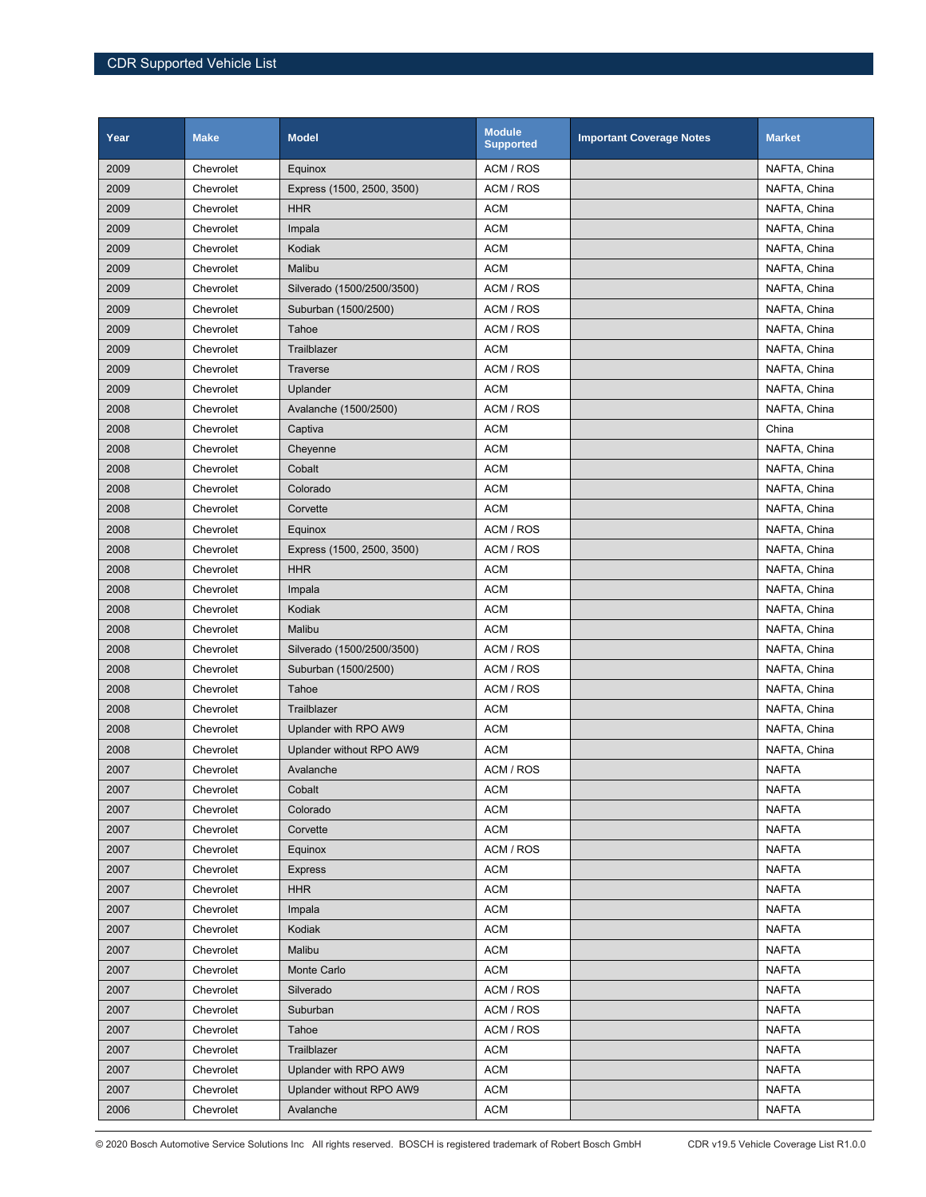| Year | Make | Model | Module Supported | Important Coverage Notes | Market |
|---|---|---|---|---|---|
| 2009 | Chevrolet | Equinox | ACM / ROS | | NAFTA, China |
| 2009 | Chevrolet | Express (1500, 2500, 3500) | ACM / ROS | | NAFTA, China |
| 2009 | Chevrolet | HHR | ACM | | NAFTA, China |
| 2009 | Chevrolet | Impala | ACM | | NAFTA, China |
| 2009 | Chevrolet | Kodiak | ACM | | NAFTA, China |
| 2009 | Chevrolet | Malibu | ACM | | NAFTA, China |
| 2009 | Chevrolet | Silverado (1500/2500/3500) | ACM / ROS | | NAFTA, China |
| 2009 | Chevrolet | Suburban (1500/2500) | ACM / ROS | | NAFTA, China |
| 2009 | Chevrolet | Tahoe | ACM / ROS | | NAFTA, China |
| 2009 | Chevrolet | Trailblazer | ACM | | NAFTA, China |
| 2009 | Chevrolet | Traverse | ACM / ROS | | NAFTA, China |
| 2009 | Chevrolet | Uplander | ACM | | NAFTA, China |
| 2008 | Chevrolet | Avalanche (1500/2500) | ACM / ROS | | NAFTA, China |
| 2008 | Chevrolet | Captiva | ACM | | China |
| 2008 | Chevrolet | Cheyenne | ACM | | NAFTA, China |
| 2008 | Chevrolet | Cobalt | ACM | | NAFTA, China |
| 2008 | Chevrolet | Colorado | ACM | | NAFTA, China |
| 2008 | Chevrolet | Corvette | ACM | | NAFTA, China |
| 2008 | Chevrolet | Equinox | ACM / ROS | | NAFTA, China |
| 2008 | Chevrolet | Express (1500, 2500, 3500) | ACM / ROS | | NAFTA, China |
| 2008 | Chevrolet | HHR | ACM | | NAFTA, China |
| 2008 | Chevrolet | Impala | ACM | | NAFTA, China |
| 2008 | Chevrolet | Kodiak | ACM | | NAFTA, China |
| 2008 | Chevrolet | Malibu | ACM | | NAFTA, China |
| 2008 | Chevrolet | Silverado (1500/2500/3500) | ACM / ROS | | NAFTA, China |
| 2008 | Chevrolet | Suburban (1500/2500) | ACM / ROS | | NAFTA, China |
| 2008 | Chevrolet | Tahoe | ACM / ROS | | NAFTA, China |
| 2008 | Chevrolet | Trailblazer | ACM | | NAFTA, China |
| 2008 | Chevrolet | Uplander with RPO AW9 | ACM | | NAFTA, China |
| 2008 | Chevrolet | Uplander without RPO AW9 | ACM | | NAFTA, China |
| 2007 | Chevrolet | Avalanche | ACM / ROS | | NAFTA |
| 2007 | Chevrolet | Cobalt | ACM | | NAFTA |
| 2007 | Chevrolet | Colorado | ACM | | NAFTA |
| 2007 | Chevrolet | Corvette | ACM | | NAFTA |
| 2007 | Chevrolet | Equinox | ACM / ROS | | NAFTA |
| 2007 | Chevrolet | Express | ACM | | NAFTA |
| 2007 | Chevrolet | HHR | ACM | | NAFTA |
| 2007 | Chevrolet | Impala | ACM | | NAFTA |
| 2007 | Chevrolet | Kodiak | ACM | | NAFTA |
| 2007 | Chevrolet | Malibu | ACM | | NAFTA |
| 2007 | Chevrolet | Monte Carlo | ACM | | NAFTA |
| 2007 | Chevrolet | Silverado | ACM / ROS | | NAFTA |
| 2007 | Chevrolet | Suburban | ACM / ROS | | NAFTA |
| 2007 | Chevrolet | Tahoe | ACM / ROS | | NAFTA |
| 2007 | Chevrolet | Trailblazer | ACM | | NAFTA |
| 2007 | Chevrolet | Uplander with RPO AW9 | ACM | | NAFTA |
| 2007 | Chevrolet | Uplander without RPO AW9 | ACM | | NAFTA |
| 2006 | Chevrolet | Avalanche | ACM | | NAFTA |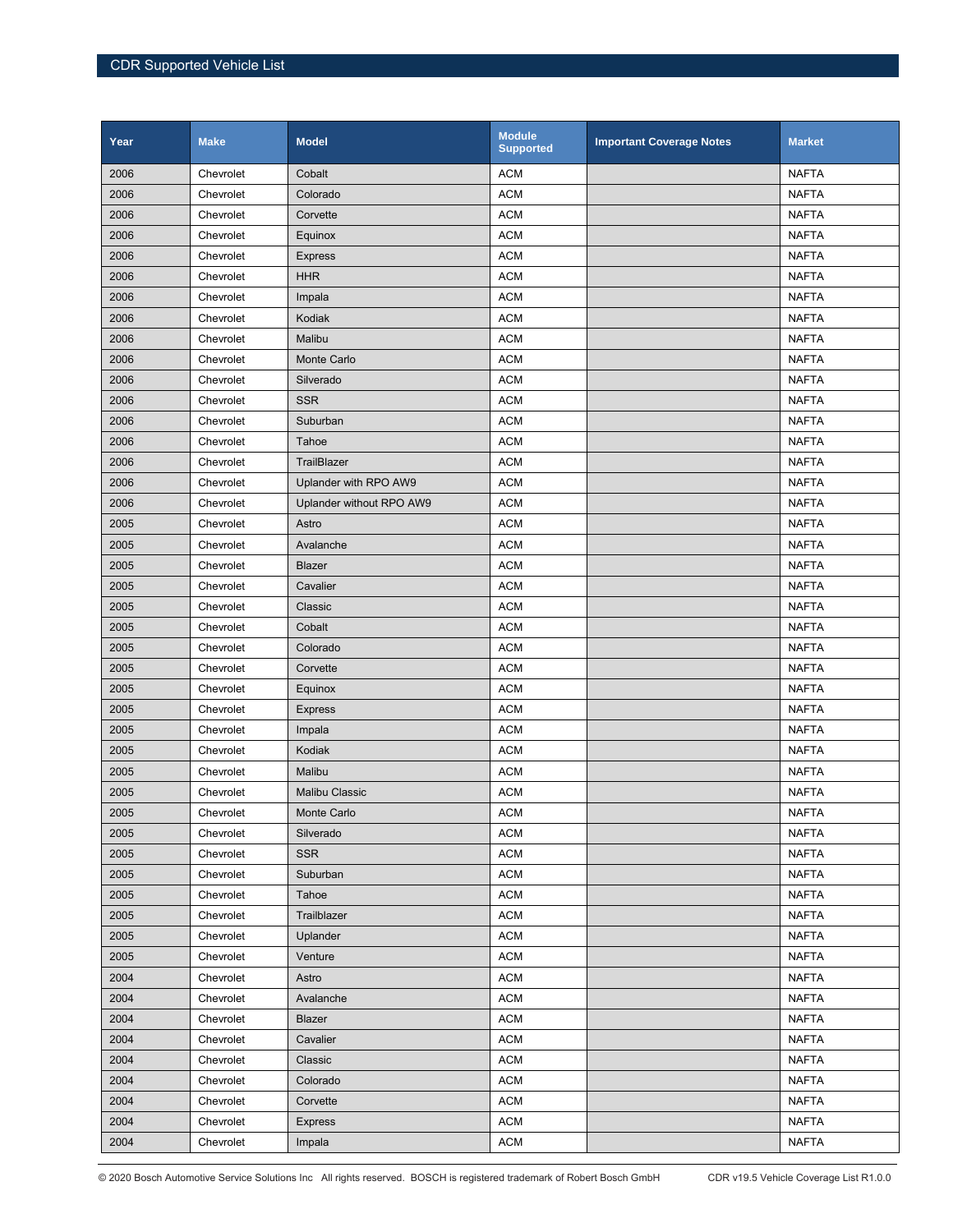| Year | Make | Model | Module Supported | Important Coverage Notes | Market |
|---|---|---|---|---|---|
| 2006 | Chevrolet | Cobalt | ACM | | NAFTA |
| 2006 | Chevrolet | Colorado | ACM | | NAFTA |
| 2006 | Chevrolet | Corvette | ACM | | NAFTA |
| 2006 | Chevrolet | Equinox | ACM | | NAFTA |
| 2006 | Chevrolet | Express | ACM | | NAFTA |
| 2006 | Chevrolet | HHR | ACM | | NAFTA |
| 2006 | Chevrolet | Impala | ACM | | NAFTA |
| 2006 | Chevrolet | Kodiak | ACM | | NAFTA |
| 2006 | Chevrolet | Malibu | ACM | | NAFTA |
| 2006 | Chevrolet | Monte Carlo | ACM | | NAFTA |
| 2006 | Chevrolet | Silverado | ACM | | NAFTA |
| 2006 | Chevrolet | SSR | ACM | | NAFTA |
| 2006 | Chevrolet | Suburban | ACM | | NAFTA |
| 2006 | Chevrolet | Tahoe | ACM | | NAFTA |
| 2006 | Chevrolet | TrailBlazer | ACM | | NAFTA |
| 2006 | Chevrolet | Uplander with RPO AW9 | ACM | | NAFTA |
| 2006 | Chevrolet | Uplander without RPO AW9 | ACM | | NAFTA |
| 2005 | Chevrolet | Astro | ACM | | NAFTA |
| 2005 | Chevrolet | Avalanche | ACM | | NAFTA |
| 2005 | Chevrolet | Blazer | ACM | | NAFTA |
| 2005 | Chevrolet | Cavalier | ACM | | NAFTA |
| 2005 | Chevrolet | Classic | ACM | | NAFTA |
| 2005 | Chevrolet | Cobalt | ACM | | NAFTA |
| 2005 | Chevrolet | Colorado | ACM | | NAFTA |
| 2005 | Chevrolet | Corvette | ACM | | NAFTA |
| 2005 | Chevrolet | Equinox | ACM | | NAFTA |
| 2005 | Chevrolet | Express | ACM | | NAFTA |
| 2005 | Chevrolet | Impala | ACM | | NAFTA |
| 2005 | Chevrolet | Kodiak | ACM | | NAFTA |
| 2005 | Chevrolet | Malibu | ACM | | NAFTA |
| 2005 | Chevrolet | Malibu Classic | ACM | | NAFTA |
| 2005 | Chevrolet | Monte Carlo | ACM | | NAFTA |
| 2005 | Chevrolet | Silverado | ACM | | NAFTA |
| 2005 | Chevrolet | SSR | ACM | | NAFTA |
| 2005 | Chevrolet | Suburban | ACM | | NAFTA |
| 2005 | Chevrolet | Tahoe | ACM | | NAFTA |
| 2005 | Chevrolet | Trailblazer | ACM | | NAFTA |
| 2005 | Chevrolet | Uplander | ACM | | NAFTA |
| 2005 | Chevrolet | Venture | ACM | | NAFTA |
| 2004 | Chevrolet | Astro | ACM | | NAFTA |
| 2004 | Chevrolet | Avalanche | ACM | | NAFTA |
| 2004 | Chevrolet | Blazer | ACM | | NAFTA |
| 2004 | Chevrolet | Cavalier | ACM | | NAFTA |
| 2004 | Chevrolet | Classic | ACM | | NAFTA |
| 2004 | Chevrolet | Colorado | ACM | | NAFTA |
| 2004 | Chevrolet | Corvette | ACM | | NAFTA |
| 2004 | Chevrolet | Express | ACM | | NAFTA |
| 2004 | Chevrolet | Impala | ACM | | NAFTA |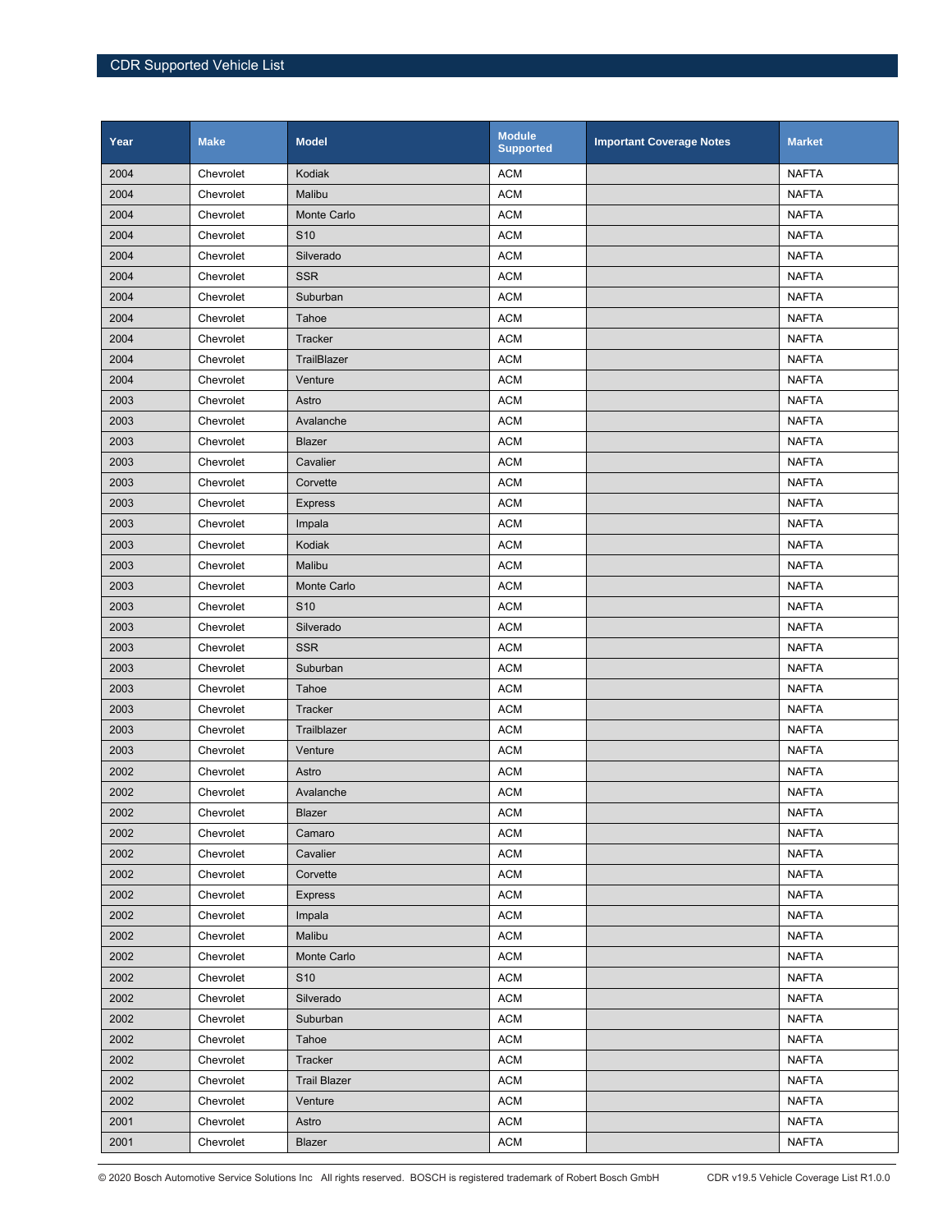| Year | Make | Model | Module Supported | Important Coverage Notes | Market |
|---|---|---|---|---|---|
| 2004 | Chevrolet | Kodiak | ACM | | NAFTA |
| 2004 | Chevrolet | Malibu | ACM | | NAFTA |
| 2004 | Chevrolet | Monte Carlo | ACM | | NAFTA |
| 2004 | Chevrolet | S10 | ACM | | NAFTA |
| 2004 | Chevrolet | Silverado | ACM | | NAFTA |
| 2004 | Chevrolet | SSR | ACM | | NAFTA |
| 2004 | Chevrolet | Suburban | ACM | | NAFTA |
| 2004 | Chevrolet | Tahoe | ACM | | NAFTA |
| 2004 | Chevrolet | Tracker | ACM | | NAFTA |
| 2004 | Chevrolet | TrailBlazer | ACM | | NAFTA |
| 2004 | Chevrolet | Venture | ACM | | NAFTA |
| 2003 | Chevrolet | Astro | ACM | | NAFTA |
| 2003 | Chevrolet | Avalanche | ACM | | NAFTA |
| 2003 | Chevrolet | Blazer | ACM | | NAFTA |
| 2003 | Chevrolet | Cavalier | ACM | | NAFTA |
| 2003 | Chevrolet | Corvette | ACM | | NAFTA |
| 2003 | Chevrolet | Express | ACM | | NAFTA |
| 2003 | Chevrolet | Impala | ACM | | NAFTA |
| 2003 | Chevrolet | Kodiak | ACM | | NAFTA |
| 2003 | Chevrolet | Malibu | ACM | | NAFTA |
| 2003 | Chevrolet | Monte Carlo | ACM | | NAFTA |
| 2003 | Chevrolet | S10 | ACM | | NAFTA |
| 2003 | Chevrolet | Silverado | ACM | | NAFTA |
| 2003 | Chevrolet | SSR | ACM | | NAFTA |
| 2003 | Chevrolet | Suburban | ACM | | NAFTA |
| 2003 | Chevrolet | Tahoe | ACM | | NAFTA |
| 2003 | Chevrolet | Tracker | ACM | | NAFTA |
| 2003 | Chevrolet | Trailblazer | ACM | | NAFTA |
| 2003 | Chevrolet | Venture | ACM | | NAFTA |
| 2002 | Chevrolet | Astro | ACM | | NAFTA |
| 2002 | Chevrolet | Avalanche | ACM | | NAFTA |
| 2002 | Chevrolet | Blazer | ACM | | NAFTA |
| 2002 | Chevrolet | Camaro | ACM | | NAFTA |
| 2002 | Chevrolet | Cavalier | ACM | | NAFTA |
| 2002 | Chevrolet | Corvette | ACM | | NAFTA |
| 2002 | Chevrolet | Express | ACM | | NAFTA |
| 2002 | Chevrolet | Impala | ACM | | NAFTA |
| 2002 | Chevrolet | Malibu | ACM | | NAFTA |
| 2002 | Chevrolet | Monte Carlo | ACM | | NAFTA |
| 2002 | Chevrolet | S10 | ACM | | NAFTA |
| 2002 | Chevrolet | Silverado | ACM | | NAFTA |
| 2002 | Chevrolet | Suburban | ACM | | NAFTA |
| 2002 | Chevrolet | Tahoe | ACM | | NAFTA |
| 2002 | Chevrolet | Tracker | ACM | | NAFTA |
| 2002 | Chevrolet | Trail Blazer | ACM | | NAFTA |
| 2002 | Chevrolet | Venture | ACM | | NAFTA |
| 2001 | Chevrolet | Astro | ACM | | NAFTA |
| 2001 | Chevrolet | Blazer | ACM | | NAFTA |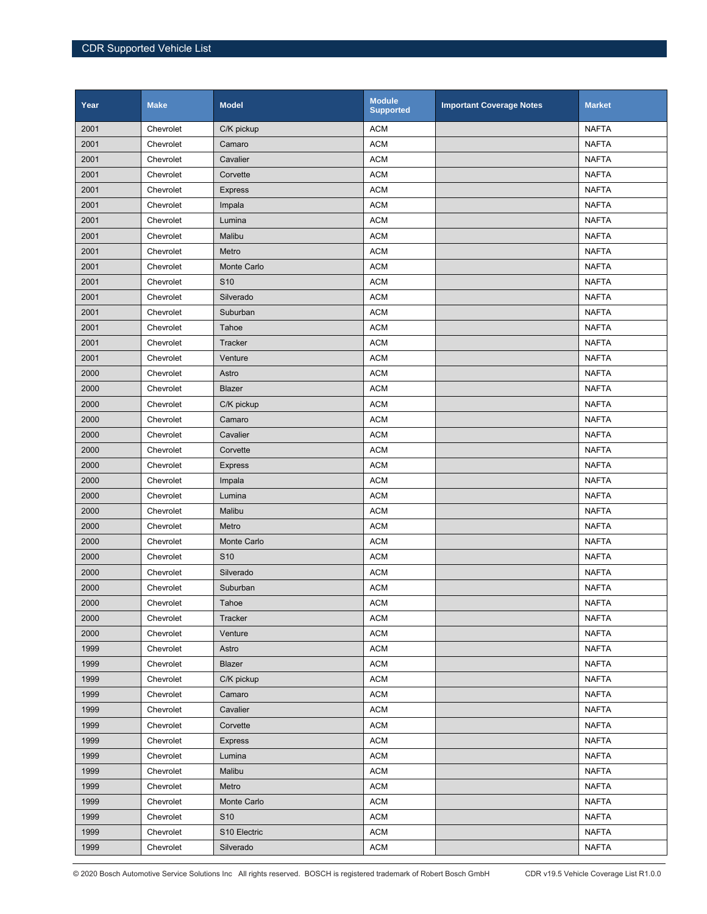| Year | Make | Model | Module Supported | Important Coverage Notes | Market |
|---|---|---|---|---|---|
| 2001 | Chevrolet | C/K pickup | ACM | | NAFTA |
| 2001 | Chevrolet | Camaro | ACM | | NAFTA |
| 2001 | Chevrolet | Cavalier | ACM | | NAFTA |
| 2001 | Chevrolet | Corvette | ACM | | NAFTA |
| 2001 | Chevrolet | Express | ACM | | NAFTA |
| 2001 | Chevrolet | Impala | ACM | | NAFTA |
| 2001 | Chevrolet | Lumina | ACM | | NAFTA |
| 2001 | Chevrolet | Malibu | ACM | | NAFTA |
| 2001 | Chevrolet | Metro | ACM | | NAFTA |
| 2001 | Chevrolet | Monte Carlo | ACM | | NAFTA |
| 2001 | Chevrolet | S10 | ACM | | NAFTA |
| 2001 | Chevrolet | Silverado | ACM | | NAFTA |
| 2001 | Chevrolet | Suburban | ACM | | NAFTA |
| 2001 | Chevrolet | Tahoe | ACM | | NAFTA |
| 2001 | Chevrolet | Tracker | ACM | | NAFTA |
| 2001 | Chevrolet | Venture | ACM | | NAFTA |
| 2000 | Chevrolet | Astro | ACM | | NAFTA |
| 2000 | Chevrolet | Blazer | ACM | | NAFTA |
| 2000 | Chevrolet | C/K pickup | ACM | | NAFTA |
| 2000 | Chevrolet | Camaro | ACM | | NAFTA |
| 2000 | Chevrolet | Cavalier | ACM | | NAFTA |
| 2000 | Chevrolet | Corvette | ACM | | NAFTA |
| 2000 | Chevrolet | Express | ACM | | NAFTA |
| 2000 | Chevrolet | Impala | ACM | | NAFTA |
| 2000 | Chevrolet | Lumina | ACM | | NAFTA |
| 2000 | Chevrolet | Malibu | ACM | | NAFTA |
| 2000 | Chevrolet | Metro | ACM | | NAFTA |
| 2000 | Chevrolet | Monte Carlo | ACM | | NAFTA |
| 2000 | Chevrolet | S10 | ACM | | NAFTA |
| 2000 | Chevrolet | Silverado | ACM | | NAFTA |
| 2000 | Chevrolet | Suburban | ACM | | NAFTA |
| 2000 | Chevrolet | Tahoe | ACM | | NAFTA |
| 2000 | Chevrolet | Tracker | ACM | | NAFTA |
| 2000 | Chevrolet | Venture | ACM | | NAFTA |
| 1999 | Chevrolet | Astro | ACM | | NAFTA |
| 1999 | Chevrolet | Blazer | ACM | | NAFTA |
| 1999 | Chevrolet | C/K pickup | ACM | | NAFTA |
| 1999 | Chevrolet | Camaro | ACM | | NAFTA |
| 1999 | Chevrolet | Cavalier | ACM | | NAFTA |
| 1999 | Chevrolet | Corvette | ACM | | NAFTA |
| 1999 | Chevrolet | Express | ACM | | NAFTA |
| 1999 | Chevrolet | Lumina | ACM | | NAFTA |
| 1999 | Chevrolet | Malibu | ACM | | NAFTA |
| 1999 | Chevrolet | Metro | ACM | | NAFTA |
| 1999 | Chevrolet | Monte Carlo | ACM | | NAFTA |
| 1999 | Chevrolet | S10 | ACM | | NAFTA |
| 1999 | Chevrolet | S10 Electric | ACM | | NAFTA |
| 1999 | Chevrolet | Silverado | ACM | | NAFTA |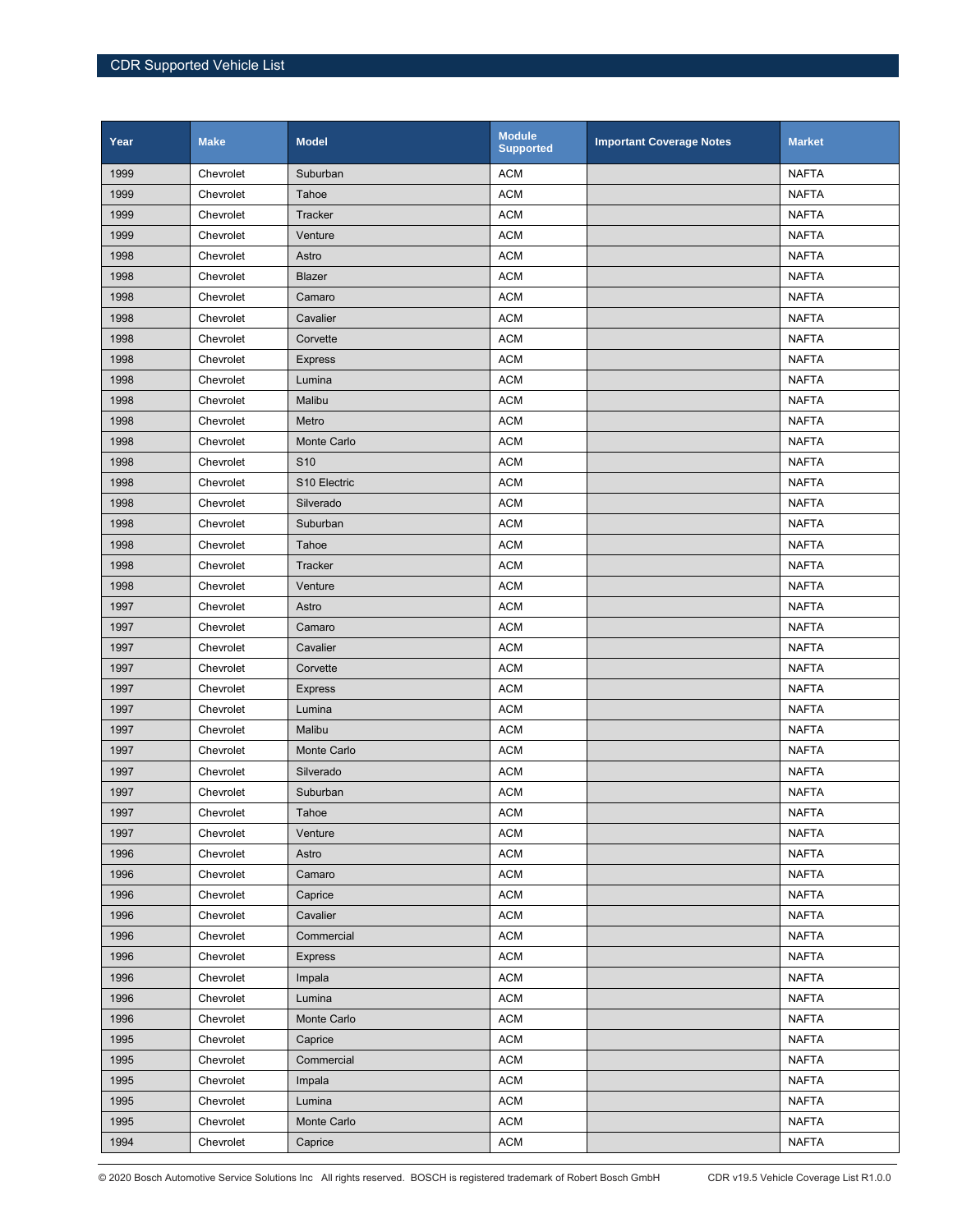| Year | Make | Model | Module Supported | Important Coverage Notes | Market |
|---|---|---|---|---|---|
| 1999 | Chevrolet | Suburban | ACM | | NAFTA |
| 1999 | Chevrolet | Tahoe | ACM | | NAFTA |
| 1999 | Chevrolet | Tracker | ACM | | NAFTA |
| 1999 | Chevrolet | Venture | ACM | | NAFTA |
| 1998 | Chevrolet | Astro | ACM | | NAFTA |
| 1998 | Chevrolet | Blazer | ACM | | NAFTA |
| 1998 | Chevrolet | Camaro | ACM | | NAFTA |
| 1998 | Chevrolet | Cavalier | ACM | | NAFTA |
| 1998 | Chevrolet | Corvette | ACM | | NAFTA |
| 1998 | Chevrolet | Express | ACM | | NAFTA |
| 1998 | Chevrolet | Lumina | ACM | | NAFTA |
| 1998 | Chevrolet | Malibu | ACM | | NAFTA |
| 1998 | Chevrolet | Metro | ACM | | NAFTA |
| 1998 | Chevrolet | Monte Carlo | ACM | | NAFTA |
| 1998 | Chevrolet | S10 | ACM | | NAFTA |
| 1998 | Chevrolet | S10 Electric | ACM | | NAFTA |
| 1998 | Chevrolet | Silverado | ACM | | NAFTA |
| 1998 | Chevrolet | Suburban | ACM | | NAFTA |
| 1998 | Chevrolet | Tahoe | ACM | | NAFTA |
| 1998 | Chevrolet | Tracker | ACM | | NAFTA |
| 1998 | Chevrolet | Venture | ACM | | NAFTA |
| 1997 | Chevrolet | Astro | ACM | | NAFTA |
| 1997 | Chevrolet | Camaro | ACM | | NAFTA |
| 1997 | Chevrolet | Cavalier | ACM | | NAFTA |
| 1997 | Chevrolet | Corvette | ACM | | NAFTA |
| 1997 | Chevrolet | Express | ACM | | NAFTA |
| 1997 | Chevrolet | Lumina | ACM | | NAFTA |
| 1997 | Chevrolet | Malibu | ACM | | NAFTA |
| 1997 | Chevrolet | Monte Carlo | ACM | | NAFTA |
| 1997 | Chevrolet | Silverado | ACM | | NAFTA |
| 1997 | Chevrolet | Suburban | ACM | | NAFTA |
| 1997 | Chevrolet | Tahoe | ACM | | NAFTA |
| 1997 | Chevrolet | Venture | ACM | | NAFTA |
| 1996 | Chevrolet | Astro | ACM | | NAFTA |
| 1996 | Chevrolet | Camaro | ACM | | NAFTA |
| 1996 | Chevrolet | Caprice | ACM | | NAFTA |
| 1996 | Chevrolet | Cavalier | ACM | | NAFTA |
| 1996 | Chevrolet | Commercial | ACM | | NAFTA |
| 1996 | Chevrolet | Express | ACM | | NAFTA |
| 1996 | Chevrolet | Impala | ACM | | NAFTA |
| 1996 | Chevrolet | Lumina | ACM | | NAFTA |
| 1996 | Chevrolet | Monte Carlo | ACM | | NAFTA |
| 1995 | Chevrolet | Caprice | ACM | | NAFTA |
| 1995 | Chevrolet | Commercial | ACM | | NAFTA |
| 1995 | Chevrolet | Impala | ACM | | NAFTA |
| 1995 | Chevrolet | Lumina | ACM | | NAFTA |
| 1995 | Chevrolet | Monte Carlo | ACM | | NAFTA |
| 1994 | Chevrolet | Caprice | ACM | | NAFTA |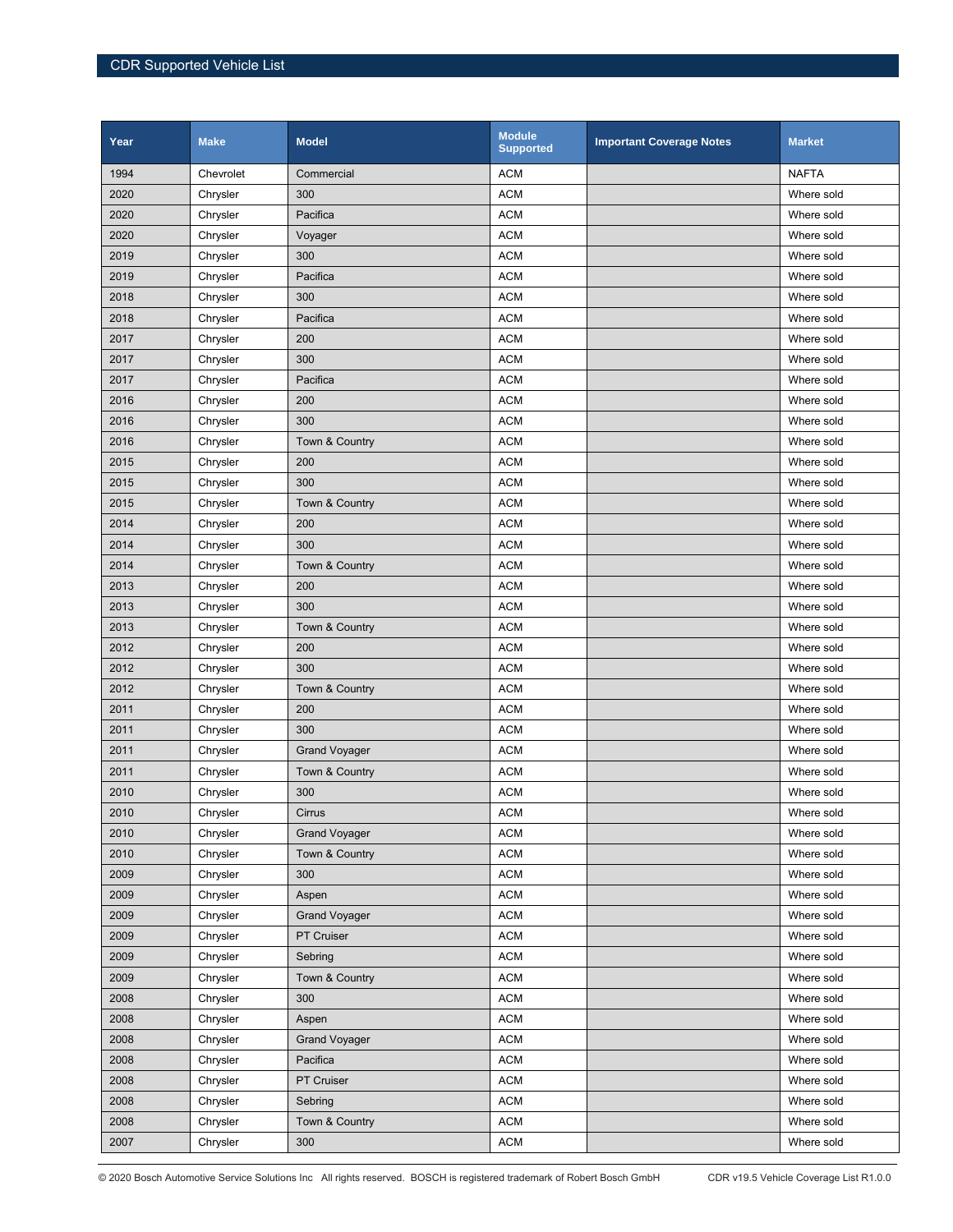| Year | Make | Model | Module Supported | Important Coverage Notes | Market |
|---|---|---|---|---|---|
| 1994 | Chevrolet | Commercial | ACM | | NAFTA |
| 2020 | Chrysler | 300 | ACM | | Where sold |
| 2020 | Chrysler | Pacifica | ACM | | Where sold |
| 2020 | Chrysler | Voyager | ACM | | Where sold |
| 2019 | Chrysler | 300 | ACM | | Where sold |
| 2019 | Chrysler | Pacifica | ACM | | Where sold |
| 2018 | Chrysler | 300 | ACM | | Where sold |
| 2018 | Chrysler | Pacifica | ACM | | Where sold |
| 2017 | Chrysler | 200 | ACM | | Where sold |
| 2017 | Chrysler | 300 | ACM | | Where sold |
| 2017 | Chrysler | Pacifica | ACM | | Where sold |
| 2016 | Chrysler | 200 | ACM | | Where sold |
| 2016 | Chrysler | 300 | ACM | | Where sold |
| 2016 | Chrysler | Town & Country | ACM | | Where sold |
| 2015 | Chrysler | 200 | ACM | | Where sold |
| 2015 | Chrysler | 300 | ACM | | Where sold |
| 2015 | Chrysler | Town & Country | ACM | | Where sold |
| 2014 | Chrysler | 200 | ACM | | Where sold |
| 2014 | Chrysler | 300 | ACM | | Where sold |
| 2014 | Chrysler | Town & Country | ACM | | Where sold |
| 2013 | Chrysler | 200 | ACM | | Where sold |
| 2013 | Chrysler | 300 | ACM | | Where sold |
| 2013 | Chrysler | Town & Country | ACM | | Where sold |
| 2012 | Chrysler | 200 | ACM | | Where sold |
| 2012 | Chrysler | 300 | ACM | | Where sold |
| 2012 | Chrysler | Town & Country | ACM | | Where sold |
| 2011 | Chrysler | 200 | ACM | | Where sold |
| 2011 | Chrysler | 300 | ACM | | Where sold |
| 2011 | Chrysler | Grand Voyager | ACM | | Where sold |
| 2011 | Chrysler | Town & Country | ACM | | Where sold |
| 2010 | Chrysler | 300 | ACM | | Where sold |
| 2010 | Chrysler | Cirrus | ACM | | Where sold |
| 2010 | Chrysler | Grand Voyager | ACM | | Where sold |
| 2010 | Chrysler | Town & Country | ACM | | Where sold |
| 2009 | Chrysler | 300 | ACM | | Where sold |
| 2009 | Chrysler | Aspen | ACM | | Where sold |
| 2009 | Chrysler | Grand Voyager | ACM | | Where sold |
| 2009 | Chrysler | PT Cruiser | ACM | | Where sold |
| 2009 | Chrysler | Sebring | ACM | | Where sold |
| 2009 | Chrysler | Town & Country | ACM | | Where sold |
| 2008 | Chrysler | 300 | ACM | | Where sold |
| 2008 | Chrysler | Aspen | ACM | | Where sold |
| 2008 | Chrysler | Grand Voyager | ACM | | Where sold |
| 2008 | Chrysler | Pacifica | ACM | | Where sold |
| 2008 | Chrysler | PT Cruiser | ACM | | Where sold |
| 2008 | Chrysler | Sebring | ACM | | Where sold |
| 2008 | Chrysler | Town & Country | ACM | | Where sold |
| 2007 | Chrysler | 300 | ACM | | Where sold |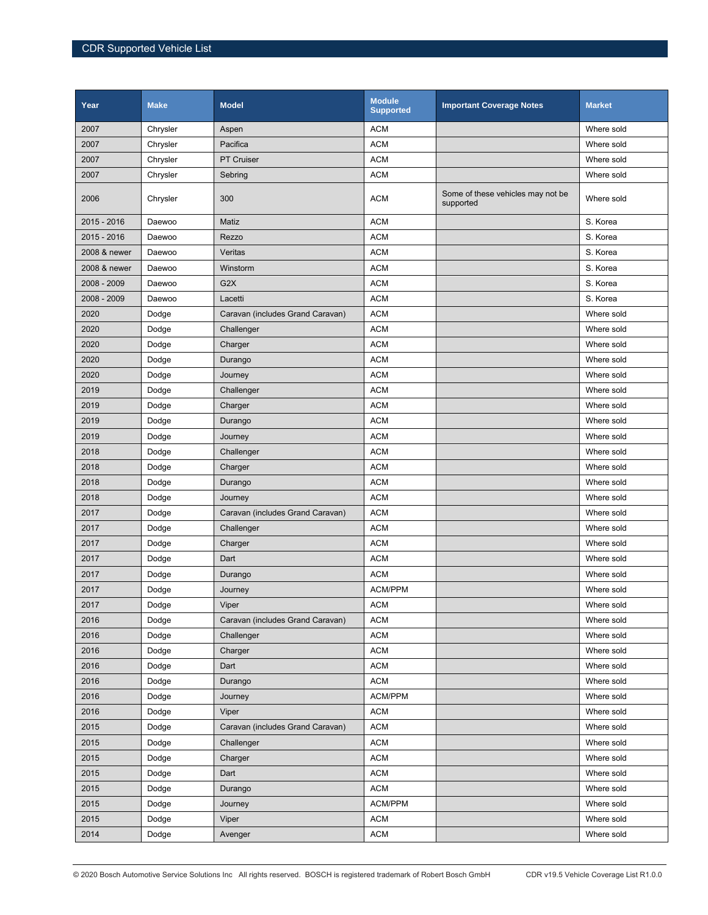| Year | Make | Model | Module Supported | Important Coverage Notes | Market |
|---|---|---|---|---|---|
| 2007 | Chrysler | Aspen | ACM | | Where sold |
| 2007 | Chrysler | Pacifica | ACM | | Where sold |
| 2007 | Chrysler | PT Cruiser | ACM | | Where sold |
| 2007 | Chrysler | Sebring | ACM | | Where sold |
| 2006 | Chrysler | 300 | ACM | Some of these vehicles may not be supported | Where sold |
| 2015 - 2016 | Daewoo | Matiz | ACM | | S. Korea |
| 2015 - 2016 | Daewoo | Rezzo | ACM | | S. Korea |
| 2008 & newer | Daewoo | Veritas | ACM | | S. Korea |
| 2008 & newer | Daewoo | Winstorm | ACM | | S. Korea |
| 2008 - 2009 | Daewoo | G2X | ACM | | S. Korea |
| 2008 - 2009 | Daewoo | Lacetti | ACM | | S. Korea |
| 2020 | Dodge | Caravan (includes Grand Caravan) | ACM | | Where sold |
| 2020 | Dodge | Challenger | ACM | | Where sold |
| 2020 | Dodge | Charger | ACM | | Where sold |
| 2020 | Dodge | Durango | ACM | | Where sold |
| 2020 | Dodge | Journey | ACM | | Where sold |
| 2019 | Dodge | Challenger | ACM | | Where sold |
| 2019 | Dodge | Charger | ACM | | Where sold |
| 2019 | Dodge | Durango | ACM | | Where sold |
| 2019 | Dodge | Journey | ACM | | Where sold |
| 2018 | Dodge | Challenger | ACM | | Where sold |
| 2018 | Dodge | Charger | ACM | | Where sold |
| 2018 | Dodge | Durango | ACM | | Where sold |
| 2018 | Dodge | Journey | ACM | | Where sold |
| 2017 | Dodge | Caravan (includes Grand Caravan) | ACM | | Where sold |
| 2017 | Dodge | Challenger | ACM | | Where sold |
| 2017 | Dodge | Charger | ACM | | Where sold |
| 2017 | Dodge | Dart | ACM | | Where sold |
| 2017 | Dodge | Durango | ACM | | Where sold |
| 2017 | Dodge | Journey | ACM/PPM | | Where sold |
| 2017 | Dodge | Viper | ACM | | Where sold |
| 2016 | Dodge | Caravan (includes Grand Caravan) | ACM | | Where sold |
| 2016 | Dodge | Challenger | ACM | | Where sold |
| 2016 | Dodge | Charger | ACM | | Where sold |
| 2016 | Dodge | Dart | ACM | | Where sold |
| 2016 | Dodge | Durango | ACM | | Where sold |
| 2016 | Dodge | Journey | ACM/PPM | | Where sold |
| 2016 | Dodge | Viper | ACM | | Where sold |
| 2015 | Dodge | Caravan (includes Grand Caravan) | ACM | | Where sold |
| 2015 | Dodge | Challenger | ACM | | Where sold |
| 2015 | Dodge | Charger | ACM | | Where sold |
| 2015 | Dodge | Dart | ACM | | Where sold |
| 2015 | Dodge | Durango | ACM | | Where sold |
| 2015 | Dodge | Journey | ACM/PPM | | Where sold |
| 2015 | Dodge | Viper | ACM | | Where sold |
| 2014 | Dodge | Avenger | ACM | | Where sold |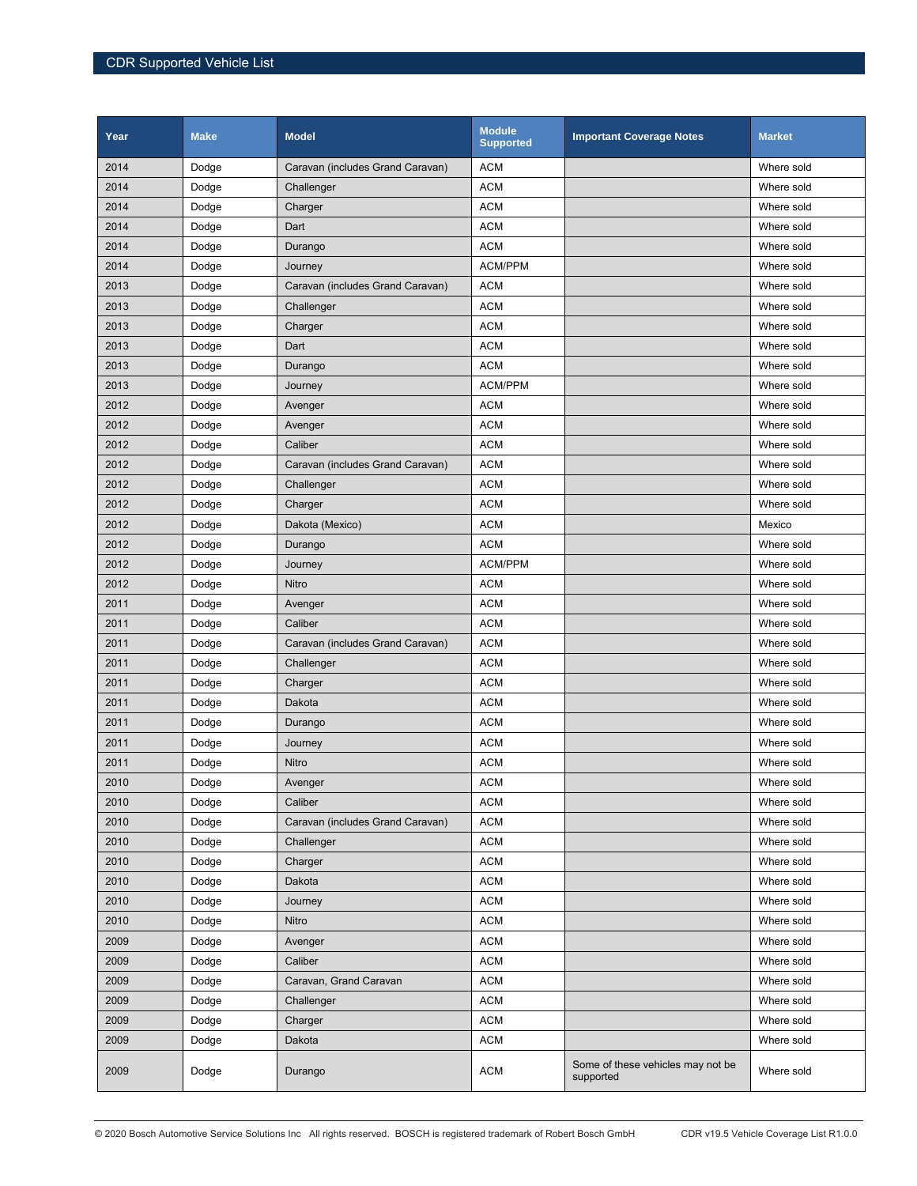| Year | Make | Model | Module Supported | Important Coverage Notes | Market |
|---|---|---|---|---|---|
| 2014 | Dodge | Caravan (includes Grand Caravan) | ACM | | Where sold |
| 2014 | Dodge | Challenger | ACM | | Where sold |
| 2014 | Dodge | Charger | ACM | | Where sold |
| 2014 | Dodge | Dart | ACM | | Where sold |
| 2014 | Dodge | Durango | ACM | | Where sold |
| 2014 | Dodge | Journey | ACM/PPM | | Where sold |
| 2013 | Dodge | Caravan (includes Grand Caravan) | ACM | | Where sold |
| 2013 | Dodge | Challenger | ACM | | Where sold |
| 2013 | Dodge | Charger | ACM | | Where sold |
| 2013 | Dodge | Dart | ACM | | Where sold |
| 2013 | Dodge | Durango | ACM | | Where sold |
| 2013 | Dodge | Journey | ACM/PPM | | Where sold |
| 2012 | Dodge | Avenger | ACM | | Where sold |
| 2012 | Dodge | Avenger | ACM | | Where sold |
| 2012 | Dodge | Caliber | ACM | | Where sold |
| 2012 | Dodge | Caravan (includes Grand Caravan) | ACM | | Where sold |
| 2012 | Dodge | Challenger | ACM | | Where sold |
| 2012 | Dodge | Charger | ACM | | Where sold |
| 2012 | Dodge | Dakota (Mexico) | ACM | | Mexico |
| 2012 | Dodge | Durango | ACM | | Where sold |
| 2012 | Dodge | Journey | ACM/PPM | | Where sold |
| 2012 | Dodge | Nitro | ACM | | Where sold |
| 2011 | Dodge | Avenger | ACM | | Where sold |
| 2011 | Dodge | Caliber | ACM | | Where sold |
| 2011 | Dodge | Caravan (includes Grand Caravan) | ACM | | Where sold |
| 2011 | Dodge | Challenger | ACM | | Where sold |
| 2011 | Dodge | Charger | ACM | | Where sold |
| 2011 | Dodge | Dakota | ACM | | Where sold |
| 2011 | Dodge | Durango | ACM | | Where sold |
| 2011 | Dodge | Journey | ACM | | Where sold |
| 2011 | Dodge | Nitro | ACM | | Where sold |
| 2010 | Dodge | Avenger | ACM | | Where sold |
| 2010 | Dodge | Caliber | ACM | | Where sold |
| 2010 | Dodge | Caravan (includes Grand Caravan) | ACM | | Where sold |
| 2010 | Dodge | Challenger | ACM | | Where sold |
| 2010 | Dodge | Charger | ACM | | Where sold |
| 2010 | Dodge | Dakota | ACM | | Where sold |
| 2010 | Dodge | Journey | ACM | | Where sold |
| 2010 | Dodge | Nitro | ACM | | Where sold |
| 2009 | Dodge | Avenger | ACM | | Where sold |
| 2009 | Dodge | Caliber | ACM | | Where sold |
| 2009 | Dodge | Caravan, Grand Caravan | ACM | | Where sold |
| 2009 | Dodge | Challenger | ACM | | Where sold |
| 2009 | Dodge | Charger | ACM | | Where sold |
| 2009 | Dodge | Dakota | ACM | | Where sold |
| 2009 | Dodge | Durango | ACM | Some of these vehicles may not be supported | Where sold |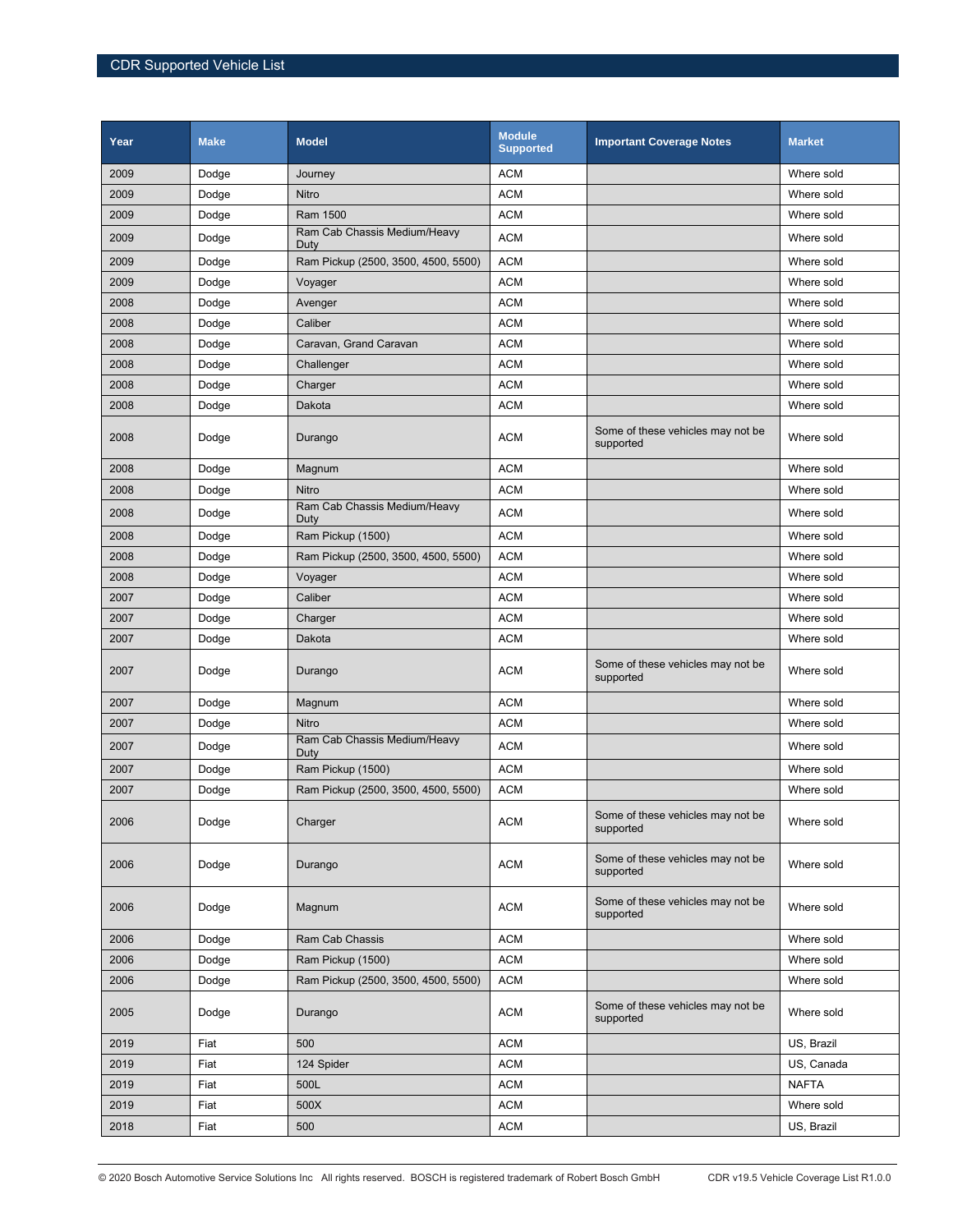| Year | Make | Model | Module Supported | Important Coverage Notes | Market |
|---|---|---|---|---|---|
| 2009 | Dodge | Journey | ACM | | Where sold |
| 2009 | Dodge | Nitro | ACM | | Where sold |
| 2009 | Dodge | Ram 1500 | ACM | | Where sold |
| 2009 | Dodge | Ram Cab Chassis Medium/Heavy Duty | ACM | | Where sold |
| 2009 | Dodge | Ram Pickup (2500, 3500, 4500, 5500) | ACM | | Where sold |
| 2009 | Dodge | Voyager | ACM | | Where sold |
| 2008 | Dodge | Avenger | ACM | | Where sold |
| 2008 | Dodge | Caliber | ACM | | Where sold |
| 2008 | Dodge | Caravan, Grand Caravan | ACM | | Where sold |
| 2008 | Dodge | Challenger | ACM | | Where sold |
| 2008 | Dodge | Charger | ACM | | Where sold |
| 2008 | Dodge | Dakota | ACM | | Where sold |
| 2008 | Dodge | Durango | ACM | Some of these vehicles may not be supported | Where sold |
| 2008 | Dodge | Magnum | ACM | | Where sold |
| 2008 | Dodge | Nitro | ACM | | Where sold |
| 2008 | Dodge | Ram Cab Chassis Medium/Heavy Duty | ACM | | Where sold |
| 2008 | Dodge | Ram Pickup (1500) | ACM | | Where sold |
| 2008 | Dodge | Ram Pickup (2500, 3500, 4500, 5500) | ACM | | Where sold |
| 2008 | Dodge | Voyager | ACM | | Where sold |
| 2007 | Dodge | Caliber | ACM | | Where sold |
| 2007 | Dodge | Charger | ACM | | Where sold |
| 2007 | Dodge | Dakota | ACM | | Where sold |
| 2007 | Dodge | Durango | ACM | Some of these vehicles may not be supported | Where sold |
| 2007 | Dodge | Magnum | ACM | | Where sold |
| 2007 | Dodge | Nitro | ACM | | Where sold |
| 2007 | Dodge | Ram Cab Chassis Medium/Heavy Duty | ACM | | Where sold |
| 2007 | Dodge | Ram Pickup (1500) | ACM | | Where sold |
| 2007 | Dodge | Ram Pickup (2500, 3500, 4500, 5500) | ACM | | Where sold |
| 2006 | Dodge | Charger | ACM | Some of these vehicles may not be supported | Where sold |
| 2006 | Dodge | Durango | ACM | Some of these vehicles may not be supported | Where sold |
| 2006 | Dodge | Magnum | ACM | Some of these vehicles may not be supported | Where sold |
| 2006 | Dodge | Ram Cab Chassis | ACM | | Where sold |
| 2006 | Dodge | Ram Pickup (1500) | ACM | | Where sold |
| 2006 | Dodge | Ram Pickup (2500, 3500, 4500, 5500) | ACM | | Where sold |
| 2005 | Dodge | Durango | ACM | Some of these vehicles may not be supported | Where sold |
| 2019 | Fiat | 500 | ACM | | US, Brazil |
| 2019 | Fiat | 124 Spider | ACM | | US, Canada |
| 2019 | Fiat | 500L | ACM | | NAFTA |
| 2019 | Fiat | 500X | ACM | | Where sold |
| 2018 | Fiat | 500 | ACM | | US, Brazil |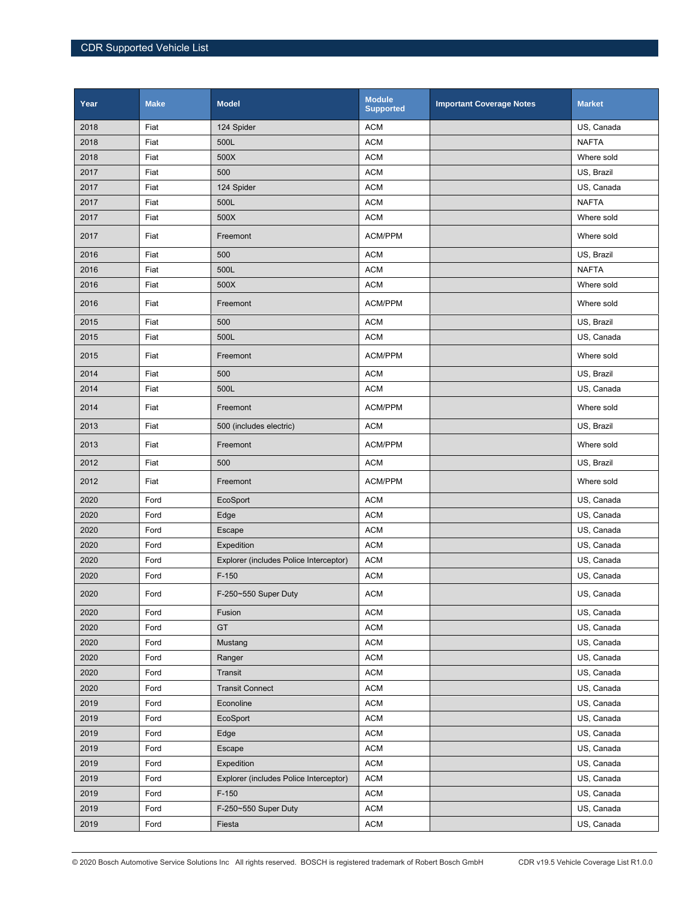| Year | Make | Model | Module Supported | Important Coverage Notes | Market |
|---|---|---|---|---|---|
| 2018 | Fiat | 124 Spider | ACM | | US, Canada |
| 2018 | Fiat | 500L | ACM | | NAFTA |
| 2018 | Fiat | 500X | ACM | | Where sold |
| 2017 | Fiat | 500 | ACM | | US, Brazil |
| 2017 | Fiat | 124 Spider | ACM | | US, Canada |
| 2017 | Fiat | 500L | ACM | | NAFTA |
| 2017 | Fiat | 500X | ACM | | Where sold |
| 2017 | Fiat | Freemont | ACM/PPM | | Where sold |
| 2016 | Fiat | 500 | ACM | | US, Brazil |
| 2016 | Fiat | 500L | ACM | | NAFTA |
| 2016 | Fiat | 500X | ACM | | Where sold |
| 2016 | Fiat | Freemont | ACM/PPM | | Where sold |
| 2015 | Fiat | 500 | ACM | | US, Brazil |
| 2015 | Fiat | 500L | ACM | | US, Canada |
| 2015 | Fiat | Freemont | ACM/PPM | | Where sold |
| 2014 | Fiat | 500 | ACM | | US, Brazil |
| 2014 | Fiat | 500L | ACM | | US, Canada |
| 2014 | Fiat | Freemont | ACM/PPM | | Where sold |
| 2013 | Fiat | 500 (includes electric) | ACM | | US, Brazil |
| 2013 | Fiat | Freemont | ACM/PPM | | Where sold |
| 2012 | Fiat | 500 | ACM | | US, Brazil |
| 2012 | Fiat | Freemont | ACM/PPM | | Where sold |
| 2020 | Ford | EcoSport | ACM | | US, Canada |
| 2020 | Ford | Edge | ACM | | US, Canada |
| 2020 | Ford | Escape | ACM | | US, Canada |
| 2020 | Ford | Expedition | ACM | | US, Canada |
| 2020 | Ford | Explorer (includes Police Interceptor) | ACM | | US, Canada |
| 2020 | Ford | F-150 | ACM | | US, Canada |
| 2020 | Ford | F-250~550 Super Duty | ACM | | US, Canada |
| 2020 | Ford | Fusion | ACM | | US, Canada |
| 2020 | Ford | GT | ACM | | US, Canada |
| 2020 | Ford | Mustang | ACM | | US, Canada |
| 2020 | Ford | Ranger | ACM | | US, Canada |
| 2020 | Ford | Transit | ACM | | US, Canada |
| 2020 | Ford | Transit Connect | ACM | | US, Canada |
| 2019 | Ford | Econoline | ACM | | US, Canada |
| 2019 | Ford | EcoSport | ACM | | US, Canada |
| 2019 | Ford | Edge | ACM | | US, Canada |
| 2019 | Ford | Escape | ACM | | US, Canada |
| 2019 | Ford | Expedition | ACM | | US, Canada |
| 2019 | Ford | Explorer (includes Police Interceptor) | ACM | | US, Canada |
| 2019 | Ford | F-150 | ACM | | US, Canada |
| 2019 | Ford | F-250~550 Super Duty | ACM | | US, Canada |
| 2019 | Ford | Fiesta | ACM | | US, Canada |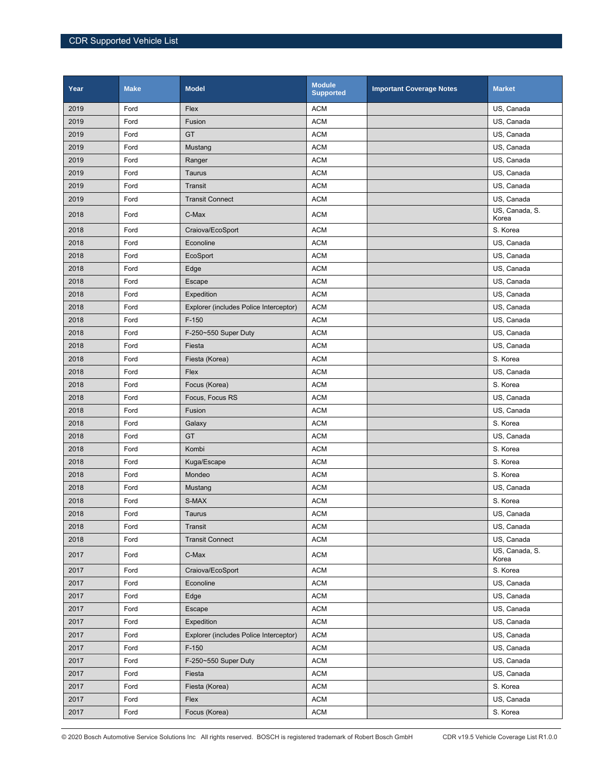| Year | Make | Model | Module Supported | Important Coverage Notes | Market |
|---|---|---|---|---|---|
| 2019 | Ford | Flex | ACM | | US, Canada |
| 2019 | Ford | Fusion | ACM | | US, Canada |
| 2019 | Ford | GT | ACM | | US, Canada |
| 2019 | Ford | Mustang | ACM | | US, Canada |
| 2019 | Ford | Ranger | ACM | | US, Canada |
| 2019 | Ford | Taurus | ACM | | US, Canada |
| 2019 | Ford | Transit | ACM | | US, Canada |
| 2019 | Ford | Transit Connect | ACM | | US, Canada |
| 2018 | Ford | C-Max | ACM | | US, Canada, S. Korea |
| 2018 | Ford | Craiova/EcoSport | ACM | | S. Korea |
| 2018 | Ford | Econoline | ACM | | US, Canada |
| 2018 | Ford | EcoSport | ACM | | US, Canada |
| 2018 | Ford | Edge | ACM | | US, Canada |
| 2018 | Ford | Escape | ACM | | US, Canada |
| 2018 | Ford | Expedition | ACM | | US, Canada |
| 2018 | Ford | Explorer (includes Police Interceptor) | ACM | | US, Canada |
| 2018 | Ford | F-150 | ACM | | US, Canada |
| 2018 | Ford | F-250~550 Super Duty | ACM | | US, Canada |
| 2018 | Ford | Fiesta | ACM | | US, Canada |
| 2018 | Ford | Fiesta (Korea) | ACM | | S. Korea |
| 2018 | Ford | Flex | ACM | | US, Canada |
| 2018 | Ford | Focus (Korea) | ACM | | S. Korea |
| 2018 | Ford | Focus, Focus RS | ACM | | US, Canada |
| 2018 | Ford | Fusion | ACM | | US, Canada |
| 2018 | Ford | Galaxy | ACM | | S. Korea |
| 2018 | Ford | GT | ACM | | US, Canada |
| 2018 | Ford | Kombi | ACM | | S. Korea |
| 2018 | Ford | Kuga/Escape | ACM | | S. Korea |
| 2018 | Ford | Mondeo | ACM | | S. Korea |
| 2018 | Ford | Mustang | ACM | | US, Canada |
| 2018 | Ford | S-MAX | ACM | | S. Korea |
| 2018 | Ford | Taurus | ACM | | US, Canada |
| 2018 | Ford | Transit | ACM | | US, Canada |
| 2018 | Ford | Transit Connect | ACM | | US, Canada |
| 2017 | Ford | C-Max | ACM | | US, Canada, S. Korea |
| 2017 | Ford | Craiova/EcoSport | ACM | | S. Korea |
| 2017 | Ford | Econoline | ACM | | US, Canada |
| 2017 | Ford | Edge | ACM | | US, Canada |
| 2017 | Ford | Escape | ACM | | US, Canada |
| 2017 | Ford | Expedition | ACM | | US, Canada |
| 2017 | Ford | Explorer (includes Police Interceptor) | ACM | | US, Canada |
| 2017 | Ford | F-150 | ACM | | US, Canada |
| 2017 | Ford | F-250~550 Super Duty | ACM | | US, Canada |
| 2017 | Ford | Fiesta | ACM | | US, Canada |
| 2017 | Ford | Fiesta (Korea) | ACM | | S. Korea |
| 2017 | Ford | Flex | ACM | | US, Canada |
| 2017 | Ford | Focus (Korea) | ACM | | S. Korea |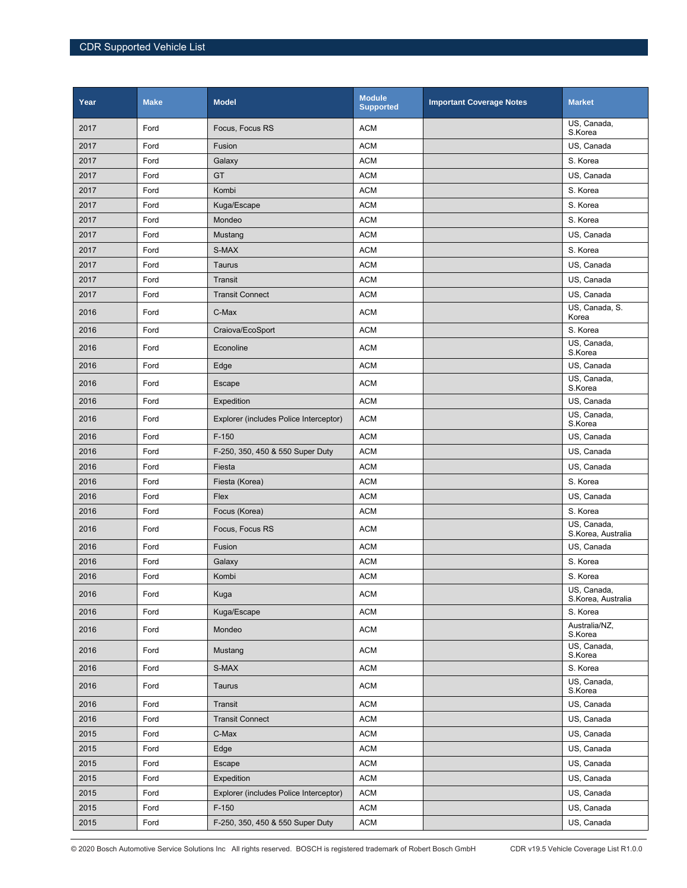| Year | Make | Model | Module Supported | Important Coverage Notes | Market |
|---|---|---|---|---|---|
| 2017 | Ford | Focus, Focus RS | ACM | | US, Canada, S.Korea |
| 2017 | Ford | Fusion | ACM | | US, Canada |
| 2017 | Ford | Galaxy | ACM | | S. Korea |
| 2017 | Ford | GT | ACM | | US, Canada |
| 2017 | Ford | Kombi | ACM | | S. Korea |
| 2017 | Ford | Kuga/Escape | ACM | | S. Korea |
| 2017 | Ford | Mondeo | ACM | | S. Korea |
| 2017 | Ford | Mustang | ACM | | US, Canada |
| 2017 | Ford | S-MAX | ACM | | S. Korea |
| 2017 | Ford | Taurus | ACM | | US, Canada |
| 2017 | Ford | Transit | ACM | | US, Canada |
| 2017 | Ford | Transit Connect | ACM | | US, Canada |
| 2016 | Ford | C-Max | ACM | | US, Canada, S. Korea |
| 2016 | Ford | Craiova/EcoSport | ACM | | S. Korea |
| 2016 | Ford | Econoline | ACM | | US, Canada, S.Korea |
| 2016 | Ford | Edge | ACM | | US, Canada |
| 2016 | Ford | Escape | ACM | | US, Canada, S.Korea |
| 2016 | Ford | Expedition | ACM | | US, Canada |
| 2016 | Ford | Explorer (includes Police Interceptor) | ACM | | US, Canada, S.Korea |
| 2016 | Ford | F-150 | ACM | | US, Canada |
| 2016 | Ford | F-250, 350, 450 & 550 Super Duty | ACM | | US, Canada |
| 2016 | Ford | Fiesta | ACM | | US, Canada |
| 2016 | Ford | Fiesta (Korea) | ACM | | S. Korea |
| 2016 | Ford | Flex | ACM | | US, Canada |
| 2016 | Ford | Focus (Korea) | ACM | | S. Korea |
| 2016 | Ford | Focus, Focus RS | ACM | | US, Canada, S.Korea, Australia |
| 2016 | Ford | Fusion | ACM | | US, Canada |
| 2016 | Ford | Galaxy | ACM | | S. Korea |
| 2016 | Ford | Kombi | ACM | | S. Korea |
| 2016 | Ford | Kuga | ACM | | US, Canada, S.Korea, Australia |
| 2016 | Ford | Kuga/Escape | ACM | | S. Korea |
| 2016 | Ford | Mondeo | ACM | | Australia/NZ, S.Korea |
| 2016 | Ford | Mustang | ACM | | US, Canada, S.Korea |
| 2016 | Ford | S-MAX | ACM | | S. Korea |
| 2016 | Ford | Taurus | ACM | | US, Canada, S.Korea |
| 2016 | Ford | Transit | ACM | | US, Canada |
| 2016 | Ford | Transit Connect | ACM | | US, Canada |
| 2015 | Ford | C-Max | ACM | | US, Canada |
| 2015 | Ford | Edge | ACM | | US, Canada |
| 2015 | Ford | Escape | ACM | | US, Canada |
| 2015 | Ford | Expedition | ACM | | US, Canada |
| 2015 | Ford | Explorer (includes Police Interceptor) | ACM | | US, Canada |
| 2015 | Ford | F-150 | ACM | | US, Canada |
| 2015 | Ford | F-250, 350, 450 & 550 Super Duty | ACM | | US, Canada |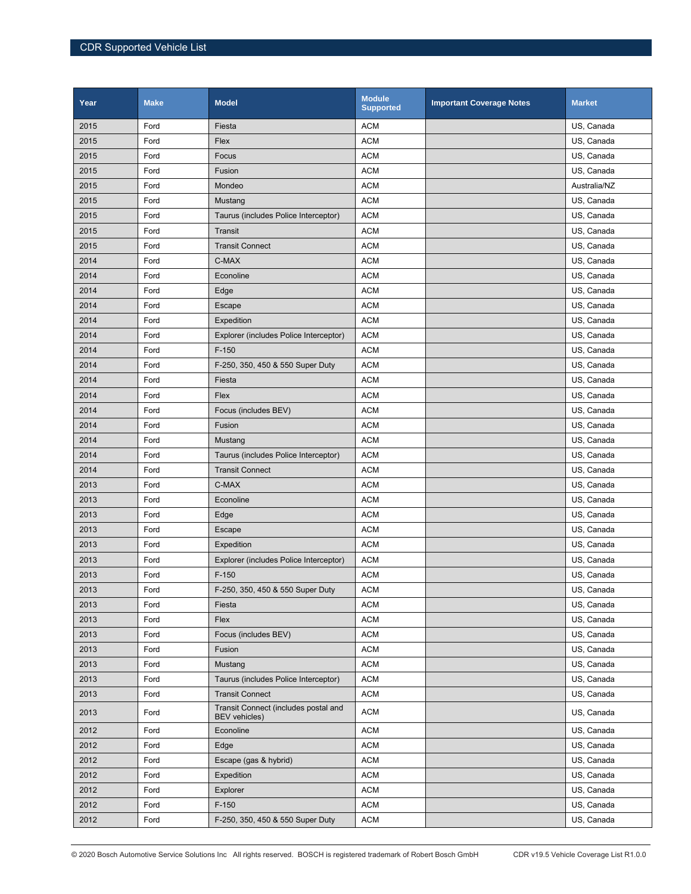| Year | Make | Model | Module Supported | Important Coverage Notes | Market |
|---|---|---|---|---|---|
| 2015 | Ford | Fiesta | ACM | | US, Canada |
| 2015 | Ford | Flex | ACM | | US, Canada |
| 2015 | Ford | Focus | ACM | | US, Canada |
| 2015 | Ford | Fusion | ACM | | US, Canada |
| 2015 | Ford | Mondeo | ACM | | Australia/NZ |
| 2015 | Ford | Mustang | ACM | | US, Canada |
| 2015 | Ford | Taurus (includes Police Interceptor) | ACM | | US, Canada |
| 2015 | Ford | Transit | ACM | | US, Canada |
| 2015 | Ford | Transit Connect | ACM | | US, Canada |
| 2014 | Ford | C-MAX | ACM | | US, Canada |
| 2014 | Ford | Econoline | ACM | | US, Canada |
| 2014 | Ford | Edge | ACM | | US, Canada |
| 2014 | Ford | Escape | ACM | | US, Canada |
| 2014 | Ford | Expedition | ACM | | US, Canada |
| 2014 | Ford | Explorer (includes Police Interceptor) | ACM | | US, Canada |
| 2014 | Ford | F-150 | ACM | | US, Canada |
| 2014 | Ford | F-250, 350, 450 & 550 Super Duty | ACM | | US, Canada |
| 2014 | Ford | Fiesta | ACM | | US, Canada |
| 2014 | Ford | Flex | ACM | | US, Canada |
| 2014 | Ford | Focus (includes BEV) | ACM | | US, Canada |
| 2014 | Ford | Fusion | ACM | | US, Canada |
| 2014 | Ford | Mustang | ACM | | US, Canada |
| 2014 | Ford | Taurus (includes Police Interceptor) | ACM | | US, Canada |
| 2014 | Ford | Transit Connect | ACM | | US, Canada |
| 2013 | Ford | C-MAX | ACM | | US, Canada |
| 2013 | Ford | Econoline | ACM | | US, Canada |
| 2013 | Ford | Edge | ACM | | US, Canada |
| 2013 | Ford | Escape | ACM | | US, Canada |
| 2013 | Ford | Expedition | ACM | | US, Canada |
| 2013 | Ford | Explorer (includes Police Interceptor) | ACM | | US, Canada |
| 2013 | Ford | F-150 | ACM | | US, Canada |
| 2013 | Ford | F-250, 350, 450 & 550 Super Duty | ACM | | US, Canada |
| 2013 | Ford | Fiesta | ACM | | US, Canada |
| 2013 | Ford | Flex | ACM | | US, Canada |
| 2013 | Ford | Focus (includes BEV) | ACM | | US, Canada |
| 2013 | Ford | Fusion | ACM | | US, Canada |
| 2013 | Ford | Mustang | ACM | | US, Canada |
| 2013 | Ford | Taurus (includes Police Interceptor) | ACM | | US, Canada |
| 2013 | Ford | Transit Connect | ACM | | US, Canada |
| 2013 | Ford | Transit Connect (includes postal and BEV vehicles) | ACM | | US, Canada |
| 2012 | Ford | Econoline | ACM | | US, Canada |
| 2012 | Ford | Edge | ACM | | US, Canada |
| 2012 | Ford | Escape (gas & hybrid) | ACM | | US, Canada |
| 2012 | Ford | Expedition | ACM | | US, Canada |
| 2012 | Ford | Explorer | ACM | | US, Canada |
| 2012 | Ford | F-150 | ACM | | US, Canada |
| 2012 | Ford | F-250, 350, 450 & 550 Super Duty | ACM | | US, Canada |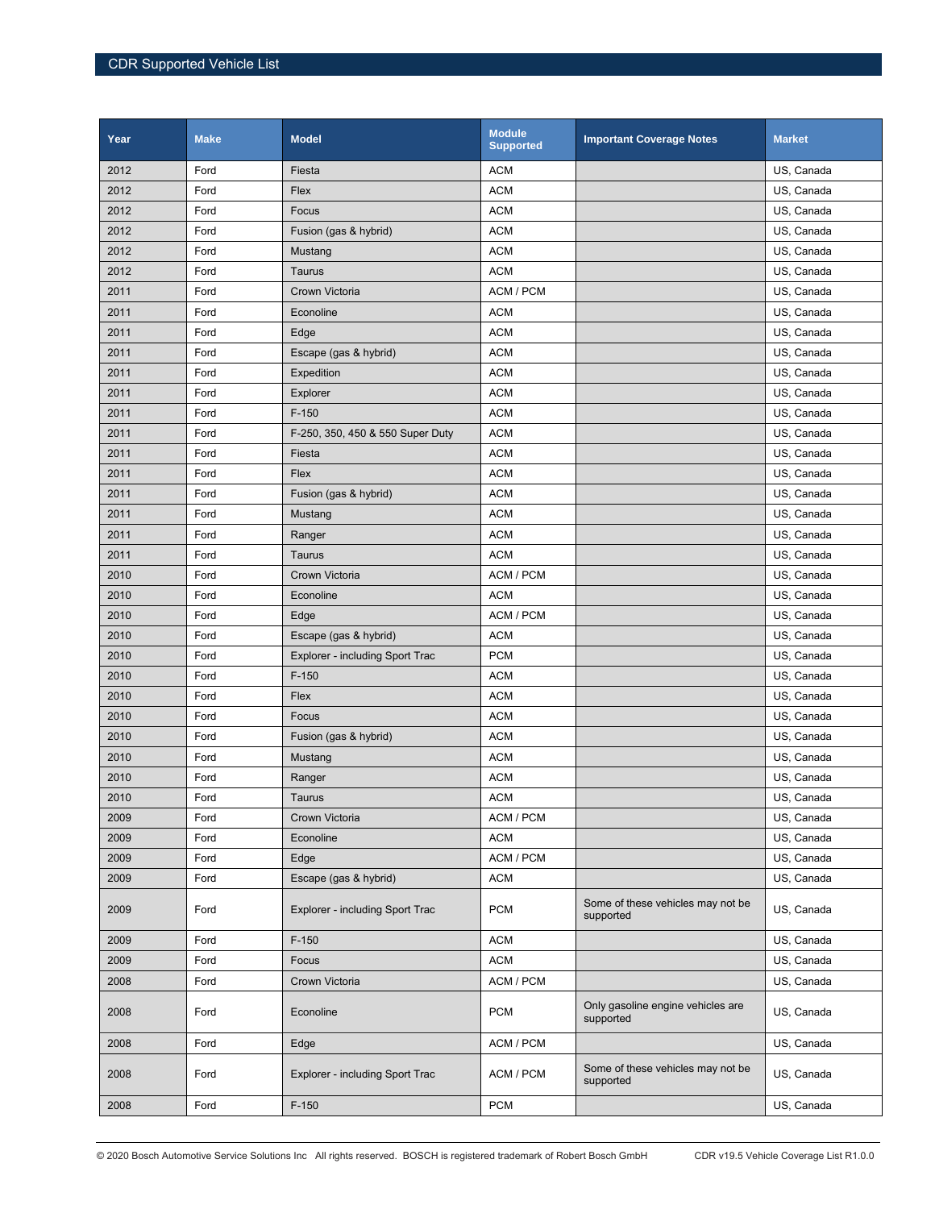| Year | Make | Model | Module Supported | Important Coverage Notes | Market |
|---|---|---|---|---|---|
| 2012 | Ford | Fiesta | ACM | | US, Canada |
| 2012 | Ford | Flex | ACM | | US, Canada |
| 2012 | Ford | Focus | ACM | | US, Canada |
| 2012 | Ford | Fusion (gas & hybrid) | ACM | | US, Canada |
| 2012 | Ford | Mustang | ACM | | US, Canada |
| 2012 | Ford | Taurus | ACM | | US, Canada |
| 2011 | Ford | Crown Victoria | ACM / PCM | | US, Canada |
| 2011 | Ford | Econoline | ACM | | US, Canada |
| 2011 | Ford | Edge | ACM | | US, Canada |
| 2011 | Ford | Escape (gas & hybrid) | ACM | | US, Canada |
| 2011 | Ford | Expedition | ACM | | US, Canada |
| 2011 | Ford | Explorer | ACM | | US, Canada |
| 2011 | Ford | F-150 | ACM | | US, Canada |
| 2011 | Ford | F-250, 350, 450 & 550 Super Duty | ACM | | US, Canada |
| 2011 | Ford | Fiesta | ACM | | US, Canada |
| 2011 | Ford | Flex | ACM | | US, Canada |
| 2011 | Ford | Fusion (gas & hybrid) | ACM | | US, Canada |
| 2011 | Ford | Mustang | ACM | | US, Canada |
| 2011 | Ford | Ranger | ACM | | US, Canada |
| 2011 | Ford | Taurus | ACM | | US, Canada |
| 2010 | Ford | Crown Victoria | ACM / PCM | | US, Canada |
| 2010 | Ford | Econoline | ACM | | US, Canada |
| 2010 | Ford | Edge | ACM / PCM | | US, Canada |
| 2010 | Ford | Escape (gas & hybrid) | ACM | | US, Canada |
| 2010 | Ford | Explorer - including Sport Trac | PCM | | US, Canada |
| 2010 | Ford | F-150 | ACM | | US, Canada |
| 2010 | Ford | Flex | ACM | | US, Canada |
| 2010 | Ford | Focus | ACM | | US, Canada |
| 2010 | Ford | Fusion (gas & hybrid) | ACM | | US, Canada |
| 2010 | Ford | Mustang | ACM | | US, Canada |
| 2010 | Ford | Ranger | ACM | | US, Canada |
| 2010 | Ford | Taurus | ACM | | US, Canada |
| 2009 | Ford | Crown Victoria | ACM / PCM | | US, Canada |
| 2009 | Ford | Econoline | ACM | | US, Canada |
| 2009 | Ford | Edge | ACM / PCM | | US, Canada |
| 2009 | Ford | Escape (gas & hybrid) | ACM | | US, Canada |
| 2009 | Ford | Explorer - including Sport Trac | PCM | Some of these vehicles may not be supported | US, Canada |
| 2009 | Ford | F-150 | ACM | | US, Canada |
| 2009 | Ford | Focus | ACM | | US, Canada |
| 2008 | Ford | Crown Victoria | ACM / PCM | | US, Canada |
| 2008 | Ford | Econoline | PCM | Only gasoline engine vehicles are supported | US, Canada |
| 2008 | Ford | Edge | ACM / PCM | | US, Canada |
| 2008 | Ford | Explorer - including Sport Trac | ACM / PCM | Some of these vehicles may not be supported | US, Canada |
| 2008 | Ford | F-150 | PCM | | US, Canada |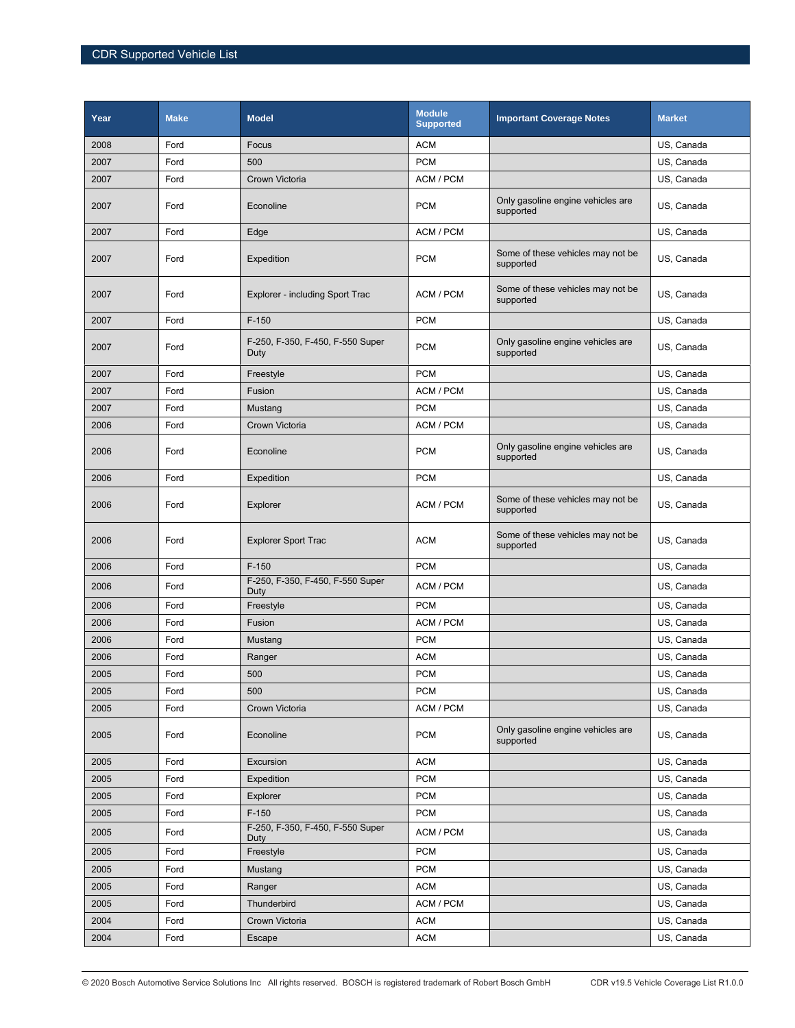| Year | Make | Model | Module Supported | Important Coverage Notes | Market |
|---|---|---|---|---|---|
| 2008 | Ford | Focus | ACM | | US, Canada |
| 2007 | Ford | 500 | PCM | | US, Canada |
| 2007 | Ford | Crown Victoria | ACM / PCM | | US, Canada |
| 2007 | Ford | Econoline | PCM | Only gasoline engine vehicles are supported | US, Canada |
| 2007 | Ford | Edge | ACM / PCM | | US, Canada |
| 2007 | Ford | Expedition | PCM | Some of these vehicles may not be supported | US, Canada |
| 2007 | Ford | Explorer - including Sport Trac | ACM / PCM | Some of these vehicles may not be supported | US, Canada |
| 2007 | Ford | F-150 | PCM | | US, Canada |
| 2007 | Ford | F-250, F-350, F-450, F-550 Super Duty | PCM | Only gasoline engine vehicles are supported | US, Canada |
| 2007 | Ford | Freestyle | PCM | | US, Canada |
| 2007 | Ford | Fusion | ACM / PCM | | US, Canada |
| 2007 | Ford | Mustang | PCM | | US, Canada |
| 2006 | Ford | Crown Victoria | ACM / PCM | | US, Canada |
| 2006 | Ford | Econoline | PCM | Only gasoline engine vehicles are supported | US, Canada |
| 2006 | Ford | Expedition | PCM | | US, Canada |
| 2006 | Ford | Explorer | ACM / PCM | Some of these vehicles may not be supported | US, Canada |
| 2006 | Ford | Explorer Sport Trac | ACM | Some of these vehicles may not be supported | US, Canada |
| 2006 | Ford | F-150 | PCM | | US, Canada |
| 2006 | Ford | F-250, F-350, F-450, F-550 Super Duty | ACM / PCM | | US, Canada |
| 2006 | Ford | Freestyle | PCM | | US, Canada |
| 2006 | Ford | Fusion | ACM / PCM | | US, Canada |
| 2006 | Ford | Mustang | PCM | | US, Canada |
| 2006 | Ford | Ranger | ACM | | US, Canada |
| 2005 | Ford | 500 | PCM | | US, Canada |
| 2005 | Ford | 500 | PCM | | US, Canada |
| 2005 | Ford | Crown Victoria | ACM / PCM | | US, Canada |
| 2005 | Ford | Econoline | PCM | Only gasoline engine vehicles are supported | US, Canada |
| 2005 | Ford | Excursion | ACM | | US, Canada |
| 2005 | Ford | Expedition | PCM | | US, Canada |
| 2005 | Ford | Explorer | PCM | | US, Canada |
| 2005 | Ford | F-150 | PCM | | US, Canada |
| 2005 | Ford | F-250, F-350, F-450, F-550 Super Duty | ACM / PCM | | US, Canada |
| 2005 | Ford | Freestyle | PCM | | US, Canada |
| 2005 | Ford | Mustang | PCM | | US, Canada |
| 2005 | Ford | Ranger | ACM | | US, Canada |
| 2005 | Ford | Thunderbird | ACM / PCM | | US, Canada |
| 2004 | Ford | Crown Victoria | ACM | | US, Canada |
| 2004 | Ford | Escape | ACM | | US, Canada |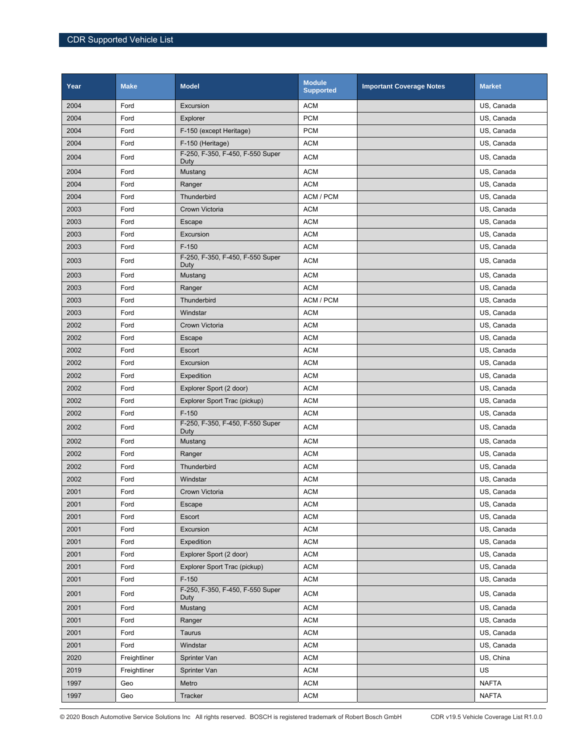| Year | Make | Model | Module Supported | Important Coverage Notes | Market |
|---|---|---|---|---|---|
| 2004 | Ford | Excursion | ACM | | US, Canada |
| 2004 | Ford | Explorer | PCM | | US, Canada |
| 2004 | Ford | F-150 (except Heritage) | PCM | | US, Canada |
| 2004 | Ford | F-150 (Heritage) | ACM | | US, Canada |
| 2004 | Ford | F-250, F-350, F-450, F-550 Super Duty | ACM | | US, Canada |
| 2004 | Ford | Mustang | ACM | | US, Canada |
| 2004 | Ford | Ranger | ACM | | US, Canada |
| 2004 | Ford | Thunderbird | ACM / PCM | | US, Canada |
| 2003 | Ford | Crown Victoria | ACM | | US, Canada |
| 2003 | Ford | Escape | ACM | | US, Canada |
| 2003 | Ford | Excursion | ACM | | US, Canada |
| 2003 | Ford | F-150 | ACM | | US, Canada |
| 2003 | Ford | F-250, F-350, F-450, F-550 Super Duty | ACM | | US, Canada |
| 2003 | Ford | Mustang | ACM | | US, Canada |
| 2003 | Ford | Ranger | ACM | | US, Canada |
| 2003 | Ford | Thunderbird | ACM / PCM | | US, Canada |
| 2003 | Ford | Windstar | ACM | | US, Canada |
| 2002 | Ford | Crown Victoria | ACM | | US, Canada |
| 2002 | Ford | Escape | ACM | | US, Canada |
| 2002 | Ford | Escort | ACM | | US, Canada |
| 2002 | Ford | Excursion | ACM | | US, Canada |
| 2002 | Ford | Expedition | ACM | | US, Canada |
| 2002 | Ford | Explorer Sport (2 door) | ACM | | US, Canada |
| 2002 | Ford | Explorer Sport Trac (pickup) | ACM | | US, Canada |
| 2002 | Ford | F-150 | ACM | | US, Canada |
| 2002 | Ford | F-250, F-350, F-450, F-550 Super Duty | ACM | | US, Canada |
| 2002 | Ford | Mustang | ACM | | US, Canada |
| 2002 | Ford | Ranger | ACM | | US, Canada |
| 2002 | Ford | Thunderbird | ACM | | US, Canada |
| 2002 | Ford | Windstar | ACM | | US, Canada |
| 2001 | Ford | Crown Victoria | ACM | | US, Canada |
| 2001 | Ford | Escape | ACM | | US, Canada |
| 2001 | Ford | Escort | ACM | | US, Canada |
| 2001 | Ford | Excursion | ACM | | US, Canada |
| 2001 | Ford | Expedition | ACM | | US, Canada |
| 2001 | Ford | Explorer Sport (2 door) | ACM | | US, Canada |
| 2001 | Ford | Explorer Sport Trac (pickup) | ACM | | US, Canada |
| 2001 | Ford | F-150 | ACM | | US, Canada |
| 2001 | Ford | F-250, F-350, F-450, F-550 Super Duty | ACM | | US, Canada |
| 2001 | Ford | Mustang | ACM | | US, Canada |
| 2001 | Ford | Ranger | ACM | | US, Canada |
| 2001 | Ford | Taurus | ACM | | US, Canada |
| 2001 | Ford | Windstar | ACM | | US, Canada |
| 2020 | Freightliner | Sprinter Van | ACM | | US, China |
| 2019 | Freightliner | Sprinter Van | ACM | | US |
| 1997 | Geo | Metro | ACM | | NAFTA |
| 1997 | Geo | Tracker | ACM | | NAFTA |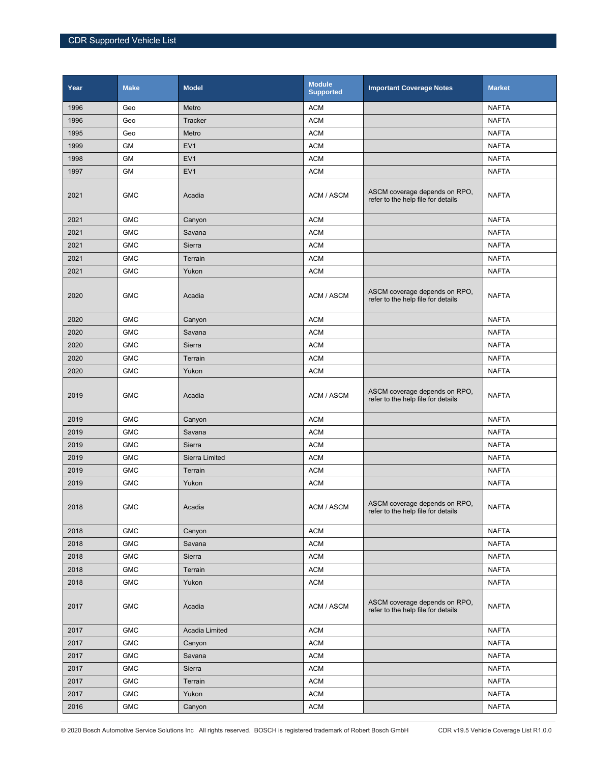| Year | Make | Model | Module Supported | Important Coverage Notes | Market |
|---|---|---|---|---|---|
| 1996 | Geo | Metro | ACM | | NAFTA |
| 1996 | Geo | Tracker | ACM | | NAFTA |
| 1995 | Geo | Metro | ACM | | NAFTA |
| 1999 | GM | EV1 | ACM | | NAFTA |
| 1998 | GM | EV1 | ACM | | NAFTA |
| 1997 | GM | EV1 | ACM | | NAFTA |
| 2021 | GMC | Acadia | ACM / ASCM | ASCM coverage depends on RPO, refer to the help file for details | NAFTA |
| 2021 | GMC | Canyon | ACM | | NAFTA |
| 2021 | GMC | Savana | ACM | | NAFTA |
| 2021 | GMC | Sierra | ACM | | NAFTA |
| 2021 | GMC | Terrain | ACM | | NAFTA |
| 2021 | GMC | Yukon | ACM | | NAFTA |
| 2020 | GMC | Acadia | ACM / ASCM | ASCM coverage depends on RPO, refer to the help file for details | NAFTA |
| 2020 | GMC | Canyon | ACM | | NAFTA |
| 2020 | GMC | Savana | ACM | | NAFTA |
| 2020 | GMC | Sierra | ACM | | NAFTA |
| 2020 | GMC | Terrain | ACM | | NAFTA |
| 2020 | GMC | Yukon | ACM | | NAFTA |
| 2019 | GMC | Acadia | ACM / ASCM | ASCM coverage depends on RPO, refer to the help file for details | NAFTA |
| 2019 | GMC | Canyon | ACM | | NAFTA |
| 2019 | GMC | Savana | ACM | | NAFTA |
| 2019 | GMC | Sierra | ACM | | NAFTA |
| 2019 | GMC | Sierra Limited | ACM | | NAFTA |
| 2019 | GMC | Terrain | ACM | | NAFTA |
| 2019 | GMC | Yukon | ACM | | NAFTA |
| 2018 | GMC | Acadia | ACM / ASCM | ASCM coverage depends on RPO, refer to the help file for details | NAFTA |
| 2018 | GMC | Canyon | ACM | | NAFTA |
| 2018 | GMC | Savana | ACM | | NAFTA |
| 2018 | GMC | Sierra | ACM | | NAFTA |
| 2018 | GMC | Terrain | ACM | | NAFTA |
| 2018 | GMC | Yukon | ACM | | NAFTA |
| 2017 | GMC | Acadia | ACM / ASCM | ASCM coverage depends on RPO, refer to the help file for details | NAFTA |
| 2017 | GMC | Acadia Limited | ACM | | NAFTA |
| 2017 | GMC | Canyon | ACM | | NAFTA |
| 2017 | GMC | Savana | ACM | | NAFTA |
| 2017 | GMC | Sierra | ACM | | NAFTA |
| 2017 | GMC | Terrain | ACM | | NAFTA |
| 2017 | GMC | Yukon | ACM | | NAFTA |
| 2016 | GMC | Canyon | ACM | | NAFTA |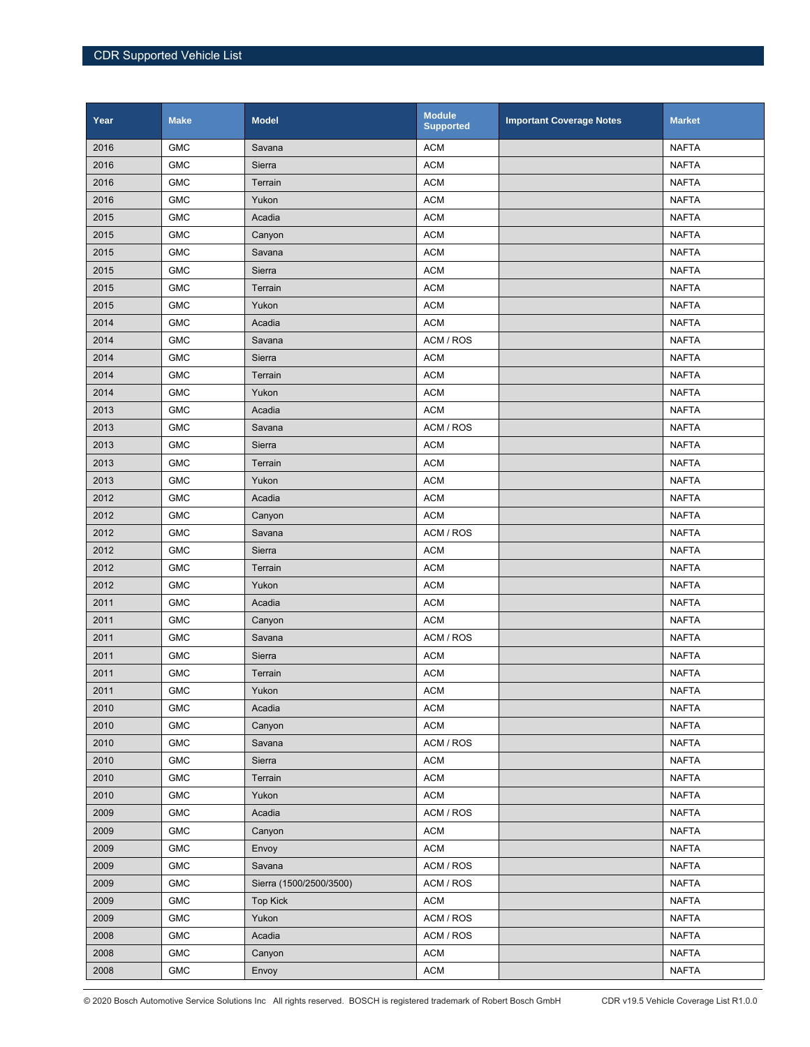| Year | Make | Model | Module Supported | Important Coverage Notes | Market |
|---|---|---|---|---|---|
| 2016 | GMC | Savana | ACM | | NAFTA |
| 2016 | GMC | Sierra | ACM | | NAFTA |
| 2016 | GMC | Terrain | ACM | | NAFTA |
| 2016 | GMC | Yukon | ACM | | NAFTA |
| 2015 | GMC | Acadia | ACM | | NAFTA |
| 2015 | GMC | Canyon | ACM | | NAFTA |
| 2015 | GMC | Savana | ACM | | NAFTA |
| 2015 | GMC | Sierra | ACM | | NAFTA |
| 2015 | GMC | Terrain | ACM | | NAFTA |
| 2015 | GMC | Yukon | ACM | | NAFTA |
| 2014 | GMC | Acadia | ACM | | NAFTA |
| 2014 | GMC | Savana | ACM / ROS | | NAFTA |
| 2014 | GMC | Sierra | ACM | | NAFTA |
| 2014 | GMC | Terrain | ACM | | NAFTA |
| 2014 | GMC | Yukon | ACM | | NAFTA |
| 2013 | GMC | Acadia | ACM | | NAFTA |
| 2013 | GMC | Savana | ACM / ROS | | NAFTA |
| 2013 | GMC | Sierra | ACM | | NAFTA |
| 2013 | GMC | Terrain | ACM | | NAFTA |
| 2013 | GMC | Yukon | ACM | | NAFTA |
| 2012 | GMC | Acadia | ACM | | NAFTA |
| 2012 | GMC | Canyon | ACM | | NAFTA |
| 2012 | GMC | Savana | ACM / ROS | | NAFTA |
| 2012 | GMC | Sierra | ACM | | NAFTA |
| 2012 | GMC | Terrain | ACM | | NAFTA |
| 2012 | GMC | Yukon | ACM | | NAFTA |
| 2011 | GMC | Acadia | ACM | | NAFTA |
| 2011 | GMC | Canyon | ACM | | NAFTA |
| 2011 | GMC | Savana | ACM / ROS | | NAFTA |
| 2011 | GMC | Sierra | ACM | | NAFTA |
| 2011 | GMC | Terrain | ACM | | NAFTA |
| 2011 | GMC | Yukon | ACM | | NAFTA |
| 2010 | GMC | Acadia | ACM | | NAFTA |
| 2010 | GMC | Canyon | ACM | | NAFTA |
| 2010 | GMC | Savana | ACM / ROS | | NAFTA |
| 2010 | GMC | Sierra | ACM | | NAFTA |
| 2010 | GMC | Terrain | ACM | | NAFTA |
| 2010 | GMC | Yukon | ACM | | NAFTA |
| 2009 | GMC | Acadia | ACM / ROS | | NAFTA |
| 2009 | GMC | Canyon | ACM | | NAFTA |
| 2009 | GMC | Envoy | ACM | | NAFTA |
| 2009 | GMC | Savana | ACM / ROS | | NAFTA |
| 2009 | GMC | Sierra (1500/2500/3500) | ACM / ROS | | NAFTA |
| 2009 | GMC | Top Kick | ACM | | NAFTA |
| 2009 | GMC | Yukon | ACM / ROS | | NAFTA |
| 2008 | GMC | Acadia | ACM / ROS | | NAFTA |
| 2008 | GMC | Canyon | ACM | | NAFTA |
| 2008 | GMC | Envoy | ACM | | NAFTA |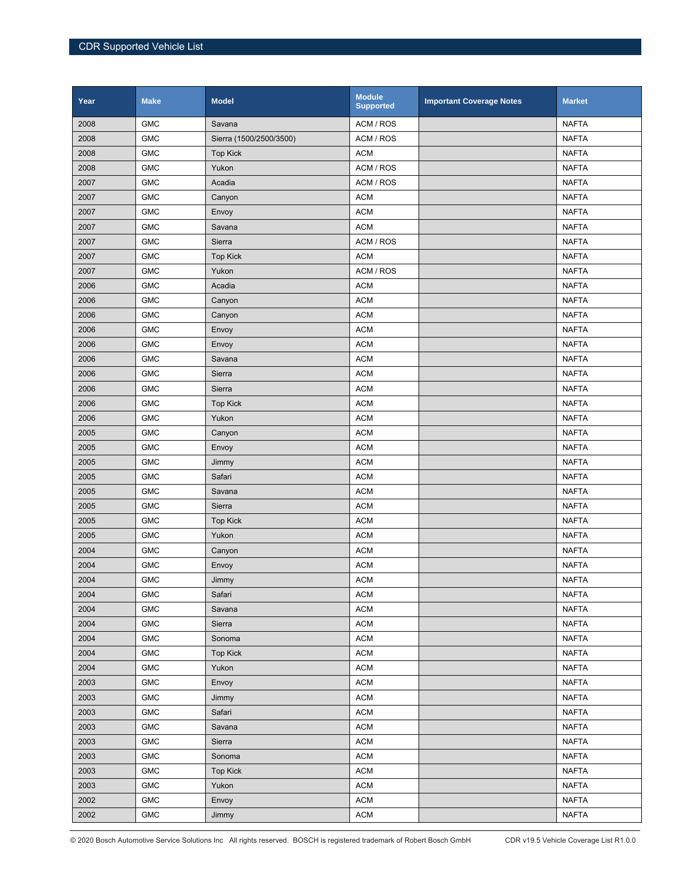| Year | Make | Model | Module Supported | Important Coverage Notes | Market |
|---|---|---|---|---|---|
| 2008 | GMC | Savana | ACM / ROS | | NAFTA |
| 2008 | GMC | Sierra (1500/2500/3500) | ACM / ROS | | NAFTA |
| 2008 | GMC | Top Kick | ACM | | NAFTA |
| 2008 | GMC | Yukon | ACM / ROS | | NAFTA |
| 2007 | GMC | Acadia | ACM / ROS | | NAFTA |
| 2007 | GMC | Canyon | ACM | | NAFTA |
| 2007 | GMC | Envoy | ACM | | NAFTA |
| 2007 | GMC | Savana | ACM | | NAFTA |
| 2007 | GMC | Sierra | ACM / ROS | | NAFTA |
| 2007 | GMC | Top Kick | ACM | | NAFTA |
| 2007 | GMC | Yukon | ACM / ROS | | NAFTA |
| 2006 | GMC | Acadia | ACM | | NAFTA |
| 2006 | GMC | Canyon | ACM | | NAFTA |
| 2006 | GMC | Canyon | ACM | | NAFTA |
| 2006 | GMC | Envoy | ACM | | NAFTA |
| 2006 | GMC | Envoy | ACM | | NAFTA |
| 2006 | GMC | Savana | ACM | | NAFTA |
| 2006 | GMC | Sierra | ACM | | NAFTA |
| 2006 | GMC | Sierra | ACM | | NAFTA |
| 2006 | GMC | Top Kick | ACM | | NAFTA |
| 2006 | GMC | Yukon | ACM | | NAFTA |
| 2005 | GMC | Canyon | ACM | | NAFTA |
| 2005 | GMC | Envoy | ACM | | NAFTA |
| 2005 | GMC | Jimmy | ACM | | NAFTA |
| 2005 | GMC | Safari | ACM | | NAFTA |
| 2005 | GMC | Savana | ACM | | NAFTA |
| 2005 | GMC | Sierra | ACM | | NAFTA |
| 2005 | GMC | Top Kick | ACM | | NAFTA |
| 2005 | GMC | Yukon | ACM | | NAFTA |
| 2004 | GMC | Canyon | ACM | | NAFTA |
| 2004 | GMC | Envoy | ACM | | NAFTA |
| 2004 | GMC | Jimmy | ACM | | NAFTA |
| 2004 | GMC | Safari | ACM | | NAFTA |
| 2004 | GMC | Savana | ACM | | NAFTA |
| 2004 | GMC | Sierra | ACM | | NAFTA |
| 2004 | GMC | Sonoma | ACM | | NAFTA |
| 2004 | GMC | Top Kick | ACM | | NAFTA |
| 2004 | GMC | Yukon | ACM | | NAFTA |
| 2003 | GMC | Envoy | ACM | | NAFTA |
| 2003 | GMC | Jimmy | ACM | | NAFTA |
| 2003 | GMC | Safari | ACM | | NAFTA |
| 2003 | GMC | Savana | ACM | | NAFTA |
| 2003 | GMC | Sierra | ACM | | NAFTA |
| 2003 | GMC | Sonoma | ACM | | NAFTA |
| 2003 | GMC | Top Kick | ACM | | NAFTA |
| 2003 | GMC | Yukon | ACM | | NAFTA |
| 2002 | GMC | Envoy | ACM | | NAFTA |
| 2002 | GMC | Jimmy | ACM | | NAFTA |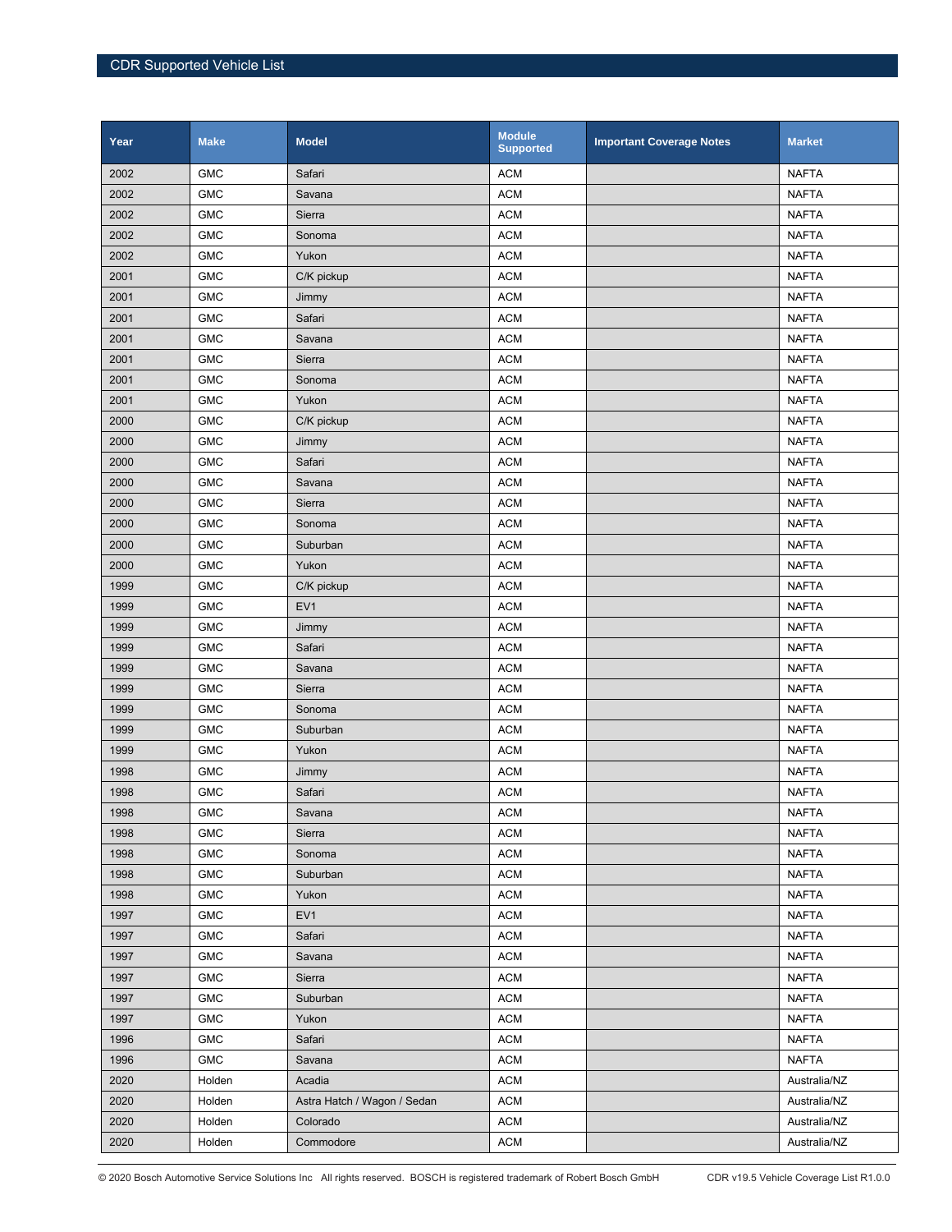| Year | Make | Model | Module Supported | Important Coverage Notes | Market |
|---|---|---|---|---|---|
| 2002 | GMC | Safari | ACM | | NAFTA |
| 2002 | GMC | Savana | ACM | | NAFTA |
| 2002 | GMC | Sierra | ACM | | NAFTA |
| 2002 | GMC | Sonoma | ACM | | NAFTA |
| 2002 | GMC | Yukon | ACM | | NAFTA |
| 2001 | GMC | C/K pickup | ACM | | NAFTA |
| 2001 | GMC | Jimmy | ACM | | NAFTA |
| 2001 | GMC | Safari | ACM | | NAFTA |
| 2001 | GMC | Savana | ACM | | NAFTA |
| 2001 | GMC | Sierra | ACM | | NAFTA |
| 2001 | GMC | Sonoma | ACM | | NAFTA |
| 2001 | GMC | Yukon | ACM | | NAFTA |
| 2000 | GMC | C/K pickup | ACM | | NAFTA |
| 2000 | GMC | Jimmy | ACM | | NAFTA |
| 2000 | GMC | Safari | ACM | | NAFTA |
| 2000 | GMC | Savana | ACM | | NAFTA |
| 2000 | GMC | Sierra | ACM | | NAFTA |
| 2000 | GMC | Sonoma | ACM | | NAFTA |
| 2000 | GMC | Suburban | ACM | | NAFTA |
| 2000 | GMC | Yukon | ACM | | NAFTA |
| 1999 | GMC | C/K pickup | ACM | | NAFTA |
| 1999 | GMC | EV1 | ACM | | NAFTA |
| 1999 | GMC | Jimmy | ACM | | NAFTA |
| 1999 | GMC | Safari | ACM | | NAFTA |
| 1999 | GMC | Savana | ACM | | NAFTA |
| 1999 | GMC | Sierra | ACM | | NAFTA |
| 1999 | GMC | Sonoma | ACM | | NAFTA |
| 1999 | GMC | Suburban | ACM | | NAFTA |
| 1999 | GMC | Yukon | ACM | | NAFTA |
| 1998 | GMC | Jimmy | ACM | | NAFTA |
| 1998 | GMC | Safari | ACM | | NAFTA |
| 1998 | GMC | Savana | ACM | | NAFTA |
| 1998 | GMC | Sierra | ACM | | NAFTA |
| 1998 | GMC | Sonoma | ACM | | NAFTA |
| 1998 | GMC | Suburban | ACM | | NAFTA |
| 1998 | GMC | Yukon | ACM | | NAFTA |
| 1997 | GMC | EV1 | ACM | | NAFTA |
| 1997 | GMC | Safari | ACM | | NAFTA |
| 1997 | GMC | Savana | ACM | | NAFTA |
| 1997 | GMC | Sierra | ACM | | NAFTA |
| 1997 | GMC | Suburban | ACM | | NAFTA |
| 1997 | GMC | Yukon | ACM | | NAFTA |
| 1996 | GMC | Safari | ACM | | NAFTA |
| 1996 | GMC | Savana | ACM | | NAFTA |
| 2020 | Holden | Acadia | ACM | | Australia/NZ |
| 2020 | Holden | Astra Hatch / Wagon / Sedan | ACM | | Australia/NZ |
| 2020 | Holden | Colorado | ACM | | Australia/NZ |
| 2020 | Holden | Commodore | ACM | | Australia/NZ |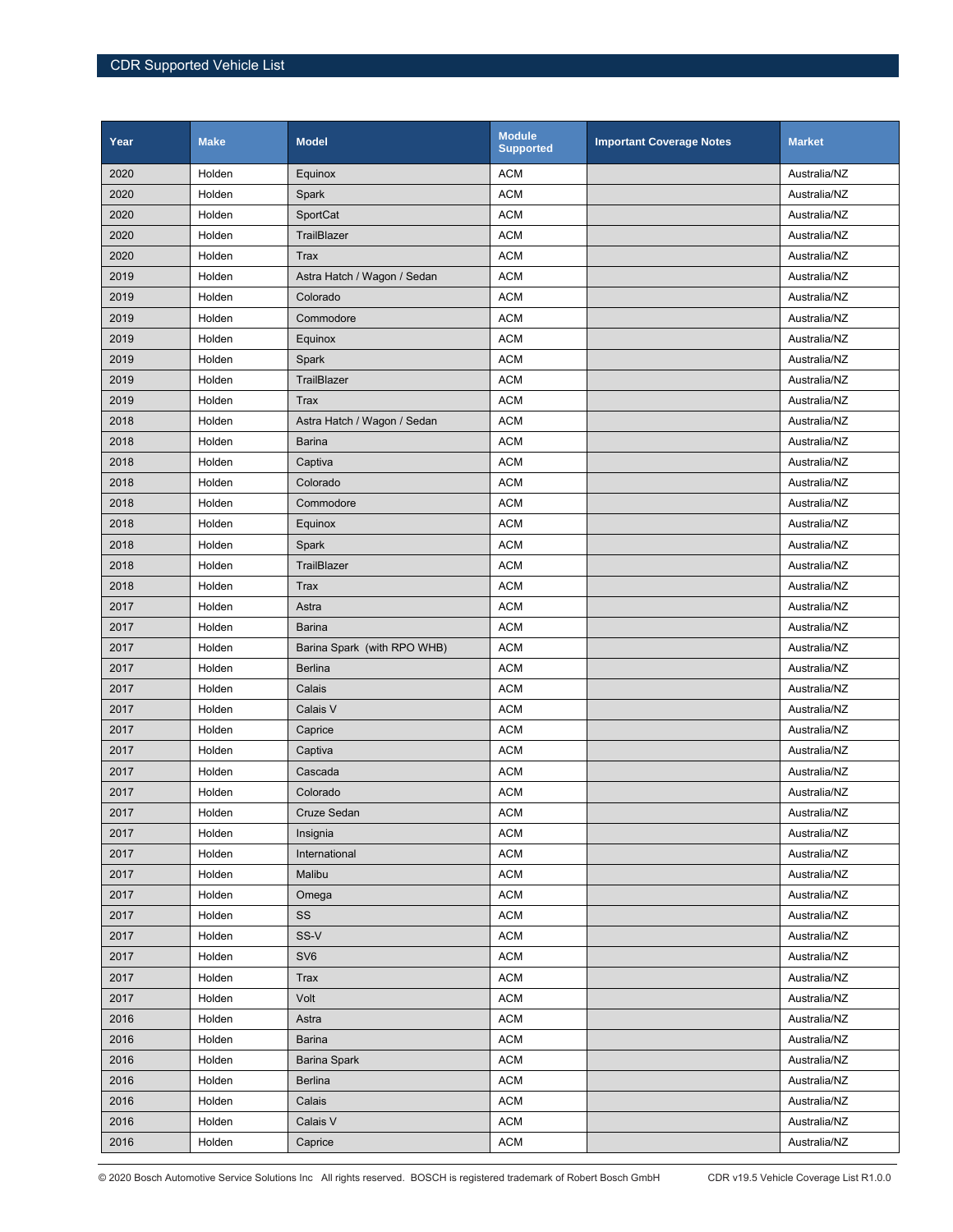| Year | Make | Model | Module Supported | Important Coverage Notes | Market |
|---|---|---|---|---|---|
| 2020 | Holden | Equinox | ACM | | Australia/NZ |
| 2020 | Holden | Spark | ACM | | Australia/NZ |
| 2020 | Holden | SportCat | ACM | | Australia/NZ |
| 2020 | Holden | TrailBlazer | ACM | | Australia/NZ |
| 2020 | Holden | Trax | ACM | | Australia/NZ |
| 2019 | Holden | Astra Hatch / Wagon / Sedan | ACM | | Australia/NZ |
| 2019 | Holden | Colorado | ACM | | Australia/NZ |
| 2019 | Holden | Commodore | ACM | | Australia/NZ |
| 2019 | Holden | Equinox | ACM | | Australia/NZ |
| 2019 | Holden | Spark | ACM | | Australia/NZ |
| 2019 | Holden | TrailBlazer | ACM | | Australia/NZ |
| 2019 | Holden | Trax | ACM | | Australia/NZ |
| 2018 | Holden | Astra Hatch / Wagon / Sedan | ACM | | Australia/NZ |
| 2018 | Holden | Barina | ACM | | Australia/NZ |
| 2018 | Holden | Captiva | ACM | | Australia/NZ |
| 2018 | Holden | Colorado | ACM | | Australia/NZ |
| 2018 | Holden | Commodore | ACM | | Australia/NZ |
| 2018 | Holden | Equinox | ACM | | Australia/NZ |
| 2018 | Holden | Spark | ACM | | Australia/NZ |
| 2018 | Holden | TrailBlazer | ACM | | Australia/NZ |
| 2018 | Holden | Trax | ACM | | Australia/NZ |
| 2017 | Holden | Astra | ACM | | Australia/NZ |
| 2017 | Holden | Barina | ACM | | Australia/NZ |
| 2017 | Holden | Barina Spark (with RPO WHB) | ACM | | Australia/NZ |
| 2017 | Holden | Berlina | ACM | | Australia/NZ |
| 2017 | Holden | Calais | ACM | | Australia/NZ |
| 2017 | Holden | Calais V | ACM | | Australia/NZ |
| 2017 | Holden | Caprice | ACM | | Australia/NZ |
| 2017 | Holden | Captiva | ACM | | Australia/NZ |
| 2017 | Holden | Cascada | ACM | | Australia/NZ |
| 2017 | Holden | Colorado | ACM | | Australia/NZ |
| 2017 | Holden | Cruze Sedan | ACM | | Australia/NZ |
| 2017 | Holden | Insignia | ACM | | Australia/NZ |
| 2017 | Holden | International | ACM | | Australia/NZ |
| 2017 | Holden | Malibu | ACM | | Australia/NZ |
| 2017 | Holden | Omega | ACM | | Australia/NZ |
| 2017 | Holden | SS | ACM | | Australia/NZ |
| 2017 | Holden | SS-V | ACM | | Australia/NZ |
| 2017 | Holden | SV6 | ACM | | Australia/NZ |
| 2017 | Holden | Trax | ACM | | Australia/NZ |
| 2017 | Holden | Volt | ACM | | Australia/NZ |
| 2016 | Holden | Astra | ACM | | Australia/NZ |
| 2016 | Holden | Barina | ACM | | Australia/NZ |
| 2016 | Holden | Barina Spark | ACM | | Australia/NZ |
| 2016 | Holden | Berlina | ACM | | Australia/NZ |
| 2016 | Holden | Calais | ACM | | Australia/NZ |
| 2016 | Holden | Calais V | ACM | | Australia/NZ |
| 2016 | Holden | Caprice | ACM | | Australia/NZ |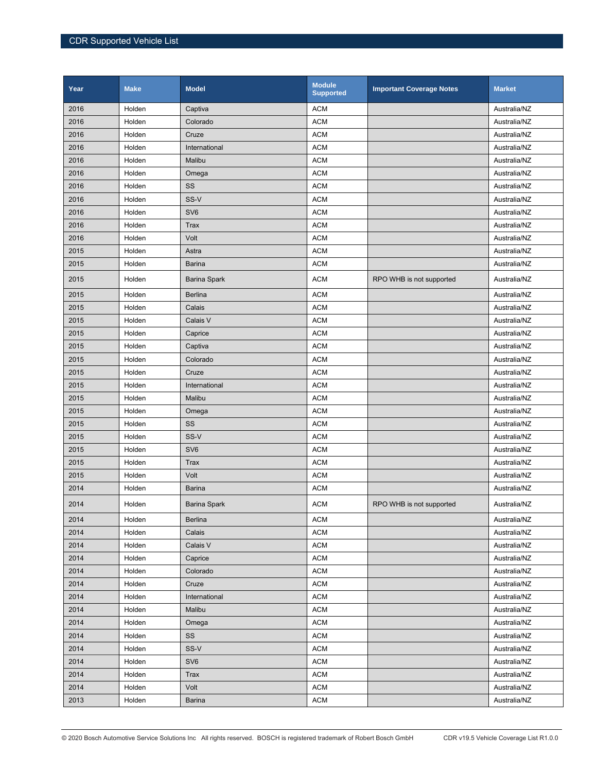| Year | Make | Model | Module Supported | Important Coverage Notes | Market |
|---|---|---|---|---|---|
| 2016 | Holden | Captiva | ACM | | Australia/NZ |
| 2016 | Holden | Colorado | ACM | | Australia/NZ |
| 2016 | Holden | Cruze | ACM | | Australia/NZ |
| 2016 | Holden | International | ACM | | Australia/NZ |
| 2016 | Holden | Malibu | ACM | | Australia/NZ |
| 2016 | Holden | Omega | ACM | | Australia/NZ |
| 2016 | Holden | SS | ACM | | Australia/NZ |
| 2016 | Holden | SS-V | ACM | | Australia/NZ |
| 2016 | Holden | SV6 | ACM | | Australia/NZ |
| 2016 | Holden | Trax | ACM | | Australia/NZ |
| 2016 | Holden | Volt | ACM | | Australia/NZ |
| 2015 | Holden | Astra | ACM | | Australia/NZ |
| 2015 | Holden | Barina | ACM | | Australia/NZ |
| 2015 | Holden | Barina Spark | ACM | RPO WHB is not supported | Australia/NZ |
| 2015 | Holden | Berlina | ACM | | Australia/NZ |
| 2015 | Holden | Calais | ACM | | Australia/NZ |
| 2015 | Holden | Calais V | ACM | | Australia/NZ |
| 2015 | Holden | Caprice | ACM | | Australia/NZ |
| 2015 | Holden | Captiva | ACM | | Australia/NZ |
| 2015 | Holden | Colorado | ACM | | Australia/NZ |
| 2015 | Holden | Cruze | ACM | | Australia/NZ |
| 2015 | Holden | International | ACM | | Australia/NZ |
| 2015 | Holden | Malibu | ACM | | Australia/NZ |
| 2015 | Holden | Omega | ACM | | Australia/NZ |
| 2015 | Holden | SS | ACM | | Australia/NZ |
| 2015 | Holden | SS-V | ACM | | Australia/NZ |
| 2015 | Holden | SV6 | ACM | | Australia/NZ |
| 2015 | Holden | Trax | ACM | | Australia/NZ |
| 2015 | Holden | Volt | ACM | | Australia/NZ |
| 2014 | Holden | Barina | ACM | | Australia/NZ |
| 2014 | Holden | Barina Spark | ACM | RPO WHB is not supported | Australia/NZ |
| 2014 | Holden | Berlina | ACM | | Australia/NZ |
| 2014 | Holden | Calais | ACM | | Australia/NZ |
| 2014 | Holden | Calais V | ACM | | Australia/NZ |
| 2014 | Holden | Caprice | ACM | | Australia/NZ |
| 2014 | Holden | Colorado | ACM | | Australia/NZ |
| 2014 | Holden | Cruze | ACM | | Australia/NZ |
| 2014 | Holden | International | ACM | | Australia/NZ |
| 2014 | Holden | Malibu | ACM | | Australia/NZ |
| 2014 | Holden | Omega | ACM | | Australia/NZ |
| 2014 | Holden | SS | ACM | | Australia/NZ |
| 2014 | Holden | SS-V | ACM | | Australia/NZ |
| 2014 | Holden | SV6 | ACM | | Australia/NZ |
| 2014 | Holden | Trax | ACM | | Australia/NZ |
| 2014 | Holden | Volt | ACM | | Australia/NZ |
| 2013 | Holden | Barina | ACM | | Australia/NZ |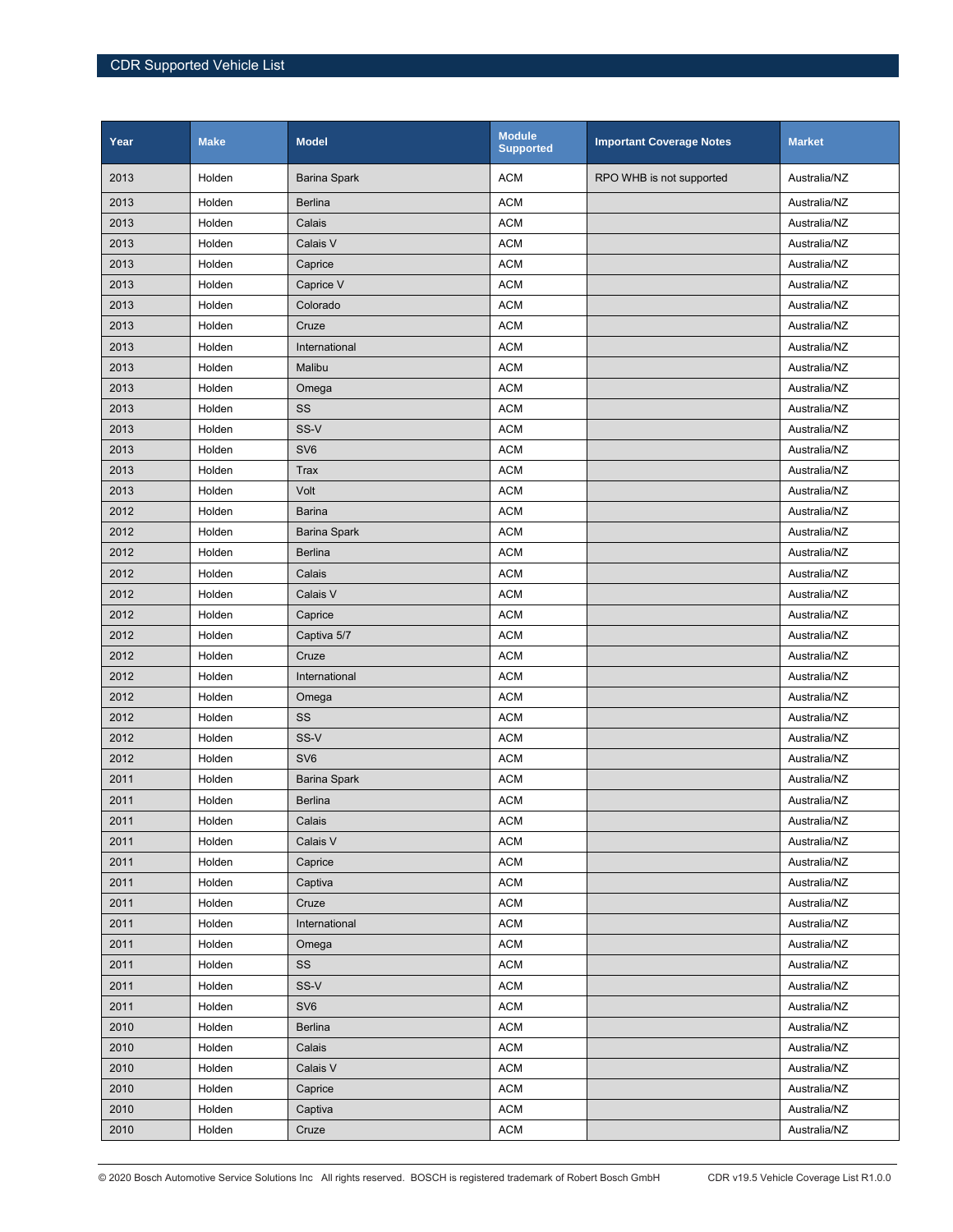| Year | Make | Model | Module Supported | Important Coverage Notes | Market |
|---|---|---|---|---|---|
| 2013 | Holden | Barina Spark | ACM | RPO WHB is not supported | Australia/NZ |
| 2013 | Holden | Berlina | ACM | | Australia/NZ |
| 2013 | Holden | Calais | ACM | | Australia/NZ |
| 2013 | Holden | Calais V | ACM | | Australia/NZ |
| 2013 | Holden | Caprice | ACM | | Australia/NZ |
| 2013 | Holden | Caprice V | ACM | | Australia/NZ |
| 2013 | Holden | Colorado | ACM | | Australia/NZ |
| 2013 | Holden | Cruze | ACM | | Australia/NZ |
| 2013 | Holden | International | ACM | | Australia/NZ |
| 2013 | Holden | Malibu | ACM | | Australia/NZ |
| 2013 | Holden | Omega | ACM | | Australia/NZ |
| 2013 | Holden | SS | ACM | | Australia/NZ |
| 2013 | Holden | SS-V | ACM | | Australia/NZ |
| 2013 | Holden | SV6 | ACM | | Australia/NZ |
| 2013 | Holden | Trax | ACM | | Australia/NZ |
| 2013 | Holden | Volt | ACM | | Australia/NZ |
| 2012 | Holden | Barina | ACM | | Australia/NZ |
| 2012 | Holden | Barina Spark | ACM | | Australia/NZ |
| 2012 | Holden | Berlina | ACM | | Australia/NZ |
| 2012 | Holden | Calais | ACM | | Australia/NZ |
| 2012 | Holden | Calais V | ACM | | Australia/NZ |
| 2012 | Holden | Caprice | ACM | | Australia/NZ |
| 2012 | Holden | Captiva 5/7 | ACM | | Australia/NZ |
| 2012 | Holden | Cruze | ACM | | Australia/NZ |
| 2012 | Holden | International | ACM | | Australia/NZ |
| 2012 | Holden | Omega | ACM | | Australia/NZ |
| 2012 | Holden | SS | ACM | | Australia/NZ |
| 2012 | Holden | SS-V | ACM | | Australia/NZ |
| 2012 | Holden | SV6 | ACM | | Australia/NZ |
| 2011 | Holden | Barina Spark | ACM | | Australia/NZ |
| 2011 | Holden | Berlina | ACM | | Australia/NZ |
| 2011 | Holden | Calais | ACM | | Australia/NZ |
| 2011 | Holden | Calais V | ACM | | Australia/NZ |
| 2011 | Holden | Caprice | ACM | | Australia/NZ |
| 2011 | Holden | Captiva | ACM | | Australia/NZ |
| 2011 | Holden | Cruze | ACM | | Australia/NZ |
| 2011 | Holden | International | ACM | | Australia/NZ |
| 2011 | Holden | Omega | ACM | | Australia/NZ |
| 2011 | Holden | SS | ACM | | Australia/NZ |
| 2011 | Holden | SS-V | ACM | | Australia/NZ |
| 2011 | Holden | SV6 | ACM | | Australia/NZ |
| 2010 | Holden | Berlina | ACM | | Australia/NZ |
| 2010 | Holden | Calais | ACM | | Australia/NZ |
| 2010 | Holden | Calais V | ACM | | Australia/NZ |
| 2010 | Holden | Caprice | ACM | | Australia/NZ |
| 2010 | Holden | Captiva | ACM | | Australia/NZ |
| 2010 | Holden | Cruze | ACM | | Australia/NZ |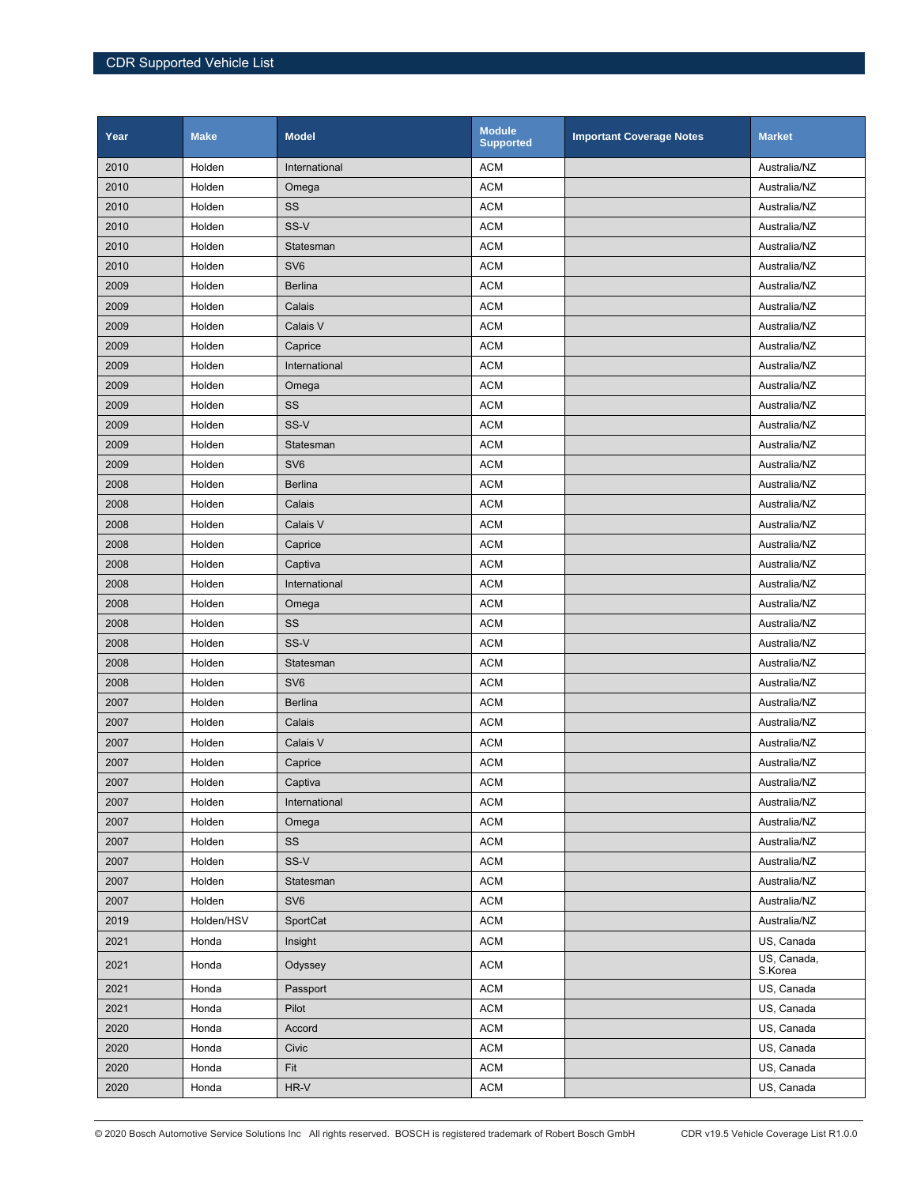| Year | Make | Model | Module Supported | Important Coverage Notes | Market |
|---|---|---|---|---|---|
| 2010 | Holden | International | ACM | | Australia/NZ |
| 2010 | Holden | Omega | ACM | | Australia/NZ |
| 2010 | Holden | SS | ACM | | Australia/NZ |
| 2010 | Holden | SS-V | ACM | | Australia/NZ |
| 2010 | Holden | Statesman | ACM | | Australia/NZ |
| 2010 | Holden | SV6 | ACM | | Australia/NZ |
| 2009 | Holden | Berlina | ACM | | Australia/NZ |
| 2009 | Holden | Calais | ACM | | Australia/NZ |
| 2009 | Holden | Calais V | ACM | | Australia/NZ |
| 2009 | Holden | Caprice | ACM | | Australia/NZ |
| 2009 | Holden | International | ACM | | Australia/NZ |
| 2009 | Holden | Omega | ACM | | Australia/NZ |
| 2009 | Holden | SS | ACM | | Australia/NZ |
| 2009 | Holden | SS-V | ACM | | Australia/NZ |
| 2009 | Holden | Statesman | ACM | | Australia/NZ |
| 2009 | Holden | SV6 | ACM | | Australia/NZ |
| 2008 | Holden | Berlina | ACM | | Australia/NZ |
| 2008 | Holden | Calais | ACM | | Australia/NZ |
| 2008 | Holden | Calais V | ACM | | Australia/NZ |
| 2008 | Holden | Caprice | ACM | | Australia/NZ |
| 2008 | Holden | Captiva | ACM | | Australia/NZ |
| 2008 | Holden | International | ACM | | Australia/NZ |
| 2008 | Holden | Omega | ACM | | Australia/NZ |
| 2008 | Holden | SS | ACM | | Australia/NZ |
| 2008 | Holden | SS-V | ACM | | Australia/NZ |
| 2008 | Holden | Statesman | ACM | | Australia/NZ |
| 2008 | Holden | SV6 | ACM | | Australia/NZ |
| 2007 | Holden | Berlina | ACM | | Australia/NZ |
| 2007 | Holden | Calais | ACM | | Australia/NZ |
| 2007 | Holden | Calais V | ACM | | Australia/NZ |
| 2007 | Holden | Caprice | ACM | | Australia/NZ |
| 2007 | Holden | Captiva | ACM | | Australia/NZ |
| 2007 | Holden | International | ACM | | Australia/NZ |
| 2007 | Holden | Omega | ACM | | Australia/NZ |
| 2007 | Holden | SS | ACM | | Australia/NZ |
| 2007 | Holden | SS-V | ACM | | Australia/NZ |
| 2007 | Holden | Statesman | ACM | | Australia/NZ |
| 2007 | Holden | SV6 | ACM | | Australia/NZ |
| 2019 | Holden/HSV | SportCat | ACM | | Australia/NZ |
| 2021 | Honda | Insight | ACM | | US, Canada |
| 2021 | Honda | Odyssey | ACM | | US, Canada, S.Korea |
| 2021 | Honda | Passport | ACM | | US, Canada |
| 2021 | Honda | Pilot | ACM | | US, Canada |
| 2020 | Honda | Accord | ACM | | US, Canada |
| 2020 | Honda | Civic | ACM | | US, Canada |
| 2020 | Honda | Fit | ACM | | US, Canada |
| 2020 | Honda | HR-V | ACM | | US, Canada |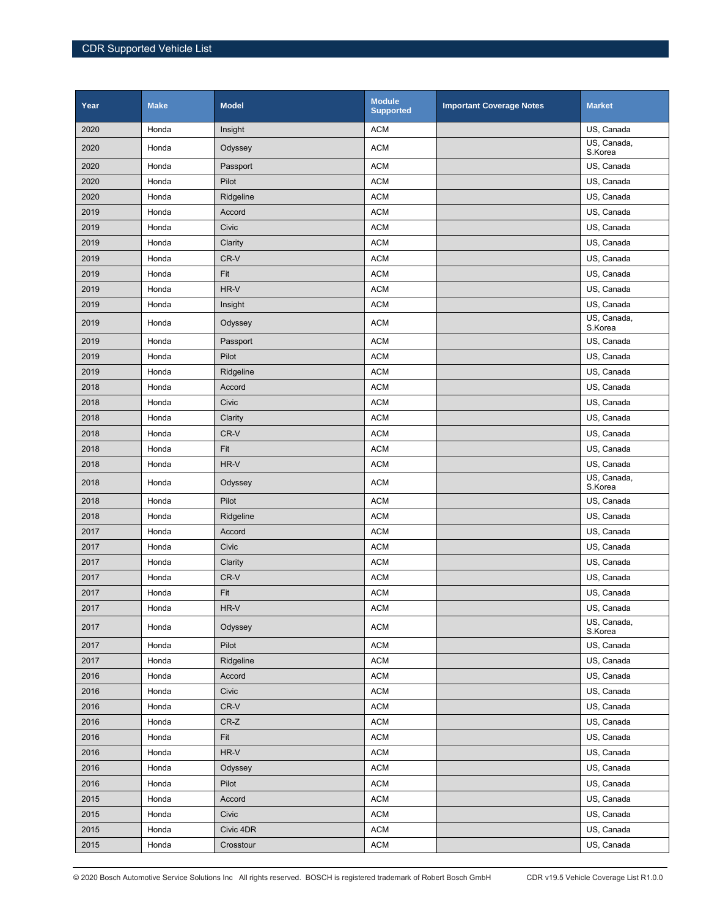| Year | Make | Model | Module Supported | Important Coverage Notes | Market |
|---|---|---|---|---|---|
| 2020 | Honda | Insight | ACM | | US, Canada |
| 2020 | Honda | Odyssey | ACM | | US, Canada, S.Korea |
| 2020 | Honda | Passport | ACM | | US, Canada |
| 2020 | Honda | Pilot | ACM | | US, Canada |
| 2020 | Honda | Ridgeline | ACM | | US, Canada |
| 2019 | Honda | Accord | ACM | | US, Canada |
| 2019 | Honda | Civic | ACM | | US, Canada |
| 2019 | Honda | Clarity | ACM | | US, Canada |
| 2019 | Honda | CR-V | ACM | | US, Canada |
| 2019 | Honda | Fit | ACM | | US, Canada |
| 2019 | Honda | HR-V | ACM | | US, Canada |
| 2019 | Honda | Insight | ACM | | US, Canada |
| 2019 | Honda | Odyssey | ACM | | US, Canada, S.Korea |
| 2019 | Honda | Passport | ACM | | US, Canada |
| 2019 | Honda | Pilot | ACM | | US, Canada |
| 2019 | Honda | Ridgeline | ACM | | US, Canada |
| 2018 | Honda | Accord | ACM | | US, Canada |
| 2018 | Honda | Civic | ACM | | US, Canada |
| 2018 | Honda | Clarity | ACM | | US, Canada |
| 2018 | Honda | CR-V | ACM | | US, Canada |
| 2018 | Honda | Fit | ACM | | US, Canada |
| 2018 | Honda | HR-V | ACM | | US, Canada |
| 2018 | Honda | Odyssey | ACM | | US, Canada, S.Korea |
| 2018 | Honda | Pilot | ACM | | US, Canada |
| 2018 | Honda | Ridgeline | ACM | | US, Canada |
| 2017 | Honda | Accord | ACM | | US, Canada |
| 2017 | Honda | Civic | ACM | | US, Canada |
| 2017 | Honda | Clarity | ACM | | US, Canada |
| 2017 | Honda | CR-V | ACM | | US, Canada |
| 2017 | Honda | Fit | ACM | | US, Canada |
| 2017 | Honda | HR-V | ACM | | US, Canada |
| 2017 | Honda | Odyssey | ACM | | US, Canada, S.Korea |
| 2017 | Honda | Pilot | ACM | | US, Canada |
| 2017 | Honda | Ridgeline | ACM | | US, Canada |
| 2016 | Honda | Accord | ACM | | US, Canada |
| 2016 | Honda | Civic | ACM | | US, Canada |
| 2016 | Honda | CR-V | ACM | | US, Canada |
| 2016 | Honda | CR-Z | ACM | | US, Canada |
| 2016 | Honda | Fit | ACM | | US, Canada |
| 2016 | Honda | HR-V | ACM | | US, Canada |
| 2016 | Honda | Odyssey | ACM | | US, Canada |
| 2016 | Honda | Pilot | ACM | | US, Canada |
| 2015 | Honda | Accord | ACM | | US, Canada |
| 2015 | Honda | Civic | ACM | | US, Canada |
| 2015 | Honda | Civic 4DR | ACM | | US, Canada |
| 2015 | Honda | Crosstour | ACM | | US, Canada |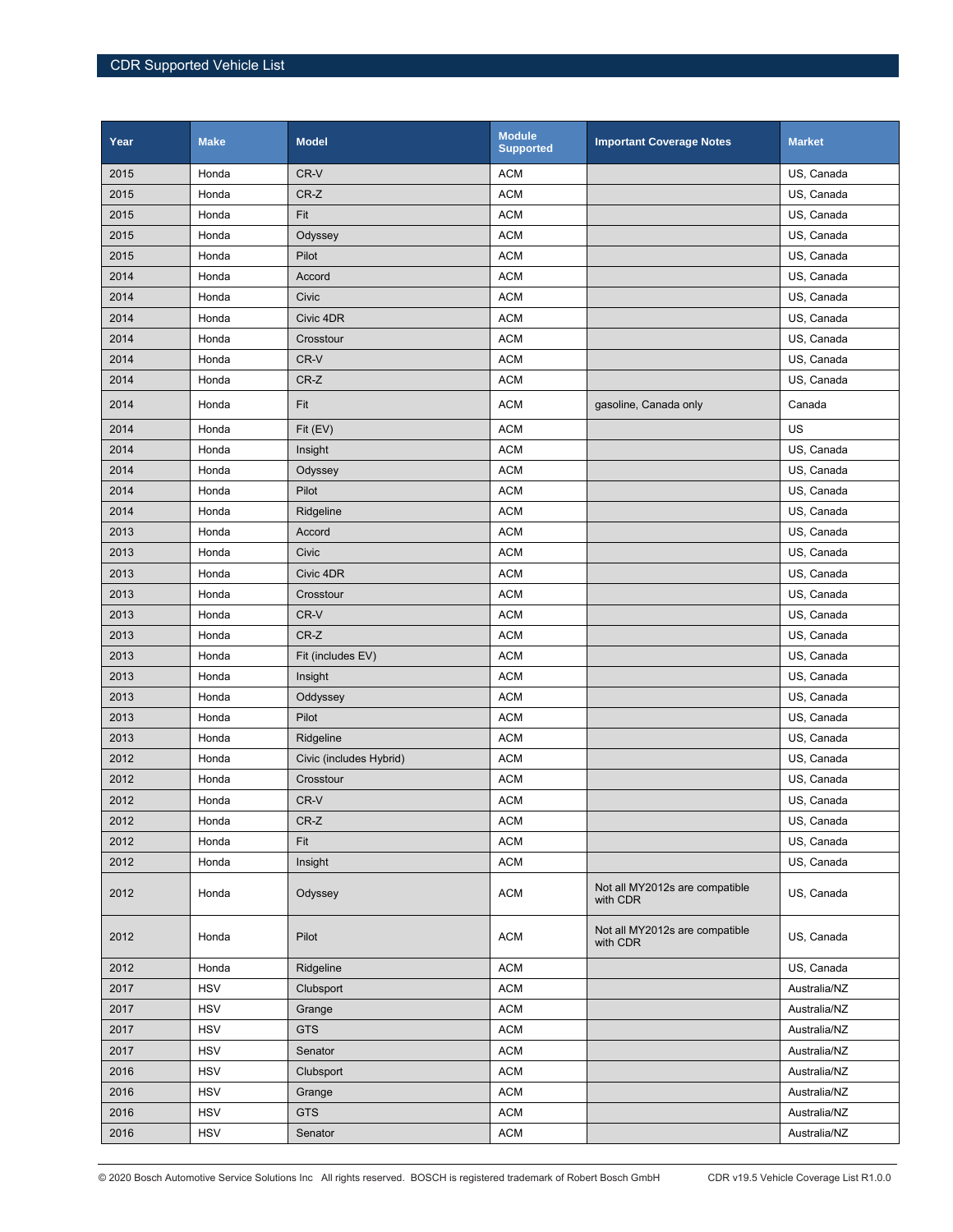| Year | Make | Model | Module Supported | Important Coverage Notes | Market |
|---|---|---|---|---|---|
| 2015 | Honda | CR-V | ACM | | US, Canada |
| 2015 | Honda | CR-Z | ACM | | US, Canada |
| 2015 | Honda | Fit | ACM | | US, Canada |
| 2015 | Honda | Odyssey | ACM | | US, Canada |
| 2015 | Honda | Pilot | ACM | | US, Canada |
| 2014 | Honda | Accord | ACM | | US, Canada |
| 2014 | Honda | Civic | ACM | | US, Canada |
| 2014 | Honda | Civic 4DR | ACM | | US, Canada |
| 2014 | Honda | Crosstour | ACM | | US, Canada |
| 2014 | Honda | CR-V | ACM | | US, Canada |
| 2014 | Honda | CR-Z | ACM | | US, Canada |
| 2014 | Honda | Fit | ACM | gasoline, Canada only | Canada |
| 2014 | Honda | Fit (EV) | ACM | | US |
| 2014 | Honda | Insight | ACM | | US, Canada |
| 2014 | Honda | Odyssey | ACM | | US, Canada |
| 2014 | Honda | Pilot | ACM | | US, Canada |
| 2014 | Honda | Ridgeline | ACM | | US, Canada |
| 2013 | Honda | Accord | ACM | | US, Canada |
| 2013 | Honda | Civic | ACM | | US, Canada |
| 2013 | Honda | Civic 4DR | ACM | | US, Canada |
| 2013 | Honda | Crosstour | ACM | | US, Canada |
| 2013 | Honda | CR-V | ACM | | US, Canada |
| 2013 | Honda | CR-Z | ACM | | US, Canada |
| 2013 | Honda | Fit (includes EV) | ACM | | US, Canada |
| 2013 | Honda | Insight | ACM | | US, Canada |
| 2013 | Honda | Oddyssey | ACM | | US, Canada |
| 2013 | Honda | Pilot | ACM | | US, Canada |
| 2013 | Honda | Ridgeline | ACM | | US, Canada |
| 2012 | Honda | Civic (includes Hybrid) | ACM | | US, Canada |
| 2012 | Honda | Crosstour | ACM | | US, Canada |
| 2012 | Honda | CR-V | ACM | | US, Canada |
| 2012 | Honda | CR-Z | ACM | | US, Canada |
| 2012 | Honda | Fit | ACM | | US, Canada |
| 2012 | Honda | Insight | ACM | | US, Canada |
| 2012 | Honda | Odyssey | ACM | Not all MY2012s are compatible with CDR | US, Canada |
| 2012 | Honda | Pilot | ACM | Not all MY2012s are compatible with CDR | US, Canada |
| 2012 | Honda | Ridgeline | ACM | | US, Canada |
| 2017 | HSV | Clubsport | ACM | | Australia/NZ |
| 2017 | HSV | Grange | ACM | | Australia/NZ |
| 2017 | HSV | GTS | ACM | | Australia/NZ |
| 2017 | HSV | Senator | ACM | | Australia/NZ |
| 2016 | HSV | Clubsport | ACM | | Australia/NZ |
| 2016 | HSV | Grange | ACM | | Australia/NZ |
| 2016 | HSV | GTS | ACM | | Australia/NZ |
| 2016 | HSV | Senator | ACM | | Australia/NZ |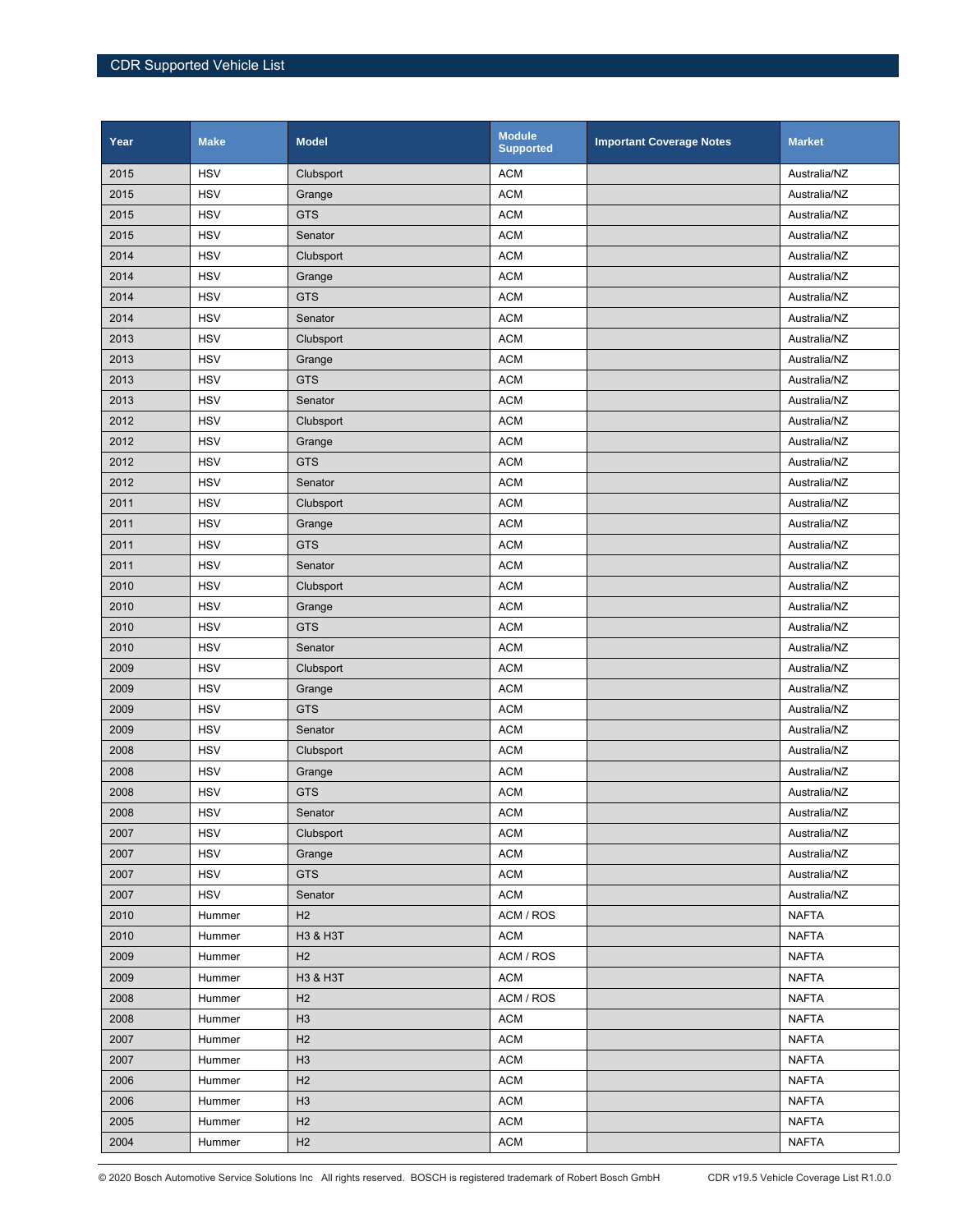| Year | Make | Model | Module Supported | Important Coverage Notes | Market |
|---|---|---|---|---|---|
| 2015 | HSV | Clubsport | ACM | | Australia/NZ |
| 2015 | HSV | Grange | ACM | | Australia/NZ |
| 2015 | HSV | GTS | ACM | | Australia/NZ |
| 2015 | HSV | Senator | ACM | | Australia/NZ |
| 2014 | HSV | Clubsport | ACM | | Australia/NZ |
| 2014 | HSV | Grange | ACM | | Australia/NZ |
| 2014 | HSV | GTS | ACM | | Australia/NZ |
| 2014 | HSV | Senator | ACM | | Australia/NZ |
| 2013 | HSV | Clubsport | ACM | | Australia/NZ |
| 2013 | HSV | Grange | ACM | | Australia/NZ |
| 2013 | HSV | GTS | ACM | | Australia/NZ |
| 2013 | HSV | Senator | ACM | | Australia/NZ |
| 2012 | HSV | Clubsport | ACM | | Australia/NZ |
| 2012 | HSV | Grange | ACM | | Australia/NZ |
| 2012 | HSV | GTS | ACM | | Australia/NZ |
| 2012 | HSV | Senator | ACM | | Australia/NZ |
| 2011 | HSV | Clubsport | ACM | | Australia/NZ |
| 2011 | HSV | Grange | ACM | | Australia/NZ |
| 2011 | HSV | GTS | ACM | | Australia/NZ |
| 2011 | HSV | Senator | ACM | | Australia/NZ |
| 2010 | HSV | Clubsport | ACM | | Australia/NZ |
| 2010 | HSV | Grange | ACM | | Australia/NZ |
| 2010 | HSV | GTS | ACM | | Australia/NZ |
| 2010 | HSV | Senator | ACM | | Australia/NZ |
| 2009 | HSV | Clubsport | ACM | | Australia/NZ |
| 2009 | HSV | Grange | ACM | | Australia/NZ |
| 2009 | HSV | GTS | ACM | | Australia/NZ |
| 2009 | HSV | Senator | ACM | | Australia/NZ |
| 2008 | HSV | Clubsport | ACM | | Australia/NZ |
| 2008 | HSV | Grange | ACM | | Australia/NZ |
| 2008 | HSV | GTS | ACM | | Australia/NZ |
| 2008 | HSV | Senator | ACM | | Australia/NZ |
| 2007 | HSV | Clubsport | ACM | | Australia/NZ |
| 2007 | HSV | Grange | ACM | | Australia/NZ |
| 2007 | HSV | GTS | ACM | | Australia/NZ |
| 2007 | HSV | Senator | ACM | | Australia/NZ |
| 2010 | Hummer | H2 | ACM / ROS | | NAFTA |
| 2010 | Hummer | H3 & H3T | ACM | | NAFTA |
| 2009 | Hummer | H2 | ACM / ROS | | NAFTA |
| 2009 | Hummer | H3 & H3T | ACM | | NAFTA |
| 2008 | Hummer | H2 | ACM / ROS | | NAFTA |
| 2008 | Hummer | H3 | ACM | | NAFTA |
| 2007 | Hummer | H2 | ACM | | NAFTA |
| 2007 | Hummer | H3 | ACM | | NAFTA |
| 2006 | Hummer | H2 | ACM | | NAFTA |
| 2006 | Hummer | H3 | ACM | | NAFTA |
| 2005 | Hummer | H2 | ACM | | NAFTA |
| 2004 | Hummer | H2 | ACM | | NAFTA |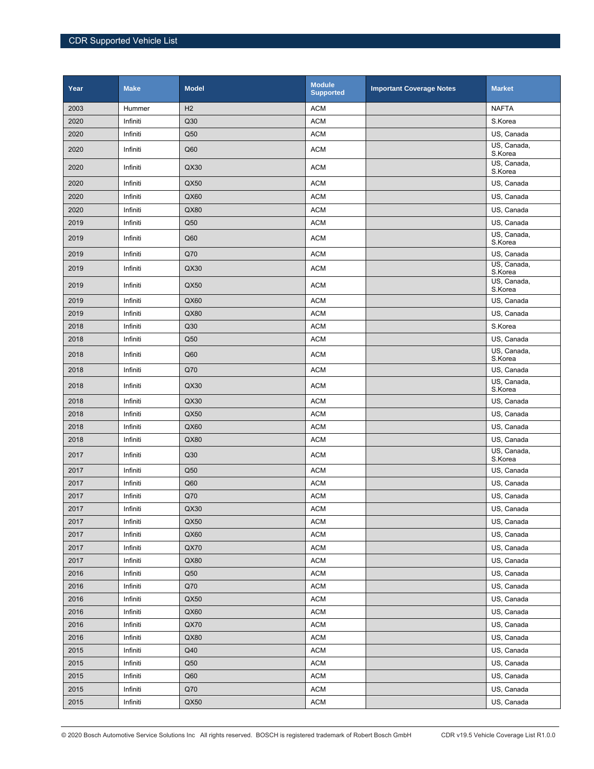| Year | Make | Model | Module Supported | Important Coverage Notes | Market |
|---|---|---|---|---|---|
| 2003 | Hummer | H2 | ACM | | NAFTA |
| 2020 | Infiniti | Q30 | ACM | | S.Korea |
| 2020 | Infiniti | Q50 | ACM | | US, Canada |
| 2020 | Infiniti | Q60 | ACM | | US, Canada, S.Korea |
| 2020 | Infiniti | QX30 | ACM | | US, Canada, S.Korea |
| 2020 | Infiniti | QX50 | ACM | | US, Canada |
| 2020 | Infiniti | QX60 | ACM | | US, Canada |
| 2020 | Infiniti | QX80 | ACM | | US, Canada |
| 2019 | Infiniti | Q50 | ACM | | US, Canada |
| 2019 | Infiniti | Q60 | ACM | | US, Canada, S.Korea |
| 2019 | Infiniti | Q70 | ACM | | US, Canada |
| 2019 | Infiniti | QX30 | ACM | | US, Canada, S.Korea |
| 2019 | Infiniti | QX50 | ACM | | US, Canada, S.Korea |
| 2019 | Infiniti | QX60 | ACM | | US, Canada |
| 2019 | Infiniti | QX80 | ACM | | US, Canada |
| 2018 | Infiniti | Q30 | ACM | | S.Korea |
| 2018 | Infiniti | Q50 | ACM | | US, Canada |
| 2018 | Infiniti | Q60 | ACM | | US, Canada, S.Korea |
| 2018 | Infiniti | Q70 | ACM | | US, Canada |
| 2018 | Infiniti | QX30 | ACM | | US, Canada, S.Korea |
| 2018 | Infiniti | QX30 | ACM | | US, Canada |
| 2018 | Infiniti | QX50 | ACM | | US, Canada |
| 2018 | Infiniti | QX60 | ACM | | US, Canada |
| 2018 | Infiniti | QX80 | ACM | | US, Canada |
| 2017 | Infiniti | Q30 | ACM | | US, Canada, S.Korea |
| 2017 | Infiniti | Q50 | ACM | | US, Canada |
| 2017 | Infiniti | Q60 | ACM | | US, Canada |
| 2017 | Infiniti | Q70 | ACM | | US, Canada |
| 2017 | Infiniti | QX30 | ACM | | US, Canada |
| 2017 | Infiniti | QX50 | ACM | | US, Canada |
| 2017 | Infiniti | QX60 | ACM | | US, Canada |
| 2017 | Infiniti | QX70 | ACM | | US, Canada |
| 2017 | Infiniti | QX80 | ACM | | US, Canada |
| 2016 | Infiniti | Q50 | ACM | | US, Canada |
| 2016 | Infiniti | Q70 | ACM | | US, Canada |
| 2016 | Infiniti | QX50 | ACM | | US, Canada |
| 2016 | Infiniti | QX60 | ACM | | US, Canada |
| 2016 | Infiniti | QX70 | ACM | | US, Canada |
| 2016 | Infiniti | QX80 | ACM | | US, Canada |
| 2015 | Infiniti | Q40 | ACM | | US, Canada |
| 2015 | Infiniti | Q50 | ACM | | US, Canada |
| 2015 | Infiniti | Q60 | ACM | | US, Canada |
| 2015 | Infiniti | Q70 | ACM | | US, Canada |
| 2015 | Infiniti | QX50 | ACM | | US, Canada |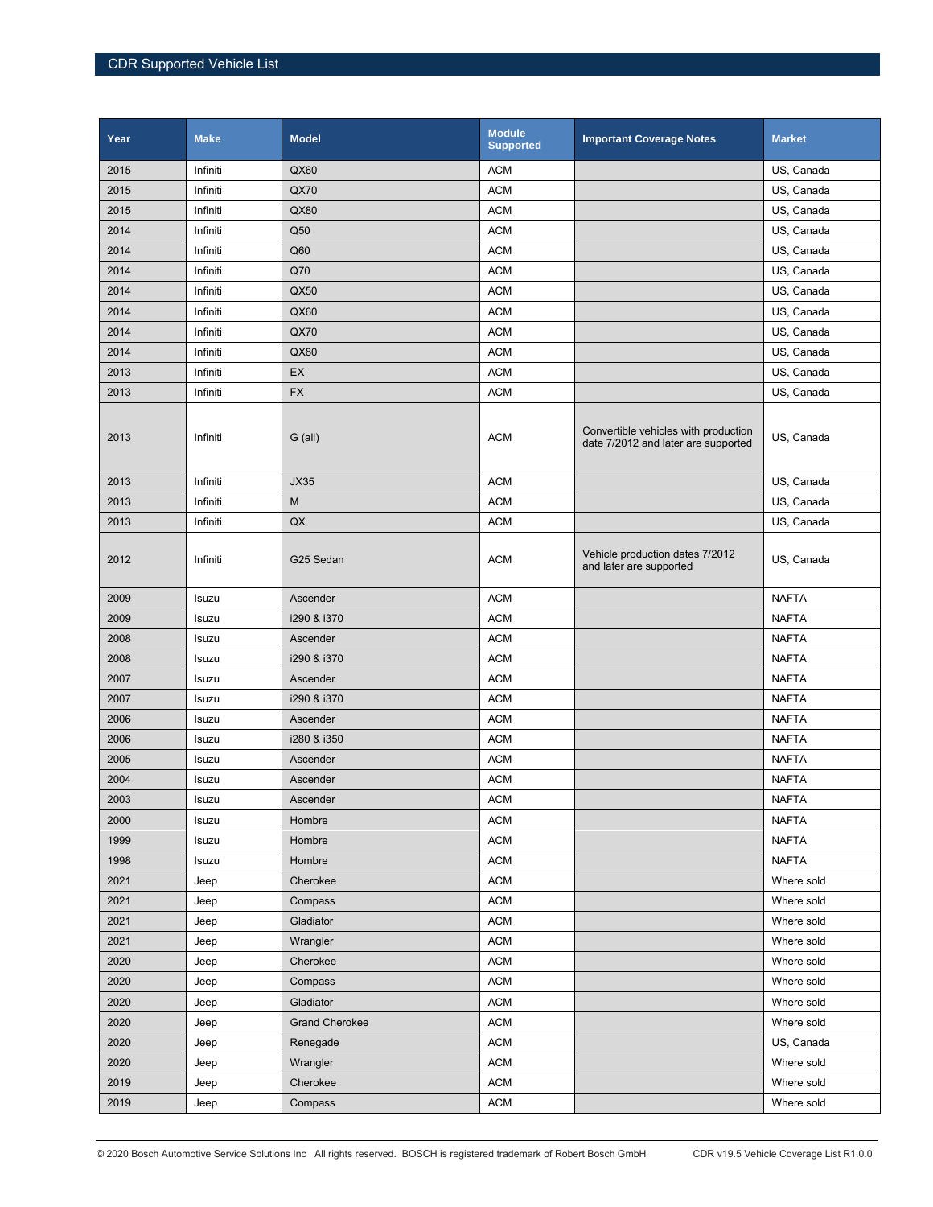| Year | Make | Model | Module Supported | Important Coverage Notes | Market |
|---|---|---|---|---|---|
| 2015 | Infiniti | QX60 | ACM | | US, Canada |
| 2015 | Infiniti | QX70 | ACM | | US, Canada |
| 2015 | Infiniti | QX80 | ACM | | US, Canada |
| 2014 | Infiniti | Q50 | ACM | | US, Canada |
| 2014 | Infiniti | Q60 | ACM | | US, Canada |
| 2014 | Infiniti | Q70 | ACM | | US, Canada |
| 2014 | Infiniti | QX50 | ACM | | US, Canada |
| 2014 | Infiniti | QX60 | ACM | | US, Canada |
| 2014 | Infiniti | QX70 | ACM | | US, Canada |
| 2014 | Infiniti | QX80 | ACM | | US, Canada |
| 2013 | Infiniti | EX | ACM | | US, Canada |
| 2013 | Infiniti | FX | ACM | | US, Canada |
| 2013 | Infiniti | G (all) | ACM | Convertible vehicles with production date 7/2012 and later are supported | US, Canada |
| 2013 | Infiniti | JX35 | ACM | | US, Canada |
| 2013 | Infiniti | M | ACM | | US, Canada |
| 2013 | Infiniti | QX | ACM | | US, Canada |
| 2012 | Infiniti | G25 Sedan | ACM | Vehicle production dates 7/2012 and later are supported | US, Canada |
| 2009 | Isuzu | Ascender | ACM | | NAFTA |
| 2009 | Isuzu | i290 & i370 | ACM | | NAFTA |
| 2008 | Isuzu | Ascender | ACM | | NAFTA |
| 2008 | Isuzu | i290 & i370 | ACM | | NAFTA |
| 2007 | Isuzu | Ascender | ACM | | NAFTA |
| 2007 | Isuzu | i290 & i370 | ACM | | NAFTA |
| 2006 | Isuzu | Ascender | ACM | | NAFTA |
| 2006 | Isuzu | i280 & i350 | ACM | | NAFTA |
| 2005 | Isuzu | Ascender | ACM | | NAFTA |
| 2004 | Isuzu | Ascender | ACM | | NAFTA |
| 2003 | Isuzu | Ascender | ACM | | NAFTA |
| 2000 | Isuzu | Hombre | ACM | | NAFTA |
| 1999 | Isuzu | Hombre | ACM | | NAFTA |
| 1998 | Isuzu | Hombre | ACM | | NAFTA |
| 2021 | Jeep | Cherokee | ACM | | Where sold |
| 2021 | Jeep | Compass | ACM | | Where sold |
| 2021 | Jeep | Gladiator | ACM | | Where sold |
| 2021 | Jeep | Wrangler | ACM | | Where sold |
| 2020 | Jeep | Cherokee | ACM | | Where sold |
| 2020 | Jeep | Compass | ACM | | Where sold |
| 2020 | Jeep | Gladiator | ACM | | Where sold |
| 2020 | Jeep | Grand Cherokee | ACM | | Where sold |
| 2020 | Jeep | Renegade | ACM | | US, Canada |
| 2020 | Jeep | Wrangler | ACM | | Where sold |
| 2019 | Jeep | Cherokee | ACM | | Where sold |
| 2019 | Jeep | Compass | ACM | | Where sold |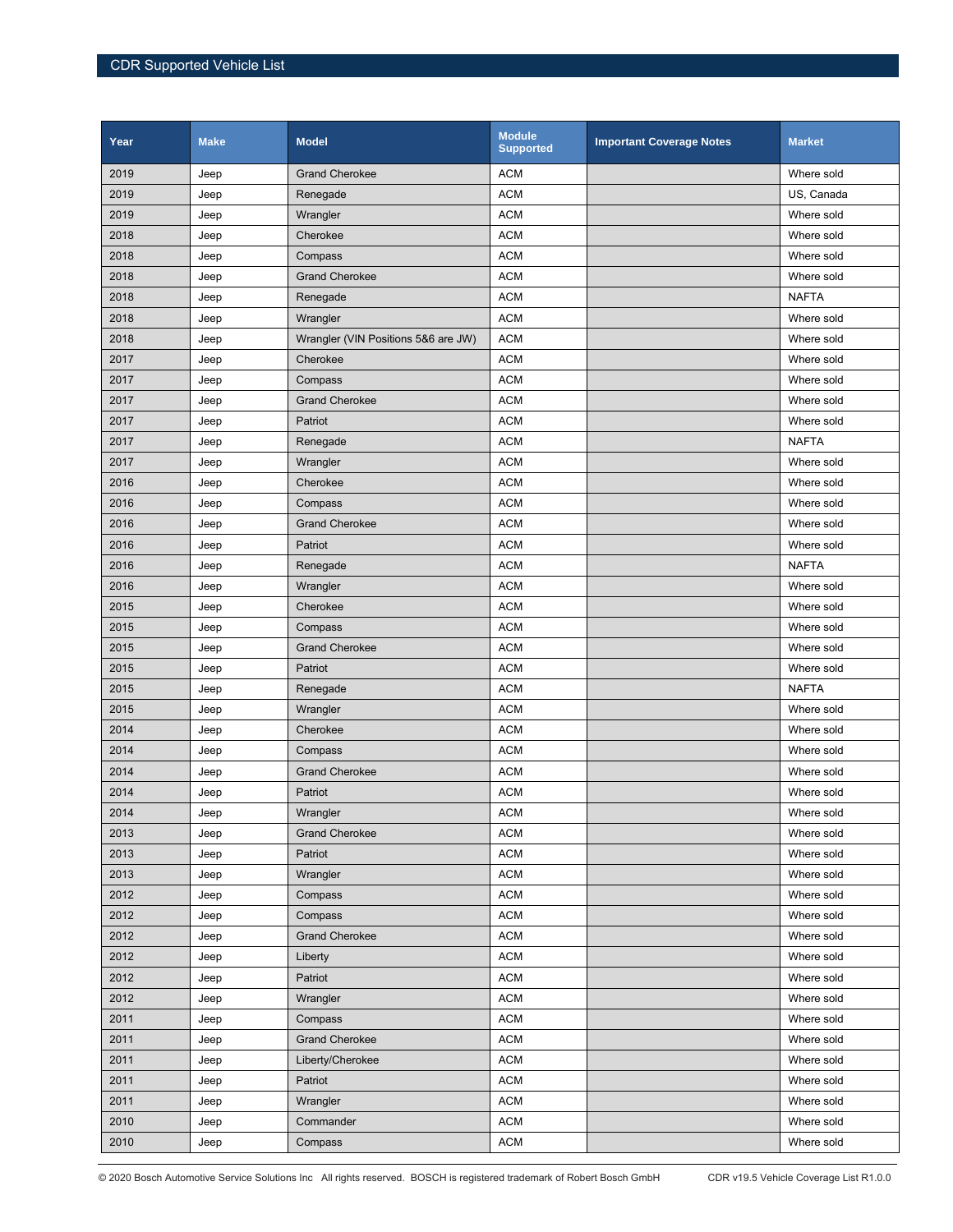| Year | Make | Model | Module Supported | Important Coverage Notes | Market |
|---|---|---|---|---|---|
| 2019 | Jeep | Grand Cherokee | ACM | | Where sold |
| 2019 | Jeep | Renegade | ACM | | US, Canada |
| 2019 | Jeep | Wrangler | ACM | | Where sold |
| 2018 | Jeep | Cherokee | ACM | | Where sold |
| 2018 | Jeep | Compass | ACM | | Where sold |
| 2018 | Jeep | Grand Cherokee | ACM | | Where sold |
| 2018 | Jeep | Renegade | ACM | | NAFTA |
| 2018 | Jeep | Wrangler | ACM | | Where sold |
| 2018 | Jeep | Wrangler (VIN Positions 5&6 are JW) | ACM | | Where sold |
| 2017 | Jeep | Cherokee | ACM | | Where sold |
| 2017 | Jeep | Compass | ACM | | Where sold |
| 2017 | Jeep | Grand Cherokee | ACM | | Where sold |
| 2017 | Jeep | Patriot | ACM | | Where sold |
| 2017 | Jeep | Renegade | ACM | | NAFTA |
| 2017 | Jeep | Wrangler | ACM | | Where sold |
| 2016 | Jeep | Cherokee | ACM | | Where sold |
| 2016 | Jeep | Compass | ACM | | Where sold |
| 2016 | Jeep | Grand Cherokee | ACM | | Where sold |
| 2016 | Jeep | Patriot | ACM | | Where sold |
| 2016 | Jeep | Renegade | ACM | | NAFTA |
| 2016 | Jeep | Wrangler | ACM | | Where sold |
| 2015 | Jeep | Cherokee | ACM | | Where sold |
| 2015 | Jeep | Compass | ACM | | Where sold |
| 2015 | Jeep | Grand Cherokee | ACM | | Where sold |
| 2015 | Jeep | Patriot | ACM | | Where sold |
| 2015 | Jeep | Renegade | ACM | | NAFTA |
| 2015 | Jeep | Wrangler | ACM | | Where sold |
| 2014 | Jeep | Cherokee | ACM | | Where sold |
| 2014 | Jeep | Compass | ACM | | Where sold |
| 2014 | Jeep | Grand Cherokee | ACM | | Where sold |
| 2014 | Jeep | Patriot | ACM | | Where sold |
| 2014 | Jeep | Wrangler | ACM | | Where sold |
| 2013 | Jeep | Grand Cherokee | ACM | | Where sold |
| 2013 | Jeep | Patriot | ACM | | Where sold |
| 2013 | Jeep | Wrangler | ACM | | Where sold |
| 2012 | Jeep | Compass | ACM | | Where sold |
| 2012 | Jeep | Compass | ACM | | Where sold |
| 2012 | Jeep | Grand Cherokee | ACM | | Where sold |
| 2012 | Jeep | Liberty | ACM | | Where sold |
| 2012 | Jeep | Patriot | ACM | | Where sold |
| 2012 | Jeep | Wrangler | ACM | | Where sold |
| 2011 | Jeep | Compass | ACM | | Where sold |
| 2011 | Jeep | Grand Cherokee | ACM | | Where sold |
| 2011 | Jeep | Liberty/Cherokee | ACM | | Where sold |
| 2011 | Jeep | Patriot | ACM | | Where sold |
| 2011 | Jeep | Wrangler | ACM | | Where sold |
| 2010 | Jeep | Commander | ACM | | Where sold |
| 2010 | Jeep | Compass | ACM | | Where sold |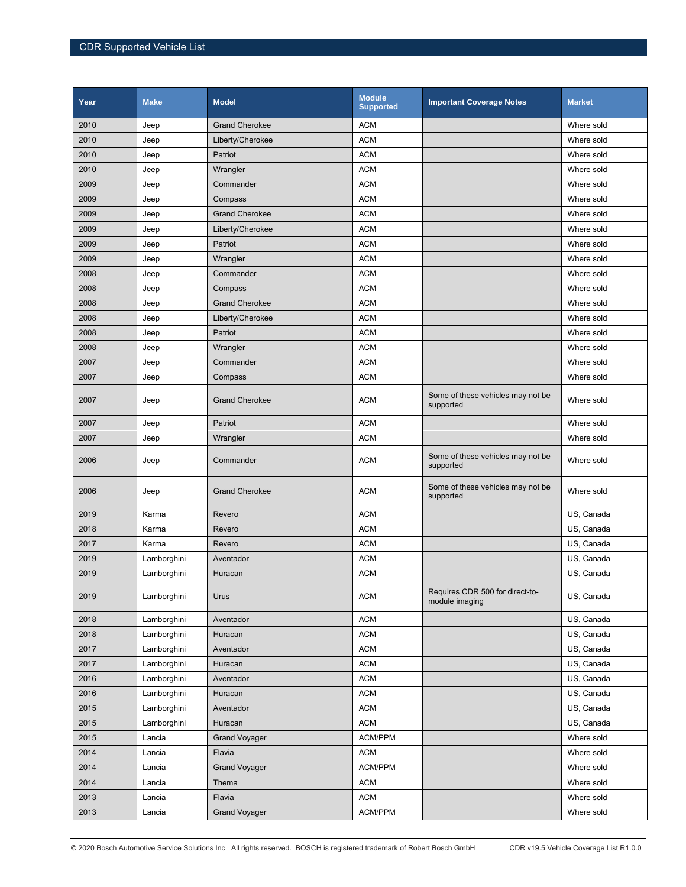| Year | Make | Model | Module Supported | Important Coverage Notes | Market |
|---|---|---|---|---|---|
| 2010 | Jeep | Grand Cherokee | ACM | | Where sold |
| 2010 | Jeep | Liberty/Cherokee | ACM | | Where sold |
| 2010 | Jeep | Patriot | ACM | | Where sold |
| 2010 | Jeep | Wrangler | ACM | | Where sold |
| 2009 | Jeep | Commander | ACM | | Where sold |
| 2009 | Jeep | Compass | ACM | | Where sold |
| 2009 | Jeep | Grand Cherokee | ACM | | Where sold |
| 2009 | Jeep | Liberty/Cherokee | ACM | | Where sold |
| 2009 | Jeep | Patriot | ACM | | Where sold |
| 2009 | Jeep | Wrangler | ACM | | Where sold |
| 2008 | Jeep | Commander | ACM | | Where sold |
| 2008 | Jeep | Compass | ACM | | Where sold |
| 2008 | Jeep | Grand Cherokee | ACM | | Where sold |
| 2008 | Jeep | Liberty/Cherokee | ACM | | Where sold |
| 2008 | Jeep | Patriot | ACM | | Where sold |
| 2008 | Jeep | Wrangler | ACM | | Where sold |
| 2007 | Jeep | Commander | ACM | | Where sold |
| 2007 | Jeep | Compass | ACM | | Where sold |
| 2007 | Jeep | Grand Cherokee | ACM | Some of these vehicles may not be supported | Where sold |
| 2007 | Jeep | Patriot | ACM | | Where sold |
| 2007 | Jeep | Wrangler | ACM | | Where sold |
| 2006 | Jeep | Commander | ACM | Some of these vehicles may not be supported | Where sold |
| 2006 | Jeep | Grand Cherokee | ACM | Some of these vehicles may not be supported | Where sold |
| 2019 | Karma | Revero | ACM | | US, Canada |
| 2018 | Karma | Revero | ACM | | US, Canada |
| 2017 | Karma | Revero | ACM | | US, Canada |
| 2019 | Lamborghini | Aventador | ACM | | US, Canada |
| 2019 | Lamborghini | Huracan | ACM | | US, Canada |
| 2019 | Lamborghini | Urus | ACM | Requires CDR 500 for direct-to-module imaging | US, Canada |
| 2018 | Lamborghini | Aventador | ACM | | US, Canada |
| 2018 | Lamborghini | Huracan | ACM | | US, Canada |
| 2017 | Lamborghini | Aventador | ACM | | US, Canada |
| 2017 | Lamborghini | Huracan | ACM | | US, Canada |
| 2016 | Lamborghini | Aventador | ACM | | US, Canada |
| 2016 | Lamborghini | Huracan | ACM | | US, Canada |
| 2015 | Lamborghini | Aventador | ACM | | US, Canada |
| 2015 | Lamborghini | Huracan | ACM | | US, Canada |
| 2015 | Lancia | Grand Voyager | ACM/PPM | | Where sold |
| 2014 | Lancia | Flavia | ACM | | Where sold |
| 2014 | Lancia | Grand Voyager | ACM/PPM | | Where sold |
| 2014 | Lancia | Thema | ACM | | Where sold |
| 2013 | Lancia | Flavia | ACM | | Where sold |
| 2013 | Lancia | Grand Voyager | ACM/PPM | | Where sold |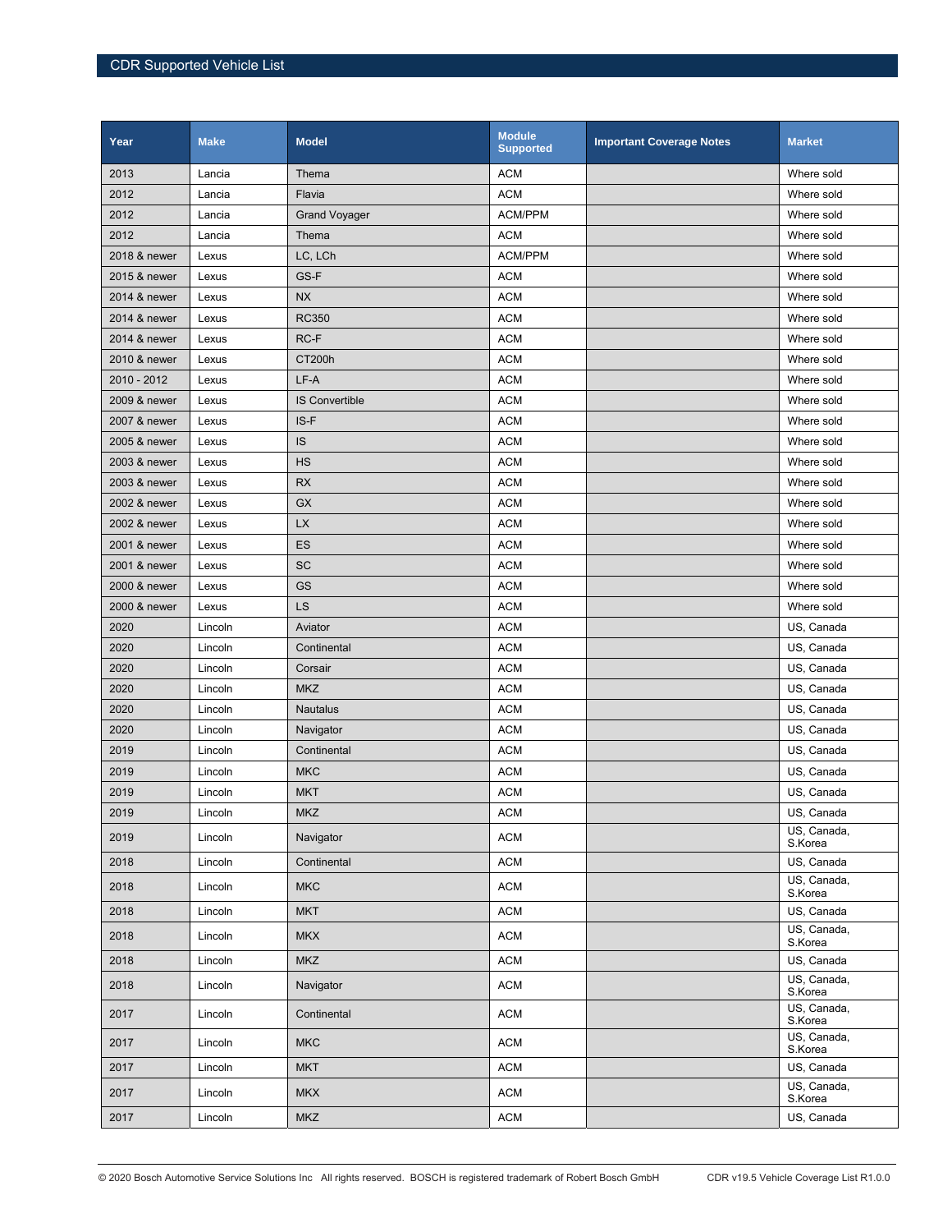| Year | Make | Model | Module Supported | Important Coverage Notes | Market |
|---|---|---|---|---|---|
| 2013 | Lancia | Thema | ACM | | Where sold |
| 2012 | Lancia | Flavia | ACM | | Where sold |
| 2012 | Lancia | Grand Voyager | ACM/PPM | | Where sold |
| 2012 | Lancia | Thema | ACM | | Where sold |
| 2018 & newer | Lexus | LC, LCh | ACM/PPM | | Where sold |
| 2015 & newer | Lexus | GS-F | ACM | | Where sold |
| 2014 & newer | Lexus | NX | ACM | | Where sold |
| 2014 & newer | Lexus | RC350 | ACM | | Where sold |
| 2014 & newer | Lexus | RC-F | ACM | | Where sold |
| 2010 & newer | Lexus | CT200h | ACM | | Where sold |
| 2010 - 2012 | Lexus | LF-A | ACM | | Where sold |
| 2009 & newer | Lexus | IS Convertible | ACM | | Where sold |
| 2007 & newer | Lexus | IS-F | ACM | | Where sold |
| 2005 & newer | Lexus | IS | ACM | | Where sold |
| 2003 & newer | Lexus | HS | ACM | | Where sold |
| 2003 & newer | Lexus | RX | ACM | | Where sold |
| 2002 & newer | Lexus | GX | ACM | | Where sold |
| 2002 & newer | Lexus | LX | ACM | | Where sold |
| 2001 & newer | Lexus | ES | ACM | | Where sold |
| 2001 & newer | Lexus | SC | ACM | | Where sold |
| 2000 & newer | Lexus | GS | ACM | | Where sold |
| 2000 & newer | Lexus | LS | ACM | | Where sold |
| 2020 | Lincoln | Aviator | ACM | | US, Canada |
| 2020 | Lincoln | Continental | ACM | | US, Canada |
| 2020 | Lincoln | Corsair | ACM | | US, Canada |
| 2020 | Lincoln | MKZ | ACM | | US, Canada |
| 2020 | Lincoln | Nautalus | ACM | | US, Canada |
| 2020 | Lincoln | Navigator | ACM | | US, Canada |
| 2019 | Lincoln | Continental | ACM | | US, Canada |
| 2019 | Lincoln | MKC | ACM | | US, Canada |
| 2019 | Lincoln | MKT | ACM | | US, Canada |
| 2019 | Lincoln | MKZ | ACM | | US, Canada |
| 2019 | Lincoln | Navigator | ACM | | US, Canada, S.Korea |
| 2018 | Lincoln | Continental | ACM | | US, Canada |
| 2018 | Lincoln | MKC | ACM | | US, Canada, S.Korea |
| 2018 | Lincoln | MKT | ACM | | US, Canada |
| 2018 | Lincoln | MKX | ACM | | US, Canada, S.Korea |
| 2018 | Lincoln | MKZ | ACM | | US, Canada |
| 2018 | Lincoln | Navigator | ACM | | US, Canada, S.Korea |
| 2017 | Lincoln | Continental | ACM | | US, Canada, S.Korea |
| 2017 | Lincoln | MKC | ACM | | US, Canada, S.Korea |
| 2017 | Lincoln | MKT | ACM | | US, Canada |
| 2017 | Lincoln | MKX | ACM | | US, Canada, S.Korea |
| 2017 | Lincoln | MKZ | ACM | | US, Canada |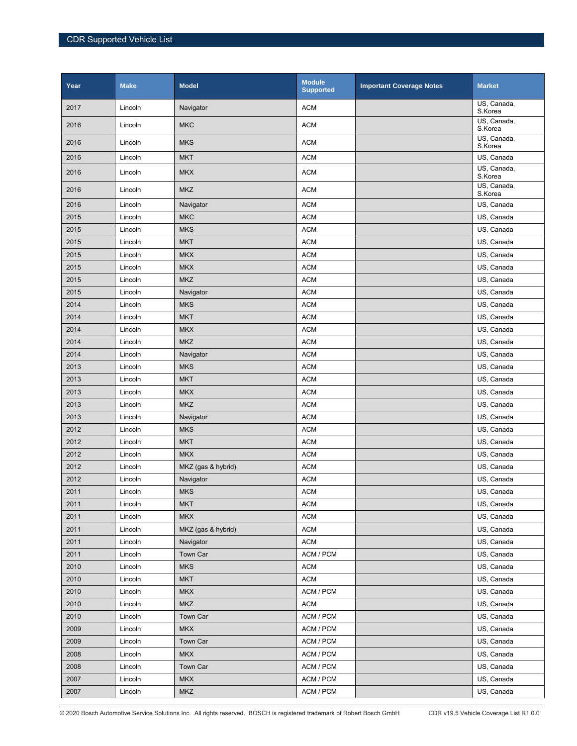| Year | Make | Model | Module Supported | Important Coverage Notes | Market |
|---|---|---|---|---|---|
| 2017 | Lincoln | Navigator | ACM | | US, Canada, S.Korea |
| 2016 | Lincoln | MKC | ACM | | US, Canada, S.Korea |
| 2016 | Lincoln | MKS | ACM | | US, Canada, S.Korea |
| 2016 | Lincoln | MKT | ACM | | US, Canada |
| 2016 | Lincoln | MKX | ACM | | US, Canada, S.Korea |
| 2016 | Lincoln | MKZ | ACM | | US, Canada, S.Korea |
| 2016 | Lincoln | Navigator | ACM | | US, Canada |
| 2015 | Lincoln | MKC | ACM | | US, Canada |
| 2015 | Lincoln | MKS | ACM | | US, Canada |
| 2015 | Lincoln | MKT | ACM | | US, Canada |
| 2015 | Lincoln | MKX | ACM | | US, Canada |
| 2015 | Lincoln | MKX | ACM | | US, Canada |
| 2015 | Lincoln | MKZ | ACM | | US, Canada |
| 2015 | Lincoln | Navigator | ACM | | US, Canada |
| 2014 | Lincoln | MKS | ACM | | US, Canada |
| 2014 | Lincoln | MKT | ACM | | US, Canada |
| 2014 | Lincoln | MKX | ACM | | US, Canada |
| 2014 | Lincoln | MKZ | ACM | | US, Canada |
| 2014 | Lincoln | Navigator | ACM | | US, Canada |
| 2013 | Lincoln | MKS | ACM | | US, Canada |
| 2013 | Lincoln | MKT | ACM | | US, Canada |
| 2013 | Lincoln | MKX | ACM | | US, Canada |
| 2013 | Lincoln | MKZ | ACM | | US, Canada |
| 2013 | Lincoln | Navigator | ACM | | US, Canada |
| 2012 | Lincoln | MKS | ACM | | US, Canada |
| 2012 | Lincoln | MKT | ACM | | US, Canada |
| 2012 | Lincoln | MKX | ACM | | US, Canada |
| 2012 | Lincoln | MKZ (gas & hybrid) | ACM | | US, Canada |
| 2012 | Lincoln | Navigator | ACM | | US, Canada |
| 2011 | Lincoln | MKS | ACM | | US, Canada |
| 2011 | Lincoln | MKT | ACM | | US, Canada |
| 2011 | Lincoln | MKX | ACM | | US, Canada |
| 2011 | Lincoln | MKZ (gas & hybrid) | ACM | | US, Canada |
| 2011 | Lincoln | Navigator | ACM | | US, Canada |
| 2011 | Lincoln | Town Car | ACM / PCM | | US, Canada |
| 2010 | Lincoln | MKS | ACM | | US, Canada |
| 2010 | Lincoln | MKT | ACM | | US, Canada |
| 2010 | Lincoln | MKX | ACM / PCM | | US, Canada |
| 2010 | Lincoln | MKZ | ACM | | US, Canada |
| 2010 | Lincoln | Town Car | ACM / PCM | | US, Canada |
| 2009 | Lincoln | MKX | ACM / PCM | | US, Canada |
| 2009 | Lincoln | Town Car | ACM / PCM | | US, Canada |
| 2008 | Lincoln | MKX | ACM / PCM | | US, Canada |
| 2008 | Lincoln | Town Car | ACM / PCM | | US, Canada |
| 2007 | Lincoln | MKX | ACM / PCM | | US, Canada |
| 2007 | Lincoln | MKZ | ACM / PCM | | US, Canada |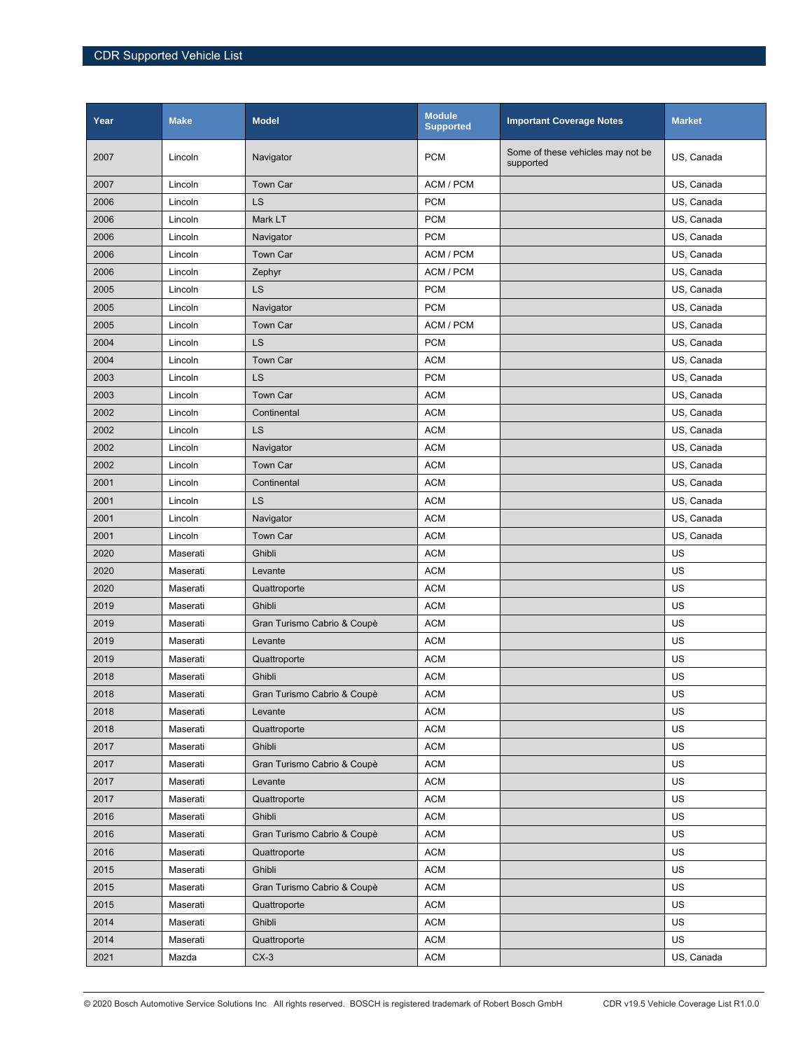| Year | Make | Model | Module Supported | Important Coverage Notes | Market |
|---|---|---|---|---|---|
| 2007 | Lincoln | Navigator | PCM | Some of these vehicles may not be supported | US, Canada |
| 2007 | Lincoln | Town Car | ACM / PCM | | US, Canada |
| 2006 | Lincoln | LS | PCM | | US, Canada |
| 2006 | Lincoln | Mark LT | PCM | | US, Canada |
| 2006 | Lincoln | Navigator | PCM | | US, Canada |
| 2006 | Lincoln | Town Car | ACM / PCM | | US, Canada |
| 2006 | Lincoln | Zephyr | ACM / PCM | | US, Canada |
| 2005 | Lincoln | LS | PCM | | US, Canada |
| 2005 | Lincoln | Navigator | PCM | | US, Canada |
| 2005 | Lincoln | Town Car | ACM / PCM | | US, Canada |
| 2004 | Lincoln | LS | PCM | | US, Canada |
| 2004 | Lincoln | Town Car | ACM | | US, Canada |
| 2003 | Lincoln | LS | PCM | | US, Canada |
| 2003 | Lincoln | Town Car | ACM | | US, Canada |
| 2002 | Lincoln | Continental | ACM | | US, Canada |
| 2002 | Lincoln | LS | ACM | | US, Canada |
| 2002 | Lincoln | Navigator | ACM | | US, Canada |
| 2002 | Lincoln | Town Car | ACM | | US, Canada |
| 2001 | Lincoln | Continental | ACM | | US, Canada |
| 2001 | Lincoln | LS | ACM | | US, Canada |
| 2001 | Lincoln | Navigator | ACM | | US, Canada |
| 2001 | Lincoln | Town Car | ACM | | US, Canada |
| 2020 | Maserati | Ghibli | ACM | | US |
| 2020 | Maserati | Levante | ACM | | US |
| 2020 | Maserati | Quattroporte | ACM | | US |
| 2019 | Maserati | Ghibli | ACM | | US |
| 2019 | Maserati | Gran Turismo Cabrio & Coupè | ACM | | US |
| 2019 | Maserati | Levante | ACM | | US |
| 2019 | Maserati | Quattroporte | ACM | | US |
| 2018 | Maserati | Ghibli | ACM | | US |
| 2018 | Maserati | Gran Turismo Cabrio & Coupè | ACM | | US |
| 2018 | Maserati | Levante | ACM | | US |
| 2018 | Maserati | Quattroporte | ACM | | US |
| 2017 | Maserati | Ghibli | ACM | | US |
| 2017 | Maserati | Gran Turismo Cabrio & Coupè | ACM | | US |
| 2017 | Maserati | Levante | ACM | | US |
| 2017 | Maserati | Quattroporte | ACM | | US |
| 2016 | Maserati | Ghibli | ACM | | US |
| 2016 | Maserati | Gran Turismo Cabrio & Coupè | ACM | | US |
| 2016 | Maserati | Quattroporte | ACM | | US |
| 2015 | Maserati | Ghibli | ACM | | US |
| 2015 | Maserati | Gran Turismo Cabrio & Coupè | ACM | | US |
| 2015 | Maserati | Quattroporte | ACM | | US |
| 2014 | Maserati | Ghibli | ACM | | US |
| 2014 | Maserati | Quattroporte | ACM | | US |
| 2021 | Mazda | CX-3 | ACM | | US, Canada |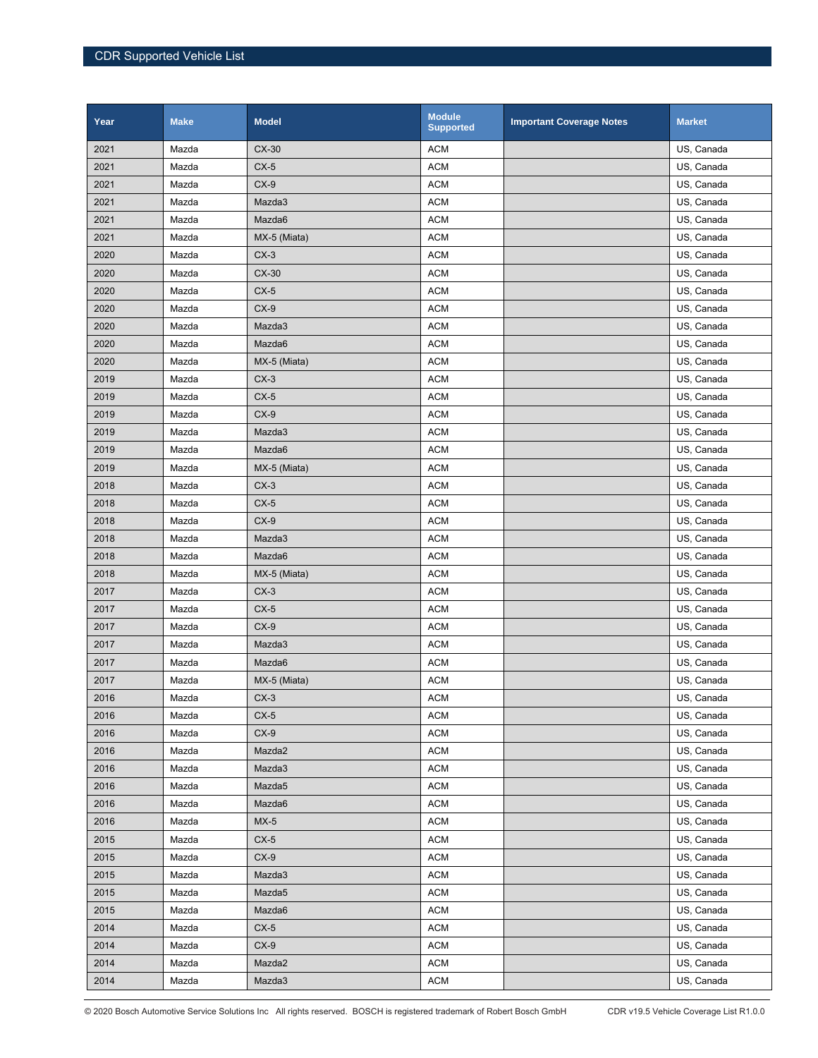| Year | Make | Model | Module Supported | Important Coverage Notes | Market |
|---|---|---|---|---|---|
| 2021 | Mazda | CX-30 | ACM | | US, Canada |
| 2021 | Mazda | CX-5 | ACM | | US, Canada |
| 2021 | Mazda | CX-9 | ACM | | US, Canada |
| 2021 | Mazda | Mazda3 | ACM | | US, Canada |
| 2021 | Mazda | Mazda6 | ACM | | US, Canada |
| 2021 | Mazda | MX-5 (Miata) | ACM | | US, Canada |
| 2020 | Mazda | CX-3 | ACM | | US, Canada |
| 2020 | Mazda | CX-30 | ACM | | US, Canada |
| 2020 | Mazda | CX-5 | ACM | | US, Canada |
| 2020 | Mazda | CX-9 | ACM | | US, Canada |
| 2020 | Mazda | Mazda3 | ACM | | US, Canada |
| 2020 | Mazda | Mazda6 | ACM | | US, Canada |
| 2020 | Mazda | MX-5 (Miata) | ACM | | US, Canada |
| 2019 | Mazda | CX-3 | ACM | | US, Canada |
| 2019 | Mazda | CX-5 | ACM | | US, Canada |
| 2019 | Mazda | CX-9 | ACM | | US, Canada |
| 2019 | Mazda | Mazda3 | ACM | | US, Canada |
| 2019 | Mazda | Mazda6 | ACM | | US, Canada |
| 2019 | Mazda | MX-5 (Miata) | ACM | | US, Canada |
| 2018 | Mazda | CX-3 | ACM | | US, Canada |
| 2018 | Mazda | CX-5 | ACM | | US, Canada |
| 2018 | Mazda | CX-9 | ACM | | US, Canada |
| 2018 | Mazda | Mazda3 | ACM | | US, Canada |
| 2018 | Mazda | Mazda6 | ACM | | US, Canada |
| 2018 | Mazda | MX-5 (Miata) | ACM | | US, Canada |
| 2017 | Mazda | CX-3 | ACM | | US, Canada |
| 2017 | Mazda | CX-5 | ACM | | US, Canada |
| 2017 | Mazda | CX-9 | ACM | | US, Canada |
| 2017 | Mazda | Mazda3 | ACM | | US, Canada |
| 2017 | Mazda | Mazda6 | ACM | | US, Canada |
| 2017 | Mazda | MX-5 (Miata) | ACM | | US, Canada |
| 2016 | Mazda | CX-3 | ACM | | US, Canada |
| 2016 | Mazda | CX-5 | ACM | | US, Canada |
| 2016 | Mazda | CX-9 | ACM | | US, Canada |
| 2016 | Mazda | Mazda2 | ACM | | US, Canada |
| 2016 | Mazda | Mazda3 | ACM | | US, Canada |
| 2016 | Mazda | Mazda5 | ACM | | US, Canada |
| 2016 | Mazda | Mazda6 | ACM | | US, Canada |
| 2016 | Mazda | MX-5 | ACM | | US, Canada |
| 2015 | Mazda | CX-5 | ACM | | US, Canada |
| 2015 | Mazda | CX-9 | ACM | | US, Canada |
| 2015 | Mazda | Mazda3 | ACM | | US, Canada |
| 2015 | Mazda | Mazda5 | ACM | | US, Canada |
| 2015 | Mazda | Mazda6 | ACM | | US, Canada |
| 2014 | Mazda | CX-5 | ACM | | US, Canada |
| 2014 | Mazda | CX-9 | ACM | | US, Canada |
| 2014 | Mazda | Mazda2 | ACM | | US, Canada |
| 2014 | Mazda | Mazda3 | ACM | | US, Canada |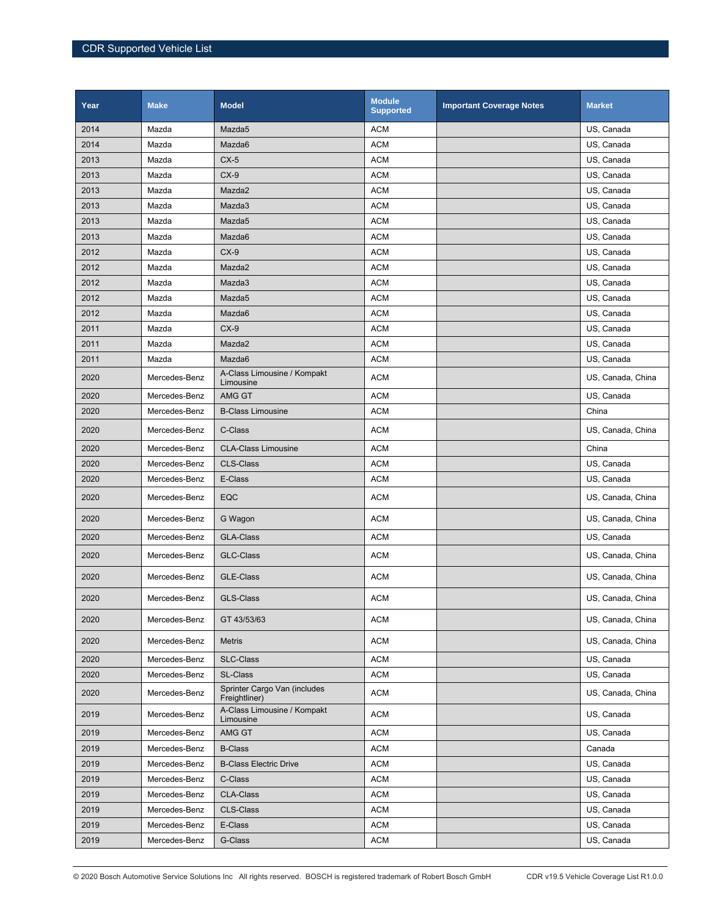| Year | Make | Model | Module Supported | Important Coverage Notes | Market |
|---|---|---|---|---|---|
| 2014 | Mazda | Mazda5 | ACM | | US, Canada |
| 2014 | Mazda | Mazda6 | ACM | | US, Canada |
| 2013 | Mazda | CX-5 | ACM | | US, Canada |
| 2013 | Mazda | CX-9 | ACM | | US, Canada |
| 2013 | Mazda | Mazda2 | ACM | | US, Canada |
| 2013 | Mazda | Mazda3 | ACM | | US, Canada |
| 2013 | Mazda | Mazda5 | ACM | | US, Canada |
| 2013 | Mazda | Mazda6 | ACM | | US, Canada |
| 2012 | Mazda | CX-9 | ACM | | US, Canada |
| 2012 | Mazda | Mazda2 | ACM | | US, Canada |
| 2012 | Mazda | Mazda3 | ACM | | US, Canada |
| 2012 | Mazda | Mazda5 | ACM | | US, Canada |
| 2012 | Mazda | Mazda6 | ACM | | US, Canada |
| 2011 | Mazda | CX-9 | ACM | | US, Canada |
| 2011 | Mazda | Mazda2 | ACM | | US, Canada |
| 2011 | Mazda | Mazda6 | ACM | | US, Canada |
| 2020 | Mercedes-Benz | A-Class Limousine / Kompakt Limousine | ACM | | US, Canada, China |
| 2020 | Mercedes-Benz | AMG GT | ACM | | US, Canada |
| 2020 | Mercedes-Benz | B-Class Limousine | ACM | | China |
| 2020 | Mercedes-Benz | C-Class | ACM | | US, Canada, China |
| 2020 | Mercedes-Benz | CLA-Class Limousine | ACM | | China |
| 2020 | Mercedes-Benz | CLS-Class | ACM | | US, Canada |
| 2020 | Mercedes-Benz | E-Class | ACM | | US, Canada |
| 2020 | Mercedes-Benz | EQC | ACM | | US, Canada, China |
| 2020 | Mercedes-Benz | G Wagon | ACM | | US, Canada, China |
| 2020 | Mercedes-Benz | GLA-Class | ACM | | US, Canada |
| 2020 | Mercedes-Benz | GLC-Class | ACM | | US, Canada, China |
| 2020 | Mercedes-Benz | GLE-Class | ACM | | US, Canada, China |
| 2020 | Mercedes-Benz | GLS-Class | ACM | | US, Canada, China |
| 2020 | Mercedes-Benz | GT 43/53/63 | ACM | | US, Canada, China |
| 2020 | Mercedes-Benz | Metris | ACM | | US, Canada, China |
| 2020 | Mercedes-Benz | SLC-Class | ACM | | US, Canada |
| 2020 | Mercedes-Benz | SL-Class | ACM | | US, Canada |
| 2020 | Mercedes-Benz | Sprinter Cargo Van (includes Freightliner) | ACM | | US, Canada, China |
| 2019 | Mercedes-Benz | A-Class Limousine / Kompakt Limousine | ACM | | US, Canada |
| 2019 | Mercedes-Benz | AMG GT | ACM | | US, Canada |
| 2019 | Mercedes-Benz | B-Class | ACM | | Canada |
| 2019 | Mercedes-Benz | B-Class Electric Drive | ACM | | US, Canada |
| 2019 | Mercedes-Benz | C-Class | ACM | | US, Canada |
| 2019 | Mercedes-Benz | CLA-Class | ACM | | US, Canada |
| 2019 | Mercedes-Benz | CLS-Class | ACM | | US, Canada |
| 2019 | Mercedes-Benz | E-Class | ACM | | US, Canada |
| 2019 | Mercedes-Benz | G-Class | ACM | | US, Canada |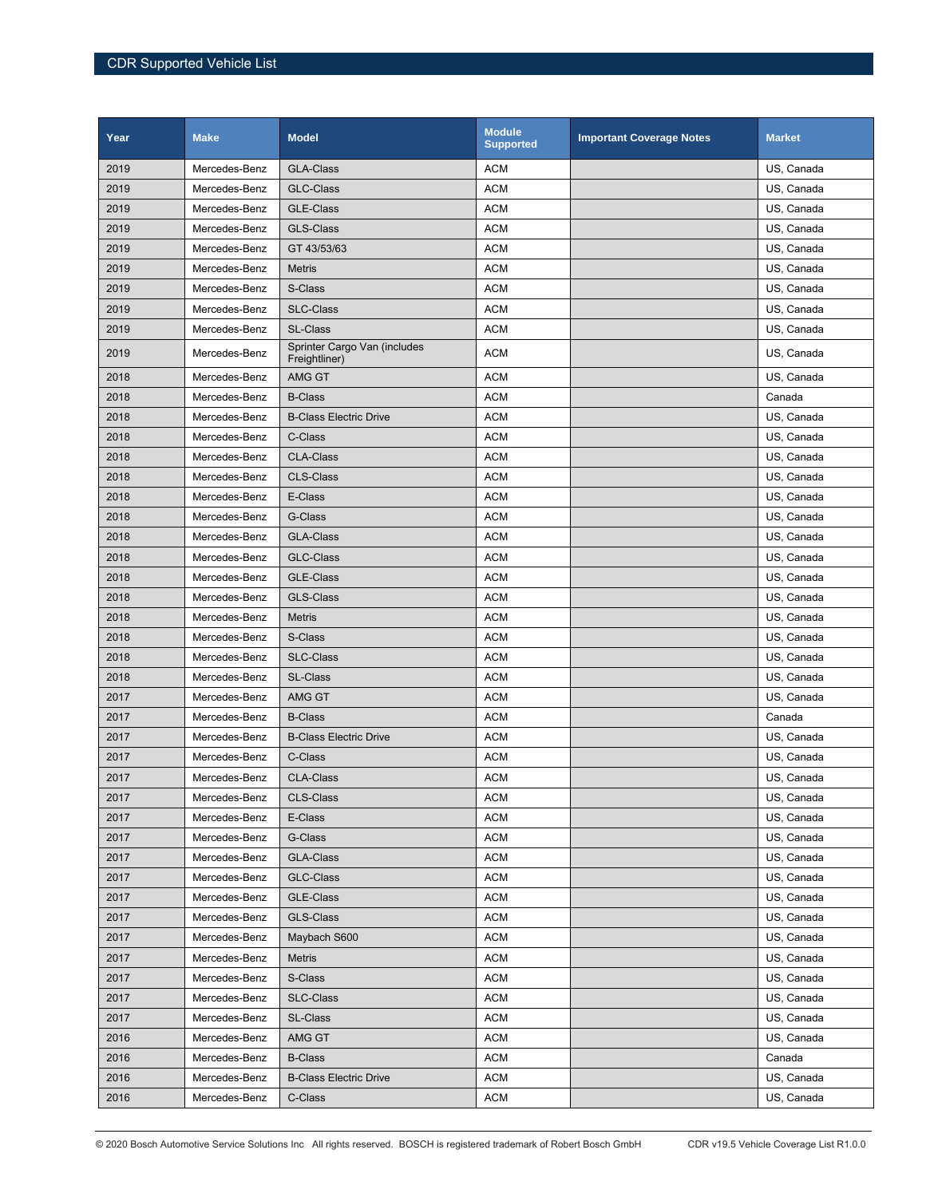| Year | Make | Model | Module Supported | Important Coverage Notes | Market |
|---|---|---|---|---|---|
| 2019 | Mercedes-Benz | GLA-Class | ACM | | US, Canada |
| 2019 | Mercedes-Benz | GLC-Class | ACM | | US, Canada |
| 2019 | Mercedes-Benz | GLE-Class | ACM | | US, Canada |
| 2019 | Mercedes-Benz | GLS-Class | ACM | | US, Canada |
| 2019 | Mercedes-Benz | GT 43/53/63 | ACM | | US, Canada |
| 2019 | Mercedes-Benz | Metris | ACM | | US, Canada |
| 2019 | Mercedes-Benz | S-Class | ACM | | US, Canada |
| 2019 | Mercedes-Benz | SLC-Class | ACM | | US, Canada |
| 2019 | Mercedes-Benz | SL-Class | ACM | | US, Canada |
| 2019 | Mercedes-Benz | Sprinter Cargo Van (includes Freightliner) | ACM | | US, Canada |
| 2018 | Mercedes-Benz | AMG GT | ACM | | US, Canada |
| 2018 | Mercedes-Benz | B-Class | ACM | | Canada |
| 2018 | Mercedes-Benz | B-Class Electric Drive | ACM | | US, Canada |
| 2018 | Mercedes-Benz | C-Class | ACM | | US, Canada |
| 2018 | Mercedes-Benz | CLA-Class | ACM | | US, Canada |
| 2018 | Mercedes-Benz | CLS-Class | ACM | | US, Canada |
| 2018 | Mercedes-Benz | E-Class | ACM | | US, Canada |
| 2018 | Mercedes-Benz | G-Class | ACM | | US, Canada |
| 2018 | Mercedes-Benz | GLA-Class | ACM | | US, Canada |
| 2018 | Mercedes-Benz | GLC-Class | ACM | | US, Canada |
| 2018 | Mercedes-Benz | GLE-Class | ACM | | US, Canada |
| 2018 | Mercedes-Benz | GLS-Class | ACM | | US, Canada |
| 2018 | Mercedes-Benz | Metris | ACM | | US, Canada |
| 2018 | Mercedes-Benz | S-Class | ACM | | US, Canada |
| 2018 | Mercedes-Benz | SLC-Class | ACM | | US, Canada |
| 2018 | Mercedes-Benz | SL-Class | ACM | | US, Canada |
| 2017 | Mercedes-Benz | AMG GT | ACM | | US, Canada |
| 2017 | Mercedes-Benz | B-Class | ACM | | Canada |
| 2017 | Mercedes-Benz | B-Class Electric Drive | ACM | | US, Canada |
| 2017 | Mercedes-Benz | C-Class | ACM | | US, Canada |
| 2017 | Mercedes-Benz | CLA-Class | ACM | | US, Canada |
| 2017 | Mercedes-Benz | CLS-Class | ACM | | US, Canada |
| 2017 | Mercedes-Benz | E-Class | ACM | | US, Canada |
| 2017 | Mercedes-Benz | G-Class | ACM | | US, Canada |
| 2017 | Mercedes-Benz | GLA-Class | ACM | | US, Canada |
| 2017 | Mercedes-Benz | GLC-Class | ACM | | US, Canada |
| 2017 | Mercedes-Benz | GLE-Class | ACM | | US, Canada |
| 2017 | Mercedes-Benz | GLS-Class | ACM | | US, Canada |
| 2017 | Mercedes-Benz | Maybach S600 | ACM | | US, Canada |
| 2017 | Mercedes-Benz | Metris | ACM | | US, Canada |
| 2017 | Mercedes-Benz | S-Class | ACM | | US, Canada |
| 2017 | Mercedes-Benz | SLC-Class | ACM | | US, Canada |
| 2017 | Mercedes-Benz | SL-Class | ACM | | US, Canada |
| 2016 | Mercedes-Benz | AMG GT | ACM | | US, Canada |
| 2016 | Mercedes-Benz | B-Class | ACM | | Canada |
| 2016 | Mercedes-Benz | B-Class Electric Drive | ACM | | US, Canada |
| 2016 | Mercedes-Benz | C-Class | ACM | | US, Canada |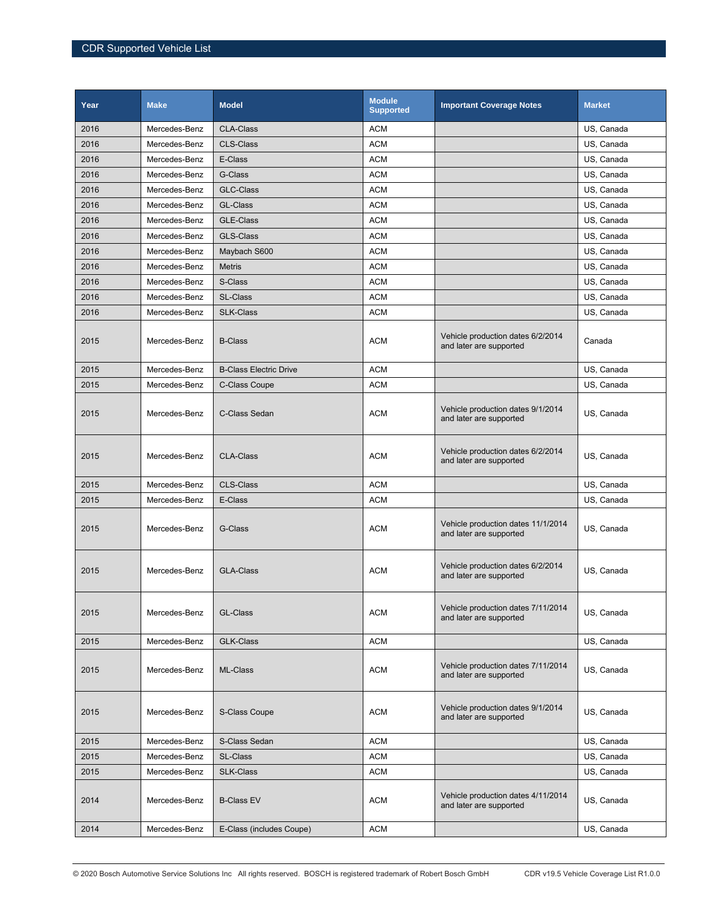| Year | Make | Model | Module Supported | Important Coverage Notes | Market |
|---|---|---|---|---|---|
| 2016 | Mercedes-Benz | CLA-Class | ACM | | US, Canada |
| 2016 | Mercedes-Benz | CLS-Class | ACM | | US, Canada |
| 2016 | Mercedes-Benz | E-Class | ACM | | US, Canada |
| 2016 | Mercedes-Benz | G-Class | ACM | | US, Canada |
| 2016 | Mercedes-Benz | GLC-Class | ACM | | US, Canada |
| 2016 | Mercedes-Benz | GL-Class | ACM | | US, Canada |
| 2016 | Mercedes-Benz | GLE-Class | ACM | | US, Canada |
| 2016 | Mercedes-Benz | GLS-Class | ACM | | US, Canada |
| 2016 | Mercedes-Benz | Maybach S600 | ACM | | US, Canada |
| 2016 | Mercedes-Benz | Metris | ACM | | US, Canada |
| 2016 | Mercedes-Benz | S-Class | ACM | | US, Canada |
| 2016 | Mercedes-Benz | SL-Class | ACM | | US, Canada |
| 2016 | Mercedes-Benz | SLK-Class | ACM | | US, Canada |
| 2015 | Mercedes-Benz | B-Class | ACM | Vehicle production dates 6/2/2014 and later are supported | Canada |
| 2015 | Mercedes-Benz | B-Class Electric Drive | ACM | | US, Canada |
| 2015 | Mercedes-Benz | C-Class Coupe | ACM | | US, Canada |
| 2015 | Mercedes-Benz | C-Class Sedan | ACM | Vehicle production dates 9/1/2014 and later are supported | US, Canada |
| 2015 | Mercedes-Benz | CLA-Class | ACM | Vehicle production dates 6/2/2014 and later are supported | US, Canada |
| 2015 | Mercedes-Benz | CLS-Class | ACM | | US, Canada |
| 2015 | Mercedes-Benz | E-Class | ACM | | US, Canada |
| 2015 | Mercedes-Benz | G-Class | ACM | Vehicle production dates 11/1/2014 and later are supported | US, Canada |
| 2015 | Mercedes-Benz | GLA-Class | ACM | Vehicle production dates 6/2/2014 and later are supported | US, Canada |
| 2015 | Mercedes-Benz | GL-Class | ACM | Vehicle production dates 7/11/2014 and later are supported | US, Canada |
| 2015 | Mercedes-Benz | GLK-Class | ACM | | US, Canada |
| 2015 | Mercedes-Benz | ML-Class | ACM | Vehicle production dates 7/11/2014 and later are supported | US, Canada |
| 2015 | Mercedes-Benz | S-Class Coupe | ACM | Vehicle production dates 9/1/2014 and later are supported | US, Canada |
| 2015 | Mercedes-Benz | S-Class Sedan | ACM | | US, Canada |
| 2015 | Mercedes-Benz | SL-Class | ACM | | US, Canada |
| 2015 | Mercedes-Benz | SLK-Class | ACM | | US, Canada |
| 2014 | Mercedes-Benz | B-Class EV | ACM | Vehicle production dates 4/11/2014 and later are supported | US, Canada |
| 2014 | Mercedes-Benz | E-Class (includes Coupe) | ACM | | US, Canada |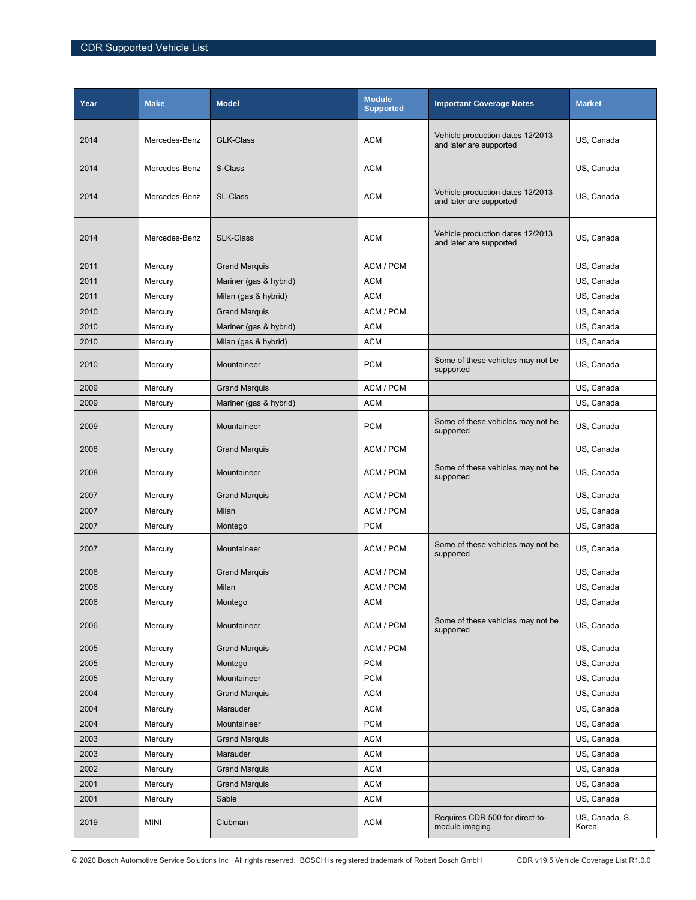| Year | Make | Model | Module Supported | Important Coverage Notes | Market |
|---|---|---|---|---|---|
| 2014 | Mercedes-Benz | GLK-Class | ACM | Vehicle production dates 12/2013 and later are supported | US, Canada |
| 2014 | Mercedes-Benz | S-Class | ACM | | US, Canada |
| 2014 | Mercedes-Benz | SL-Class | ACM | Vehicle production dates 12/2013 and later are supported | US, Canada |
| 2014 | Mercedes-Benz | SLK-Class | ACM | Vehicle production dates 12/2013 and later are supported | US, Canada |
| 2011 | Mercury | Grand Marquis | ACM / PCM | | US, Canada |
| 2011 | Mercury | Mariner (gas & hybrid) | ACM | | US, Canada |
| 2011 | Mercury | Milan (gas & hybrid) | ACM | | US, Canada |
| 2010 | Mercury | Grand Marquis | ACM / PCM | | US, Canada |
| 2010 | Mercury | Mariner (gas & hybrid) | ACM | | US, Canada |
| 2010 | Mercury | Milan (gas & hybrid) | ACM | | US, Canada |
| 2010 | Mercury | Mountaineer | PCM | Some of these vehicles may not be supported | US, Canada |
| 2009 | Mercury | Grand Marquis | ACM / PCM | | US, Canada |
| 2009 | Mercury | Mariner (gas & hybrid) | ACM | | US, Canada |
| 2009 | Mercury | Mountaineer | PCM | Some of these vehicles may not be supported | US, Canada |
| 2008 | Mercury | Grand Marquis | ACM / PCM | | US, Canada |
| 2008 | Mercury | Mountaineer | ACM / PCM | Some of these vehicles may not be supported | US, Canada |
| 2007 | Mercury | Grand Marquis | ACM / PCM | | US, Canada |
| 2007 | Mercury | Milan | ACM / PCM | | US, Canada |
| 2007 | Mercury | Montego | PCM | | US, Canada |
| 2007 | Mercury | Mountaineer | ACM / PCM | Some of these vehicles may not be supported | US, Canada |
| 2006 | Mercury | Grand Marquis | ACM / PCM | | US, Canada |
| 2006 | Mercury | Milan | ACM / PCM | | US, Canada |
| 2006 | Mercury | Montego | ACM | | US, Canada |
| 2006 | Mercury | Mountaineer | ACM / PCM | Some of these vehicles may not be supported | US, Canada |
| 2005 | Mercury | Grand Marquis | ACM / PCM | | US, Canada |
| 2005 | Mercury | Montego | PCM | | US, Canada |
| 2005 | Mercury | Mountaineer | PCM | | US, Canada |
| 2004 | Mercury | Grand Marquis | ACM | | US, Canada |
| 2004 | Mercury | Marauder | ACM | | US, Canada |
| 2004 | Mercury | Mountaineer | PCM | | US, Canada |
| 2003 | Mercury | Grand Marquis | ACM | | US, Canada |
| 2003 | Mercury | Marauder | ACM | | US, Canada |
| 2002 | Mercury | Grand Marquis | ACM | | US, Canada |
| 2001 | Mercury | Grand Marquis | ACM | | US, Canada |
| 2001 | Mercury | Sable | ACM | | US, Canada |
| 2019 | MINI | Clubman | ACM | Requires CDR 500 for direct-to-module imaging | US, Canada, S. Korea |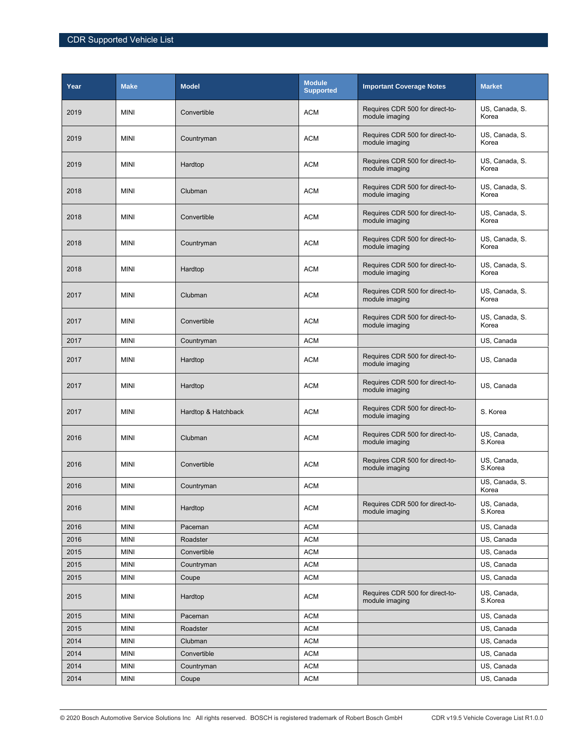| Year | Make | Model | Module Supported | Important Coverage Notes | Market |
|---|---|---|---|---|---|
| 2019 | MINI | Convertible | ACM | Requires CDR 500 for direct-to-module imaging | US, Canada, S. Korea |
| 2019 | MINI | Countryman | ACM | Requires CDR 500 for direct-to-module imaging | US, Canada, S. Korea |
| 2019 | MINI | Hardtop | ACM | Requires CDR 500 for direct-to-module imaging | US, Canada, S. Korea |
| 2018 | MINI | Clubman | ACM | Requires CDR 500 for direct-to-module imaging | US, Canada, S. Korea |
| 2018 | MINI | Convertible | ACM | Requires CDR 500 for direct-to-module imaging | US, Canada, S. Korea |
| 2018 | MINI | Countryman | ACM | Requires CDR 500 for direct-to-module imaging | US, Canada, S. Korea |
| 2018 | MINI | Hardtop | ACM | Requires CDR 500 for direct-to-module imaging | US, Canada, S. Korea |
| 2017 | MINI | Clubman | ACM | Requires CDR 500 for direct-to-module imaging | US, Canada, S. Korea |
| 2017 | MINI | Convertible | ACM | Requires CDR 500 for direct-to-module imaging | US, Canada, S. Korea |
| 2017 | MINI | Countryman | ACM | | US, Canada |
| 2017 | MINI | Hardtop | ACM | Requires CDR 500 for direct-to-module imaging | US, Canada |
| 2017 | MINI | Hardtop | ACM | Requires CDR 500 for direct-to-module imaging | US, Canada |
| 2017 | MINI | Hardtop & Hatchback | ACM | Requires CDR 500 for direct-to-module imaging | S. Korea |
| 2016 | MINI | Clubman | ACM | Requires CDR 500 for direct-to-module imaging | US, Canada, S.Korea |
| 2016 | MINI | Convertible | ACM | Requires CDR 500 for direct-to-module imaging | US, Canada, S.Korea |
| 2016 | MINI | Countryman | ACM | | US, Canada, S. Korea |
| 2016 | MINI | Hardtop | ACM | Requires CDR 500 for direct-to-module imaging | US, Canada, S.Korea |
| 2016 | MINI | Paceman | ACM | | US, Canada |
| 2016 | MINI | Roadster | ACM | | US, Canada |
| 2015 | MINI | Convertible | ACM | | US, Canada |
| 2015 | MINI | Countryman | ACM | | US, Canada |
| 2015 | MINI | Coupe | ACM | | US, Canada |
| 2015 | MINI | Hardtop | ACM | Requires CDR 500 for direct-to-module imaging | US, Canada, S.Korea |
| 2015 | MINI | Paceman | ACM | | US, Canada |
| 2015 | MINI | Roadster | ACM | | US, Canada |
| 2014 | MINI | Clubman | ACM | | US, Canada |
| 2014 | MINI | Convertible | ACM | | US, Canada |
| 2014 | MINI | Countryman | ACM | | US, Canada |
| 2014 | MINI | Coupe | ACM | | US, Canada |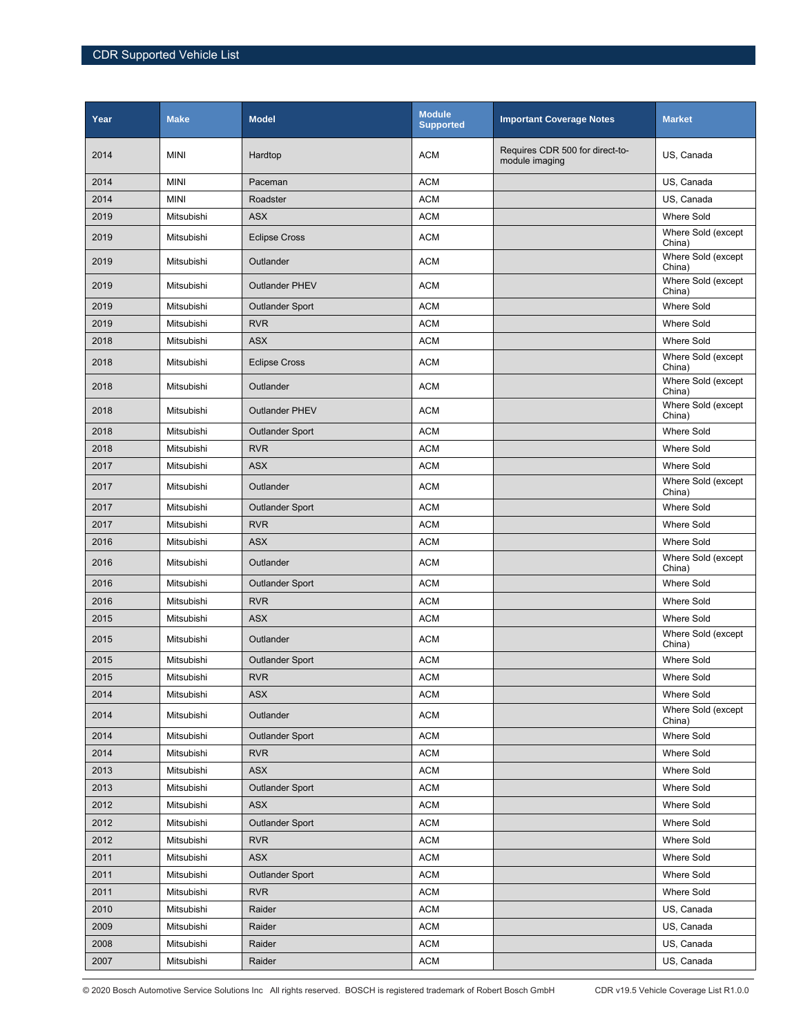| Year | Make | Model | Module Supported | Important Coverage Notes | Market |
|---|---|---|---|---|---|
| 2014 | MINI | Hardtop | ACM | Requires CDR 500 for direct-to-module imaging | US, Canada |
| 2014 | MINI | Paceman | ACM | | US, Canada |
| 2014 | MINI | Roadster | ACM | | US, Canada |
| 2019 | Mitsubishi | ASX | ACM | | Where Sold |
| 2019 | Mitsubishi | Eclipse Cross | ACM | | Where Sold (except China) |
| 2019 | Mitsubishi | Outlander | ACM | | Where Sold (except China) |
| 2019 | Mitsubishi | Outlander PHEV | ACM | | Where Sold (except China) |
| 2019 | Mitsubishi | Outlander Sport | ACM | | Where Sold |
| 2019 | Mitsubishi | RVR | ACM | | Where Sold |
| 2018 | Mitsubishi | ASX | ACM | | Where Sold |
| 2018 | Mitsubishi | Eclipse Cross | ACM | | Where Sold (except China) |
| 2018 | Mitsubishi | Outlander | ACM | | Where Sold (except China) |
| 2018 | Mitsubishi | Outlander PHEV | ACM | | Where Sold (except China) |
| 2018 | Mitsubishi | Outlander Sport | ACM | | Where Sold |
| 2018 | Mitsubishi | RVR | ACM | | Where Sold |
| 2017 | Mitsubishi | ASX | ACM | | Where Sold |
| 2017 | Mitsubishi | Outlander | ACM | | Where Sold (except China) |
| 2017 | Mitsubishi | Outlander Sport | ACM | | Where Sold |
| 2017 | Mitsubishi | RVR | ACM | | Where Sold |
| 2016 | Mitsubishi | ASX | ACM | | Where Sold |
| 2016 | Mitsubishi | Outlander | ACM | | Where Sold (except China) |
| 2016 | Mitsubishi | Outlander Sport | ACM | | Where Sold |
| 2016 | Mitsubishi | RVR | ACM | | Where Sold |
| 2015 | Mitsubishi | ASX | ACM | | Where Sold |
| 2015 | Mitsubishi | Outlander | ACM | | Where Sold (except China) |
| 2015 | Mitsubishi | Outlander Sport | ACM | | Where Sold |
| 2015 | Mitsubishi | RVR | ACM | | Where Sold |
| 2014 | Mitsubishi | ASX | ACM | | Where Sold |
| 2014 | Mitsubishi | Outlander | ACM | | Where Sold (except China) |
| 2014 | Mitsubishi | Outlander Sport | ACM | | Where Sold |
| 2014 | Mitsubishi | RVR | ACM | | Where Sold |
| 2013 | Mitsubishi | ASX | ACM | | Where Sold |
| 2013 | Mitsubishi | Outlander Sport | ACM | | Where Sold |
| 2012 | Mitsubishi | ASX | ACM | | Where Sold |
| 2012 | Mitsubishi | Outlander Sport | ACM | | Where Sold |
| 2012 | Mitsubishi | RVR | ACM | | Where Sold |
| 2011 | Mitsubishi | ASX | ACM | | Where Sold |
| 2011 | Mitsubishi | Outlander Sport | ACM | | Where Sold |
| 2011 | Mitsubishi | RVR | ACM | | Where Sold |
| 2010 | Mitsubishi | Raider | ACM | | US, Canada |
| 2009 | Mitsubishi | Raider | ACM | | US, Canada |
| 2008 | Mitsubishi | Raider | ACM | | US, Canada |
| 2007 | Mitsubishi | Raider | ACM | | US, Canada |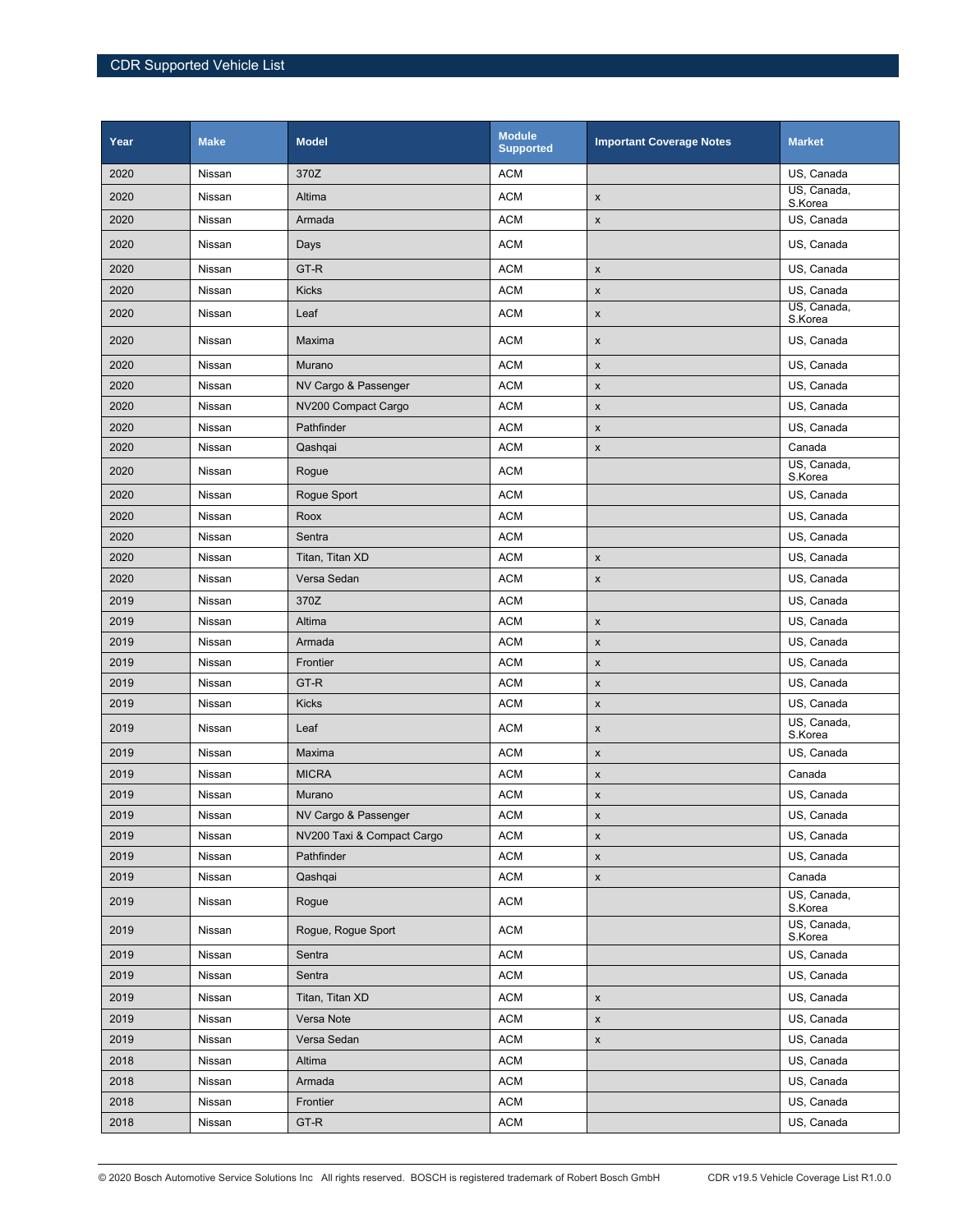| Year | Make | Model | Module Supported | Important Coverage Notes | Market |
|---|---|---|---|---|---|
| 2020 | Nissan | 370Z | ACM | | US, Canada |
| 2020 | Nissan | Altima | ACM | x | US, Canada, S.Korea |
| 2020 | Nissan | Armada | ACM | x | US, Canada |
| 2020 | Nissan | Days | ACM | | US, Canada |
| 2020 | Nissan | GT-R | ACM | x | US, Canada |
| 2020 | Nissan | Kicks | ACM | x | US, Canada |
| 2020 | Nissan | Leaf | ACM | x | US, Canada, S.Korea |
| 2020 | Nissan | Maxima | ACM | x | US, Canada |
| 2020 | Nissan | Murano | ACM | x | US, Canada |
| 2020 | Nissan | NV Cargo & Passenger | ACM | x | US, Canada |
| 2020 | Nissan | NV200 Compact Cargo | ACM | x | US, Canada |
| 2020 | Nissan | Pathfinder | ACM | x | US, Canada |
| 2020 | Nissan | Qashqai | ACM | x | Canada |
| 2020 | Nissan | Rogue | ACM | | US, Canada, S.Korea |
| 2020 | Nissan | Rogue Sport | ACM | | US, Canada |
| 2020 | Nissan | Roox | ACM | | US, Canada |
| 2020 | Nissan | Sentra | ACM | | US, Canada |
| 2020 | Nissan | Titan, Titan XD | ACM | x | US, Canada |
| 2020 | Nissan | Versa Sedan | ACM | x | US, Canada |
| 2019 | Nissan | 370Z | ACM | | US, Canada |
| 2019 | Nissan | Altima | ACM | x | US, Canada |
| 2019 | Nissan | Armada | ACM | x | US, Canada |
| 2019 | Nissan | Frontier | ACM | x | US, Canada |
| 2019 | Nissan | GT-R | ACM | x | US, Canada |
| 2019 | Nissan | Kicks | ACM | x | US, Canada |
| 2019 | Nissan | Leaf | ACM | x | US, Canada, S.Korea |
| 2019 | Nissan | Maxima | ACM | x | US, Canada |
| 2019 | Nissan | MICRA | ACM | x | Canada |
| 2019 | Nissan | Murano | ACM | x | US, Canada |
| 2019 | Nissan | NV Cargo & Passenger | ACM | x | US, Canada |
| 2019 | Nissan | NV200 Taxi & Compact Cargo | ACM | x | US, Canada |
| 2019 | Nissan | Pathfinder | ACM | x | US, Canada |
| 2019 | Nissan | Qashqai | ACM | x | Canada |
| 2019 | Nissan | Rogue | ACM | | US, Canada, S.Korea |
| 2019 | Nissan | Rogue, Rogue Sport | ACM | | US, Canada, S.Korea |
| 2019 | Nissan | Sentra | ACM | | US, Canada |
| 2019 | Nissan | Sentra | ACM | | US, Canada |
| 2019 | Nissan | Titan, Titan XD | ACM | x | US, Canada |
| 2019 | Nissan | Versa Note | ACM | x | US, Canada |
| 2019 | Nissan | Versa Sedan | ACM | x | US, Canada |
| 2018 | Nissan | Altima | ACM | | US, Canada |
| 2018 | Nissan | Armada | ACM | | US, Canada |
| 2018 | Nissan | Frontier | ACM | | US, Canada |
| 2018 | Nissan | GT-R | ACM | | US, Canada |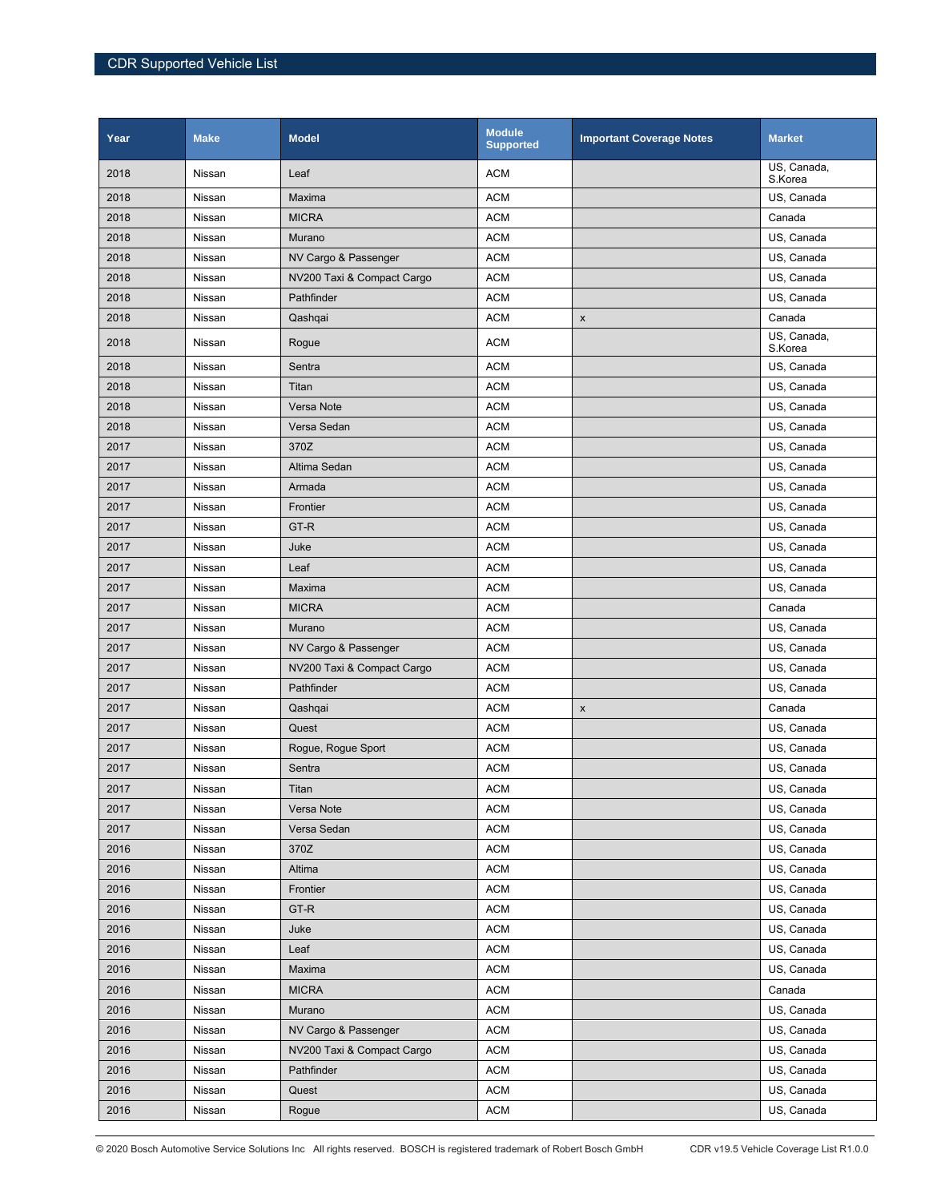| Year | Make | Model | Module Supported | Important Coverage Notes | Market |
| --- | --- | --- | --- | --- | --- |
| 2018 | Nissan | Leaf | ACM | | US, Canada, S.Korea |
| 2018 | Nissan | Maxima | ACM | | US, Canada |
| 2018 | Nissan | MICRA | ACM | | Canada |
| 2018 | Nissan | Murano | ACM | | US, Canada |
| 2018 | Nissan | NV Cargo & Passenger | ACM | | US, Canada |
| 2018 | Nissan | NV200 Taxi & Compact Cargo | ACM | | US, Canada |
| 2018 | Nissan | Pathfinder | ACM | | US, Canada |
| 2018 | Nissan | Qashqai | ACM | x | Canada |
| 2018 | Nissan | Rogue | ACM | | US, Canada, S.Korea |
| 2018 | Nissan | Sentra | ACM | | US, Canada |
| 2018 | Nissan | Titan | ACM | | US, Canada |
| 2018 | Nissan | Versa Note | ACM | | US, Canada |
| 2018 | Nissan | Versa Sedan | ACM | | US, Canada |
| 2017 | Nissan | 370Z | ACM | | US, Canada |
| 2017 | Nissan | Altima Sedan | ACM | | US, Canada |
| 2017 | Nissan | Armada | ACM | | US, Canada |
| 2017 | Nissan | Frontier | ACM | | US, Canada |
| 2017 | Nissan | GT-R | ACM | | US, Canada |
| 2017 | Nissan | Juke | ACM | | US, Canada |
| 2017 | Nissan | Leaf | ACM | | US, Canada |
| 2017 | Nissan | Maxima | ACM | | US, Canada |
| 2017 | Nissan | MICRA | ACM | | Canada |
| 2017 | Nissan | Murano | ACM | | US, Canada |
| 2017 | Nissan | NV Cargo & Passenger | ACM | | US, Canada |
| 2017 | Nissan | NV200 Taxi & Compact Cargo | ACM | | US, Canada |
| 2017 | Nissan | Pathfinder | ACM | | US, Canada |
| 2017 | Nissan | Qashqai | ACM | x | Canada |
| 2017 | Nissan | Quest | ACM | | US, Canada |
| 2017 | Nissan | Rogue, Rogue Sport | ACM | | US, Canada |
| 2017 | Nissan | Sentra | ACM | | US, Canada |
| 2017 | Nissan | Titan | ACM | | US, Canada |
| 2017 | Nissan | Versa Note | ACM | | US, Canada |
| 2017 | Nissan | Versa Sedan | ACM | | US, Canada |
| 2016 | Nissan | 370Z | ACM | | US, Canada |
| 2016 | Nissan | Altima | ACM | | US, Canada |
| 2016 | Nissan | Frontier | ACM | | US, Canada |
| 2016 | Nissan | GT-R | ACM | | US, Canada |
| 2016 | Nissan | Juke | ACM | | US, Canada |
| 2016 | Nissan | Leaf | ACM | | US, Canada |
| 2016 | Nissan | Maxima | ACM | | US, Canada |
| 2016 | Nissan | MICRA | ACM | | Canada |
| 2016 | Nissan | Murano | ACM | | US, Canada |
| 2016 | Nissan | NV Cargo & Passenger | ACM | | US, Canada |
| 2016 | Nissan | NV200 Taxi & Compact Cargo | ACM | | US, Canada |
| 2016 | Nissan | Pathfinder | ACM | | US, Canada |
| 2016 | Nissan | Quest | ACM | | US, Canada |
| 2016 | Nissan | Rogue | ACM | | US, Canada |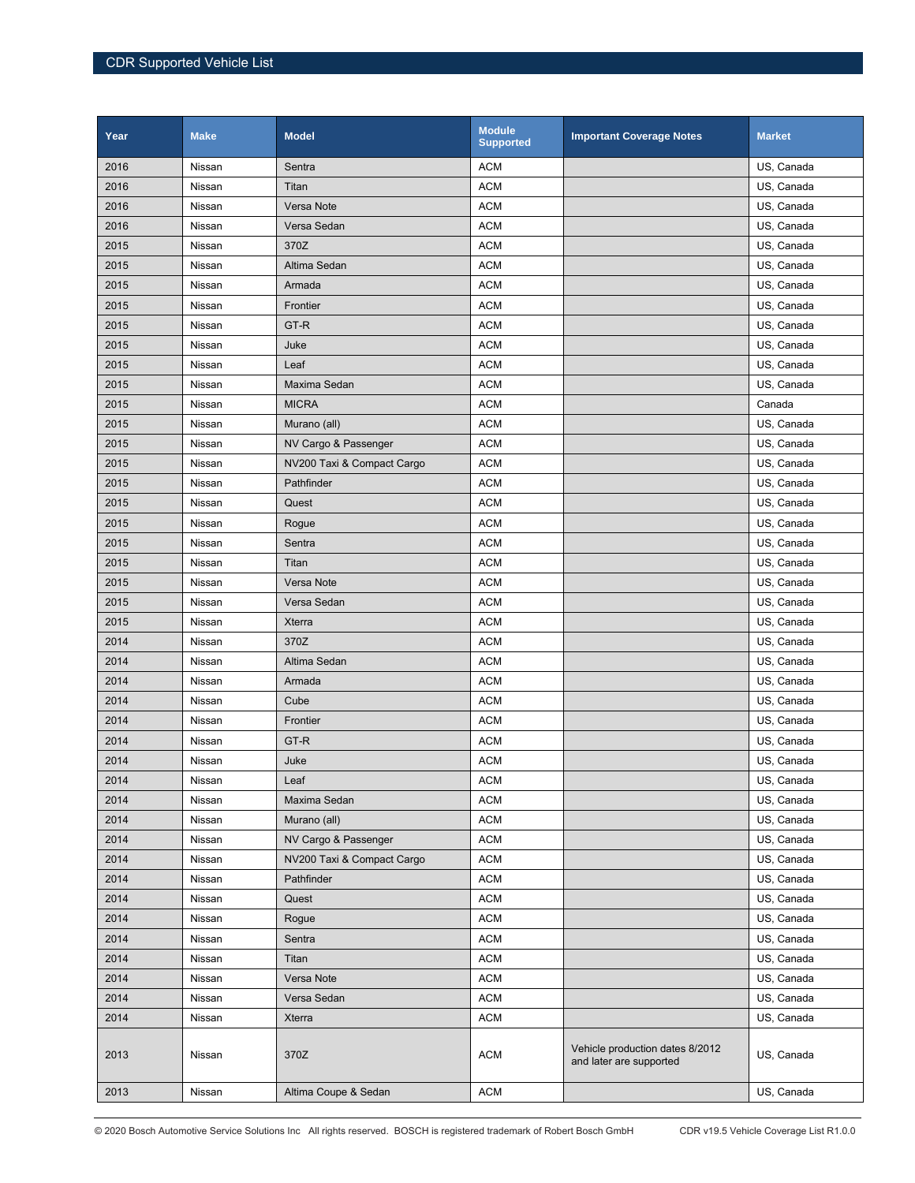| Year | Make | Model | Module Supported | Important Coverage Notes | Market |
|---|---|---|---|---|---|
| 2016 | Nissan | Sentra | ACM | | US, Canada |
| 2016 | Nissan | Titan | ACM | | US, Canada |
| 2016 | Nissan | Versa Note | ACM | | US, Canada |
| 2016 | Nissan | Versa Sedan | ACM | | US, Canada |
| 2015 | Nissan | 370Z | ACM | | US, Canada |
| 2015 | Nissan | Altima Sedan | ACM | | US, Canada |
| 2015 | Nissan | Armada | ACM | | US, Canada |
| 2015 | Nissan | Frontier | ACM | | US, Canada |
| 2015 | Nissan | GT-R | ACM | | US, Canada |
| 2015 | Nissan | Juke | ACM | | US, Canada |
| 2015 | Nissan | Leaf | ACM | | US, Canada |
| 2015 | Nissan | Maxima Sedan | ACM | | US, Canada |
| 2015 | Nissan | MICRA | ACM | | Canada |
| 2015 | Nissan | Murano (all) | ACM | | US, Canada |
| 2015 | Nissan | NV Cargo & Passenger | ACM | | US, Canada |
| 2015 | Nissan | NV200 Taxi & Compact Cargo | ACM | | US, Canada |
| 2015 | Nissan | Pathfinder | ACM | | US, Canada |
| 2015 | Nissan | Quest | ACM | | US, Canada |
| 2015 | Nissan | Rogue | ACM | | US, Canada |
| 2015 | Nissan | Sentra | ACM | | US, Canada |
| 2015 | Nissan | Titan | ACM | | US, Canada |
| 2015 | Nissan | Versa Note | ACM | | US, Canada |
| 2015 | Nissan | Versa Sedan | ACM | | US, Canada |
| 2015 | Nissan | Xterra | ACM | | US, Canada |
| 2014 | Nissan | 370Z | ACM | | US, Canada |
| 2014 | Nissan | Altima Sedan | ACM | | US, Canada |
| 2014 | Nissan | Armada | ACM | | US, Canada |
| 2014 | Nissan | Cube | ACM | | US, Canada |
| 2014 | Nissan | Frontier | ACM | | US, Canada |
| 2014 | Nissan | GT-R | ACM | | US, Canada |
| 2014 | Nissan | Juke | ACM | | US, Canada |
| 2014 | Nissan | Leaf | ACM | | US, Canada |
| 2014 | Nissan | Maxima Sedan | ACM | | US, Canada |
| 2014 | Nissan | Murano (all) | ACM | | US, Canada |
| 2014 | Nissan | NV Cargo & Passenger | ACM | | US, Canada |
| 2014 | Nissan | NV200 Taxi & Compact Cargo | ACM | | US, Canada |
| 2014 | Nissan | Pathfinder | ACM | | US, Canada |
| 2014 | Nissan | Quest | ACM | | US, Canada |
| 2014 | Nissan | Rogue | ACM | | US, Canada |
| 2014 | Nissan | Sentra | ACM | | US, Canada |
| 2014 | Nissan | Titan | ACM | | US, Canada |
| 2014 | Nissan | Versa Note | ACM | | US, Canada |
| 2014 | Nissan | Versa Sedan | ACM | | US, Canada |
| 2014 | Nissan | Xterra | ACM | | US, Canada |
| 2013 | Nissan | 370Z | ACM | Vehicle production dates 8/2012 and later are supported | US, Canada |
| 2013 | Nissan | Altima Coupe & Sedan | ACM | | US, Canada |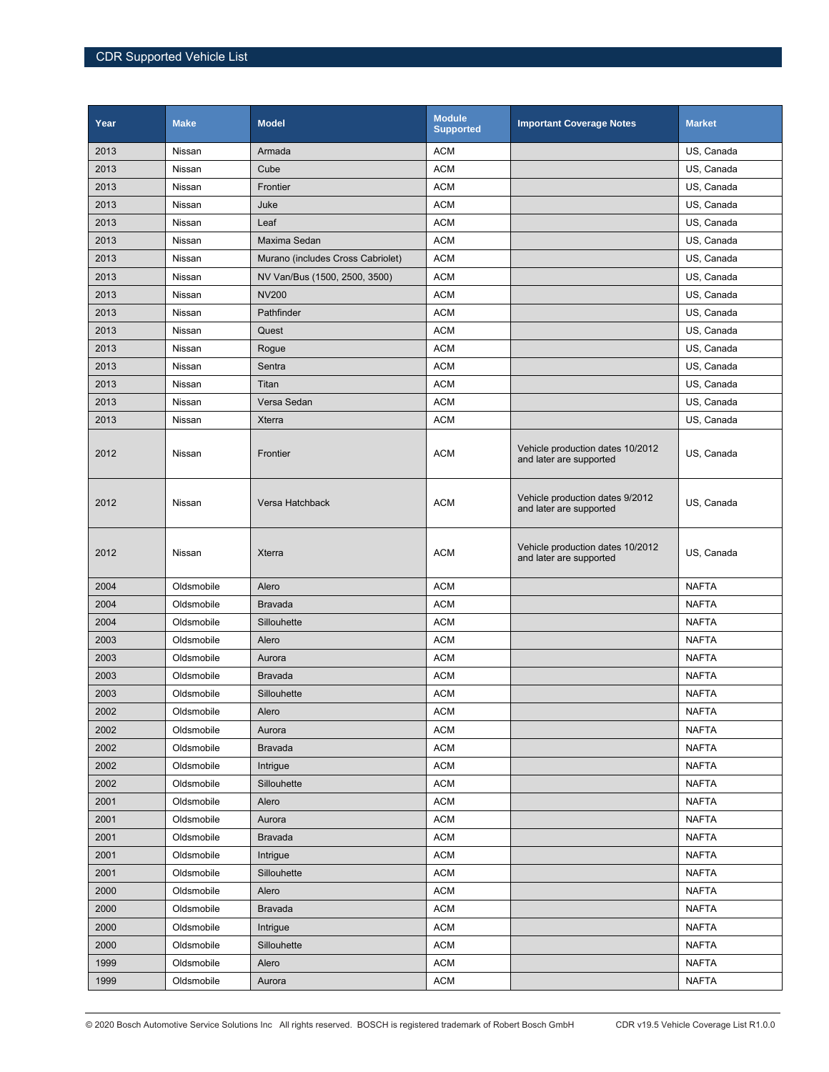| Year | Make | Model | Module Supported | Important Coverage Notes | Market |
|---|---|---|---|---|---|
| 2013 | Nissan | Armada | ACM | | US, Canada |
| 2013 | Nissan | Cube | ACM | | US, Canada |
| 2013 | Nissan | Frontier | ACM | | US, Canada |
| 2013 | Nissan | Juke | ACM | | US, Canada |
| 2013 | Nissan | Leaf | ACM | | US, Canada |
| 2013 | Nissan | Maxima Sedan | ACM | | US, Canada |
| 2013 | Nissan | Murano (includes Cross Cabriolet) | ACM | | US, Canada |
| 2013 | Nissan | NV Van/Bus (1500, 2500, 3500) | ACM | | US, Canada |
| 2013 | Nissan | NV200 | ACM | | US, Canada |
| 2013 | Nissan | Pathfinder | ACM | | US, Canada |
| 2013 | Nissan | Quest | ACM | | US, Canada |
| 2013 | Nissan | Rogue | ACM | | US, Canada |
| 2013 | Nissan | Sentra | ACM | | US, Canada |
| 2013 | Nissan | Titan | ACM | | US, Canada |
| 2013 | Nissan | Versa Sedan | ACM | | US, Canada |
| 2013 | Nissan | Xterra | ACM | | US, Canada |
| 2012 | Nissan | Frontier | ACM | Vehicle production dates 10/2012 and later are supported | US, Canada |
| 2012 | Nissan | Versa Hatchback | ACM | Vehicle production dates 9/2012 and later are supported | US, Canada |
| 2012 | Nissan | Xterra | ACM | Vehicle production dates 10/2012 and later are supported | US, Canada |
| 2004 | Oldsmobile | Alero | ACM | | NAFTA |
| 2004 | Oldsmobile | Bravada | ACM | | NAFTA |
| 2004 | Oldsmobile | Sillouhette | ACM | | NAFTA |
| 2003 | Oldsmobile | Alero | ACM | | NAFTA |
| 2003 | Oldsmobile | Aurora | ACM | | NAFTA |
| 2003 | Oldsmobile | Bravada | ACM | | NAFTA |
| 2003 | Oldsmobile | Sillouhette | ACM | | NAFTA |
| 2002 | Oldsmobile | Alero | ACM | | NAFTA |
| 2002 | Oldsmobile | Aurora | ACM | | NAFTA |
| 2002 | Oldsmobile | Bravada | ACM | | NAFTA |
| 2002 | Oldsmobile | Intrigue | ACM | | NAFTA |
| 2002 | Oldsmobile | Sillouhette | ACM | | NAFTA |
| 2001 | Oldsmobile | Alero | ACM | | NAFTA |
| 2001 | Oldsmobile | Aurora | ACM | | NAFTA |
| 2001 | Oldsmobile | Bravada | ACM | | NAFTA |
| 2001 | Oldsmobile | Intrigue | ACM | | NAFTA |
| 2001 | Oldsmobile | Sillouhette | ACM | | NAFTA |
| 2000 | Oldsmobile | Alero | ACM | | NAFTA |
| 2000 | Oldsmobile | Bravada | ACM | | NAFTA |
| 2000 | Oldsmobile | Intrigue | ACM | | NAFTA |
| 2000 | Oldsmobile | Sillouhette | ACM | | NAFTA |
| 1999 | Oldsmobile | Alero | ACM | | NAFTA |
| 1999 | Oldsmobile | Aurora | ACM | | NAFTA |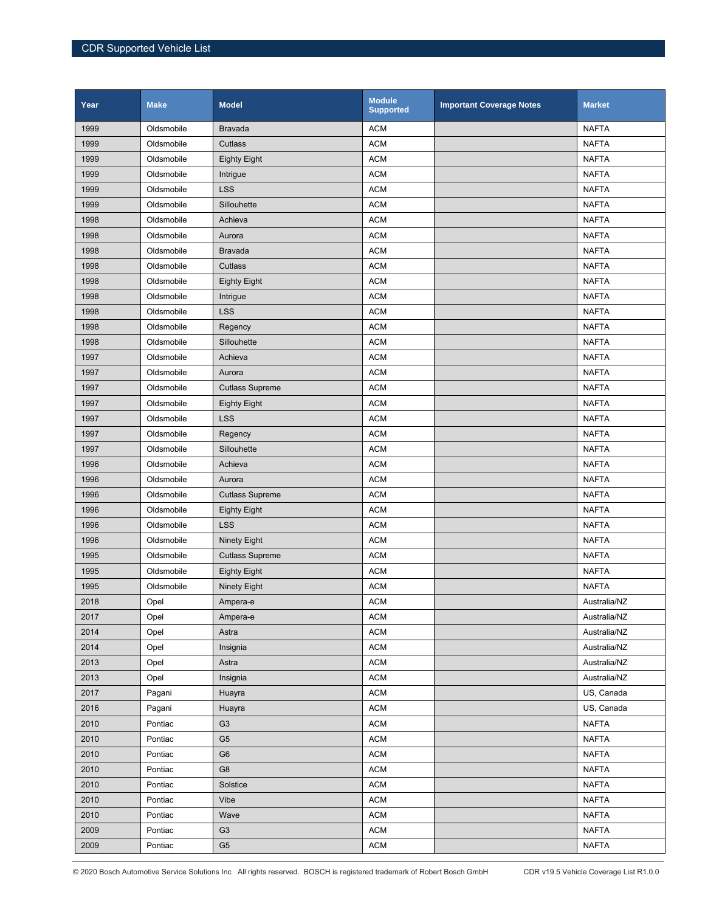| Year | Make | Model | Module Supported | Important Coverage Notes | Market |
|---|---|---|---|---|---|
| 1999 | Oldsmobile | Bravada | ACM | | NAFTA |
| 1999 | Oldsmobile | Cutlass | ACM | | NAFTA |
| 1999 | Oldsmobile | Eighty Eight | ACM | | NAFTA |
| 1999 | Oldsmobile | Intrigue | ACM | | NAFTA |
| 1999 | Oldsmobile | LSS | ACM | | NAFTA |
| 1999 | Oldsmobile | Sillouhette | ACM | | NAFTA |
| 1998 | Oldsmobile | Achieva | ACM | | NAFTA |
| 1998 | Oldsmobile | Aurora | ACM | | NAFTA |
| 1998 | Oldsmobile | Bravada | ACM | | NAFTA |
| 1998 | Oldsmobile | Cutlass | ACM | | NAFTA |
| 1998 | Oldsmobile | Eighty Eight | ACM | | NAFTA |
| 1998 | Oldsmobile | Intrigue | ACM | | NAFTA |
| 1998 | Oldsmobile | LSS | ACM | | NAFTA |
| 1998 | Oldsmobile | Regency | ACM | | NAFTA |
| 1998 | Oldsmobile | Sillouhette | ACM | | NAFTA |
| 1997 | Oldsmobile | Achieva | ACM | | NAFTA |
| 1997 | Oldsmobile | Aurora | ACM | | NAFTA |
| 1997 | Oldsmobile | Cutlass Supreme | ACM | | NAFTA |
| 1997 | Oldsmobile | Eighty Eight | ACM | | NAFTA |
| 1997 | Oldsmobile | LSS | ACM | | NAFTA |
| 1997 | Oldsmobile | Regency | ACM | | NAFTA |
| 1997 | Oldsmobile | Sillouhette | ACM | | NAFTA |
| 1996 | Oldsmobile | Achieva | ACM | | NAFTA |
| 1996 | Oldsmobile | Aurora | ACM | | NAFTA |
| 1996 | Oldsmobile | Cutlass Supreme | ACM | | NAFTA |
| 1996 | Oldsmobile | Eighty Eight | ACM | | NAFTA |
| 1996 | Oldsmobile | LSS | ACM | | NAFTA |
| 1996 | Oldsmobile | Ninety Eight | ACM | | NAFTA |
| 1995 | Oldsmobile | Cutlass Supreme | ACM | | NAFTA |
| 1995 | Oldsmobile | Eighty Eight | ACM | | NAFTA |
| 1995 | Oldsmobile | Ninety Eight | ACM | | NAFTA |
| 2018 | Opel | Ampera-e | ACM | | Australia/NZ |
| 2017 | Opel | Ampera-e | ACM | | Australia/NZ |
| 2014 | Opel | Astra | ACM | | Australia/NZ |
| 2014 | Opel | Insignia | ACM | | Australia/NZ |
| 2013 | Opel | Astra | ACM | | Australia/NZ |
| 2013 | Opel | Insignia | ACM | | Australia/NZ |
| 2017 | Pagani | Huayra | ACM | | US, Canada |
| 2016 | Pagani | Huayra | ACM | | US, Canada |
| 2010 | Pontiac | G3 | ACM | | NAFTA |
| 2010 | Pontiac | G5 | ACM | | NAFTA |
| 2010 | Pontiac | G6 | ACM | | NAFTA |
| 2010 | Pontiac | G8 | ACM | | NAFTA |
| 2010 | Pontiac | Solstice | ACM | | NAFTA |
| 2010 | Pontiac | Vibe | ACM | | NAFTA |
| 2010 | Pontiac | Wave | ACM | | NAFTA |
| 2009 | Pontiac | G3 | ACM | | NAFTA |
| 2009 | Pontiac | G5 | ACM | | NAFTA |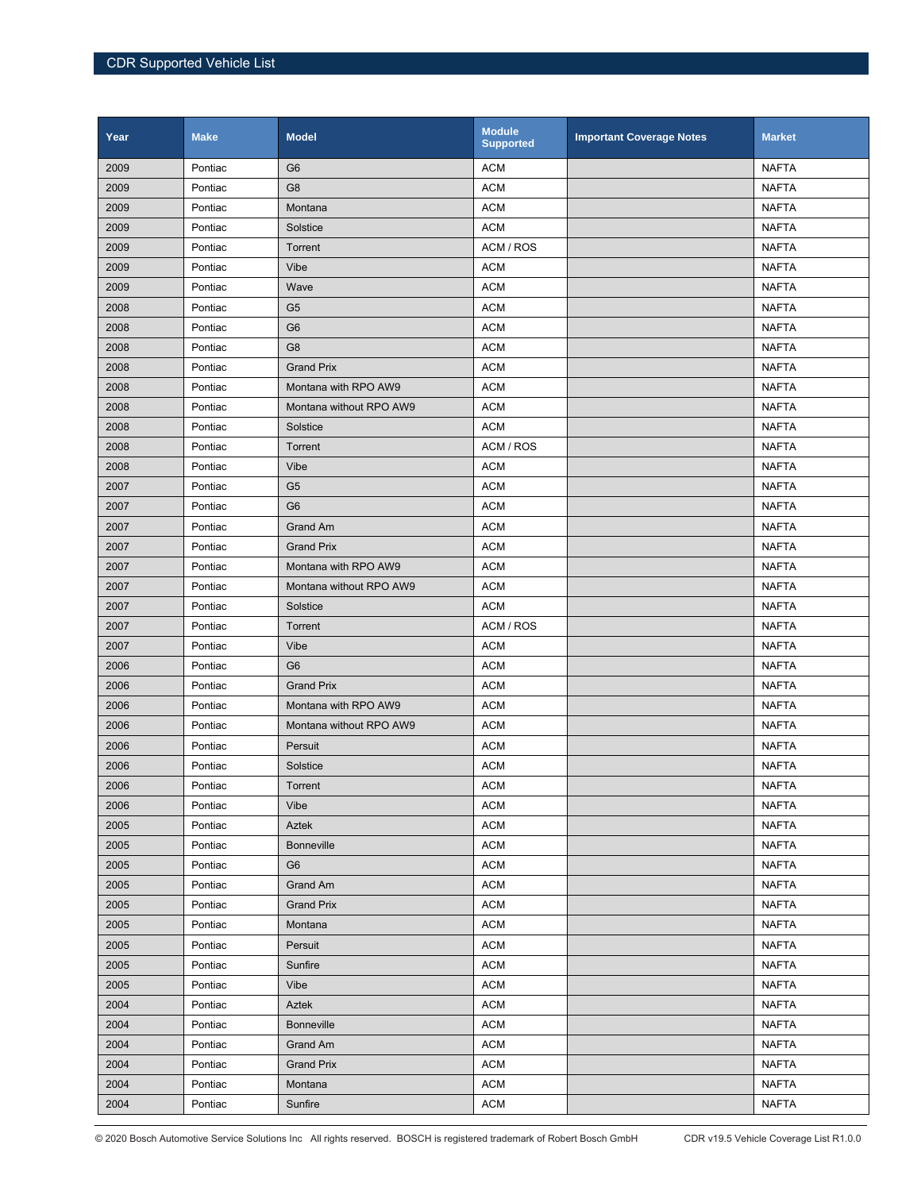| Year | Make | Model | Module Supported | Important Coverage Notes | Market |
|---|---|---|---|---|---|
| 2009 | Pontiac | G6 | ACM | | NAFTA |
| 2009 | Pontiac | G8 | ACM | | NAFTA |
| 2009 | Pontiac | Montana | ACM | | NAFTA |
| 2009 | Pontiac | Solstice | ACM | | NAFTA |
| 2009 | Pontiac | Torrent | ACM / ROS | | NAFTA |
| 2009 | Pontiac | Vibe | ACM | | NAFTA |
| 2009 | Pontiac | Wave | ACM | | NAFTA |
| 2008 | Pontiac | G5 | ACM | | NAFTA |
| 2008 | Pontiac | G6 | ACM | | NAFTA |
| 2008 | Pontiac | G8 | ACM | | NAFTA |
| 2008 | Pontiac | Grand Prix | ACM | | NAFTA |
| 2008 | Pontiac | Montana with RPO AW9 | ACM | | NAFTA |
| 2008 | Pontiac | Montana without RPO AW9 | ACM | | NAFTA |
| 2008 | Pontiac | Solstice | ACM | | NAFTA |
| 2008 | Pontiac | Torrent | ACM / ROS | | NAFTA |
| 2008 | Pontiac | Vibe | ACM | | NAFTA |
| 2007 | Pontiac | G5 | ACM | | NAFTA |
| 2007 | Pontiac | G6 | ACM | | NAFTA |
| 2007 | Pontiac | Grand Am | ACM | | NAFTA |
| 2007 | Pontiac | Grand Prix | ACM | | NAFTA |
| 2007 | Pontiac | Montana with RPO AW9 | ACM | | NAFTA |
| 2007 | Pontiac | Montana without RPO AW9 | ACM | | NAFTA |
| 2007 | Pontiac | Solstice | ACM | | NAFTA |
| 2007 | Pontiac | Torrent | ACM / ROS | | NAFTA |
| 2007 | Pontiac | Vibe | ACM | | NAFTA |
| 2006 | Pontiac | G6 | ACM | | NAFTA |
| 2006 | Pontiac | Grand Prix | ACM | | NAFTA |
| 2006 | Pontiac | Montana with RPO AW9 | ACM | | NAFTA |
| 2006 | Pontiac | Montana without RPO AW9 | ACM | | NAFTA |
| 2006 | Pontiac | Persuit | ACM | | NAFTA |
| 2006 | Pontiac | Solstice | ACM | | NAFTA |
| 2006 | Pontiac | Torrent | ACM | | NAFTA |
| 2006 | Pontiac | Vibe | ACM | | NAFTA |
| 2005 | Pontiac | Aztek | ACM | | NAFTA |
| 2005 | Pontiac | Bonneville | ACM | | NAFTA |
| 2005 | Pontiac | G6 | ACM | | NAFTA |
| 2005 | Pontiac | Grand Am | ACM | | NAFTA |
| 2005 | Pontiac | Grand Prix | ACM | | NAFTA |
| 2005 | Pontiac | Montana | ACM | | NAFTA |
| 2005 | Pontiac | Persuit | ACM | | NAFTA |
| 2005 | Pontiac | Sunfire | ACM | | NAFTA |
| 2005 | Pontiac | Vibe | ACM | | NAFTA |
| 2004 | Pontiac | Aztek | ACM | | NAFTA |
| 2004 | Pontiac | Bonneville | ACM | | NAFTA |
| 2004 | Pontiac | Grand Am | ACM | | NAFTA |
| 2004 | Pontiac | Grand Prix | ACM | | NAFTA |
| 2004 | Pontiac | Montana | ACM | | NAFTA |
| 2004 | Pontiac | Sunfire | ACM | | NAFTA |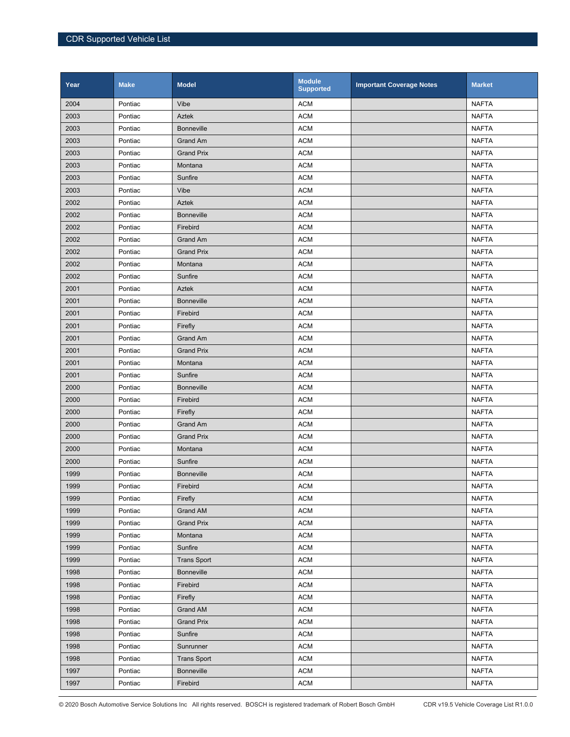| Year | Make | Model | Module Supported | Important Coverage Notes | Market |
|---|---|---|---|---|---|
| 2004 | Pontiac | Vibe | ACM | | NAFTA |
| 2003 | Pontiac | Aztek | ACM | | NAFTA |
| 2003 | Pontiac | Bonneville | ACM | | NAFTA |
| 2003 | Pontiac | Grand Am | ACM | | NAFTA |
| 2003 | Pontiac | Grand Prix | ACM | | NAFTA |
| 2003 | Pontiac | Montana | ACM | | NAFTA |
| 2003 | Pontiac | Sunfire | ACM | | NAFTA |
| 2003 | Pontiac | Vibe | ACM | | NAFTA |
| 2002 | Pontiac | Aztek | ACM | | NAFTA |
| 2002 | Pontiac | Bonneville | ACM | | NAFTA |
| 2002 | Pontiac | Firebird | ACM | | NAFTA |
| 2002 | Pontiac | Grand Am | ACM | | NAFTA |
| 2002 | Pontiac | Grand Prix | ACM | | NAFTA |
| 2002 | Pontiac | Montana | ACM | | NAFTA |
| 2002 | Pontiac | Sunfire | ACM | | NAFTA |
| 2001 | Pontiac | Aztek | ACM | | NAFTA |
| 2001 | Pontiac | Bonneville | ACM | | NAFTA |
| 2001 | Pontiac | Firebird | ACM | | NAFTA |
| 2001 | Pontiac | Firefly | ACM | | NAFTA |
| 2001 | Pontiac | Grand Am | ACM | | NAFTA |
| 2001 | Pontiac | Grand Prix | ACM | | NAFTA |
| 2001 | Pontiac | Montana | ACM | | NAFTA |
| 2001 | Pontiac | Sunfire | ACM | | NAFTA |
| 2000 | Pontiac | Bonneville | ACM | | NAFTA |
| 2000 | Pontiac | Firebird | ACM | | NAFTA |
| 2000 | Pontiac | Firefly | ACM | | NAFTA |
| 2000 | Pontiac | Grand Am | ACM | | NAFTA |
| 2000 | Pontiac | Grand Prix | ACM | | NAFTA |
| 2000 | Pontiac | Montana | ACM | | NAFTA |
| 2000 | Pontiac | Sunfire | ACM | | NAFTA |
| 1999 | Pontiac | Bonneville | ACM | | NAFTA |
| 1999 | Pontiac | Firebird | ACM | | NAFTA |
| 1999 | Pontiac | Firefly | ACM | | NAFTA |
| 1999 | Pontiac | Grand AM | ACM | | NAFTA |
| 1999 | Pontiac | Grand Prix | ACM | | NAFTA |
| 1999 | Pontiac | Montana | ACM | | NAFTA |
| 1999 | Pontiac | Sunfire | ACM | | NAFTA |
| 1999 | Pontiac | Trans Sport | ACM | | NAFTA |
| 1998 | Pontiac | Bonneville | ACM | | NAFTA |
| 1998 | Pontiac | Firebird | ACM | | NAFTA |
| 1998 | Pontiac | Firefly | ACM | | NAFTA |
| 1998 | Pontiac | Grand AM | ACM | | NAFTA |
| 1998 | Pontiac | Grand Prix | ACM | | NAFTA |
| 1998 | Pontiac | Sunfire | ACM | | NAFTA |
| 1998 | Pontiac | Sunrunner | ACM | | NAFTA |
| 1998 | Pontiac | Trans Sport | ACM | | NAFTA |
| 1997 | Pontiac | Bonneville | ACM | | NAFTA |
| 1997 | Pontiac | Firebird | ACM | | NAFTA |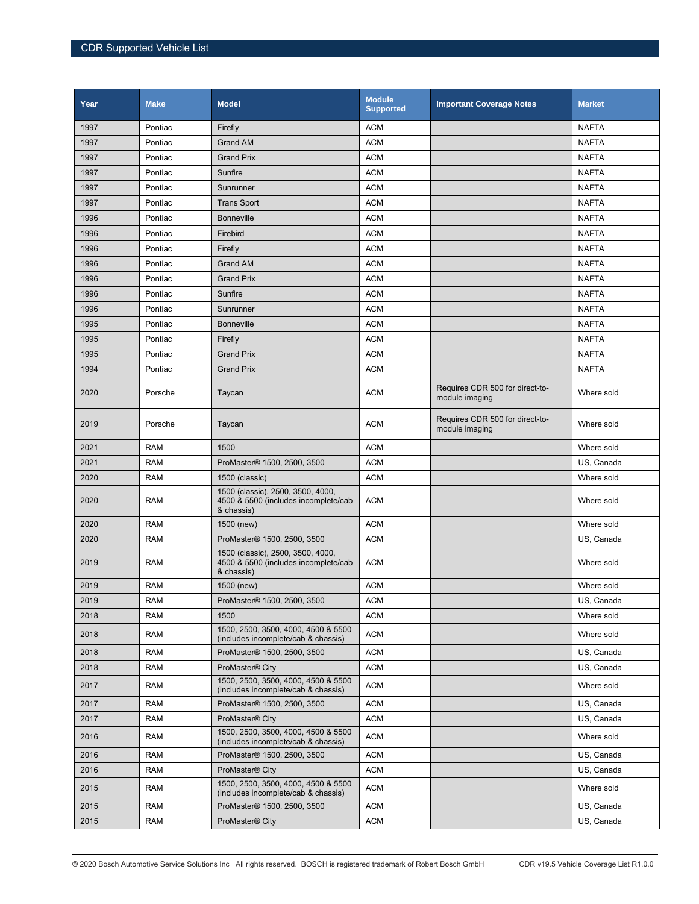| Year | Make | Model | Module Supported | Important Coverage Notes | Market |
|---|---|---|---|---|---|
| 1997 | Pontiac | Firefly | ACM | | NAFTA |
| 1997 | Pontiac | Grand AM | ACM | | NAFTA |
| 1997 | Pontiac | Grand Prix | ACM | | NAFTA |
| 1997 | Pontiac | Sunfire | ACM | | NAFTA |
| 1997 | Pontiac | Sunrunner | ACM | | NAFTA |
| 1997 | Pontiac | Trans Sport | ACM | | NAFTA |
| 1996 | Pontiac | Bonneville | ACM | | NAFTA |
| 1996 | Pontiac | Firebird | ACM | | NAFTA |
| 1996 | Pontiac | Firefly | ACM | | NAFTA |
| 1996 | Pontiac | Grand AM | ACM | | NAFTA |
| 1996 | Pontiac | Grand Prix | ACM | | NAFTA |
| 1996 | Pontiac | Sunfire | ACM | | NAFTA |
| 1996 | Pontiac | Sunrunner | ACM | | NAFTA |
| 1995 | Pontiac | Bonneville | ACM | | NAFTA |
| 1995 | Pontiac | Firefly | ACM | | NAFTA |
| 1995 | Pontiac | Grand Prix | ACM | | NAFTA |
| 1994 | Pontiac | Grand Prix | ACM | | NAFTA |
| 2020 | Porsche | Taycan | ACM | Requires CDR 500 for direct-to-module imaging | Where sold |
| 2019 | Porsche | Taycan | ACM | Requires CDR 500 for direct-to-module imaging | Where sold |
| 2021 | RAM | 1500 | ACM | | Where sold |
| 2021 | RAM | ProMaster® 1500, 2500, 3500 | ACM | | US, Canada |
| 2020 | RAM | 1500 (classic) | ACM | | Where sold |
| 2020 | RAM | 1500 (classic), 2500, 3500, 4000, 4500 & 5500 (includes incomplete/cab & chassis) | ACM | | Where sold |
| 2020 | RAM | 1500 (new) | ACM | | Where sold |
| 2020 | RAM | ProMaster® 1500, 2500, 3500 | ACM | | US, Canada |
| 2019 | RAM | 1500 (classic), 2500, 3500, 4000, 4500 & 5500 (includes incomplete/cab & chassis) | ACM | | Where sold |
| 2019 | RAM | 1500 (new) | ACM | | Where sold |
| 2019 | RAM | ProMaster® 1500, 2500, 3500 | ACM | | US, Canada |
| 2018 | RAM | 1500 | ACM | | Where sold |
| 2018 | RAM | 1500, 2500, 3500, 4000, 4500 & 5500 (includes incomplete/cab & chassis) | ACM | | Where sold |
| 2018 | RAM | ProMaster® 1500, 2500, 3500 | ACM | | US, Canada |
| 2018 | RAM | ProMaster® City | ACM | | US, Canada |
| 2017 | RAM | 1500, 2500, 3500, 4000, 4500 & 5500 (includes incomplete/cab & chassis) | ACM | | Where sold |
| 2017 | RAM | ProMaster® 1500, 2500, 3500 | ACM | | US, Canada |
| 2017 | RAM | ProMaster® City | ACM | | US, Canada |
| 2016 | RAM | 1500, 2500, 3500, 4000, 4500 & 5500 (includes incomplete/cab & chassis) | ACM | | Where sold |
| 2016 | RAM | ProMaster® 1500, 2500, 3500 | ACM | | US, Canada |
| 2016 | RAM | ProMaster® City | ACM | | US, Canada |
| 2015 | RAM | 1500, 2500, 3500, 4000, 4500 & 5500 (includes incomplete/cab & chassis) | ACM | | Where sold |
| 2015 | RAM | ProMaster® 1500, 2500, 3500 | ACM | | US, Canada |
| 2015 | RAM | ProMaster® City | ACM | | US, Canada |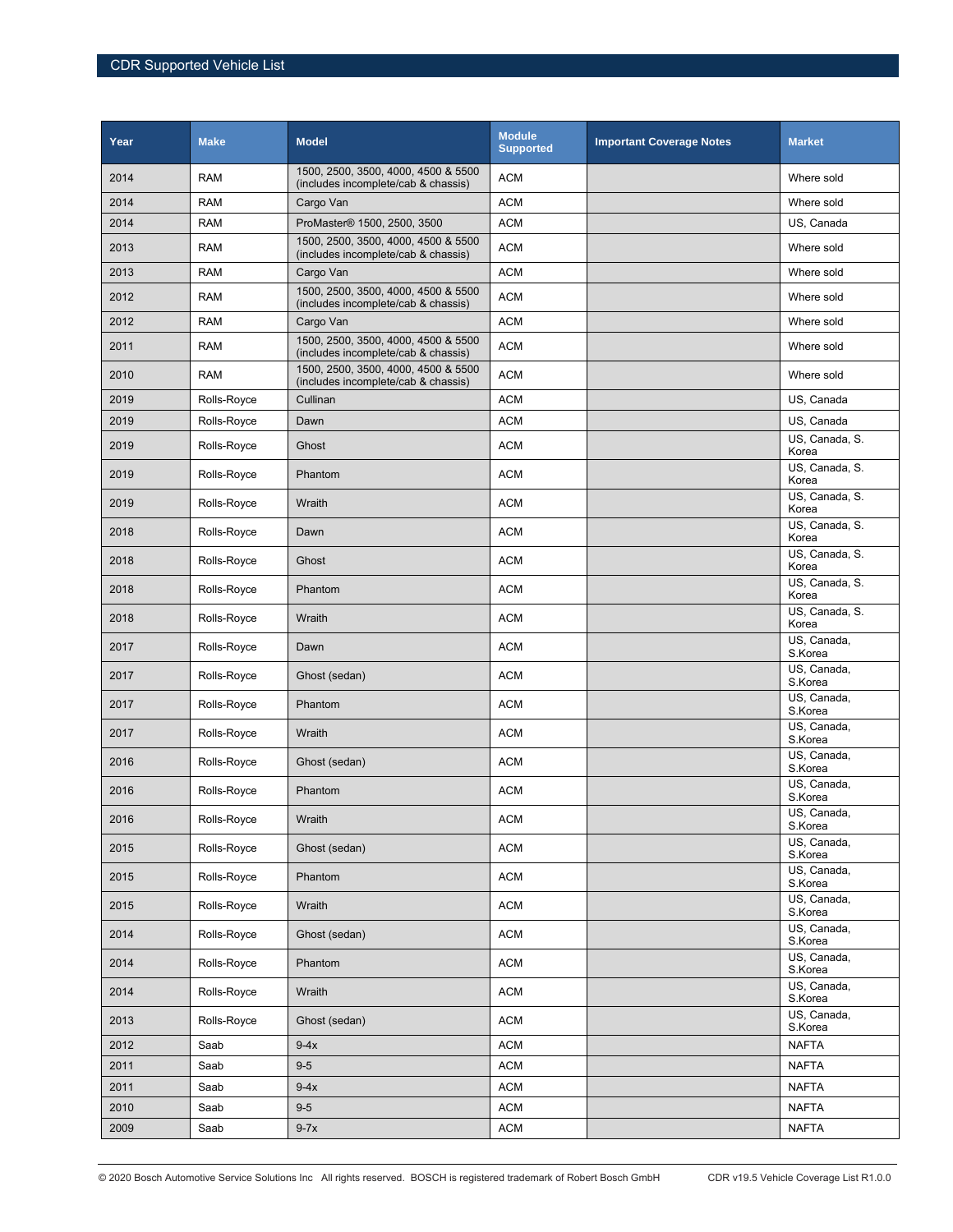| Year | Make | Model | Module Supported | Important Coverage Notes | Market |
|---|---|---|---|---|---|
| 2014 | RAM | 1500, 2500, 3500, 4000, 4500 & 5500 (includes incomplete/cab & chassis) | ACM | | Where sold |
| 2014 | RAM | Cargo Van | ACM | | Where sold |
| 2014 | RAM | ProMaster® 1500, 2500, 3500 | ACM | | US, Canada |
| 2013 | RAM | 1500, 2500, 3500, 4000, 4500 & 5500 (includes incomplete/cab & chassis) | ACM | | Where sold |
| 2013 | RAM | Cargo Van | ACM | | Where sold |
| 2012 | RAM | 1500, 2500, 3500, 4000, 4500 & 5500 (includes incomplete/cab & chassis) | ACM | | Where sold |
| 2012 | RAM | Cargo Van | ACM | | Where sold |
| 2011 | RAM | 1500, 2500, 3500, 4000, 4500 & 5500 (includes incomplete/cab & chassis) | ACM | | Where sold |
| 2010 | RAM | 1500, 2500, 3500, 4000, 4500 & 5500 (includes incomplete/cab & chassis) | ACM | | Where sold |
| 2019 | Rolls-Royce | Cullinan | ACM | | US, Canada |
| 2019 | Rolls-Royce | Dawn | ACM | | US, Canada |
| 2019 | Rolls-Royce | Ghost | ACM | | US, Canada, S. Korea |
| 2019 | Rolls-Royce | Phantom | ACM | | US, Canada, S. Korea |
| 2019 | Rolls-Royce | Wraith | ACM | | US, Canada, S. Korea |
| 2018 | Rolls-Royce | Dawn | ACM | | US, Canada, S. Korea |
| 2018 | Rolls-Royce | Ghost | ACM | | US, Canada, S. Korea |
| 2018 | Rolls-Royce | Phantom | ACM | | US, Canada, S. Korea |
| 2018 | Rolls-Royce | Wraith | ACM | | US, Canada, S. Korea |
| 2017 | Rolls-Royce | Dawn | ACM | | US, Canada, S.Korea |
| 2017 | Rolls-Royce | Ghost (sedan) | ACM | | US, Canada, S.Korea |
| 2017 | Rolls-Royce | Phantom | ACM | | US, Canada, S.Korea |
| 2017 | Rolls-Royce | Wraith | ACM | | US, Canada, S.Korea |
| 2016 | Rolls-Royce | Ghost (sedan) | ACM | | US, Canada, S.Korea |
| 2016 | Rolls-Royce | Phantom | ACM | | US, Canada, S.Korea |
| 2016 | Rolls-Royce | Wraith | ACM | | US, Canada, S.Korea |
| 2015 | Rolls-Royce | Ghost (sedan) | ACM | | US, Canada, S.Korea |
| 2015 | Rolls-Royce | Phantom | ACM | | US, Canada, S.Korea |
| 2015 | Rolls-Royce | Wraith | ACM | | US, Canada, S.Korea |
| 2014 | Rolls-Royce | Ghost (sedan) | ACM | | US, Canada, S.Korea |
| 2014 | Rolls-Royce | Phantom | ACM | | US, Canada, S.Korea |
| 2014 | Rolls-Royce | Wraith | ACM | | US, Canada, S.Korea |
| 2013 | Rolls-Royce | Ghost (sedan) | ACM | | US, Canada, S.Korea |
| 2012 | Saab | 9-4x | ACM | | NAFTA |
| 2011 | Saab | 9-5 | ACM | | NAFTA |
| 2011 | Saab | 9-4x | ACM | | NAFTA |
| 2010 | Saab | 9-5 | ACM | | NAFTA |
| 2009 | Saab | 9-7x | ACM | | NAFTA |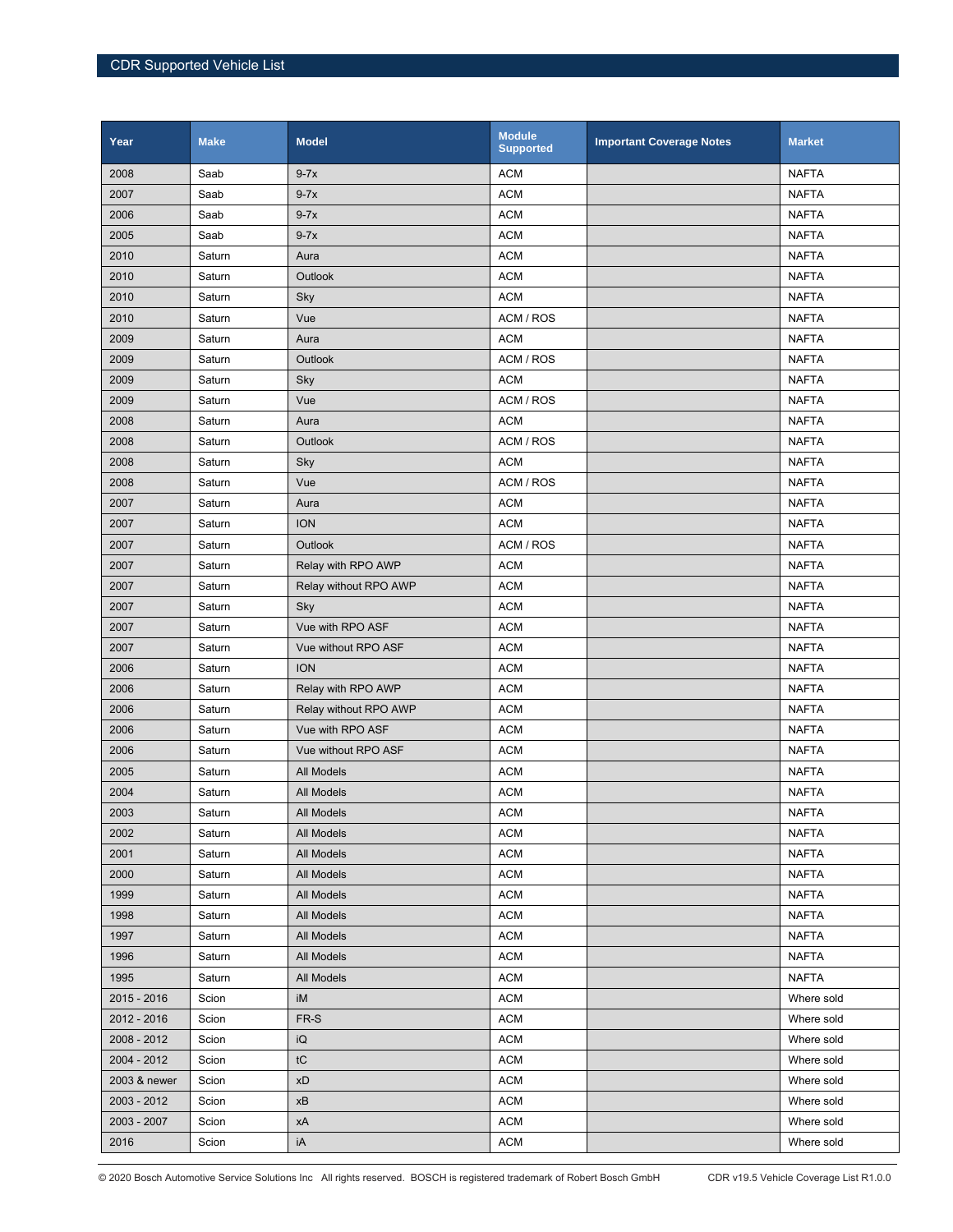| Year | Make | Model | Module Supported | Important Coverage Notes | Market |
|---|---|---|---|---|---|
| 2008 | Saab | 9-7x | ACM | | NAFTA |
| 2007 | Saab | 9-7x | ACM | | NAFTA |
| 2006 | Saab | 9-7x | ACM | | NAFTA |
| 2005 | Saab | 9-7x | ACM | | NAFTA |
| 2010 | Saturn | Aura | ACM | | NAFTA |
| 2010 | Saturn | Outlook | ACM | | NAFTA |
| 2010 | Saturn | Sky | ACM | | NAFTA |
| 2010 | Saturn | Vue | ACM / ROS | | NAFTA |
| 2009 | Saturn | Aura | ACM | | NAFTA |
| 2009 | Saturn | Outlook | ACM / ROS | | NAFTA |
| 2009 | Saturn | Sky | ACM | | NAFTA |
| 2009 | Saturn | Vue | ACM / ROS | | NAFTA |
| 2008 | Saturn | Aura | ACM | | NAFTA |
| 2008 | Saturn | Outlook | ACM / ROS | | NAFTA |
| 2008 | Saturn | Sky | ACM | | NAFTA |
| 2008 | Saturn | Vue | ACM / ROS | | NAFTA |
| 2007 | Saturn | Aura | ACM | | NAFTA |
| 2007 | Saturn | ION | ACM | | NAFTA |
| 2007 | Saturn | Outlook | ACM / ROS | | NAFTA |
| 2007 | Saturn | Relay with RPO AWP | ACM | | NAFTA |
| 2007 | Saturn | Relay without RPO AWP | ACM | | NAFTA |
| 2007 | Saturn | Sky | ACM | | NAFTA |
| 2007 | Saturn | Vue with RPO ASF | ACM | | NAFTA |
| 2007 | Saturn | Vue without RPO ASF | ACM | | NAFTA |
| 2006 | Saturn | ION | ACM | | NAFTA |
| 2006 | Saturn | Relay with RPO AWP | ACM | | NAFTA |
| 2006 | Saturn | Relay without RPO AWP | ACM | | NAFTA |
| 2006 | Saturn | Vue with RPO ASF | ACM | | NAFTA |
| 2006 | Saturn | Vue without RPO ASF | ACM | | NAFTA |
| 2005 | Saturn | All Models | ACM | | NAFTA |
| 2004 | Saturn | All Models | ACM | | NAFTA |
| 2003 | Saturn | All Models | ACM | | NAFTA |
| 2002 | Saturn | All Models | ACM | | NAFTA |
| 2001 | Saturn | All Models | ACM | | NAFTA |
| 2000 | Saturn | All Models | ACM | | NAFTA |
| 1999 | Saturn | All Models | ACM | | NAFTA |
| 1998 | Saturn | All Models | ACM | | NAFTA |
| 1997 | Saturn | All Models | ACM | | NAFTA |
| 1996 | Saturn | All Models | ACM | | NAFTA |
| 1995 | Saturn | All Models | ACM | | NAFTA |
| 2015 - 2016 | Scion | iM | ACM | | Where sold |
| 2012 - 2016 | Scion | FR-S | ACM | | Where sold |
| 2008 - 2012 | Scion | iQ | ACM | | Where sold |
| 2004 - 2012 | Scion | tC | ACM | | Where sold |
| 2003 & newer | Scion | xD | ACM | | Where sold |
| 2003 - 2012 | Scion | xB | ACM | | Where sold |
| 2003 - 2007 | Scion | xA | ACM | | Where sold |
| 2016 | Scion | iA | ACM | | Where sold |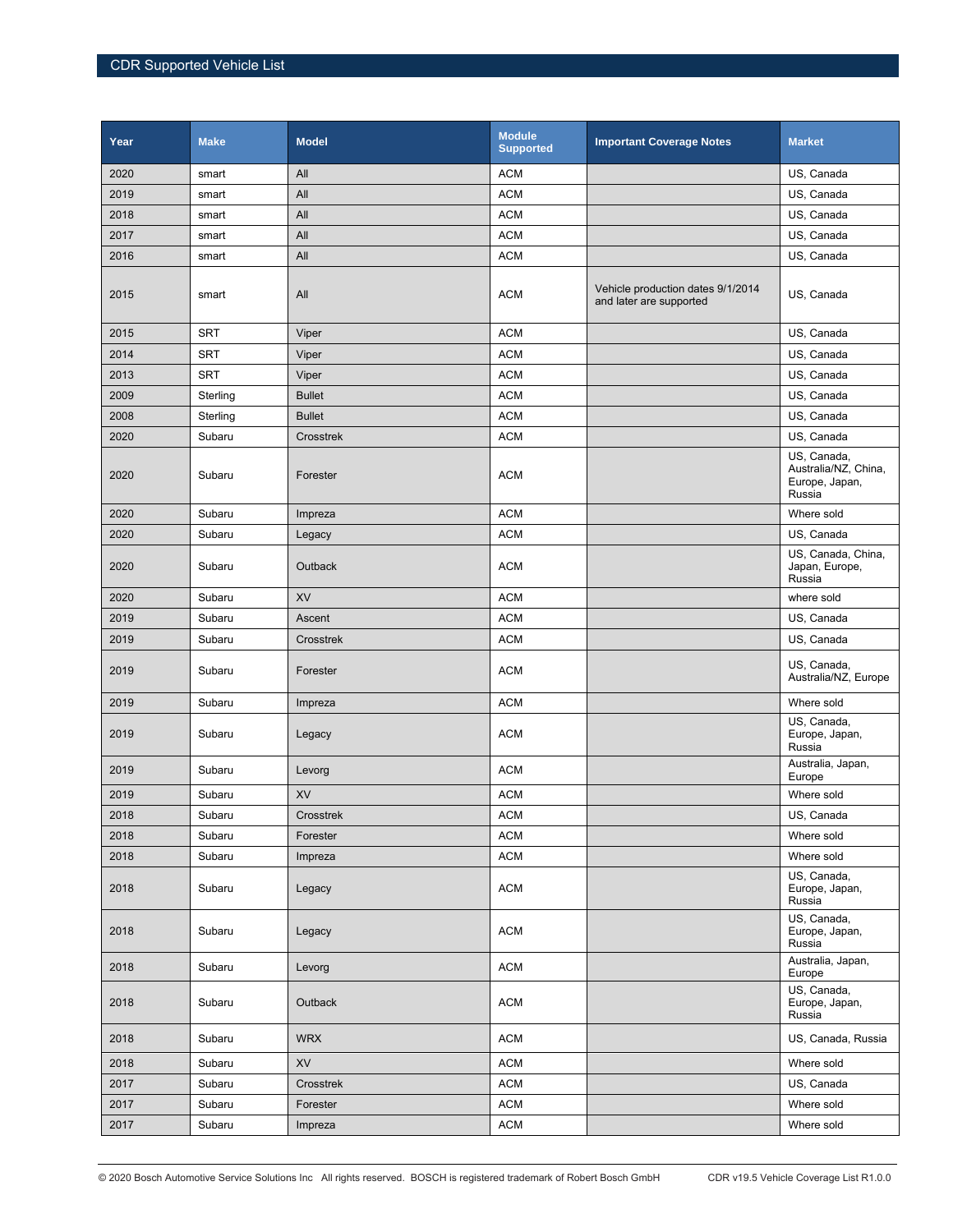| Year | Make | Model | Module Supported | Important Coverage Notes | Market |
|---|---|---|---|---|---|
| 2020 | smart | All | ACM | | US, Canada |
| 2019 | smart | All | ACM | | US, Canada |
| 2018 | smart | All | ACM | | US, Canada |
| 2017 | smart | All | ACM | | US, Canada |
| 2016 | smart | All | ACM | | US, Canada |
| 2015 | smart | All | ACM | Vehicle production dates 9/1/2014 and later are supported | US, Canada |
| 2015 | SRT | Viper | ACM | | US, Canada |
| 2014 | SRT | Viper | ACM | | US, Canada |
| 2013 | SRT | Viper | ACM | | US, Canada |
| 2009 | Sterling | Bullet | ACM | | US, Canada |
| 2008 | Sterling | Bullet | ACM | | US, Canada |
| 2020 | Subaru | Crosstrek | ACM | | US, Canada |
| 2020 | Subaru | Forester | ACM | | US, Canada, Australia/NZ, China, Europe, Japan, Russia |
| 2020 | Subaru | Impreza | ACM | | Where sold |
| 2020 | Subaru | Legacy | ACM | | US, Canada |
| 2020 | Subaru | Outback | ACM | | US, Canada, China, Japan, Europe, Russia |
| 2020 | Subaru | XV | ACM | | where sold |
| 2019 | Subaru | Ascent | ACM | | US, Canada |
| 2019 | Subaru | Crosstrek | ACM | | US, Canada |
| 2019 | Subaru | Forester | ACM | | US, Canada, Australia/NZ, Europe |
| 2019 | Subaru | Impreza | ACM | | Where sold |
| 2019 | Subaru | Legacy | ACM | | US, Canada, Europe, Japan, Russia |
| 2019 | Subaru | Levorg | ACM | | Australia, Japan, Europe |
| 2019 | Subaru | XV | ACM | | Where sold |
| 2018 | Subaru | Crosstrek | ACM | | US, Canada |
| 2018 | Subaru | Forester | ACM | | Where sold |
| 2018 | Subaru | Impreza | ACM | | Where sold |
| 2018 | Subaru | Legacy | ACM | | US, Canada, Europe, Japan, Russia |
| 2018 | Subaru | Legacy | ACM | | US, Canada, Europe, Japan, Russia |
| 2018 | Subaru | Levorg | ACM | | Australia, Japan, Europe |
| 2018 | Subaru | Outback | ACM | | US, Canada, Europe, Japan, Russia |
| 2018 | Subaru | WRX | ACM | | US, Canada, Russia |
| 2018 | Subaru | XV | ACM | | Where sold |
| 2017 | Subaru | Crosstrek | ACM | | US, Canada |
| 2017 | Subaru | Forester | ACM | | Where sold |
| 2017 | Subaru | Impreza | ACM | | Where sold |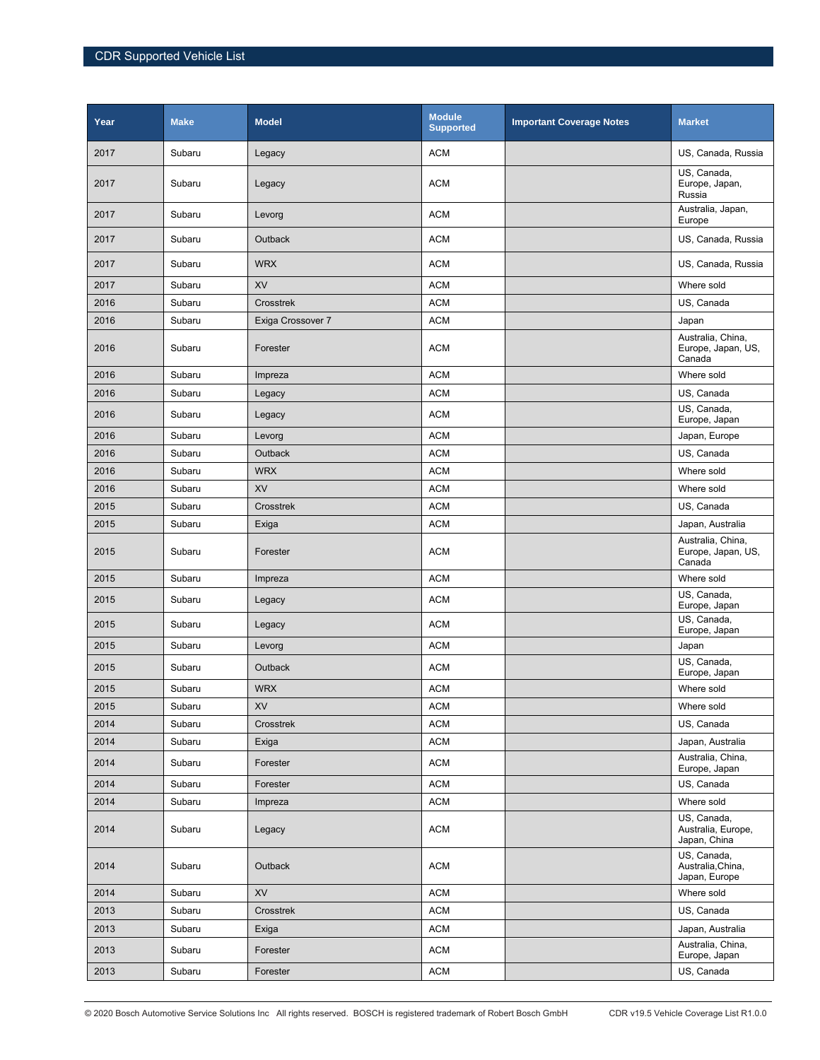| Year | Make | Model | Module Supported | Important Coverage Notes | Market |
|---|---|---|---|---|---|
| 2017 | Subaru | Legacy | ACM | | US, Canada, Russia |
| 2017 | Subaru | Legacy | ACM | | US, Canada, Europe, Japan, Russia |
| 2017 | Subaru | Levorg | ACM | | Australia, Japan, Europe |
| 2017 | Subaru | Outback | ACM | | US, Canada, Russia |
| 2017 | Subaru | WRX | ACM | | US, Canada, Russia |
| 2017 | Subaru | XV | ACM | | Where sold |
| 2016 | Subaru | Crosstrek | ACM | | US, Canada |
| 2016 | Subaru | Exiga Crossover 7 | ACM | | Japan |
| 2016 | Subaru | Forester | ACM | | Australia, China, Europe, Japan, US, Canada |
| 2016 | Subaru | Impreza | ACM | | Where sold |
| 2016 | Subaru | Legacy | ACM | | US, Canada |
| 2016 | Subaru | Legacy | ACM | | US, Canada, Europe, Japan |
| 2016 | Subaru | Levorg | ACM | | Japan, Europe |
| 2016 | Subaru | Outback | ACM | | US, Canada |
| 2016 | Subaru | WRX | ACM | | Where sold |
| 2016 | Subaru | XV | ACM | | Where sold |
| 2015 | Subaru | Crosstrek | ACM | | US, Canada |
| 2015 | Subaru | Exiga | ACM | | Japan, Australia |
| 2015 | Subaru | Forester | ACM | | Australia, China, Europe, Japan, US, Canada |
| 2015 | Subaru | Impreza | ACM | | Where sold |
| 2015 | Subaru | Legacy | ACM | | US, Canada, Europe, Japan |
| 2015 | Subaru | Legacy | ACM | | US, Canada, Europe, Japan |
| 2015 | Subaru | Levorg | ACM | | Japan |
| 2015 | Subaru | Outback | ACM | | US, Canada, Europe, Japan |
| 2015 | Subaru | WRX | ACM | | Where sold |
| 2015 | Subaru | XV | ACM | | Where sold |
| 2014 | Subaru | Crosstrek | ACM | | US, Canada |
| 2014 | Subaru | Exiga | ACM | | Japan, Australia |
| 2014 | Subaru | Forester | ACM | | Australia, China, Europe, Japan |
| 2014 | Subaru | Forester | ACM | | US, Canada |
| 2014 | Subaru | Impreza | ACM | | Where sold |
| 2014 | Subaru | Legacy | ACM | | US, Canada, Australia, Europe, Japan, China |
| 2014 | Subaru | Outback | ACM | | US, Canada, Australia,China, Japan, Europe |
| 2014 | Subaru | XV | ACM | | Where sold |
| 2013 | Subaru | Crosstrek | ACM | | US, Canada |
| 2013 | Subaru | Exiga | ACM | | Japan, Australia |
| 2013 | Subaru | Forester | ACM | | Australia, China, Europe, Japan |
| 2013 | Subaru | Forester | ACM | | US, Canada |

© 2020 Bosch Automotive Service Solutions Inc All rights reserved. BOSCH is registered trademark of Robert Bosch GmbH CDR v19.5 Vehicle Coverage List R1.0.0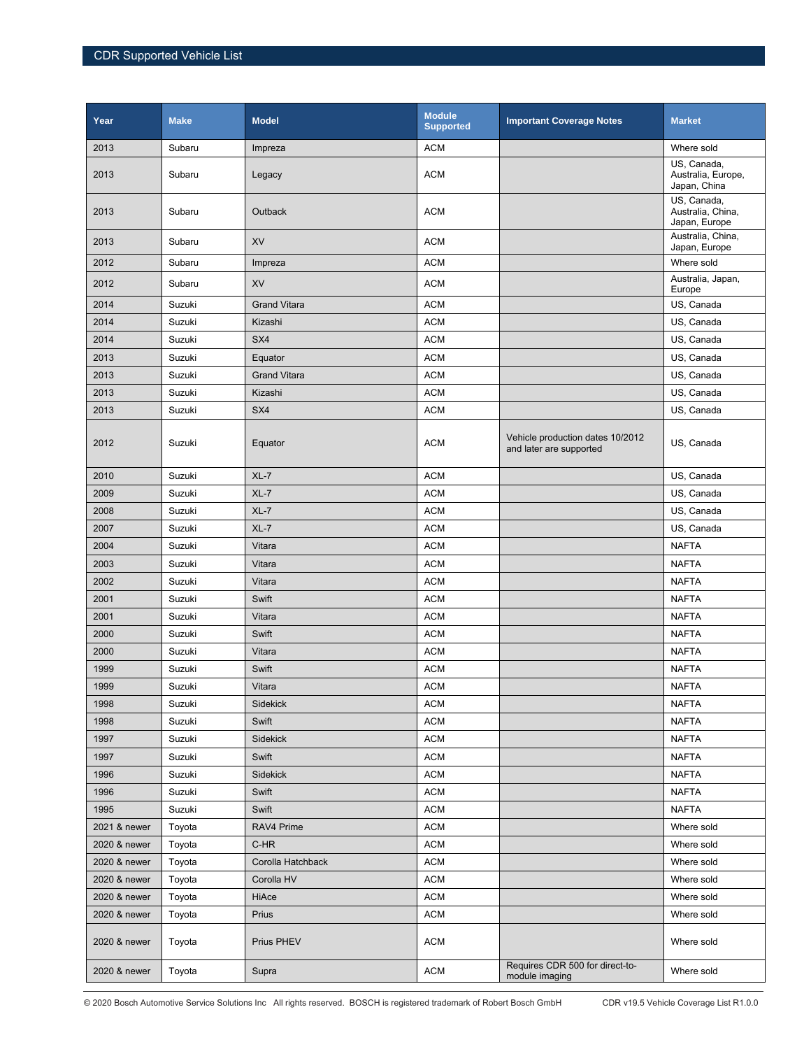| Year | Make | Model | Module Supported | Important Coverage Notes | Market |
|---|---|---|---|---|---|
| 2013 | Subaru | Impreza | ACM | | Where sold |
| 2013 | Subaru | Legacy | ACM | | US, Canada, Australia, Europe, Japan, China |
| 2013 | Subaru | Outback | ACM | | US, Canada, Australia, China, Japan, Europe |
| 2013 | Subaru | XV | ACM | | Australia, China, Japan, Europe |
| 2012 | Subaru | Impreza | ACM | | Where sold |
| 2012 | Subaru | XV | ACM | | Australia, Japan, Europe |
| 2014 | Suzuki | Grand Vitara | ACM | | US, Canada |
| 2014 | Suzuki | Kizashi | ACM | | US, Canada |
| 2014 | Suzuki | SX4 | ACM | | US, Canada |
| 2013 | Suzuki | Equator | ACM | | US, Canada |
| 2013 | Suzuki | Grand Vitara | ACM | | US, Canada |
| 2013 | Suzuki | Kizashi | ACM | | US, Canada |
| 2013 | Suzuki | SX4 | ACM | | US, Canada |
| 2012 | Suzuki | Equator | ACM | Vehicle production dates 10/2012 and later are supported | US, Canada |
| 2010 | Suzuki | XL-7 | ACM | | US, Canada |
| 2009 | Suzuki | XL-7 | ACM | | US, Canada |
| 2008 | Suzuki | XL-7 | ACM | | US, Canada |
| 2007 | Suzuki | XL-7 | ACM | | US, Canada |
| 2004 | Suzuki | Vitara | ACM | | NAFTA |
| 2003 | Suzuki | Vitara | ACM | | NAFTA |
| 2002 | Suzuki | Vitara | ACM | | NAFTA |
| 2001 | Suzuki | Swift | ACM | | NAFTA |
| 2001 | Suzuki | Vitara | ACM | | NAFTA |
| 2000 | Suzuki | Swift | ACM | | NAFTA |
| 2000 | Suzuki | Vitara | ACM | | NAFTA |
| 1999 | Suzuki | Swift | ACM | | NAFTA |
| 1999 | Suzuki | Vitara | ACM | | NAFTA |
| 1998 | Suzuki | Sidekick | ACM | | NAFTA |
| 1998 | Suzuki | Swift | ACM | | NAFTA |
| 1997 | Suzuki | Sidekick | ACM | | NAFTA |
| 1997 | Suzuki | Swift | ACM | | NAFTA |
| 1996 | Suzuki | Sidekick | ACM | | NAFTA |
| 1996 | Suzuki | Swift | ACM | | NAFTA |
| 1995 | Suzuki | Swift | ACM | | NAFTA |
| 2021 & newer | Toyota | RAV4 Prime | ACM | | Where sold |
| 2020 & newer | Toyota | C-HR | ACM | | Where sold |
| 2020 & newer | Toyota | Corolla Hatchback | ACM | | Where sold |
| 2020 & newer | Toyota | Corolla HV | ACM | | Where sold |
| 2020 & newer | Toyota | HiAce | ACM | | Where sold |
| 2020 & newer | Toyota | Prius | ACM | | Where sold |
| 2020 & newer | Toyota | Prius PHEV | ACM | | Where sold |
| 2020 & newer | Toyota | Supra | ACM | Requires CDR 500 for direct-to-module imaging | Where sold |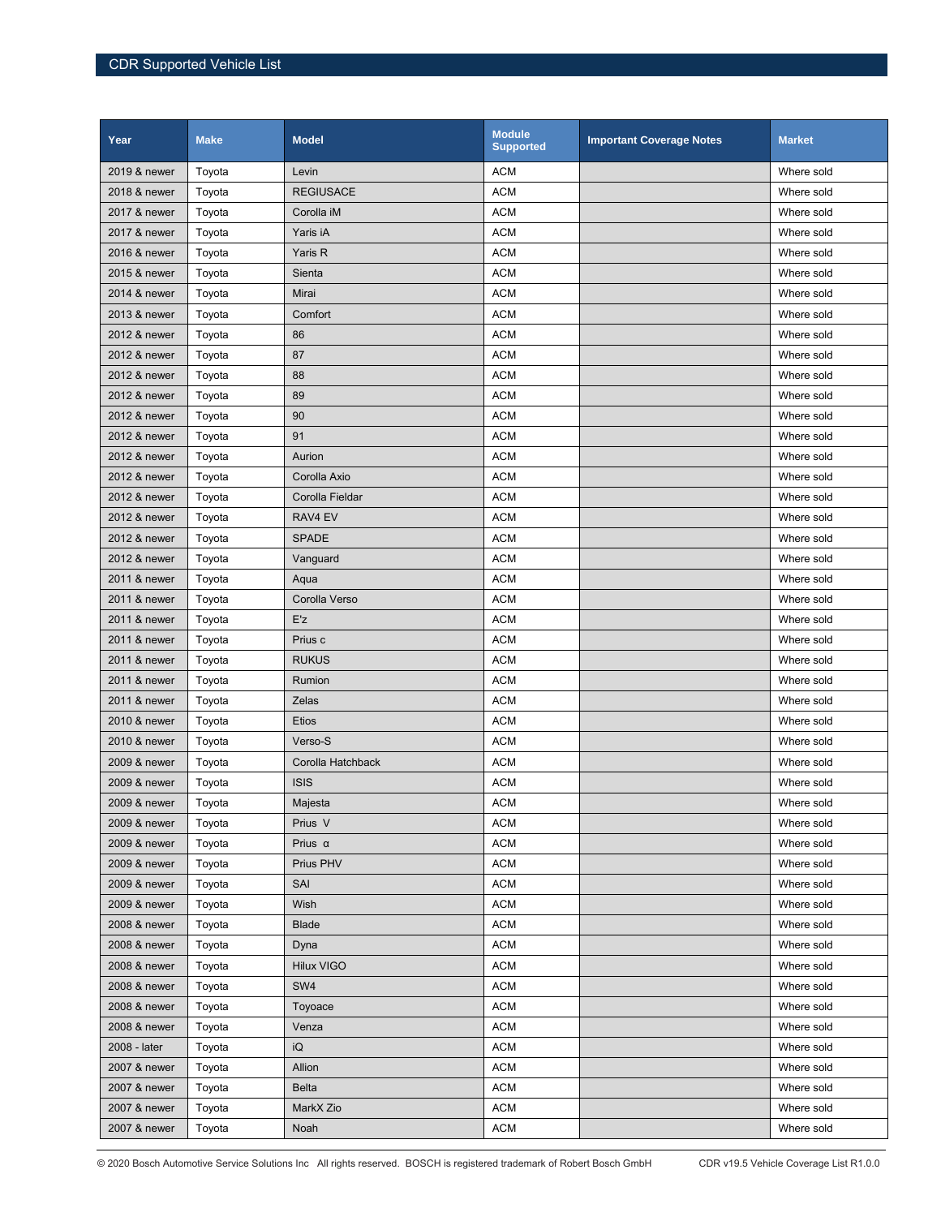| Year | Make | Model | Module Supported | Important Coverage Notes | Market |
| --- | --- | --- | --- | --- | --- |
| 2019 & newer | Toyota | Levin | ACM | | Where sold |
| 2018 & newer | Toyota | REGIUSACE | ACM | | Where sold |
| 2017 & newer | Toyota | Corolla iM | ACM | | Where sold |
| 2017 & newer | Toyota | Yaris iA | ACM | | Where sold |
| 2016 & newer | Toyota | Yaris R | ACM | | Where sold |
| 2015 & newer | Toyota | Sienta | ACM | | Where sold |
| 2014 & newer | Toyota | Mirai | ACM | | Where sold |
| 2013 & newer | Toyota | Comfort | ACM | | Where sold |
| 2012 & newer | Toyota | 86 | ACM | | Where sold |
| 2012 & newer | Toyota | 87 | ACM | | Where sold |
| 2012 & newer | Toyota | 88 | ACM | | Where sold |
| 2012 & newer | Toyota | 89 | ACM | | Where sold |
| 2012 & newer | Toyota | 90 | ACM | | Where sold |
| 2012 & newer | Toyota | 91 | ACM | | Where sold |
| 2012 & newer | Toyota | Aurion | ACM | | Where sold |
| 2012 & newer | Toyota | Corolla Axio | ACM | | Where sold |
| 2012 & newer | Toyota | Corolla Fieldar | ACM | | Where sold |
| 2012 & newer | Toyota | RAV4 EV | ACM | | Where sold |
| 2012 & newer | Toyota | SPADE | ACM | | Where sold |
| 2012 & newer | Toyota | Vanguard | ACM | | Where sold |
| 2011 & newer | Toyota | Aqua | ACM | | Where sold |
| 2011 & newer | Toyota | Corolla Verso | ACM | | Where sold |
| 2011 & newer | Toyota | E'z | ACM | | Where sold |
| 2011 & newer | Toyota | Prius c | ACM | | Where sold |
| 2011 & newer | Toyota | RUKUS | ACM | | Where sold |
| 2011 & newer | Toyota | Rumion | ACM | | Where sold |
| 2011 & newer | Toyota | Zelas | ACM | | Where sold |
| 2010 & newer | Toyota | Etios | ACM | | Where sold |
| 2010 & newer | Toyota | Verso-S | ACM | | Where sold |
| 2009 & newer | Toyota | Corolla Hatchback | ACM | | Where sold |
| 2009 & newer | Toyota | ISIS | ACM | | Where sold |
| 2009 & newer | Toyota | Majesta | ACM | | Where sold |
| 2009 & newer | Toyota | Prius V | ACM | | Where sold |
| 2009 & newer | Toyota | Prius α | ACM | | Where sold |
| 2009 & newer | Toyota | Prius PHV | ACM | | Where sold |
| 2009 & newer | Toyota | SAI | ACM | | Where sold |
| 2009 & newer | Toyota | Wish | ACM | | Where sold |
| 2008 & newer | Toyota | Blade | ACM | | Where sold |
| 2008 & newer | Toyota | Dyna | ACM | | Where sold |
| 2008 & newer | Toyota | Hilux VIGO | ACM | | Where sold |
| 2008 & newer | Toyota | SW4 | ACM | | Where sold |
| 2008 & newer | Toyota | Toyoace | ACM | | Where sold |
| 2008 & newer | Toyota | Venza | ACM | | Where sold |
| 2008 - later | Toyota | iQ | ACM | | Where sold |
| 2007 & newer | Toyota | Allion | ACM | | Where sold |
| 2007 & newer | Toyota | Belta | ACM | | Where sold |
| 2007 & newer | Toyota | MarkX Zio | ACM | | Where sold |
| 2007 & newer | Toyota | Noah | ACM | | Where sold |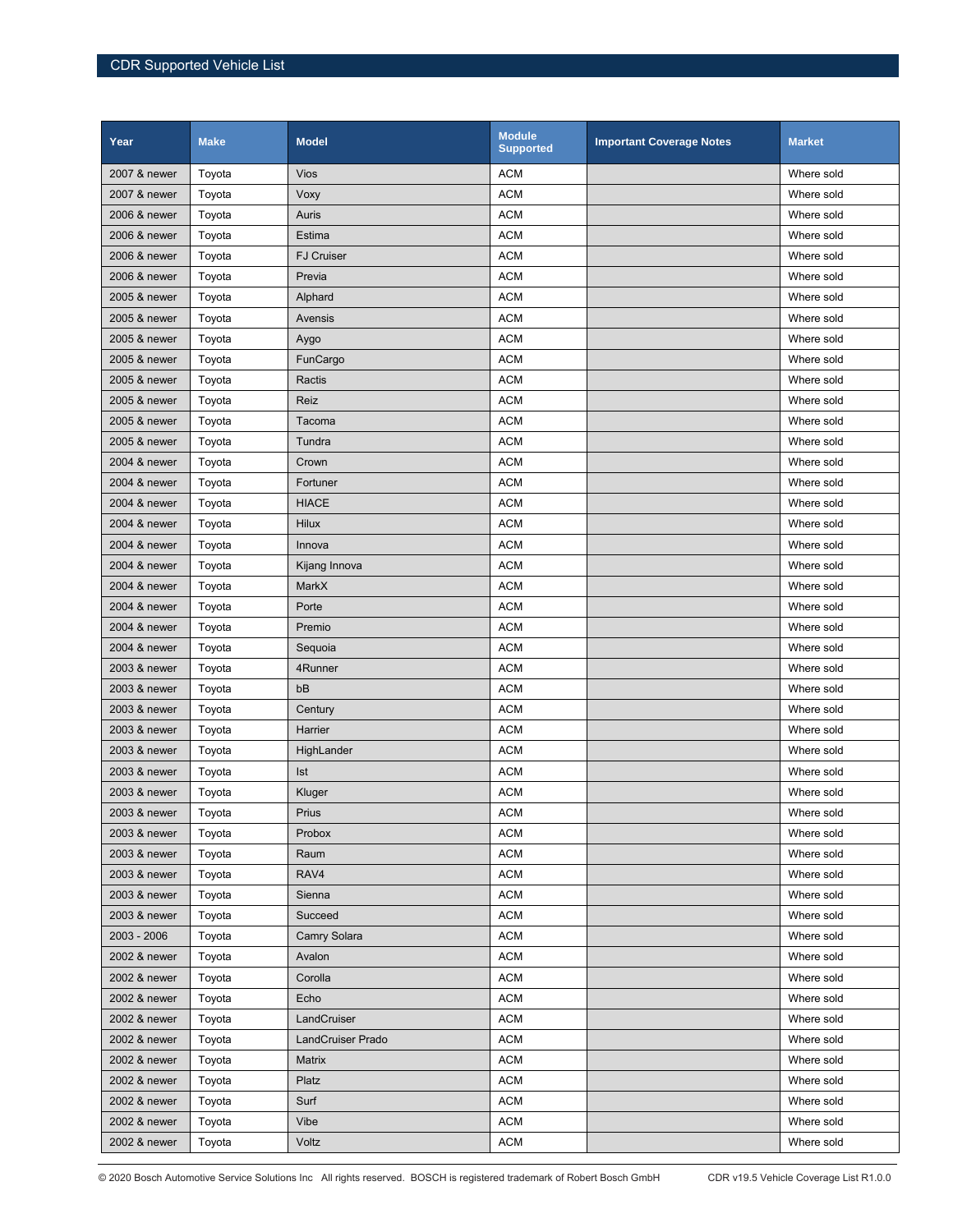| Year | Make | Model | Module Supported | Important Coverage Notes | Market |
|---|---|---|---|---|---|
| 2007 & newer | Toyota | Vios | ACM | | Where sold |
| 2007 & newer | Toyota | Voxy | ACM | | Where sold |
| 2006 & newer | Toyota | Auris | ACM | | Where sold |
| 2006 & newer | Toyota | Estima | ACM | | Where sold |
| 2006 & newer | Toyota | FJ Cruiser | ACM | | Where sold |
| 2006 & newer | Toyota | Previa | ACM | | Where sold |
| 2005 & newer | Toyota | Alphard | ACM | | Where sold |
| 2005 & newer | Toyota | Avensis | ACM | | Where sold |
| 2005 & newer | Toyota | Aygo | ACM | | Where sold |
| 2005 & newer | Toyota | FunCargo | ACM | | Where sold |
| 2005 & newer | Toyota | Ractis | ACM | | Where sold |
| 2005 & newer | Toyota | Reiz | ACM | | Where sold |
| 2005 & newer | Toyota | Tacoma | ACM | | Where sold |
| 2005 & newer | Toyota | Tundra | ACM | | Where sold |
| 2004 & newer | Toyota | Crown | ACM | | Where sold |
| 2004 & newer | Toyota | Fortuner | ACM | | Where sold |
| 2004 & newer | Toyota | HIACE | ACM | | Where sold |
| 2004 & newer | Toyota | Hilux | ACM | | Where sold |
| 2004 & newer | Toyota | Innova | ACM | | Where sold |
| 2004 & newer | Toyota | Kijang Innova | ACM | | Where sold |
| 2004 & newer | Toyota | MarkX | ACM | | Where sold |
| 2004 & newer | Toyota | Porte | ACM | | Where sold |
| 2004 & newer | Toyota | Premio | ACM | | Where sold |
| 2004 & newer | Toyota | Sequoia | ACM | | Where sold |
| 2003 & newer | Toyota | 4Runner | ACM | | Where sold |
| 2003 & newer | Toyota | bB | ACM | | Where sold |
| 2003 & newer | Toyota | Century | ACM | | Where sold |
| 2003 & newer | Toyota | Harrier | ACM | | Where sold |
| 2003 & newer | Toyota | HighLander | ACM | | Where sold |
| 2003 & newer | Toyota | Ist | ACM | | Where sold |
| 2003 & newer | Toyota | Kluger | ACM | | Where sold |
| 2003 & newer | Toyota | Prius | ACM | | Where sold |
| 2003 & newer | Toyota | Probox | ACM | | Where sold |
| 2003 & newer | Toyota | Raum | ACM | | Where sold |
| 2003 & newer | Toyota | RAV4 | ACM | | Where sold |
| 2003 & newer | Toyota | Sienna | ACM | | Where sold |
| 2003 & newer | Toyota | Succeed | ACM | | Where sold |
| 2003 - 2006 | Toyota | Camry Solara | ACM | | Where sold |
| 2002 & newer | Toyota | Avalon | ACM | | Where sold |
| 2002 & newer | Toyota | Corolla | ACM | | Where sold |
| 2002 & newer | Toyota | Echo | ACM | | Where sold |
| 2002 & newer | Toyota | LandCruiser | ACM | | Where sold |
| 2002 & newer | Toyota | LandCruiser Prado | ACM | | Where sold |
| 2002 & newer | Toyota | Matrix | ACM | | Where sold |
| 2002 & newer | Toyota | Platz | ACM | | Where sold |
| 2002 & newer | Toyota | Surf | ACM | | Where sold |
| 2002 & newer | Toyota | Vibe | ACM | | Where sold |
| 2002 & newer | Toyota | Voltz | ACM | | Where sold |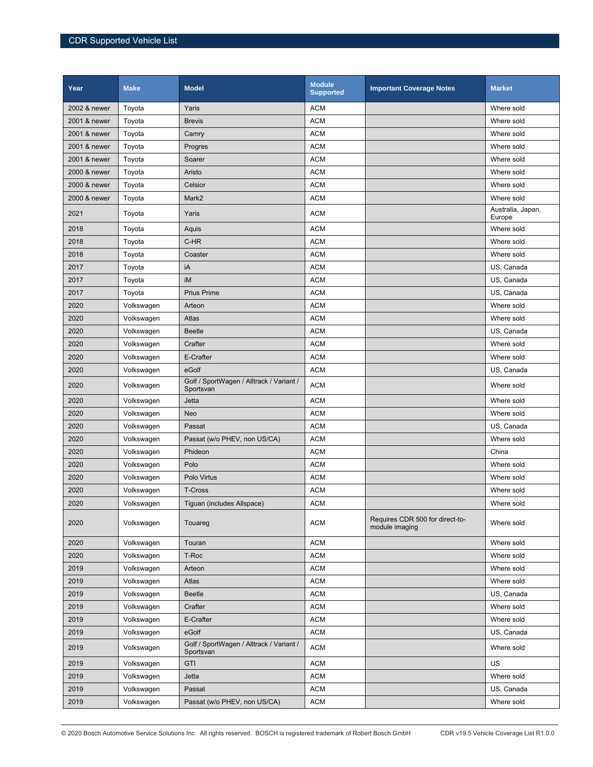| Year | Make | Model | Module Supported | Important Coverage Notes | Market |
|---|---|---|---|---|---|
| 2002 & newer | Toyota | Yaris | ACM | | Where sold |
| 2001 & newer | Toyota | Brevis | ACM | | Where sold |
| 2001 & newer | Toyota | Camry | ACM | | Where sold |
| 2001 & newer | Toyota | Progres | ACM | | Where sold |
| 2001 & newer | Toyota | Soarer | ACM | | Where sold |
| 2000 & newer | Toyota | Aristo | ACM | | Where sold |
| 2000 & newer | Toyota | Celsior | ACM | | Where sold |
| 2000 & newer | Toyota | Mark2 | ACM | | Where sold |
| 2021 | Toyota | Yaris | ACM | | Australia, Japan, Europe |
| 2018 | Toyota | Aquis | ACM | | Where sold |
| 2018 | Toyota | C-HR | ACM | | Where sold |
| 2018 | Toyota | Coaster | ACM | | Where sold |
| 2017 | Toyota | iA | ACM | | US, Canada |
| 2017 | Toyota | iM | ACM | | US, Canada |
| 2017 | Toyota | Prius Prime | ACM | | US, Canada |
| 2020 | Volkswagen | Arteon | ACM | | Where sold |
| 2020 | Volkswagen | Atlas | ACM | | Where sold |
| 2020 | Volkswagen | Beetle | ACM | | US, Canada |
| 2020 | Volkswagen | Crafter | ACM | | Where sold |
| 2020 | Volkswagen | E-Crafter | ACM | | Where sold |
| 2020 | Volkswagen | eGolf | ACM | | US, Canada |
| 2020 | Volkswagen | Golf / SportWagen / Alltrack / Variant / Sportsvan | ACM | | Where sold |
| 2020 | Volkswagen | Jetta | ACM | | Where sold |
| 2020 | Volkswagen | Neo | ACM | | Where sold |
| 2020 | Volkswagen | Passat | ACM | | US, Canada |
| 2020 | Volkswagen | Passat (w/o PHEV, non US/CA) | ACM | | Where sold |
| 2020 | Volkswagen | Phideon | ACM | | China |
| 2020 | Volkswagen | Polo | ACM | | Where sold |
| 2020 | Volkswagen | Polo Virtus | ACM | | Where sold |
| 2020 | Volkswagen | T-Cross | ACM | | Where sold |
| 2020 | Volkswagen | Tiguan (includes Allspace) | ACM | | Where sold |
| 2020 | Volkswagen | Touareg | ACM | Requires CDR 500 for direct-to-module imaging | Where sold |
| 2020 | Volkswagen | Touran | ACM | | Where sold |
| 2020 | Volkswagen | T-Roc | ACM | | Where sold |
| 2019 | Volkswagen | Arteon | ACM | | Where sold |
| 2019 | Volkswagen | Atlas | ACM | | Where sold |
| 2019 | Volkswagen | Beetle | ACM | | US, Canada |
| 2019 | Volkswagen | Crafter | ACM | | Where sold |
| 2019 | Volkswagen | E-Crafter | ACM | | Where sold |
| 2019 | Volkswagen | eGolf | ACM | | US, Canada |
| 2019 | Volkswagen | Golf / SportWagen / Alltrack / Variant / Sportsvan | ACM | | Where sold |
| 2019 | Volkswagen | GTI | ACM | | US |
| 2019 | Volkswagen | Jetta | ACM | | Where sold |
| 2019 | Volkswagen | Passat | ACM | | US, Canada |
| 2019 | Volkswagen | Passat (w/o PHEV, non US/CA) | ACM | | Where sold |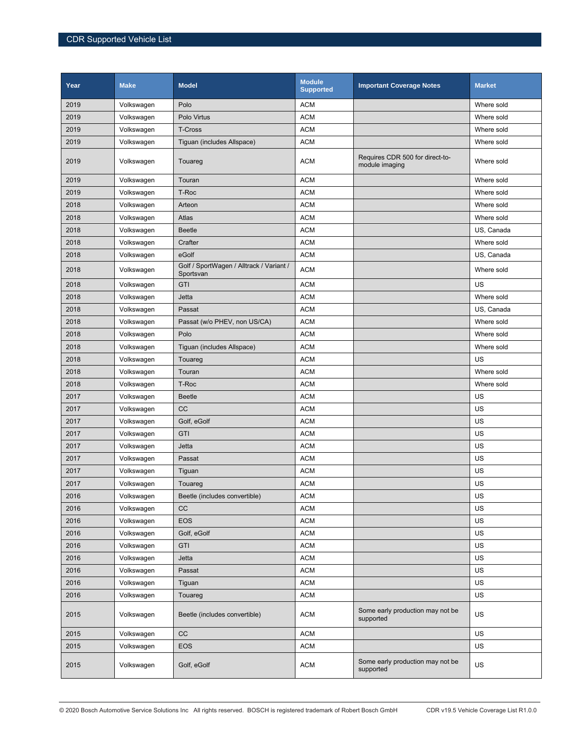| Year | Make | Model | Module Supported | Important Coverage Notes | Market |
|---|---|---|---|---|---|
| 2019 | Volkswagen | Polo | ACM | | Where sold |
| 2019 | Volkswagen | Polo Virtus | ACM | | Where sold |
| 2019 | Volkswagen | T-Cross | ACM | | Where sold |
| 2019 | Volkswagen | Tiguan (includes Allspace) | ACM | | Where sold |
| 2019 | Volkswagen | Touareg | ACM | Requires CDR 500 for direct-to-module imaging | Where sold |
| 2019 | Volkswagen | Touran | ACM | | Where sold |
| 2019 | Volkswagen | T-Roc | ACM | | Where sold |
| 2018 | Volkswagen | Arteon | ACM | | Where sold |
| 2018 | Volkswagen | Atlas | ACM | | Where sold |
| 2018 | Volkswagen | Beetle | ACM | | US, Canada |
| 2018 | Volkswagen | Crafter | ACM | | Where sold |
| 2018 | Volkswagen | eGolf | ACM | | US, Canada |
| 2018 | Volkswagen | Golf / SportWagen / Alltrack / Variant / Sportsvan | ACM | | Where sold |
| 2018 | Volkswagen | GTI | ACM | | US |
| 2018 | Volkswagen | Jetta | ACM | | Where sold |
| 2018 | Volkswagen | Passat | ACM | | US, Canada |
| 2018 | Volkswagen | Passat (w/o PHEV, non US/CA) | ACM | | Where sold |
| 2018 | Volkswagen | Polo | ACM | | Where sold |
| 2018 | Volkswagen | Tiguan (includes Allspace) | ACM | | Where sold |
| 2018 | Volkswagen | Touareg | ACM | | US |
| 2018 | Volkswagen | Touran | ACM | | Where sold |
| 2018 | Volkswagen | T-Roc | ACM | | Where sold |
| 2017 | Volkswagen | Beetle | ACM | | US |
| 2017 | Volkswagen | CC | ACM | | US |
| 2017 | Volkswagen | Golf, eGolf | ACM | | US |
| 2017 | Volkswagen | GTI | ACM | | US |
| 2017 | Volkswagen | Jetta | ACM | | US |
| 2017 | Volkswagen | Passat | ACM | | US |
| 2017 | Volkswagen | Tiguan | ACM | | US |
| 2017 | Volkswagen | Touareg | ACM | | US |
| 2016 | Volkswagen | Beetle (includes convertible) | ACM | | US |
| 2016 | Volkswagen | CC | ACM | | US |
| 2016 | Volkswagen | EOS | ACM | | US |
| 2016 | Volkswagen | Golf, eGolf | ACM | | US |
| 2016 | Volkswagen | GTI | ACM | | US |
| 2016 | Volkswagen | Jetta | ACM | | US |
| 2016 | Volkswagen | Passat | ACM | | US |
| 2016 | Volkswagen | Tiguan | ACM | | US |
| 2016 | Volkswagen | Touareg | ACM | | US |
| 2015 | Volkswagen | Beetle (includes convertible) | ACM | Some early production may not be supported | US |
| 2015 | Volkswagen | CC | ACM | | US |
| 2015 | Volkswagen | EOS | ACM | | US |
| 2015 | Volkswagen | Golf, eGolf | ACM | Some early production may not be supported | US |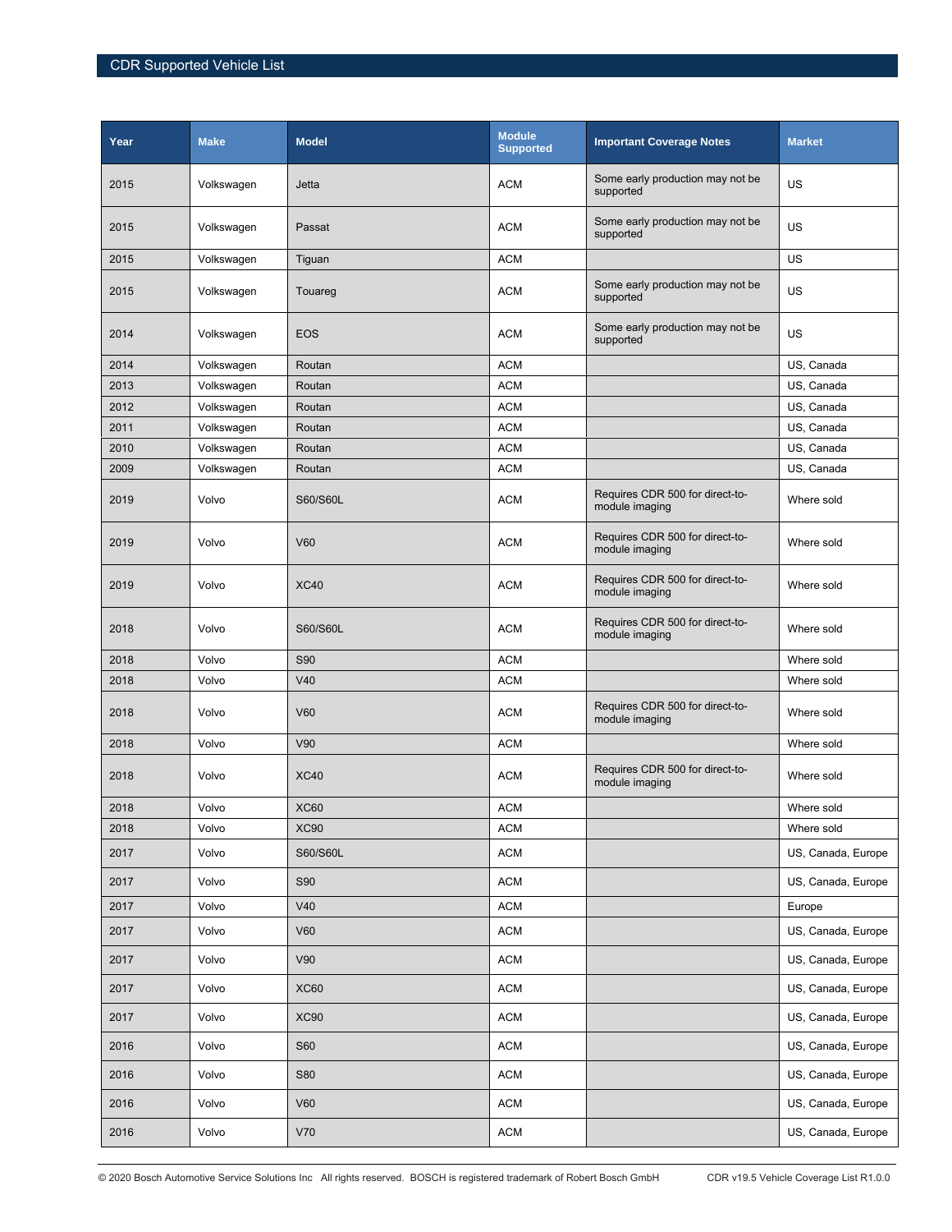| Year | Make | Model | Module Supported | Important Coverage Notes | Market |
|---|---|---|---|---|---|
| 2015 | Volkswagen | Jetta | ACM | Some early production may not be supported | US |
| 2015 | Volkswagen | Passat | ACM | Some early production may not be supported | US |
| 2015 | Volkswagen | Tiguan | ACM | | US |
| 2015 | Volkswagen | Touareg | ACM | Some early production may not be supported | US |
| 2014 | Volkswagen | EOS | ACM | Some early production may not be supported | US |
| 2014 | Volkswagen | Routan | ACM | | US, Canada |
| 2013 | Volkswagen | Routan | ACM | | US, Canada |
| 2012 | Volkswagen | Routan | ACM | | US, Canada |
| 2011 | Volkswagen | Routan | ACM | | US, Canada |
| 2010 | Volkswagen | Routan | ACM | | US, Canada |
| 2009 | Volkswagen | Routan | ACM | | US, Canada |
| 2019 | Volvo | S60/S60L | ACM | Requires CDR 500 for direct-to-module imaging | Where sold |
| 2019 | Volvo | V60 | ACM | Requires CDR 500 for direct-to-module imaging | Where sold |
| 2019 | Volvo | XC40 | ACM | Requires CDR 500 for direct-to-module imaging | Where sold |
| 2018 | Volvo | S60/S60L | ACM | Requires CDR 500 for direct-to-module imaging | Where sold |
| 2018 | Volvo | S90 | ACM | | Where sold |
| 2018 | Volvo | V40 | ACM | | Where sold |
| 2018 | Volvo | V60 | ACM | Requires CDR 500 for direct-to-module imaging | Where sold |
| 2018 | Volvo | V90 | ACM | | Where sold |
| 2018 | Volvo | XC40 | ACM | Requires CDR 500 for direct-to-module imaging | Where sold |
| 2018 | Volvo | XC60 | ACM | | Where sold |
| 2018 | Volvo | XC90 | ACM | | Where sold |
| 2017 | Volvo | S60/S60L | ACM | | US, Canada, Europe |
| 2017 | Volvo | S90 | ACM | | US, Canada, Europe |
| 2017 | Volvo | V40 | ACM | | Europe |
| 2017 | Volvo | V60 | ACM | | US, Canada, Europe |
| 2017 | Volvo | V90 | ACM | | US, Canada, Europe |
| 2017 | Volvo | XC60 | ACM | | US, Canada, Europe |
| 2017 | Volvo | XC90 | ACM | | US, Canada, Europe |
| 2016 | Volvo | S60 | ACM | | US, Canada, Europe |
| 2016 | Volvo | S80 | ACM | | US, Canada, Europe |
| 2016 | Volvo | V60 | ACM | | US, Canada, Europe |
| 2016 | Volvo | V70 | ACM | | US, Canada, Europe |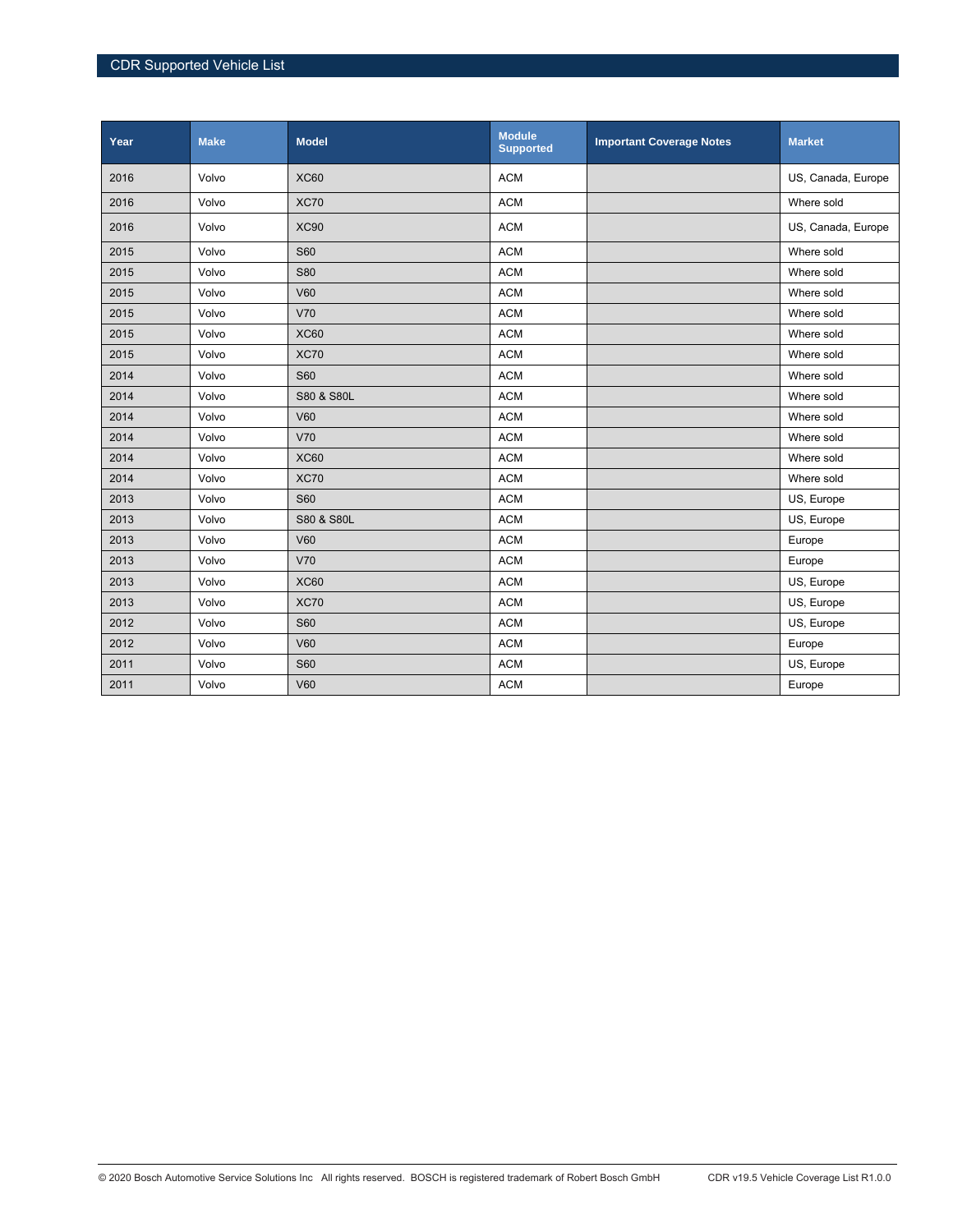| Year | Make | Model | Module Supported | Important Coverage Notes | Market |
|---|---|---|---|---|---|
| 2016 | Volvo | XC60 | ACM | | US, Canada, Europe |
| 2016 | Volvo | XC70 | ACM | | Where sold |
| 2016 | Volvo | XC90 | ACM | | US, Canada, Europe |
| 2015 | Volvo | S60 | ACM | | Where sold |
| 2015 | Volvo | S80 | ACM | | Where sold |
| 2015 | Volvo | V60 | ACM | | Where sold |
| 2015 | Volvo | V70 | ACM | | Where sold |
| 2015 | Volvo | XC60 | ACM | | Where sold |
| 2015 | Volvo | XC70 | ACM | | Where sold |
| 2014 | Volvo | S60 | ACM | | Where sold |
| 2014 | Volvo | S80 & S80L | ACM | | Where sold |
| 2014 | Volvo | V60 | ACM | | Where sold |
| 2014 | Volvo | V70 | ACM | | Where sold |
| 2014 | Volvo | XC60 | ACM | | Where sold |
| 2014 | Volvo | XC70 | ACM | | Where sold |
| 2013 | Volvo | S60 | ACM | | US, Europe |
| 2013 | Volvo | S80 & S80L | ACM | | US, Europe |
| 2013 | Volvo | V60 | ACM | | Europe |
| 2013 | Volvo | V70 | ACM | | Europe |
| 2013 | Volvo | XC60 | ACM | | US, Europe |
| 2013 | Volvo | XC70 | ACM | | US, Europe |
| 2012 | Volvo | S60 | ACM | | US, Europe |
| 2012 | Volvo | V60 | ACM | | Europe |
| 2011 | Volvo | S60 | ACM | | US, Europe |
| 2011 | Volvo | V60 | ACM | | Europe |